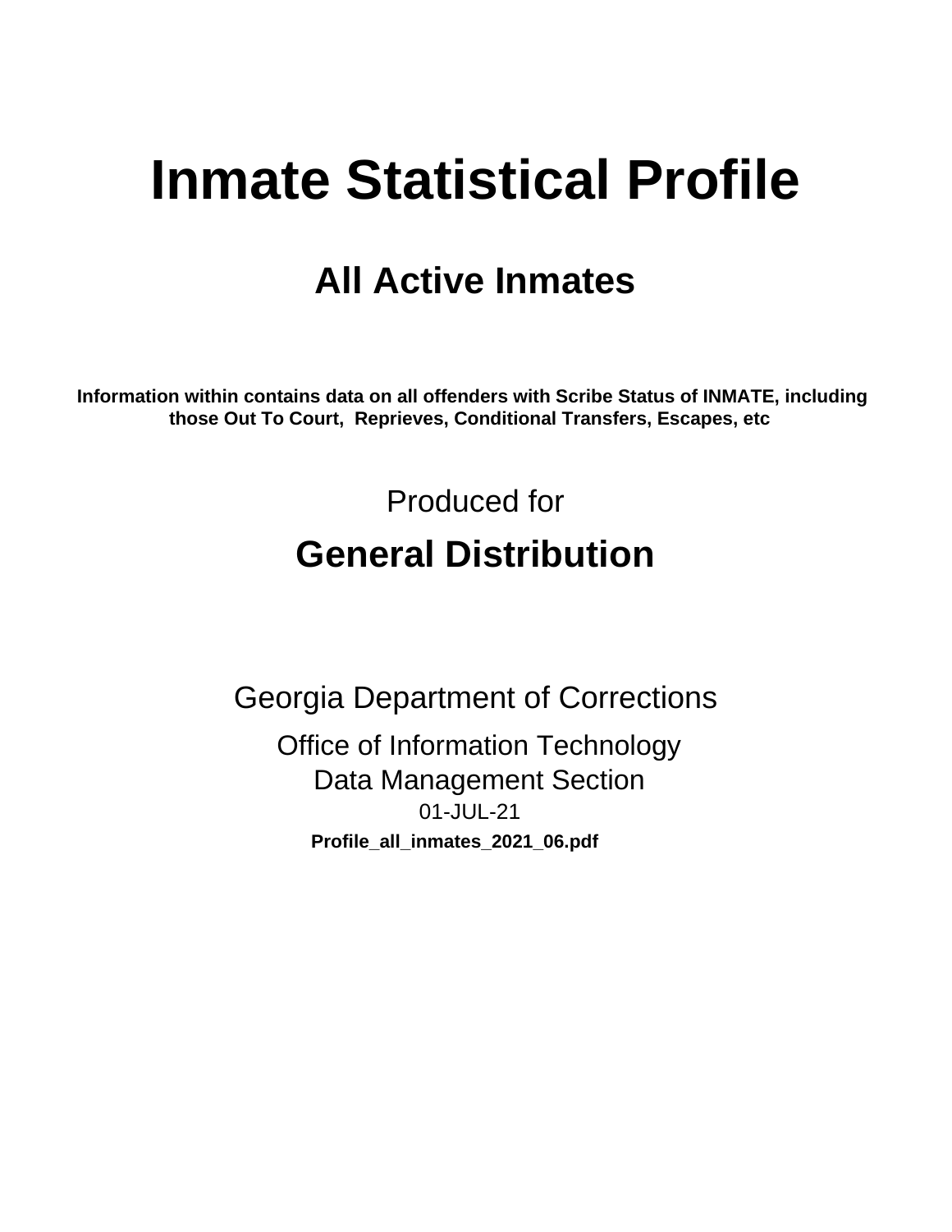# Inmate Statistical Profile

## All Active Inmates

**Information within contains data on all offenders with Scribe Status of INMATE, including those Out To Court, Reprieves, Conditional Transfers, Escapes, etc**

Produced for

## General Distribution

Georgia Department of Corrections

Office of Information Technology

Data Management Section

01-JUL-21

**Profile_all_inmates_2021_06.pdf**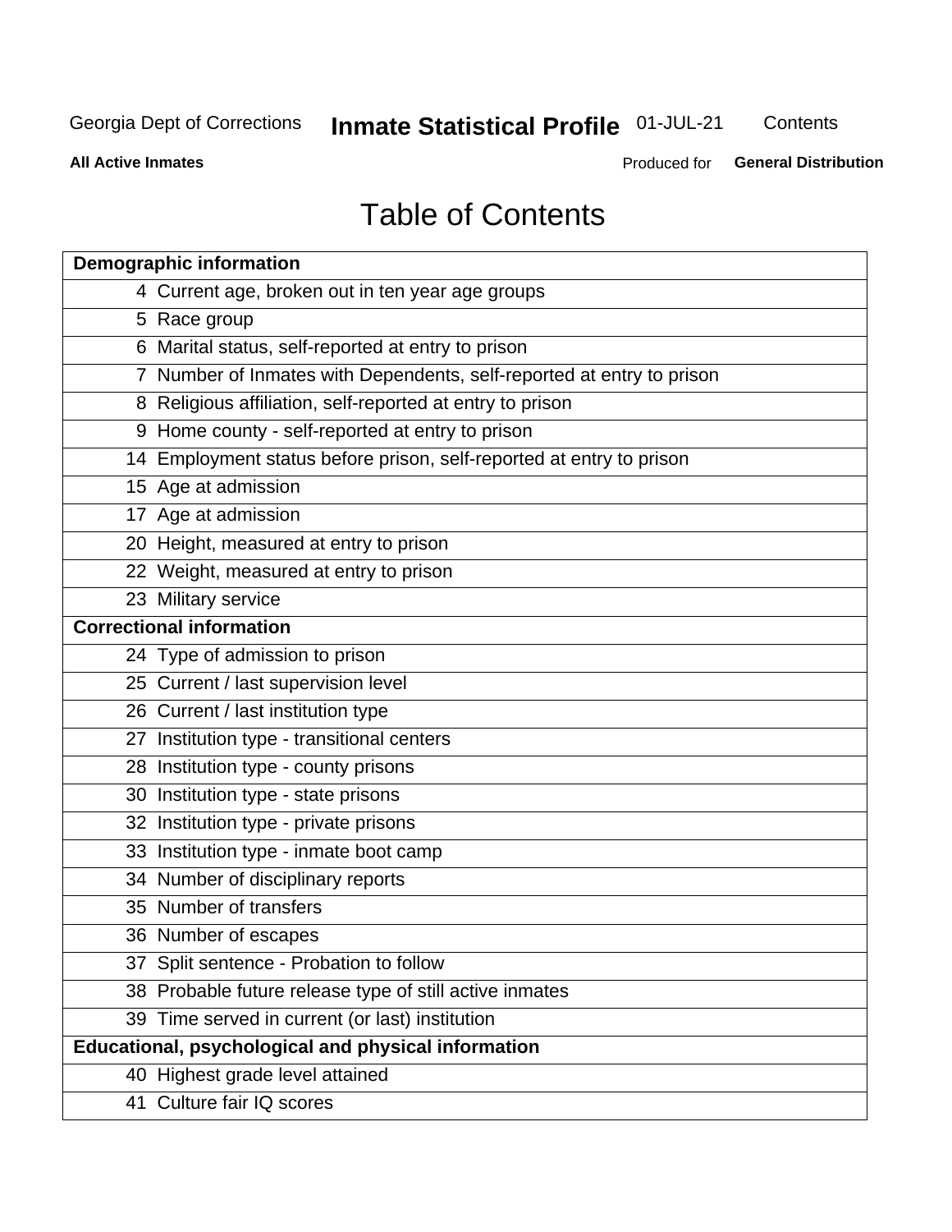# Table of Contents

| Demographic information | |
|---|---|
| 4 | Current age, broken out in ten year age groups |
| 5 | Race group |
| 6 | Marital status, self-reported at entry to prison |
| 7 | Number of Inmates with Dependents, self-reported at entry to prison |
| 8 | Religious affiliation, self-reported at entry to prison |
| 9 | Home county - self-reported at entry to prison |
| 14 | Employment status before prison, self-reported at entry to prison |
| 15 | Age at admission |
| 17 | Age at admission |
| 20 | Height, measured at entry to prison |
| 22 | Weight, measured at entry to prison |
| 23 | Military service |
| **Correctional information** | |
| 24 | Type of admission to prison |
| 25 | Current / last supervision level |
| 26 | Current / last institution type |
| 27 | Institution type - transitional centers |
| 28 | Institution type - county prisons |
| 30 | Institution type - state prisons |
| 32 | Institution type - private prisons |
| 33 | Institution type - inmate boot camp |
| 34 | Number of disciplinary reports |
| 35 | Number of transfers |
| 36 | Number of escapes |
| 37 | Split sentence - Probation to follow |
| 38 | Probable future release type of still active inmates |
| 39 | Time served in current (or last) institution |
| **Educational, psychological and physical information** | |
| 40 | Highest grade level attained |
| 41 | Culture fair IQ scores |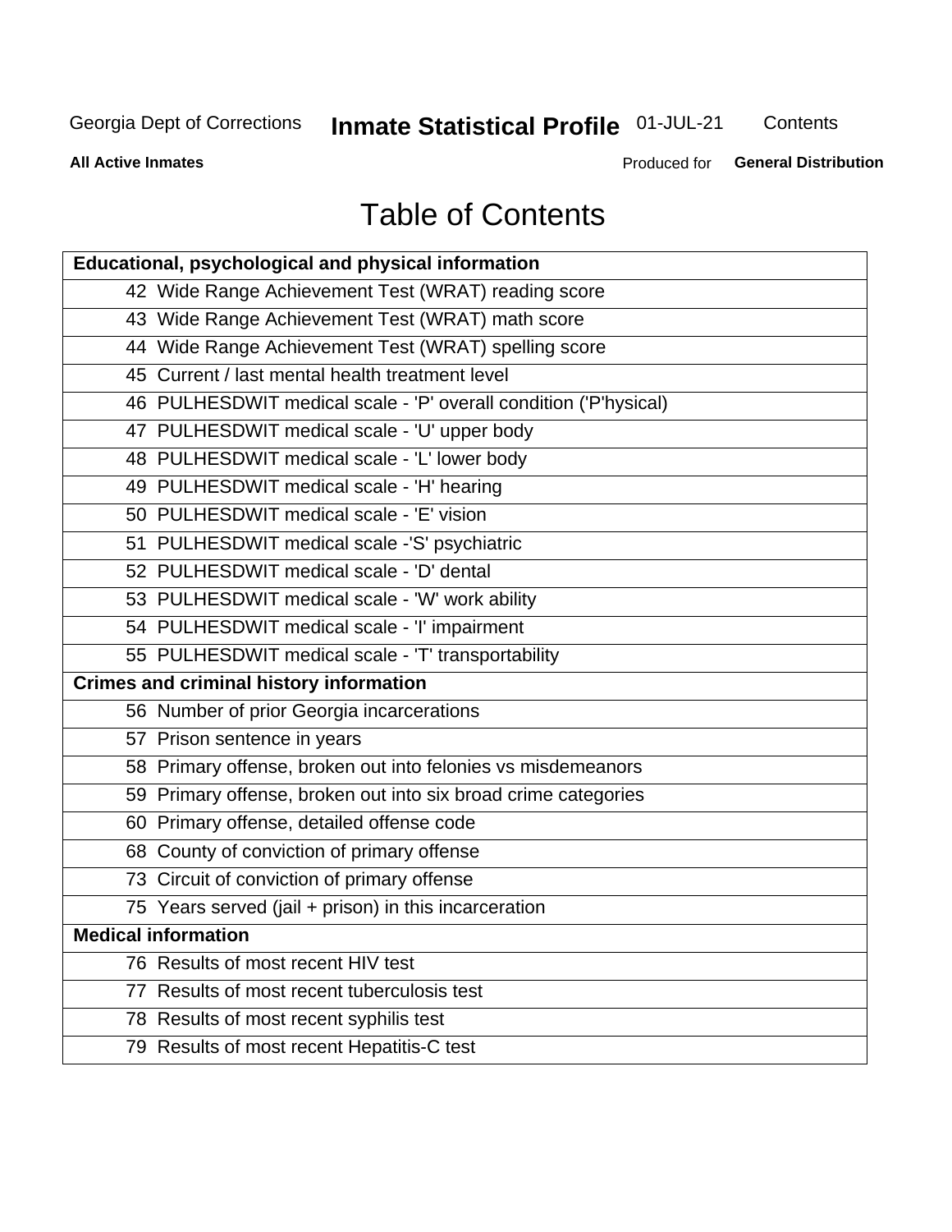# Table of Contents

| Educational, psychological and physical information |
|---|
| 42 Wide Range Achievement Test (WRAT) reading score |
| 43 Wide Range Achievement Test (WRAT) math score |
| 44 Wide Range Achievement Test (WRAT) spelling score |
| 45 Current / last mental health treatment level |
| 46 PULHESDWIT medical scale - 'P' overall condition ('P'hysical) |
| 47 PULHESDWIT medical scale - 'U' upper body |
| 48 PULHESDWIT medical scale - 'L' lower body |
| 49 PULHESDWIT medical scale - 'H' hearing |
| 50 PULHESDWIT medical scale - 'E' vision |
| 51 PULHESDWIT medical scale -'S' psychiatric |
| 52 PULHESDWIT medical scale - 'D' dental |
| 53 PULHESDWIT medical scale - 'W' work ability |
| 54 PULHESDWIT medical scale - 'I' impairment |
| 55 PULHESDWIT medical scale - 'T' transportability |
| **Crimes and criminal history information** |
| 56 Number of prior Georgia incarcerations |
| 57 Prison sentence in years |
| 58 Primary offense, broken out into felonies vs misdemeanors |
| 59 Primary offense, broken out into six broad crime categories |
| 60 Primary offense, detailed offense code |
| 68 County of conviction of primary offense |
| 73 Circuit of conviction of primary offense |
| 75 Years served (jail + prison) in this incarceration |
| **Medical information** |
| 76 Results of most recent HIV test |
| 77 Results of most recent tuberculosis test |
| 78 Results of most recent syphilis test |
| 79 Results of most recent Hepatitis-C test |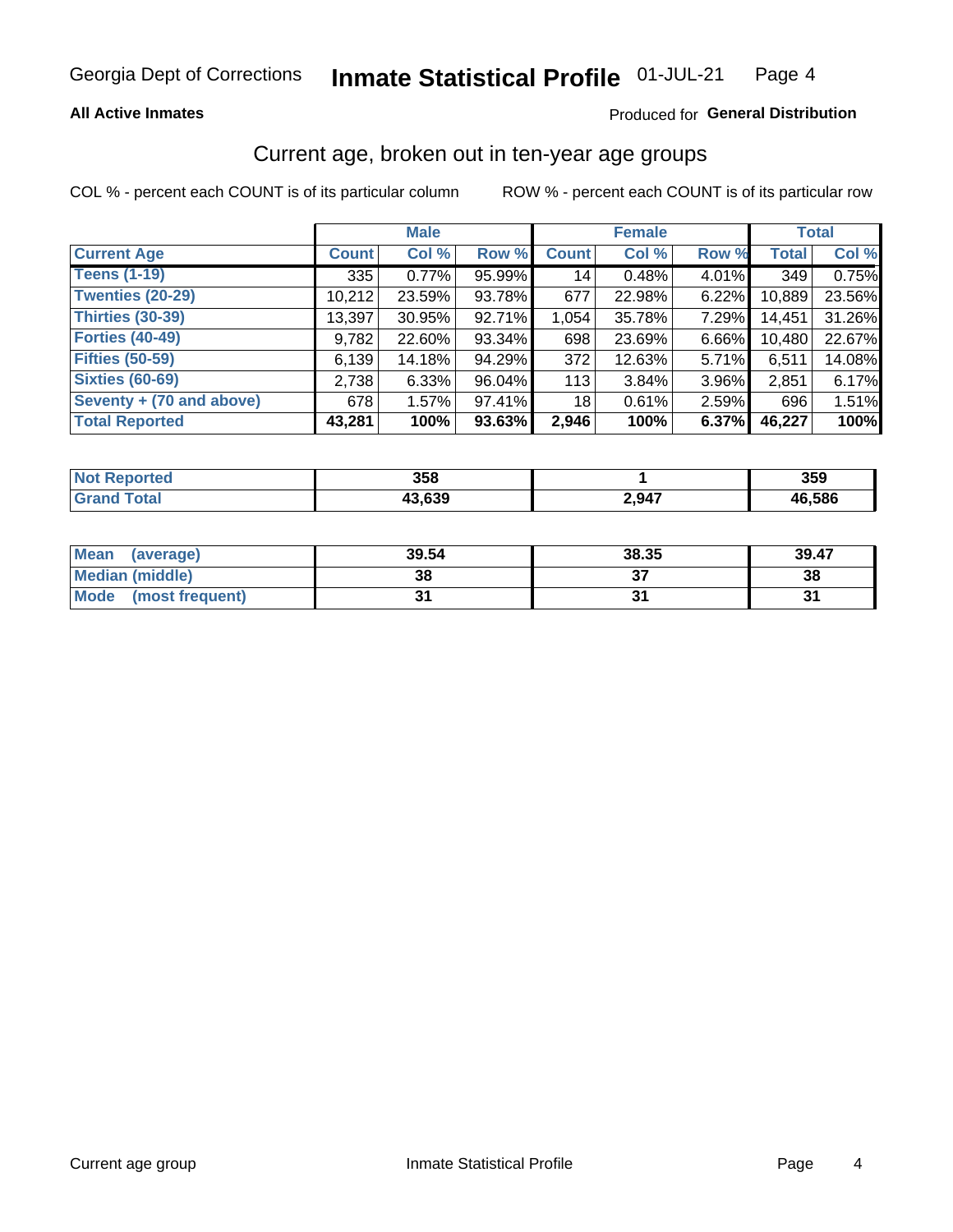Georgia Dept of Corrections **Inmate Statistical Profile** 01-JUL-21

**All Active Inmates** Produced for **General Distribution**

## Current age, broken out in ten-year age groups

COL % - percent each COUNT is of its particular column ROW % - percent each COUNT is of its particular row

| | Male | | | Female | | | Total | |
|---|---|---|---|---|---|---|---|---|
| **Current Age** | **Count** | **Col %** | **Row %** | **Count** | **Col %** | **Row %** | **Total** | **Col %** |
| **Teens (1-19)** | 335 | 0.77% | 95.99% | 14 | 0.48% | 4.01% | 349 | 0.75% |
| **Twenties (20-29)** | 10,212 | 23.59% | 93.78% | 677 | 22.98% | 6.22% | 10,889 | 23.56% |
| **Thirties (30-39)** | 13,397 | 30.95% | 92.71% | 1,054 | 35.78% | 7.29% | 14,451 | 31.26% |
| **Forties (40-49)** | 9,782 | 22.60% | 93.34% | 698 | 23.69% | 6.66% | 10,480 | 22.67% |
| **Fifties (50-59)** | 6,139 | 14.18% | 94.29% | 372 | 12.63% | 5.71% | 6,511 | 14.08% |
| **Sixties (60-69)** | 2,738 | 6.33% | 96.04% | 113 | 3.84% | 3.96% | 2,851 | 6.17% |
| **Seventy + (70 and above)** | 678 | 1.57% | 97.41% | 18 | 0.61% | 2.59% | 696 | 1.51% |
| **Total Reported** | **43,281** | **100%** | **93.63%** | **2,946** | **100%** | **6.37%** | **46,227** | **100%** |

| | Male | Female | Total |
|---|---|---|---|
| **Not Reported** | **358** | **1** | **359** |
| **Grand Total** | **43,639** | **2,947** | **46,586** |

| | Male | Female | Total |
|---|---|---|---|
| **Mean (average)** | **39.54** | **38.35** | **39.47** |
| **Median (middle)** | **38** | **37** | **38** |
| **Mode (most frequent)** | **31** | **31** | **31** |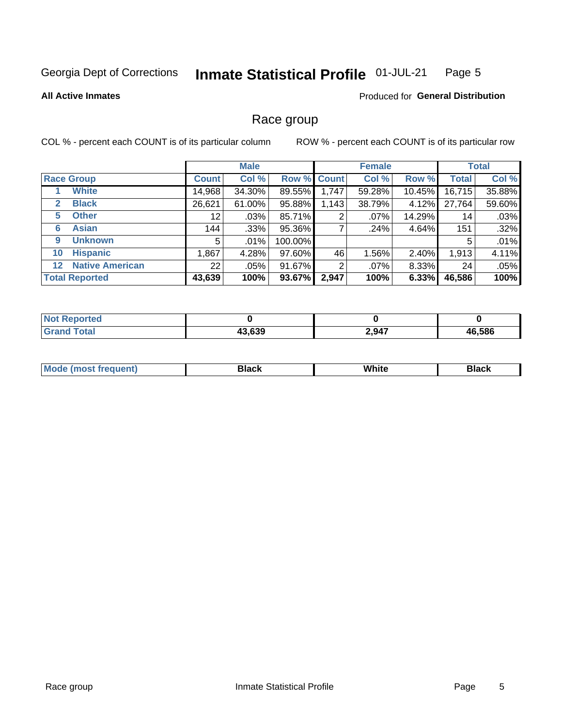Georgia Dept of Corrections **Inmate Statistical Profile** 01-JUL-21

**All Active Inmates**

Produced for **General Distribution**

## Race group

COL % - percent each COUNT is of its particular column

ROW % - percent each COUNT is of its particular row

| | | Male | | | Female | | | Total | |
|---|---|---|---|---|---|---|---|---|---|
| **Race Group** | | **Count** | **Col %** | **Row %** | **Count** | **Col %** | **Row %** | **Total** | **Col %** |
| 1 | White | 14,968 | 34.30% | 89.55% | 1,747 | 59.28% | 10.45% | 16,715 | 35.88% |
| 2 | Black | 26,621 | 61.00% | 95.88% | 1,143 | 38.79% | 4.12% | 27,764 | 59.60% |
| 5 | Other | 12 | .03% | 85.71% | 2 | .07% | 14.29% | 14 | .03% |
| 6 | Asian | 144 | .33% | 95.36% | 7 | .24% | 4.64% | 151 | .32% |
| 9 | Unknown | 5 | .01% | 100.00% | | | | 5 | .01% |
| 10 | Hispanic | 1,867 | 4.28% | 97.60% | 46 | 1.56% | 2.40% | 1,913 | 4.11% |
| 12 | Native American | 22 | .05% | 91.67% | 2 | .07% | 8.33% | 24 | .05% |
| **Total Reported** | | **43,639** | **100%** | **93.67%** | **2,947** | **100%** | **6.33%** | **46,586** | **100%** |

| | Male | Female | Total |
|---|---|---|---|
| Not Reported | 0 | 0 | 0 |
| Grand Total | 43,639 | 2,947 | 46,586 |

| | Male | Female | Total |
|---|---|---|---|
| Mode (most frequent) | Black | White | Black |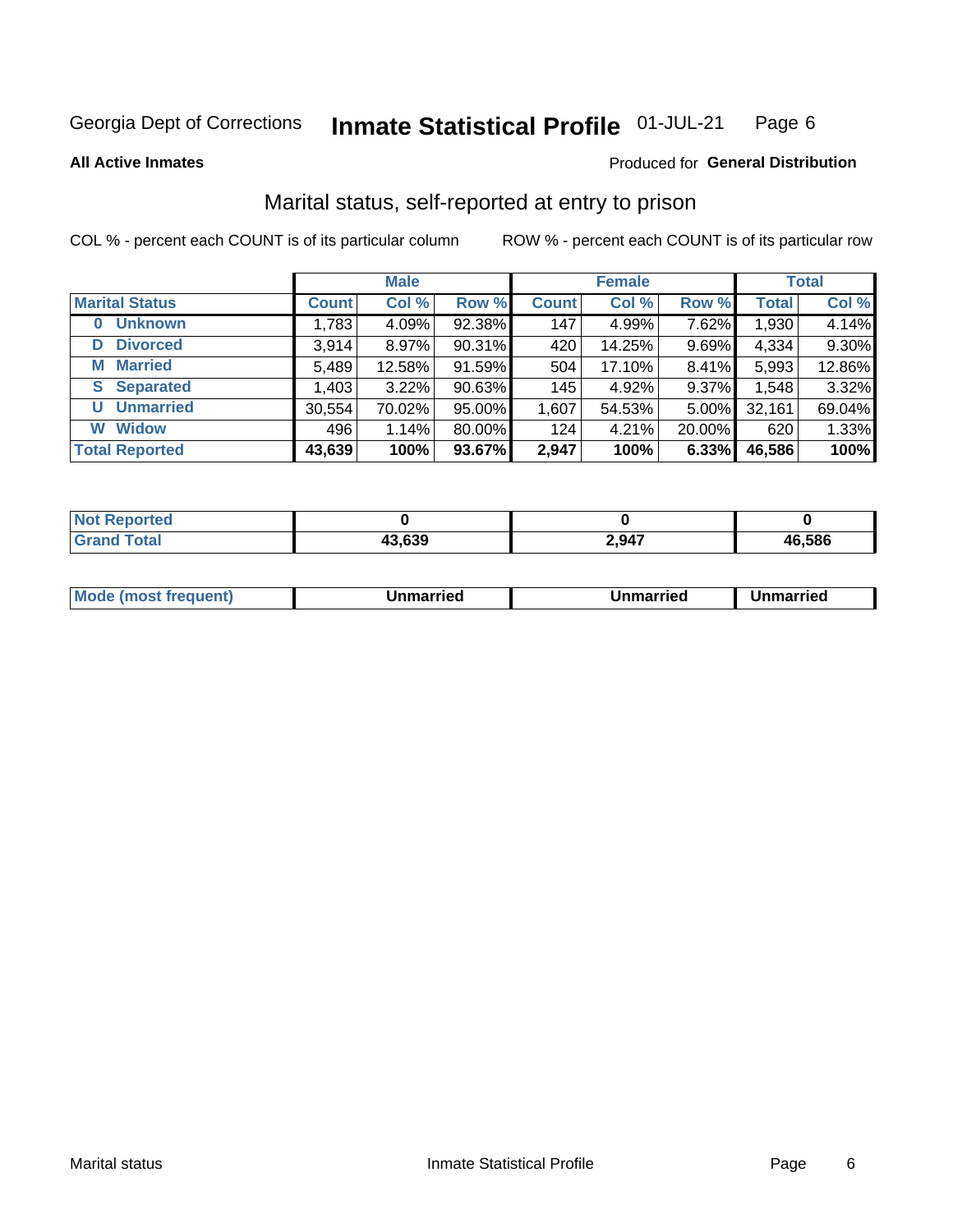Georgia Dept of Corrections **Inmate Statistical Profile** 01-JUL-21

**All Active Inmates**

Produced for **General Distribution**

## Marital status, self-reported at entry to prison

COL % - percent each COUNT is of its particular column

ROW % - percent each COUNT is of its particular row

| | Male | | | Female | | | Total | |
|---|---|---|---|---|---|---|---|---|
| **Marital Status** | **Count** | **Col %** | **Row %** | **Count** | **Col %** | **Row %** | **Total** | **Col %** |
| **0 Unknown** | 1,783 | 4.09% | 92.38% | 147 | 4.99% | 7.62% | 1,930 | 4.14% |
| **D Divorced** | 3,914 | 8.97% | 90.31% | 420 | 14.25% | 9.69% | 4,334 | 9.30% |
| **M Married** | 5,489 | 12.58% | 91.59% | 504 | 17.10% | 8.41% | 5,993 | 12.86% |
| **S Separated** | 1,403 | 3.22% | 90.63% | 145 | 4.92% | 9.37% | 1,548 | 3.32% |
| **U Unmarried** | 30,554 | 70.02% | 95.00% | 1,607 | 54.53% | 5.00% | 32,161 | 69.04% |
| **W Widow** | 496 | 1.14% | 80.00% | 124 | 4.21% | 20.00% | 620 | 1.33% |
| **Total Reported** | **43,639** | **100%** | **93.67%** | **2,947** | **100%** | **6.33%** | **46,586** | **100%** |

| | Male | Female | Total |
|---|---|---|---|
| **Not Reported** | **0** | **0** | **0** |
| **Grand Total** | **43,639** | **2,947** | **46,586** |

| | Male | Female | Total |
|---|---|---|---|
| **Mode (most frequent)** | **Unmarried** | **Unmarried** | **Unmarried** |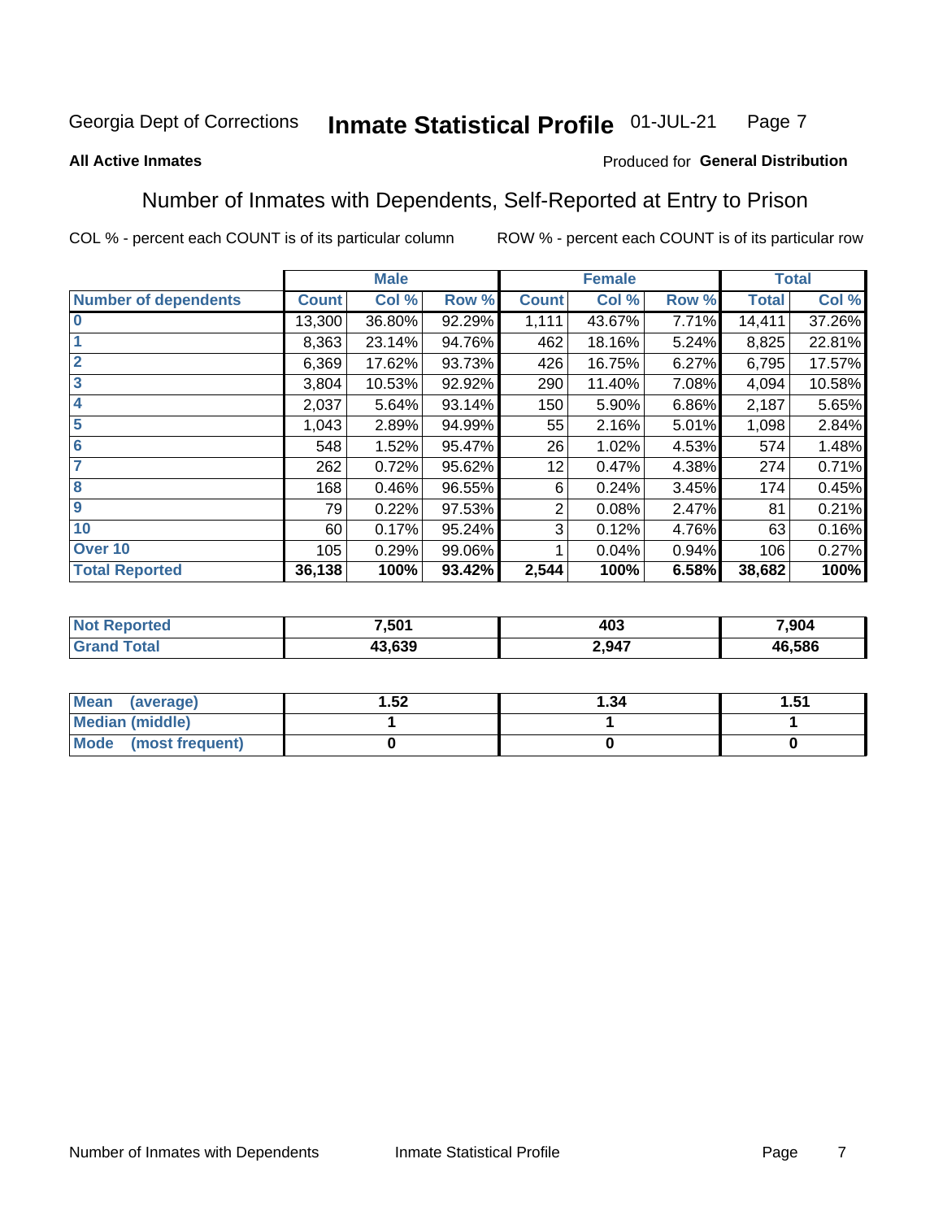Georgia Dept of Corrections **Inmate Statistical Profile** 01-JUL-21

**All Active Inmates**

Produced for **General Distribution**

## Number of Inmates with Dependents, Self-Reported at Entry to Prison

COL % - percent each COUNT is of its particular column

ROW % - percent each COUNT is of its particular row

| | Male | | | Female | | | Total | |
|---|---|---|---|---|---|---|---|---|
| **Number of dependents** | **Count** | **Col %** | **Row %** | **Count** | **Col %** | **Row %** | **Total** | **Col %** |
| **0** | 13,300 | 36.80% | 92.29% | 1,111 | 43.67% | 7.71% | 14,411 | 37.26% |
| **1** | 8,363 | 23.14% | 94.76% | 462 | 18.16% | 5.24% | 8,825 | 22.81% |
| **2** | 6,369 | 17.62% | 93.73% | 426 | 16.75% | 6.27% | 6,795 | 17.57% |
| **3** | 3,804 | 10.53% | 92.92% | 290 | 11.40% | 7.08% | 4,094 | 10.58% |
| **4** | 2,037 | 5.64% | 93.14% | 150 | 5.90% | 6.86% | 2,187 | 5.65% |
| **5** | 1,043 | 2.89% | 94.99% | 55 | 2.16% | 5.01% | 1,098 | 2.84% |
| **6** | 548 | 1.52% | 95.47% | 26 | 1.02% | 4.53% | 574 | 1.48% |
| **7** | 262 | 0.72% | 95.62% | 12 | 0.47% | 4.38% | 274 | 0.71% |
| **8** | 168 | 0.46% | 96.55% | 6 | 0.24% | 3.45% | 174 | 0.45% |
| **9** | 79 | 0.22% | 97.53% | 2 | 0.08% | 2.47% | 81 | 0.21% |
| **10** | 60 | 0.17% | 95.24% | 3 | 0.12% | 4.76% | 63 | 0.16% |
| **Over 10** | 105 | 0.29% | 99.06% | 1 | 0.04% | 0.94% | 106 | 0.27% |
| **Total Reported** | **36,138** | **100%** | **93.42%** | **2,544** | **100%** | **6.58%** | **38,682** | **100%** |

| | Male | Female | Total |
|---|---|---|---|
| **Not Reported** | **7,501** | **403** | **7,904** |
| **Grand Total** | **43,639** | **2,947** | **46,586** |

| | Male | Female | Total |
|---|---|---|---|
| **Mean (average)** | **1.52** | **1.34** | **1.51** |
| **Median (middle)** | **1** | **1** | **1** |
| **Mode (most frequent)** | **0** | **0** | **0** |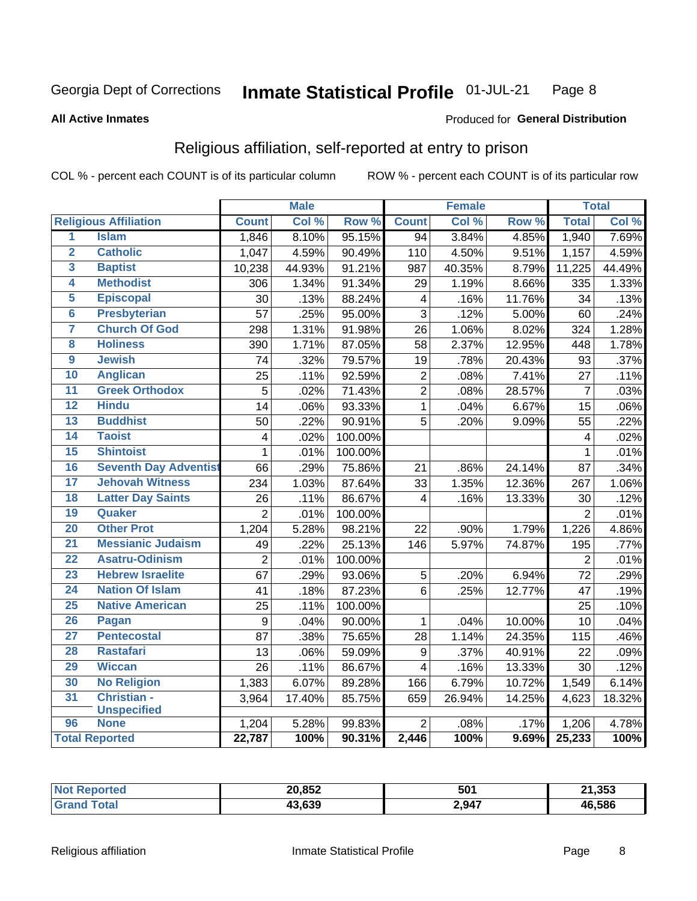Georgia Dept of Corrections **Inmate Statistical Profile** 01-JUL-21

**All Active Inmates**

Produced for **General Distribution**

## Religious affiliation, self-reported at entry to prison

COL % - percent each COUNT is of its particular column ROW % - percent each COUNT is of its particular row

| | | Male | | | Female | | | Total | |
|---|---|---|---|---|---|---|---|---|---|
| Religious Affiliation | | Count | Col % | Row % | Count | Col % | Row % | Total | Col % |
| 1 | Islam | 1,846 | 8.10% | 95.15% | 94 | 3.84% | 4.85% | 1,940 | 7.69% |
| 2 | Catholic | 1,047 | 4.59% | 90.49% | 110 | 4.50% | 9.51% | 1,157 | 4.59% |
| 3 | Baptist | 10,238 | 44.93% | 91.21% | 987 | 40.35% | 8.79% | 11,225 | 44.49% |
| 4 | Methodist | 306 | 1.34% | 91.34% | 29 | 1.19% | 8.66% | 335 | 1.33% |
| 5 | Episcopal | 30 | .13% | 88.24% | 4 | .16% | 11.76% | 34 | .13% |
| 6 | Presbyterian | 57 | .25% | 95.00% | 3 | .12% | 5.00% | 60 | .24% |
| 7 | Church Of God | 298 | 1.31% | 91.98% | 26 | 1.06% | 8.02% | 324 | 1.28% |
| 8 | Holiness | 390 | 1.71% | 87.05% | 58 | 2.37% | 12.95% | 448 | 1.78% |
| 9 | Jewish | 74 | .32% | 79.57% | 19 | .78% | 20.43% | 93 | .37% |
| 10 | Anglican | 25 | .11% | 92.59% | 2 | .08% | 7.41% | 27 | .11% |
| 11 | Greek Orthodox | 5 | .02% | 71.43% | 2 | .08% | 28.57% | 7 | .03% |
| 12 | Hindu | 14 | .06% | 93.33% | 1 | .04% | 6.67% | 15 | .06% |
| 13 | Buddhist | 50 | .22% | 90.91% | 5 | .20% | 9.09% | 55 | .22% |
| 14 | Taoist | 4 | .02% | 100.00% | | | | 4 | .02% |
| 15 | Shintoist | 1 | .01% | 100.00% | | | | 1 | .01% |
| 16 | Seventh Day Adventist | 66 | .29% | 75.86% | 21 | .86% | 24.14% | 87 | .34% |
| 17 | Jehovah Witness | 234 | 1.03% | 87.64% | 33 | 1.35% | 12.36% | 267 | 1.06% |
| 18 | Latter Day Saints | 26 | .11% | 86.67% | 4 | .16% | 13.33% | 30 | .12% |
| 19 | Quaker | 2 | .01% | 100.00% | | | | 2 | .01% |
| 20 | Other Prot | 1,204 | 5.28% | 98.21% | 22 | .90% | 1.79% | 1,226 | 4.86% |
| 21 | Messianic Judaism | 49 | .22% | 25.13% | 146 | 5.97% | 74.87% | 195 | .77% |
| 22 | Asatru-Odinism | 2 | .01% | 100.00% | | | | 2 | .01% |
| 23 | Hebrew Israelite | 67 | .29% | 93.06% | 5 | .20% | 6.94% | 72 | .29% |
| 24 | Nation Of Islam | 41 | .18% | 87.23% | 6 | .25% | 12.77% | 47 | .19% |
| 25 | Native American | 25 | .11% | 100.00% | | | | 25 | .10% |
| 26 | Pagan | 9 | .04% | 90.00% | 1 | .04% | 10.00% | 10 | .04% |
| 27 | Pentecostal | 87 | .38% | 75.65% | 28 | 1.14% | 24.35% | 115 | .46% |
| 28 | Rastafari | 13 | .06% | 59.09% | 9 | .37% | 40.91% | 22 | .09% |
| 29 | Wiccan | 26 | .11% | 86.67% | 4 | .16% | 13.33% | 30 | .12% |
| 30 | No Religion | 1,383 | 6.07% | 89.28% | 166 | 6.79% | 10.72% | 1,549 | 6.14% |
| 31 | Christian - Unspecified | 3,964 | 17.40% | 85.75% | 659 | 26.94% | 14.25% | 4,623 | 18.32% |
| 96 | None | 1,204 | 5.28% | 99.83% | 2 | .08% | .17% | 1,206 | 4.78% |
| **Total Reported** | | **22,787** | **100%** | **90.31%** | **2,446** | **100%** | **9.69%** | **25,233** | **100%** |

| | Male | Female | Total |
|---|---|---|---|
| Not Reported | 20,852 | 501 | 21,353 |
| Grand Total | 43,639 | 2,947 | 46,586 |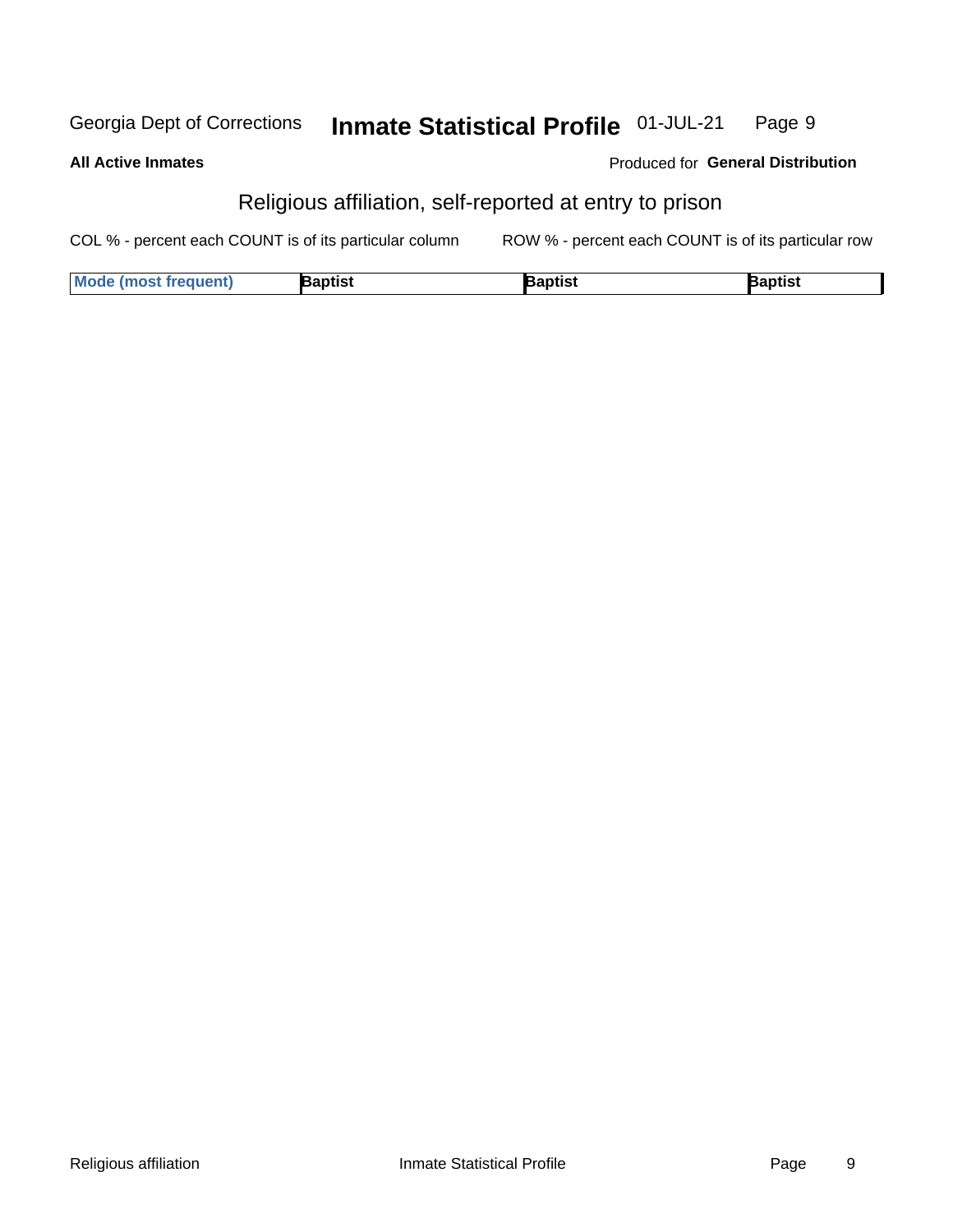## Religious affiliation, self-reported at entry to prison

COL % - percent each COUNT is of its particular column

ROW % - percent each COUNT is of its particular row

| Mode (most frequent) | Baptist | Baptist | Baptist |
| --- | --- | --- | --- |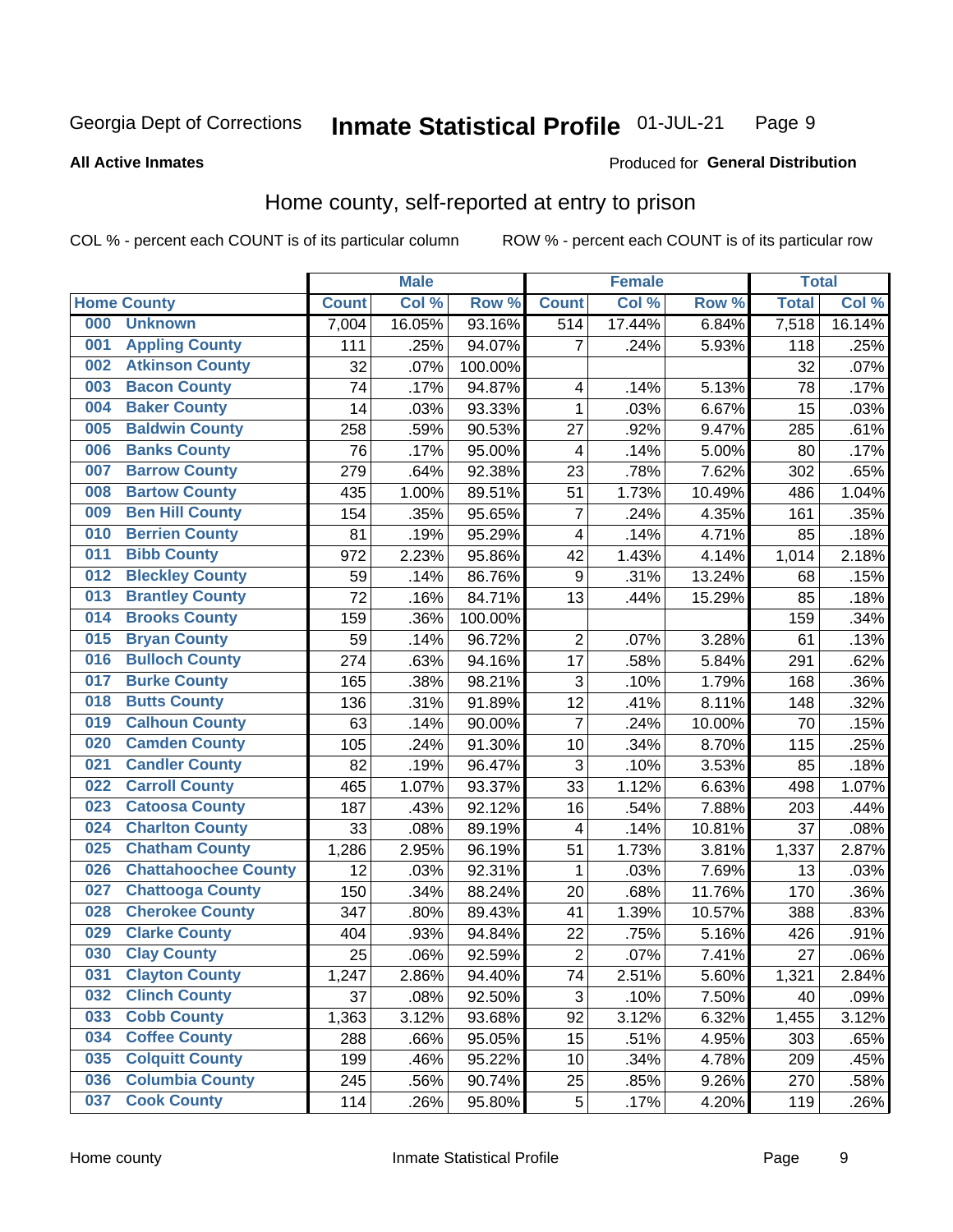Georgia Dept of Corrections **Inmate Statistical Profile** 01-JUL-21

**All Active Inmates**

Produced for **General Distribution**

## Home county, self-reported at entry to prison

COL % - percent each COUNT is of its particular column    ROW % - percent each COUNT is of its particular row

| Home County | | Male | | | Female | | | Total | |
|---|---|---|---|---|---|---|---|---|---|
| | | Count | Col % | Row % | Count | Col % | Row % | Total | Col % |
| 000 | Unknown | 7,004 | 16.05% | 93.16% | 514 | 17.44% | 6.84% | 7,518 | 16.14% |
| 001 | Appling County | 111 | .25% | 94.07% | 7 | .24% | 5.93% | 118 | .25% |
| 002 | Atkinson County | 32 | .07% | 100.00% | | | | 32 | .07% |
| 003 | Bacon County | 74 | .17% | 94.87% | 4 | .14% | 5.13% | 78 | .17% |
| 004 | Baker County | 14 | .03% | 93.33% | 1 | .03% | 6.67% | 15 | .03% |
| 005 | Baldwin County | 258 | .59% | 90.53% | 27 | .92% | 9.47% | 285 | .61% |
| 006 | Banks County | 76 | .17% | 95.00% | 4 | .14% | 5.00% | 80 | .17% |
| 007 | Barrow County | 279 | .64% | 92.38% | 23 | .78% | 7.62% | 302 | .65% |
| 008 | Bartow County | 435 | 1.00% | 89.51% | 51 | 1.73% | 10.49% | 486 | 1.04% |
| 009 | Ben Hill County | 154 | .35% | 95.65% | 7 | .24% | 4.35% | 161 | .35% |
| 010 | Berrien County | 81 | .19% | 95.29% | 4 | .14% | 4.71% | 85 | .18% |
| 011 | Bibb County | 972 | 2.23% | 95.86% | 42 | 1.43% | 4.14% | 1,014 | 2.18% |
| 012 | Bleckley County | 59 | .14% | 86.76% | 9 | .31% | 13.24% | 68 | .15% |
| 013 | Brantley County | 72 | .16% | 84.71% | 13 | .44% | 15.29% | 85 | .18% |
| 014 | Brooks County | 159 | .36% | 100.00% | | | | 159 | .34% |
| 015 | Bryan County | 59 | .14% | 96.72% | 2 | .07% | 3.28% | 61 | .13% |
| 016 | Bulloch County | 274 | .63% | 94.16% | 17 | .58% | 5.84% | 291 | .62% |
| 017 | Burke County | 165 | .38% | 98.21% | 3 | .10% | 1.79% | 168 | .36% |
| 018 | Butts County | 136 | .31% | 91.89% | 12 | .41% | 8.11% | 148 | .32% |
| 019 | Calhoun County | 63 | .14% | 90.00% | 7 | .24% | 10.00% | 70 | .15% |
| 020 | Camden County | 105 | .24% | 91.30% | 10 | .34% | 8.70% | 115 | .25% |
| 021 | Candler County | 82 | .19% | 96.47% | 3 | .10% | 3.53% | 85 | .18% |
| 022 | Carroll County | 465 | 1.07% | 93.37% | 33 | 1.12% | 6.63% | 498 | 1.07% |
| 023 | Catoosa County | 187 | .43% | 92.12% | 16 | .54% | 7.88% | 203 | .44% |
| 024 | Charlton County | 33 | .08% | 89.19% | 4 | .14% | 10.81% | 37 | .08% |
| 025 | Chatham County | 1,286 | 2.95% | 96.19% | 51 | 1.73% | 3.81% | 1,337 | 2.87% |
| 026 | Chattahoochee County | 12 | .03% | 92.31% | 1 | .03% | 7.69% | 13 | .03% |
| 027 | Chattooga County | 150 | .34% | 88.24% | 20 | .68% | 11.76% | 170 | .36% |
| 028 | Cherokee County | 347 | .80% | 89.43% | 41 | 1.39% | 10.57% | 388 | .83% |
| 029 | Clarke County | 404 | .93% | 94.84% | 22 | .75% | 5.16% | 426 | .91% |
| 030 | Clay County | 25 | .06% | 92.59% | 2 | .07% | 7.41% | 27 | .06% |
| 031 | Clayton County | 1,247 | 2.86% | 94.40% | 74 | 2.51% | 5.60% | 1,321 | 2.84% |
| 032 | Clinch County | 37 | .08% | 92.50% | 3 | .10% | 7.50% | 40 | .09% |
| 033 | Cobb County | 1,363 | 3.12% | 93.68% | 92 | 3.12% | 6.32% | 1,455 | 3.12% |
| 034 | Coffee County | 288 | .66% | 95.05% | 15 | .51% | 4.95% | 303 | .65% |
| 035 | Colquitt County | 199 | .46% | 95.22% | 10 | .34% | 4.78% | 209 | .45% |
| 036 | Columbia County | 245 | .56% | 90.74% | 25 | .85% | 9.26% | 270 | .58% |
| 037 | Cook County | 114 | .26% | 95.80% | 5 | .17% | 4.20% | 119 | .26% |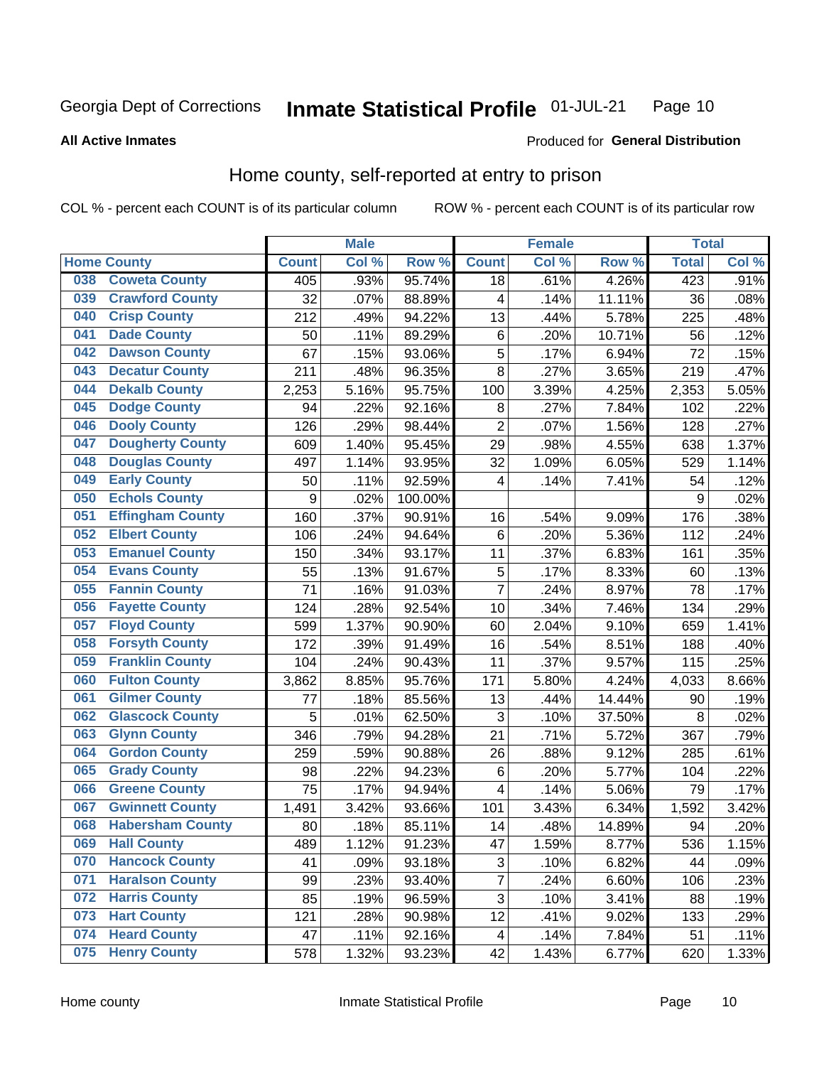Georgia Dept of Corrections **Inmate Statistical Profile** 01-JUL-21

**All Active Inmates**

Produced for **General Distribution**

## Home county, self-reported at entry to prison

COL % - percent each COUNT is of its particular column ROW % - percent each COUNT is of its particular row

| Home County | | Male | | | Female | | | Total | |
|---|---|---|---|---|---|---|---|---|---|
| | | Count | Col % | Row % | Count | Col % | Row % | Total | Col % |
| 038 | Coweta County | 405 | .93% | 95.74% | 18 | .61% | 4.26% | 423 | .91% |
| 039 | Crawford County | 32 | .07% | 88.89% | 4 | .14% | 11.11% | 36 | .08% |
| 040 | Crisp County | 212 | .49% | 94.22% | 13 | .44% | 5.78% | 225 | .48% |
| 041 | Dade County | 50 | .11% | 89.29% | 6 | .20% | 10.71% | 56 | .12% |
| 042 | Dawson County | 67 | .15% | 93.06% | 5 | .17% | 6.94% | 72 | .15% |
| 043 | Decatur County | 211 | .48% | 96.35% | 8 | .27% | 3.65% | 219 | .47% |
| 044 | Dekalb County | 2,253 | 5.16% | 95.75% | 100 | 3.39% | 4.25% | 2,353 | 5.05% |
| 045 | Dodge County | 94 | .22% | 92.16% | 8 | .27% | 7.84% | 102 | .22% |
| 046 | Dooly County | 126 | .29% | 98.44% | 2 | .07% | 1.56% | 128 | .27% |
| 047 | Dougherty County | 609 | 1.40% | 95.45% | 29 | .98% | 4.55% | 638 | 1.37% |
| 048 | Douglas County | 497 | 1.14% | 93.95% | 32 | 1.09% | 6.05% | 529 | 1.14% |
| 049 | Early County | 50 | .11% | 92.59% | 4 | .14% | 7.41% | 54 | .12% |
| 050 | Echols County | 9 | .02% | 100.00% | | | | 9 | .02% |
| 051 | Effingham County | 160 | .37% | 90.91% | 16 | .54% | 9.09% | 176 | .38% |
| 052 | Elbert County | 106 | .24% | 94.64% | 6 | .20% | 5.36% | 112 | .24% |
| 053 | Emanuel County | 150 | .34% | 93.17% | 11 | .37% | 6.83% | 161 | .35% |
| 054 | Evans County | 55 | .13% | 91.67% | 5 | .17% | 8.33% | 60 | .13% |
| 055 | Fannin County | 71 | .16% | 91.03% | 7 | .24% | 8.97% | 78 | .17% |
| 056 | Fayette County | 124 | .28% | 92.54% | 10 | .34% | 7.46% | 134 | .29% |
| 057 | Floyd County | 599 | 1.37% | 90.90% | 60 | 2.04% | 9.10% | 659 | 1.41% |
| 058 | Forsyth County | 172 | .39% | 91.49% | 16 | .54% | 8.51% | 188 | .40% |
| 059 | Franklin County | 104 | .24% | 90.43% | 11 | .37% | 9.57% | 115 | .25% |
| 060 | Fulton County | 3,862 | 8.85% | 95.76% | 171 | 5.80% | 4.24% | 4,033 | 8.66% |
| 061 | Gilmer County | 77 | .18% | 85.56% | 13 | .44% | 14.44% | 90 | .19% |
| 062 | Glascock County | 5 | .01% | 62.50% | 3 | .10% | 37.50% | 8 | .02% |
| 063 | Glynn County | 346 | .79% | 94.28% | 21 | .71% | 5.72% | 367 | .79% |
| 064 | Gordon County | 259 | .59% | 90.88% | 26 | .88% | 9.12% | 285 | .61% |
| 065 | Grady County | 98 | .22% | 94.23% | 6 | .20% | 5.77% | 104 | .22% |
| 066 | Greene County | 75 | .17% | 94.94% | 4 | .14% | 5.06% | 79 | .17% |
| 067 | Gwinnett County | 1,491 | 3.42% | 93.66% | 101 | 3.43% | 6.34% | 1,592 | 3.42% |
| 068 | Habersham County | 80 | .18% | 85.11% | 14 | .48% | 14.89% | 94 | .20% |
| 069 | Hall County | 489 | 1.12% | 91.23% | 47 | 1.59% | 8.77% | 536 | 1.15% |
| 070 | Hancock County | 41 | .09% | 93.18% | 3 | .10% | 6.82% | 44 | .09% |
| 071 | Haralson County | 99 | .23% | 93.40% | 7 | .24% | 6.60% | 106 | .23% |
| 072 | Harris County | 85 | .19% | 96.59% | 3 | .10% | 3.41% | 88 | .19% |
| 073 | Hart County | 121 | .28% | 90.98% | 12 | .41% | 9.02% | 133 | .29% |
| 074 | Heard County | 47 | .11% | 92.16% | 4 | .14% | 7.84% | 51 | .11% |
| 075 | Henry County | 578 | 1.32% | 93.23% | 42 | 1.43% | 6.77% | 620 | 1.33% |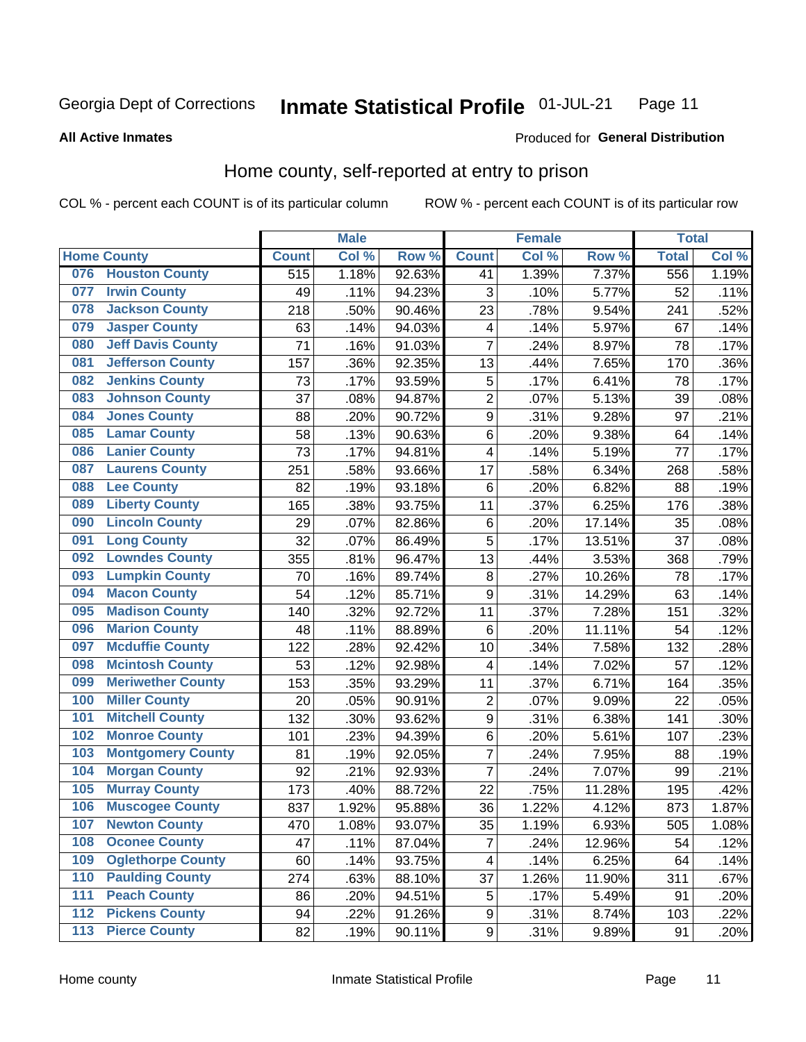Georgia Dept of Corrections **Inmate Statistical Profile** 01-JUL-21

**All Active Inmates**

Produced for **General Distribution**

## Home county, self-reported at entry to prison

COL % - percent each COUNT is of its particular column ROW % - percent each COUNT is of its particular row

| Home County | | Male | | | Female | | | Total | |
|---|---|---|---|---|---|---|---|---|---|
| | | Count | Col % | Row % | Count | Col % | Row % | Total | Col % |
| 076 | Houston County | 515 | 1.18% | 92.63% | 41 | 1.39% | 7.37% | 556 | 1.19% |
| 077 | Irwin County | 49 | .11% | 94.23% | 3 | .10% | 5.77% | 52 | .11% |
| 078 | Jackson County | 218 | .50% | 90.46% | 23 | .78% | 9.54% | 241 | .52% |
| 079 | Jasper County | 63 | .14% | 94.03% | 4 | .14% | 5.97% | 67 | .14% |
| 080 | Jeff Davis County | 71 | .16% | 91.03% | 7 | .24% | 8.97% | 78 | .17% |
| 081 | Jefferson County | 157 | .36% | 92.35% | 13 | .44% | 7.65% | 170 | .36% |
| 082 | Jenkins County | 73 | .17% | 93.59% | 5 | .17% | 6.41% | 78 | .17% |
| 083 | Johnson County | 37 | .08% | 94.87% | 2 | .07% | 5.13% | 39 | .08% |
| 084 | Jones County | 88 | .20% | 90.72% | 9 | .31% | 9.28% | 97 | .21% |
| 085 | Lamar County | 58 | .13% | 90.63% | 6 | .20% | 9.38% | 64 | .14% |
| 086 | Lanier County | 73 | .17% | 94.81% | 4 | .14% | 5.19% | 77 | .17% |
| 087 | Laurens County | 251 | .58% | 93.66% | 17 | .58% | 6.34% | 268 | .58% |
| 088 | Lee County | 82 | .19% | 93.18% | 6 | .20% | 6.82% | 88 | .19% |
| 089 | Liberty County | 165 | .38% | 93.75% | 11 | .37% | 6.25% | 176 | .38% |
| 090 | Lincoln County | 29 | .07% | 82.86% | 6 | .20% | 17.14% | 35 | .08% |
| 091 | Long County | 32 | .07% | 86.49% | 5 | .17% | 13.51% | 37 | .08% |
| 092 | Lowndes County | 355 | .81% | 96.47% | 13 | .44% | 3.53% | 368 | .79% |
| 093 | Lumpkin County | 70 | .16% | 89.74% | 8 | .27% | 10.26% | 78 | .17% |
| 094 | Macon County | 54 | .12% | 85.71% | 9 | .31% | 14.29% | 63 | .14% |
| 095 | Madison County | 140 | .32% | 92.72% | 11 | .37% | 7.28% | 151 | .32% |
| 096 | Marion County | 48 | .11% | 88.89% | 6 | .20% | 11.11% | 54 | .12% |
| 097 | Mcduffie County | 122 | .28% | 92.42% | 10 | .34% | 7.58% | 132 | .28% |
| 098 | Mcintosh County | 53 | .12% | 92.98% | 4 | .14% | 7.02% | 57 | .12% |
| 099 | Meriwether County | 153 | .35% | 93.29% | 11 | .37% | 6.71% | 164 | .35% |
| 100 | Miller County | 20 | .05% | 90.91% | 2 | .07% | 9.09% | 22 | .05% |
| 101 | Mitchell County | 132 | .30% | 93.62% | 9 | .31% | 6.38% | 141 | .30% |
| 102 | Monroe County | 101 | .23% | 94.39% | 6 | .20% | 5.61% | 107 | .23% |
| 103 | Montgomery County | 81 | .19% | 92.05% | 7 | .24% | 7.95% | 88 | .19% |
| 104 | Morgan County | 92 | .21% | 92.93% | 7 | .24% | 7.07% | 99 | .21% |
| 105 | Murray County | 173 | .40% | 88.72% | 22 | .75% | 11.28% | 195 | .42% |
| 106 | Muscogee County | 837 | 1.92% | 95.88% | 36 | 1.22% | 4.12% | 873 | 1.87% |
| 107 | Newton County | 470 | 1.08% | 93.07% | 35 | 1.19% | 6.93% | 505 | 1.08% |
| 108 | Oconee County | 47 | .11% | 87.04% | 7 | .24% | 12.96% | 54 | .12% |
| 109 | Oglethorpe County | 60 | .14% | 93.75% | 4 | .14% | 6.25% | 64 | .14% |
| 110 | Paulding County | 274 | .63% | 88.10% | 37 | 1.26% | 11.90% | 311 | .67% |
| 111 | Peach County | 86 | .20% | 94.51% | 5 | .17% | 5.49% | 91 | .20% |
| 112 | Pickens County | 94 | .22% | 91.26% | 9 | .31% | 8.74% | 103 | .22% |
| 113 | Pierce County | 82 | .19% | 90.11% | 9 | .31% | 9.89% | 91 | .20% |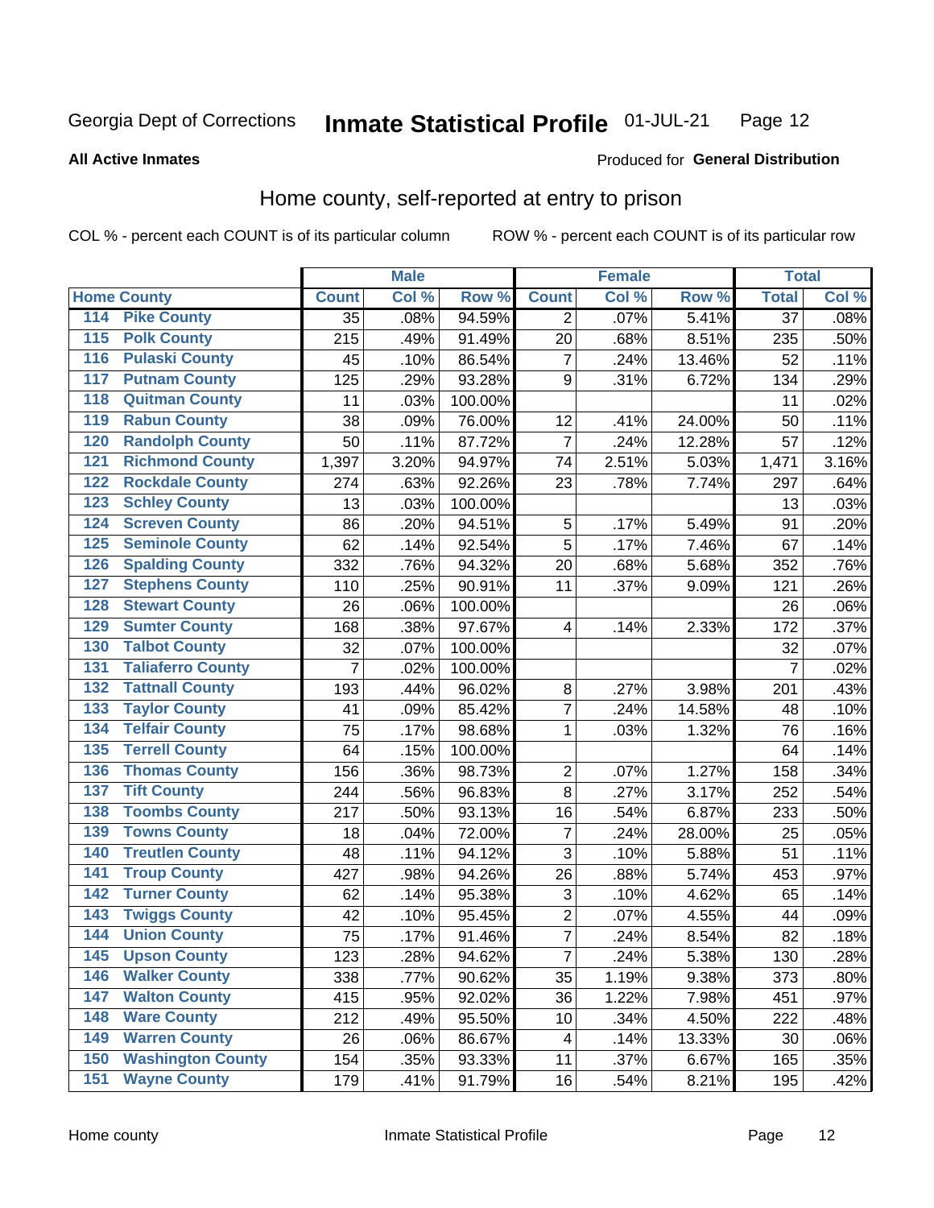Georgia Dept of Corrections **Inmate Statistical Profile** 01-JUL-21

**All Active Inmates**

Produced for **General Distribution**

## Home county, self-reported at entry to prison

COL % - percent each COUNT is of its particular column ROW % - percent each COUNT is of its particular row

| Home County | | Male | | | Female | | | Total | |
|---|---|---|---|---|---|---|---|---|---|
| | | Count | Col % | Row % | Count | Col % | Row % | Total | Col % |
| 114 | Pike County | 35 | .08% | 94.59% | 2 | .07% | 5.41% | 37 | .08% |
| 115 | Polk County | 215 | .49% | 91.49% | 20 | .68% | 8.51% | 235 | .50% |
| 116 | Pulaski County | 45 | .10% | 86.54% | 7 | .24% | 13.46% | 52 | .11% |
| 117 | Putnam County | 125 | .29% | 93.28% | 9 | .31% | 6.72% | 134 | .29% |
| 118 | Quitman County | 11 | .03% | 100.00% | | | | 11 | .02% |
| 119 | Rabun County | 38 | .09% | 76.00% | 12 | .41% | 24.00% | 50 | .11% |
| 120 | Randolph County | 50 | .11% | 87.72% | 7 | .24% | 12.28% | 57 | .12% |
| 121 | Richmond County | 1,397 | 3.20% | 94.97% | 74 | 2.51% | 5.03% | 1,471 | 3.16% |
| 122 | Rockdale County | 274 | .63% | 92.26% | 23 | .78% | 7.74% | 297 | .64% |
| 123 | Schley County | 13 | .03% | 100.00% | | | | 13 | .03% |
| 124 | Screven County | 86 | .20% | 94.51% | 5 | .17% | 5.49% | 91 | .20% |
| 125 | Seminole County | 62 | .14% | 92.54% | 5 | .17% | 7.46% | 67 | .14% |
| 126 | Spalding County | 332 | .76% | 94.32% | 20 | .68% | 5.68% | 352 | .76% |
| 127 | Stephens County | 110 | .25% | 90.91% | 11 | .37% | 9.09% | 121 | .26% |
| 128 | Stewart County | 26 | .06% | 100.00% | | | | 26 | .06% |
| 129 | Sumter County | 168 | .38% | 97.67% | 4 | .14% | 2.33% | 172 | .37% |
| 130 | Talbot County | 32 | .07% | 100.00% | | | | 32 | .07% |
| 131 | Taliaferro County | 7 | .02% | 100.00% | | | | 7 | .02% |
| 132 | Tattnall County | 193 | .44% | 96.02% | 8 | .27% | 3.98% | 201 | .43% |
| 133 | Taylor County | 41 | .09% | 85.42% | 7 | .24% | 14.58% | 48 | .10% |
| 134 | Telfair County | 75 | .17% | 98.68% | 1 | .03% | 1.32% | 76 | .16% |
| 135 | Terrell County | 64 | .15% | 100.00% | | | | 64 | .14% |
| 136 | Thomas County | 156 | .36% | 98.73% | 2 | .07% | 1.27% | 158 | .34% |
| 137 | Tift County | 244 | .56% | 96.83% | 8 | .27% | 3.17% | 252 | .54% |
| 138 | Toombs County | 217 | .50% | 93.13% | 16 | .54% | 6.87% | 233 | .50% |
| 139 | Towns County | 18 | .04% | 72.00% | 7 | .24% | 28.00% | 25 | .05% |
| 140 | Treutlen County | 48 | .11% | 94.12% | 3 | .10% | 5.88% | 51 | .11% |
| 141 | Troup County | 427 | .98% | 94.26% | 26 | .88% | 5.74% | 453 | .97% |
| 142 | Turner County | 62 | .14% | 95.38% | 3 | .10% | 4.62% | 65 | .14% |
| 143 | Twiggs County | 42 | .10% | 95.45% | 2 | .07% | 4.55% | 44 | .09% |
| 144 | Union County | 75 | .17% | 91.46% | 7 | .24% | 8.54% | 82 | .18% |
| 145 | Upson County | 123 | .28% | 94.62% | 7 | .24% | 5.38% | 130 | .28% |
| 146 | Walker County | 338 | .77% | 90.62% | 35 | 1.19% | 9.38% | 373 | .80% |
| 147 | Walton County | 415 | .95% | 92.02% | 36 | 1.22% | 7.98% | 451 | .97% |
| 148 | Ware County | 212 | .49% | 95.50% | 10 | .34% | 4.50% | 222 | .48% |
| 149 | Warren County | 26 | .06% | 86.67% | 4 | .14% | 13.33% | 30 | .06% |
| 150 | Washington County | 154 | .35% | 93.33% | 11 | .37% | 6.67% | 165 | .35% |
| 151 | Wayne County | 179 | .41% | 91.79% | 16 | .54% | 8.21% | 195 | .42% |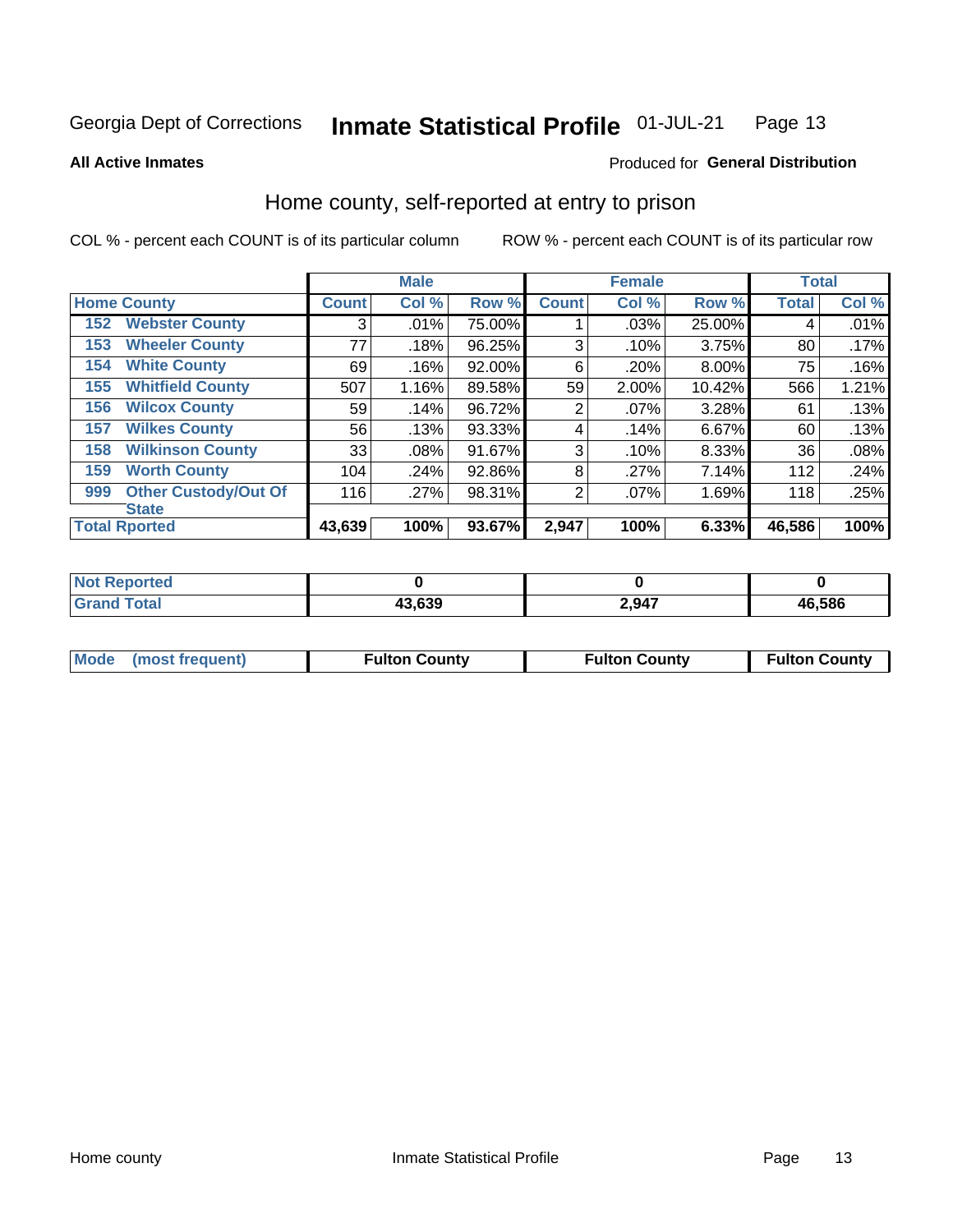Georgia Dept of Corrections **Inmate Statistical Profile** 01-JUL-21

**All Active Inmates**

Produced for **General Distribution**

## Home county, self-reported at entry to prison

COL % - percent each COUNT is of its particular column

ROW % - percent each COUNT is of its particular row

| Home County | | Male | | | Female | | | Total | |
|---|---|---|---|---|---|---|---|---|---|
| | | Count | Col % | Row % | Count | Col % | Row % | Total | Col % |
| 152 | Webster County | 3 | .01% | 75.00% | 1 | .03% | 25.00% | 4 | .01% |
| 153 | Wheeler County | 77 | .18% | 96.25% | 3 | .10% | 3.75% | 80 | .17% |
| 154 | White County | 69 | .16% | 92.00% | 6 | .20% | 8.00% | 75 | .16% |
| 155 | Whitfield County | 507 | 1.16% | 89.58% | 59 | 2.00% | 10.42% | 566 | 1.21% |
| 156 | Wilcox County | 59 | .14% | 96.72% | 2 | .07% | 3.28% | 61 | .13% |
| 157 | Wilkes County | 56 | .13% | 93.33% | 4 | .14% | 6.67% | 60 | .13% |
| 158 | Wilkinson County | 33 | .08% | 91.67% | 3 | .10% | 8.33% | 36 | .08% |
| 159 | Worth County | 104 | .24% | 92.86% | 8 | .27% | 7.14% | 112 | .24% |
| 999 | Other Custody/Out Of State | 116 | .27% | 98.31% | 2 | .07% | 1.69% | 118 | .25% |
| **Total Rported** | | **43,639** | **100%** | **93.67%** | **2,947** | **100%** | **6.33%** | **46,586** | **100%** |

| | Male | Female | Total |
|---|---|---|---|
| Not Reported | 0 | 0 | 0 |
| Grand Total | 43,639 | 2,947 | 46,586 |

| | Male | Female | Total |
|---|---|---|---|
| Mode (most frequent) | Fulton County | Fulton County | Fulton County |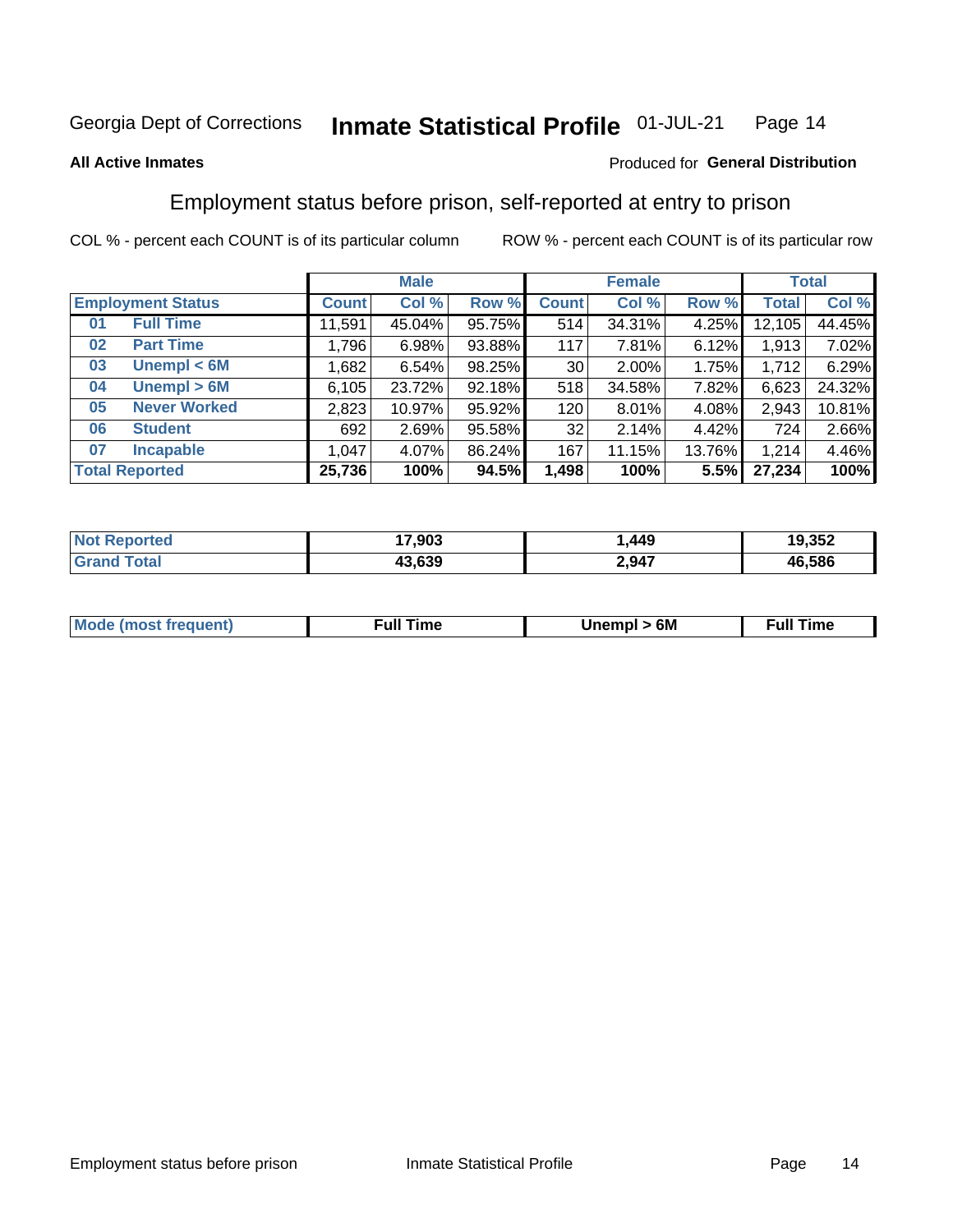Georgia Dept of Corrections **Inmate Statistical Profile** 01-JUL-21

**All Active Inmates**

Produced for **General Distribution**

## Employment status before prison, self-reported at entry to prison

COL % - percent each COUNT is of its particular column ROW % - percent each COUNT is of its particular row

| Employment Status | | Male | | | Female | | | Total | |
|---|---|---|---|---|---|---|---|---|---|
| | | Count | Col % | Row % | Count | Col % | Row % | Total | Col % |
| 01 | Full Time | 11,591 | 45.04% | 95.75% | 514 | 34.31% | 4.25% | 12,105 | 44.45% |
| 02 | Part Time | 1,796 | 6.98% | 93.88% | 117 | 7.81% | 6.12% | 1,913 | 7.02% |
| 03 | Unempl < 6M | 1,682 | 6.54% | 98.25% | 30 | 2.00% | 1.75% | 1,712 | 6.29% |
| 04 | Unempl > 6M | 6,105 | 23.72% | 92.18% | 518 | 34.58% | 7.82% | 6,623 | 24.32% |
| 05 | Never Worked | 2,823 | 10.97% | 95.92% | 120 | 8.01% | 4.08% | 2,943 | 10.81% |
| 06 | Student | 692 | 2.69% | 95.58% | 32 | 2.14% | 4.42% | 724 | 2.66% |
| 07 | Incapable | 1,047 | 4.07% | 86.24% | 167 | 11.15% | 13.76% | 1,214 | 4.46% |
| **Total Reported** | | **25,736** | **100%** | **94.5%** | **1,498** | **100%** | **5.5%** | **27,234** | **100%** |

| | Male | Female | Total |
|---|---|---|---|
| Not Reported | **17,903** | **1,449** | **19,352** |
| Grand Total | **43,639** | **2,947** | **46,586** |

| | Male | Female | Total |
|---|---|---|---|
| Mode (most frequent) | **Full Time** | **Unempl > 6M** | **Full Time** |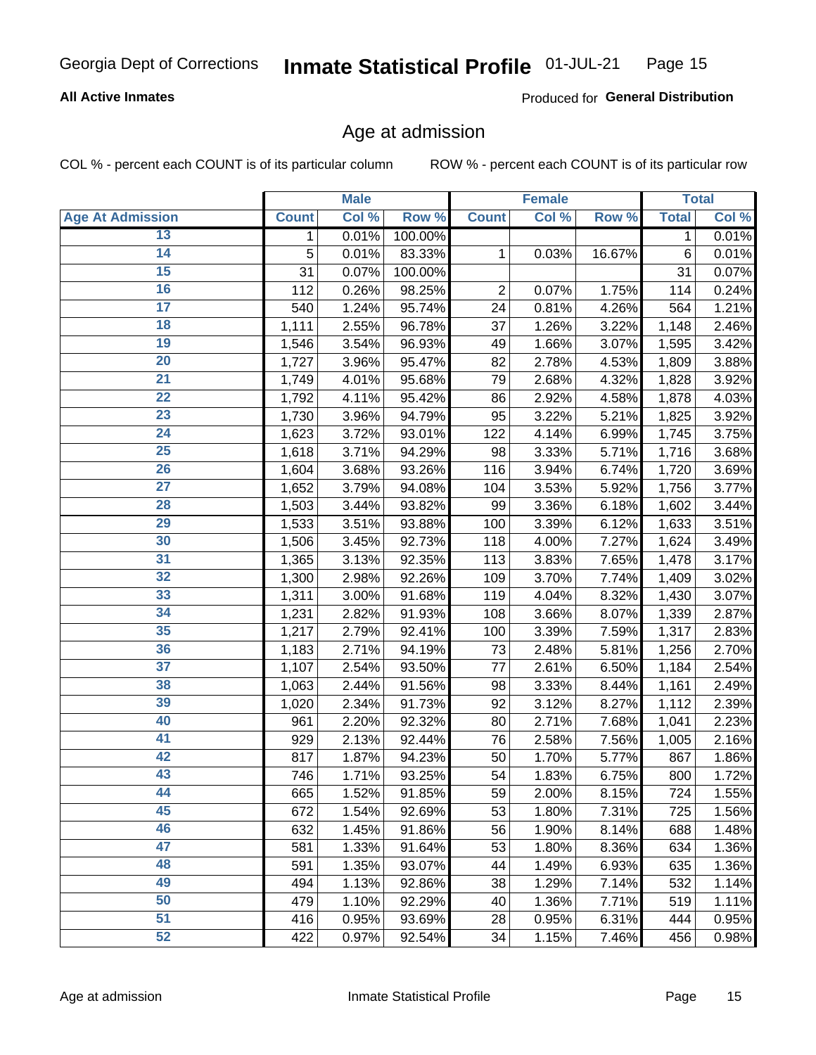Georgia Dept of Corrections **Inmate Statistical Profile** 01-JUL-21

**All Active Inmates**

Produced for **General Distribution**

## Age at admission

COL % - percent each COUNT is of its particular column ROW % - percent each COUNT is of its particular row

| Age At Admission | Male | | | Female | | | Total | |
|---|---|---|---|---|---|---|---|---|
| | Count | Col % | Row % | Count | Col % | Row % | Total | Col % |
| 13 | 1 | 0.01% | 100.00% | | | | 1 | 0.01% |
| 14 | 5 | 0.01% | 83.33% | 1 | 0.03% | 16.67% | 6 | 0.01% |
| 15 | 31 | 0.07% | 100.00% | | | | 31 | 0.07% |
| 16 | 112 | 0.26% | 98.25% | 2 | 0.07% | 1.75% | 114 | 0.24% |
| 17 | 540 | 1.24% | 95.74% | 24 | 0.81% | 4.26% | 564 | 1.21% |
| 18 | 1,111 | 2.55% | 96.78% | 37 | 1.26% | 3.22% | 1,148 | 2.46% |
| 19 | 1,546 | 3.54% | 96.93% | 49 | 1.66% | 3.07% | 1,595 | 3.42% |
| 20 | 1,727 | 3.96% | 95.47% | 82 | 2.78% | 4.53% | 1,809 | 3.88% |
| 21 | 1,749 | 4.01% | 95.68% | 79 | 2.68% | 4.32% | 1,828 | 3.92% |
| 22 | 1,792 | 4.11% | 95.42% | 86 | 2.92% | 4.58% | 1,878 | 4.03% |
| 23 | 1,730 | 3.96% | 94.79% | 95 | 3.22% | 5.21% | 1,825 | 3.92% |
| 24 | 1,623 | 3.72% | 93.01% | 122 | 4.14% | 6.99% | 1,745 | 3.75% |
| 25 | 1,618 | 3.71% | 94.29% | 98 | 3.33% | 5.71% | 1,716 | 3.68% |
| 26 | 1,604 | 3.68% | 93.26% | 116 | 3.94% | 6.74% | 1,720 | 3.69% |
| 27 | 1,652 | 3.79% | 94.08% | 104 | 3.53% | 5.92% | 1,756 | 3.77% |
| 28 | 1,503 | 3.44% | 93.82% | 99 | 3.36% | 6.18% | 1,602 | 3.44% |
| 29 | 1,533 | 3.51% | 93.88% | 100 | 3.39% | 6.12% | 1,633 | 3.51% |
| 30 | 1,506 | 3.45% | 92.73% | 118 | 4.00% | 7.27% | 1,624 | 3.49% |
| 31 | 1,365 | 3.13% | 92.35% | 113 | 3.83% | 7.65% | 1,478 | 3.17% |
| 32 | 1,300 | 2.98% | 92.26% | 109 | 3.70% | 7.74% | 1,409 | 3.02% |
| 33 | 1,311 | 3.00% | 91.68% | 119 | 4.04% | 8.32% | 1,430 | 3.07% |
| 34 | 1,231 | 2.82% | 91.93% | 108 | 3.66% | 8.07% | 1,339 | 2.87% |
| 35 | 1,217 | 2.79% | 92.41% | 100 | 3.39% | 7.59% | 1,317 | 2.83% |
| 36 | 1,183 | 2.71% | 94.19% | 73 | 2.48% | 5.81% | 1,256 | 2.70% |
| 37 | 1,107 | 2.54% | 93.50% | 77 | 2.61% | 6.50% | 1,184 | 2.54% |
| 38 | 1,063 | 2.44% | 91.56% | 98 | 3.33% | 8.44% | 1,161 | 2.49% |
| 39 | 1,020 | 2.34% | 91.73% | 92 | 3.12% | 8.27% | 1,112 | 2.39% |
| 40 | 961 | 2.20% | 92.32% | 80 | 2.71% | 7.68% | 1,041 | 2.23% |
| 41 | 929 | 2.13% | 92.44% | 76 | 2.58% | 7.56% | 1,005 | 2.16% |
| 42 | 817 | 1.87% | 94.23% | 50 | 1.70% | 5.77% | 867 | 1.86% |
| 43 | 746 | 1.71% | 93.25% | 54 | 1.83% | 6.75% | 800 | 1.72% |
| 44 | 665 | 1.52% | 91.85% | 59 | 2.00% | 8.15% | 724 | 1.55% |
| 45 | 672 | 1.54% | 92.69% | 53 | 1.80% | 7.31% | 725 | 1.56% |
| 46 | 632 | 1.45% | 91.86% | 56 | 1.90% | 8.14% | 688 | 1.48% |
| 47 | 581 | 1.33% | 91.64% | 53 | 1.80% | 8.36% | 634 | 1.36% |
| 48 | 591 | 1.35% | 93.07% | 44 | 1.49% | 6.93% | 635 | 1.36% |
| 49 | 494 | 1.13% | 92.86% | 38 | 1.29% | 7.14% | 532 | 1.14% |
| 50 | 479 | 1.10% | 92.29% | 40 | 1.36% | 7.71% | 519 | 1.11% |
| 51 | 416 | 0.95% | 93.69% | 28 | 0.95% | 6.31% | 444 | 0.95% |
| 52 | 422 | 0.97% | 92.54% | 34 | 1.15% | 7.46% | 456 | 0.98% |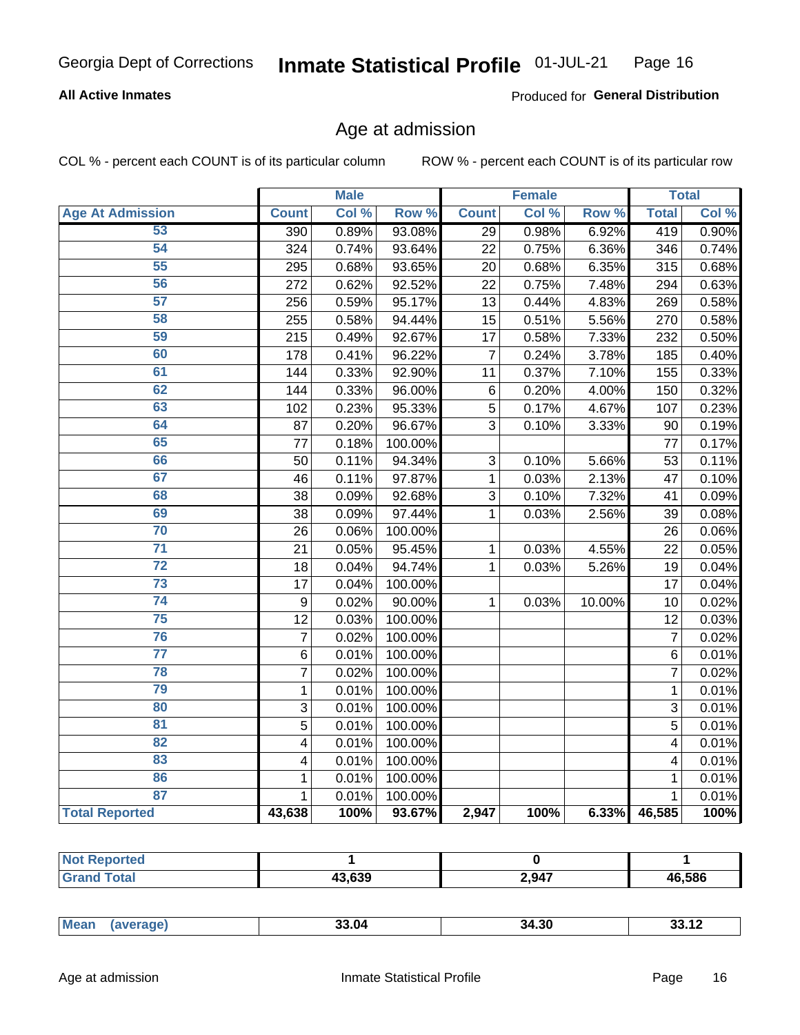Georgia Dept of Corrections **Inmate Statistical Profile** 01-JUL-21

**All Active Inmates**

Produced for **General Distribution**

## Age at admission

COL % - percent each COUNT is of its particular column ROW % - percent each COUNT is of its particular row

| | Male | | | Female | | | Total | |
|---|---|---|---|---|---|---|---|---|
| **Age At Admission** | **Count** | **Col %** | **Row %** | **Count** | **Col %** | **Row %** | **Total** | **Col %** |
| 53 | 390 | 0.89% | 93.08% | 29 | 0.98% | 6.92% | 419 | 0.90% |
| 54 | 324 | 0.74% | 93.64% | 22 | 0.75% | 6.36% | 346 | 0.74% |
| 55 | 295 | 0.68% | 93.65% | 20 | 0.68% | 6.35% | 315 | 0.68% |
| 56 | 272 | 0.62% | 92.52% | 22 | 0.75% | 7.48% | 294 | 0.63% |
| 57 | 256 | 0.59% | 95.17% | 13 | 0.44% | 4.83% | 269 | 0.58% |
| 58 | 255 | 0.58% | 94.44% | 15 | 0.51% | 5.56% | 270 | 0.58% |
| 59 | 215 | 0.49% | 92.67% | 17 | 0.58% | 7.33% | 232 | 0.50% |
| 60 | 178 | 0.41% | 96.22% | 7 | 0.24% | 3.78% | 185 | 0.40% |
| 61 | 144 | 0.33% | 92.90% | 11 | 0.37% | 7.10% | 155 | 0.33% |
| 62 | 144 | 0.33% | 96.00% | 6 | 0.20% | 4.00% | 150 | 0.32% |
| 63 | 102 | 0.23% | 95.33% | 5 | 0.17% | 4.67% | 107 | 0.23% |
| 64 | 87 | 0.20% | 96.67% | 3 | 0.10% | 3.33% | 90 | 0.19% |
| 65 | 77 | 0.18% | 100.00% | | | | 77 | 0.17% |
| 66 | 50 | 0.11% | 94.34% | 3 | 0.10% | 5.66% | 53 | 0.11% |
| 67 | 46 | 0.11% | 97.87% | 1 | 0.03% | 2.13% | 47 | 0.10% |
| 68 | 38 | 0.09% | 92.68% | 3 | 0.10% | 7.32% | 41 | 0.09% |
| 69 | 38 | 0.09% | 97.44% | 1 | 0.03% | 2.56% | 39 | 0.08% |
| 70 | 26 | 0.06% | 100.00% | | | | 26 | 0.06% |
| 71 | 21 | 0.05% | 95.45% | 1 | 0.03% | 4.55% | 22 | 0.05% |
| 72 | 18 | 0.04% | 94.74% | 1 | 0.03% | 5.26% | 19 | 0.04% |
| 73 | 17 | 0.04% | 100.00% | | | | 17 | 0.04% |
| 74 | 9 | 0.02% | 90.00% | 1 | 0.03% | 10.00% | 10 | 0.02% |
| 75 | 12 | 0.03% | 100.00% | | | | 12 | 0.03% |
| 76 | 7 | 0.02% | 100.00% | | | | 7 | 0.02% |
| 77 | 6 | 0.01% | 100.00% | | | | 6 | 0.01% |
| 78 | 7 | 0.02% | 100.00% | | | | 7 | 0.02% |
| 79 | 1 | 0.01% | 100.00% | | | | 1 | 0.01% |
| 80 | 3 | 0.01% | 100.00% | | | | 3 | 0.01% |
| 81 | 5 | 0.01% | 100.00% | | | | 5 | 0.01% |
| 82 | 4 | 0.01% | 100.00% | | | | 4 | 0.01% |
| 83 | 4 | 0.01% | 100.00% | | | | 4 | 0.01% |
| 86 | 1 | 0.01% | 100.00% | | | | 1 | 0.01% |
| 87 | 1 | 0.01% | 100.00% | | | | 1 | 0.01% |
| **Total Reported** | **43,638** | **100%** | **93.67%** | **2,947** | **100%** | **6.33%** | **46,585** | **100%** |

| | Male | Female | Total |
|---|---|---|---|
| **Not Reported** | **1** | **0** | **1** |
| **Grand Total** | **43,639** | **2,947** | **46,586** |

| | Male | Female | Total |
|---|---|---|---|
| **Mean (average)** | **33.04** | **34.30** | **33.12** |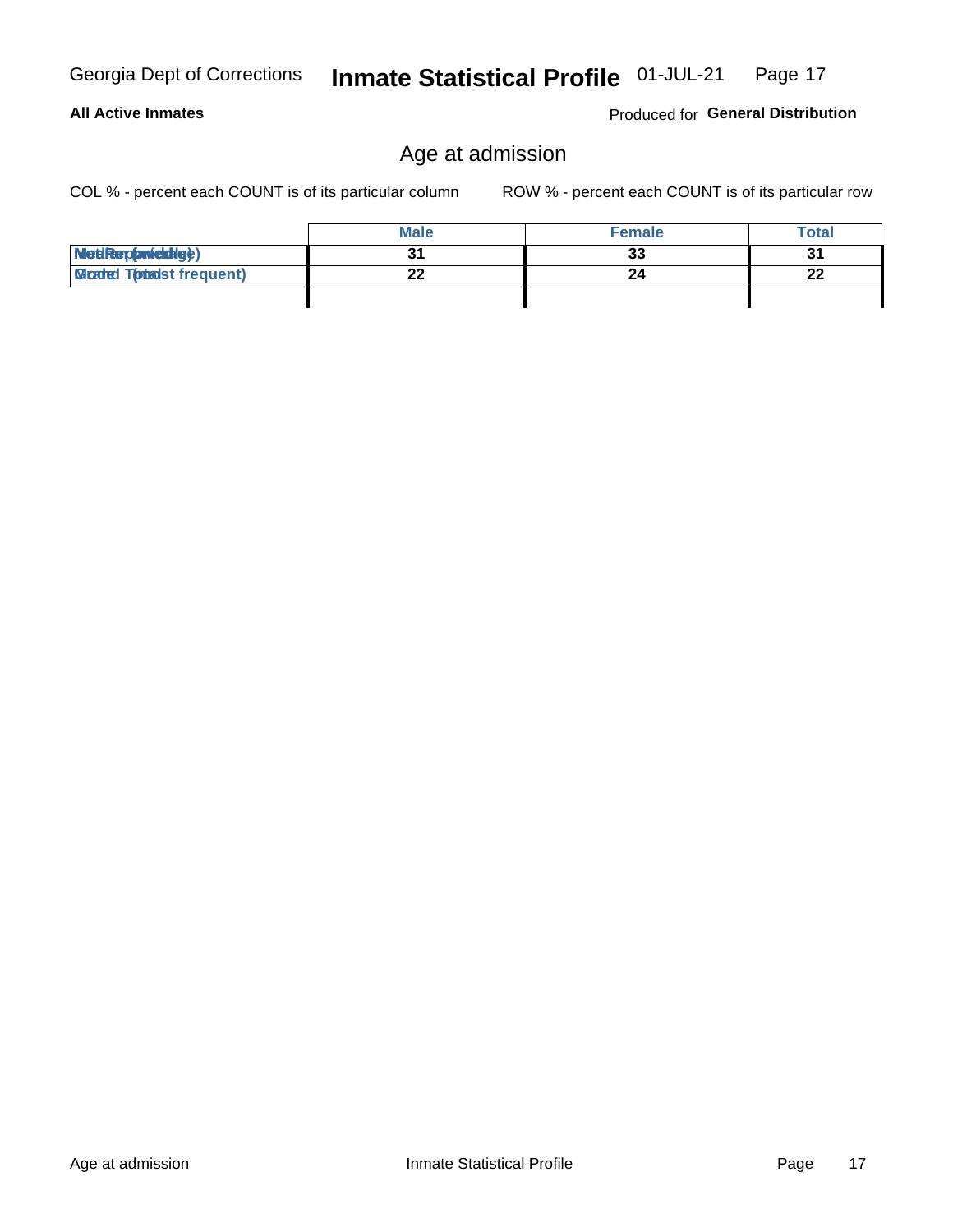## All Active Inmates

Produced for **General Distribution**

# Age at admission

COL % - percent each COUNT is of its particular column

ROW % - percent each COUNT is of its particular row

| | Male | Female | Total |
|---|---|---|---|
| Median (middle) | 31 | 33 | 31 |
| Mode (most frequent) | 22 | 24 | 22 |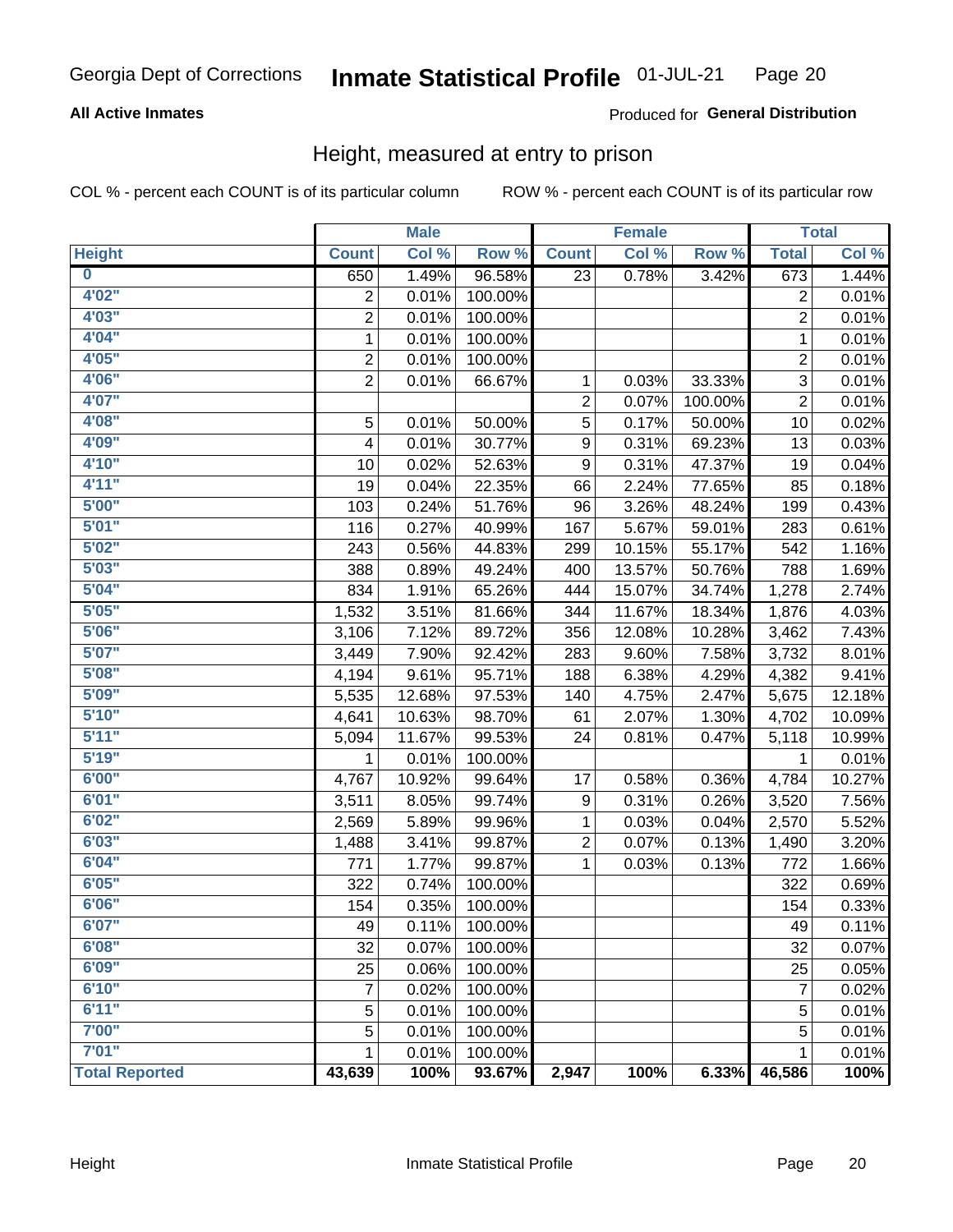Georgia Dept of Corrections **Inmate Statistical Profile** 01-JUL-21

**All Active Inmates**

Produced for **General Distribution**

## Height, measured at entry to prison

COL % - percent each COUNT is of its particular column ROW % - percent each COUNT is of its particular row

| Height | Male | | | Female | | | Total | |
|---|---|---|---|---|---|---|---|---|
| | Count | Col % | Row % | Count | Col % | Row % | Total | Col % |
| 0 | 650 | 1.49% | 96.58% | 23 | 0.78% | 3.42% | 673 | 1.44% |
| 4'02" | 2 | 0.01% | 100.00% | | | | 2 | 0.01% |
| 4'03" | 2 | 0.01% | 100.00% | | | | 2 | 0.01% |
| 4'04" | 1 | 0.01% | 100.00% | | | | 1 | 0.01% |
| 4'05" | 2 | 0.01% | 100.00% | | | | 2 | 0.01% |
| 4'06" | 2 | 0.01% | 66.67% | 1 | 0.03% | 33.33% | 3 | 0.01% |
| 4'07" | | | | 2 | 0.07% | 100.00% | 2 | 0.01% |
| 4'08" | 5 | 0.01% | 50.00% | 5 | 0.17% | 50.00% | 10 | 0.02% |
| 4'09" | 4 | 0.01% | 30.77% | 9 | 0.31% | 69.23% | 13 | 0.03% |
| 4'10" | 10 | 0.02% | 52.63% | 9 | 0.31% | 47.37% | 19 | 0.04% |
| 4'11" | 19 | 0.04% | 22.35% | 66 | 2.24% | 77.65% | 85 | 0.18% |
| 5'00" | 103 | 0.24% | 51.76% | 96 | 3.26% | 48.24% | 199 | 0.43% |
| 5'01" | 116 | 0.27% | 40.99% | 167 | 5.67% | 59.01% | 283 | 0.61% |
| 5'02" | 243 | 0.56% | 44.83% | 299 | 10.15% | 55.17% | 542 | 1.16% |
| 5'03" | 388 | 0.89% | 49.24% | 400 | 13.57% | 50.76% | 788 | 1.69% |
| 5'04" | 834 | 1.91% | 65.26% | 444 | 15.07% | 34.74% | 1,278 | 2.74% |
| 5'05" | 1,532 | 3.51% | 81.66% | 344 | 11.67% | 18.34% | 1,876 | 4.03% |
| 5'06" | 3,106 | 7.12% | 89.72% | 356 | 12.08% | 10.28% | 3,462 | 7.43% |
| 5'07" | 3,449 | 7.90% | 92.42% | 283 | 9.60% | 7.58% | 3,732 | 8.01% |
| 5'08" | 4,194 | 9.61% | 95.71% | 188 | 6.38% | 4.29% | 4,382 | 9.41% |
| 5'09" | 5,535 | 12.68% | 97.53% | 140 | 4.75% | 2.47% | 5,675 | 12.18% |
| 5'10" | 4,641 | 10.63% | 98.70% | 61 | 2.07% | 1.30% | 4,702 | 10.09% |
| 5'11" | 5,094 | 11.67% | 99.53% | 24 | 0.81% | 0.47% | 5,118 | 10.99% |
| 5'19" | 1 | 0.01% | 100.00% | | | | 1 | 0.01% |
| 6'00" | 4,767 | 10.92% | 99.64% | 17 | 0.58% | 0.36% | 4,784 | 10.27% |
| 6'01" | 3,511 | 8.05% | 99.74% | 9 | 0.31% | 0.26% | 3,520 | 7.56% |
| 6'02" | 2,569 | 5.89% | 99.96% | 1 | 0.03% | 0.04% | 2,570 | 5.52% |
| 6'03" | 1,488 | 3.41% | 99.87% | 2 | 0.07% | 0.13% | 1,490 | 3.20% |
| 6'04" | 771 | 1.77% | 99.87% | 1 | 0.03% | 0.13% | 772 | 1.66% |
| 6'05" | 322 | 0.74% | 100.00% | | | | 322 | 0.69% |
| 6'06" | 154 | 0.35% | 100.00% | | | | 154 | 0.33% |
| 6'07" | 49 | 0.11% | 100.00% | | | | 49 | 0.11% |
| 6'08" | 32 | 0.07% | 100.00% | | | | 32 | 0.07% |
| 6'09" | 25 | 0.06% | 100.00% | | | | 25 | 0.05% |
| 6'10" | 7 | 0.02% | 100.00% | | | | 7 | 0.02% |
| 6'11" | 5 | 0.01% | 100.00% | | | | 5 | 0.01% |
| 7'00" | 5 | 0.01% | 100.00% | | | | 5 | 0.01% |
| 7'01" | 1 | 0.01% | 100.00% | | | | 1 | 0.01% |
| **Total Reported** | **43,639** | **100%** | **93.67%** | **2,947** | **100%** | **6.33%** | **46,586** | **100%** |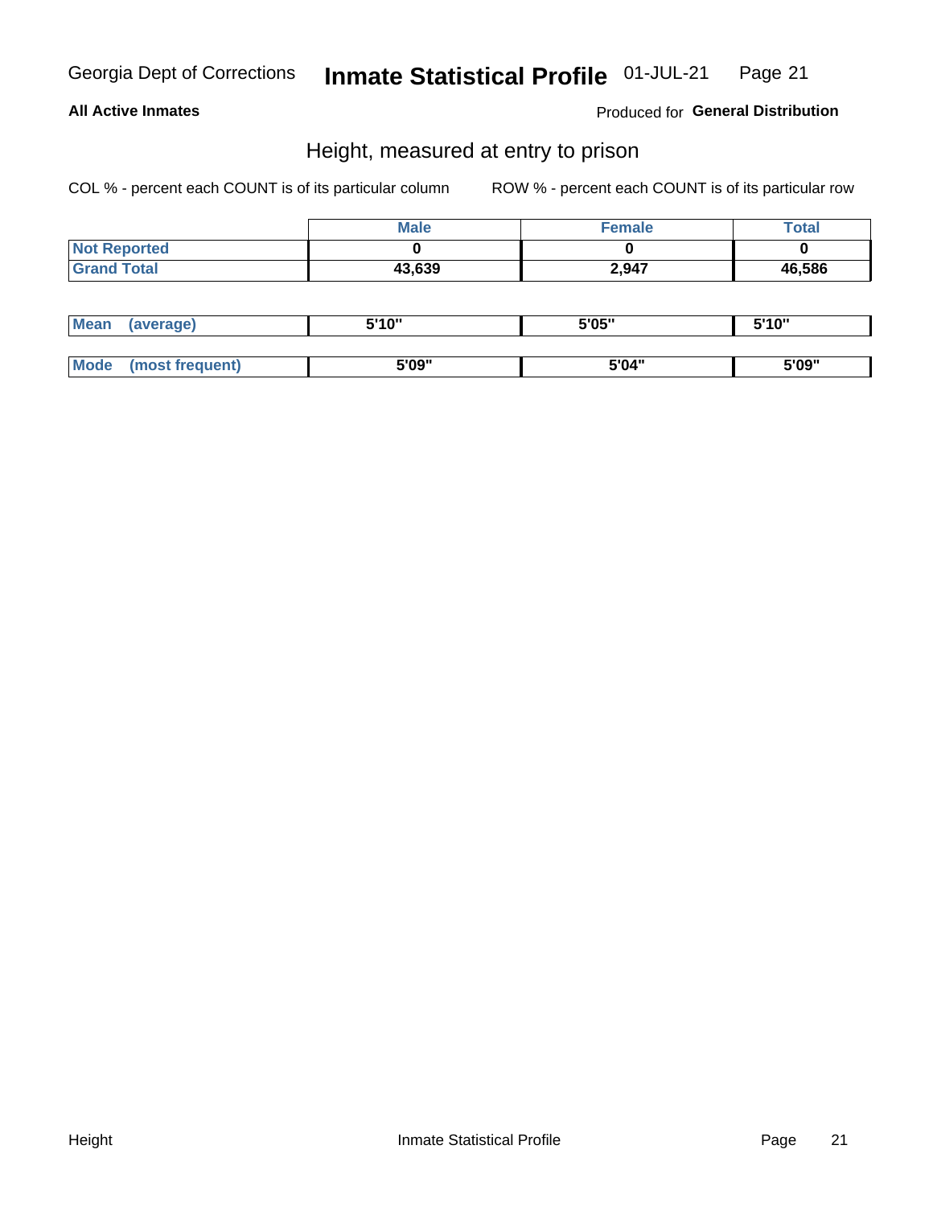**All Active Inmates**

Produced for **General Distribution**

## Height, measured at entry to prison

COL % - percent each COUNT is of its particular column

ROW % - percent each COUNT is of its particular row

| | Male | Female | Total |
|---|---|---|---|
| Not Reported | 0 | 0 | 0 |
| Grand Total | 43,639 | 2,947 | 46,586 |

| | Male | Female | Total |
|---|---|---|---|
| Mean (average) | 5'10" | 5'05" | 5'10" |
| Mode (most frequent) | 5'09" | 5'04" | 5'09" |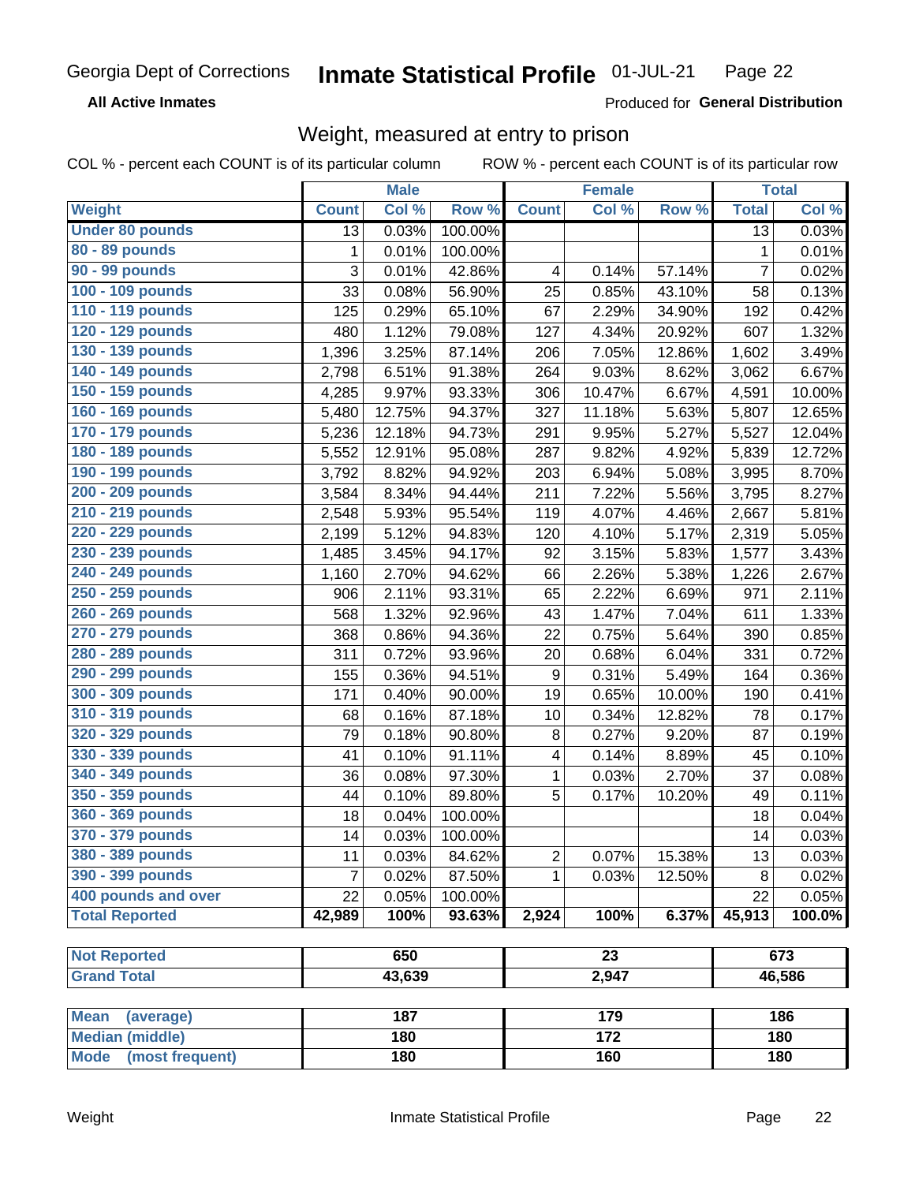Georgia Dept of Corrections **Inmate Statistical Profile** 01-JUL-21

**All Active Inmates**

Produced for **General Distribution**

## Weight, measured at entry to prison

COL % - percent each COUNT is of its particular column ROW % - percent each COUNT is of its particular row

| | Male | | | Female | | | Total | |
|---|---|---|---|---|---|---|---|---|
| **Weight** | **Count** | **Col %** | **Row %** | **Count** | **Col %** | **Row %** | **Total** | **Col %** |
| **Under 80 pounds** | 13 | 0.03% | 100.00% | | | | 13 | 0.03% |
| **80 - 89 pounds** | 1 | 0.01% | 100.00% | | | | 1 | 0.01% |
| **90 - 99 pounds** | 3 | 0.01% | 42.86% | 4 | 0.14% | 57.14% | 7 | 0.02% |
| **100 - 109 pounds** | 33 | 0.08% | 56.90% | 25 | 0.85% | 43.10% | 58 | 0.13% |
| **110 - 119 pounds** | 125 | 0.29% | 65.10% | 67 | 2.29% | 34.90% | 192 | 0.42% |
| **120 - 129 pounds** | 480 | 1.12% | 79.08% | 127 | 4.34% | 20.92% | 607 | 1.32% |
| **130 - 139 pounds** | 1,396 | 3.25% | 87.14% | 206 | 7.05% | 12.86% | 1,602 | 3.49% |
| **140 - 149 pounds** | 2,798 | 6.51% | 91.38% | 264 | 9.03% | 8.62% | 3,062 | 6.67% |
| **150 - 159 pounds** | 4,285 | 9.97% | 93.33% | 306 | 10.47% | 6.67% | 4,591 | 10.00% |
| **160 - 169 pounds** | 5,480 | 12.75% | 94.37% | 327 | 11.18% | 5.63% | 5,807 | 12.65% |
| **170 - 179 pounds** | 5,236 | 12.18% | 94.73% | 291 | 9.95% | 5.27% | 5,527 | 12.04% |
| **180 - 189 pounds** | 5,552 | 12.91% | 95.08% | 287 | 9.82% | 4.92% | 5,839 | 12.72% |
| **190 - 199 pounds** | 3,792 | 8.82% | 94.92% | 203 | 6.94% | 5.08% | 3,995 | 8.70% |
| **200 - 209 pounds** | 3,584 | 8.34% | 94.44% | 211 | 7.22% | 5.56% | 3,795 | 8.27% |
| **210 - 219 pounds** | 2,548 | 5.93% | 95.54% | 119 | 4.07% | 4.46% | 2,667 | 5.81% |
| **220 - 229 pounds** | 2,199 | 5.12% | 94.83% | 120 | 4.10% | 5.17% | 2,319 | 5.05% |
| **230 - 239 pounds** | 1,485 | 3.45% | 94.17% | 92 | 3.15% | 5.83% | 1,577 | 3.43% |
| **240 - 249 pounds** | 1,160 | 2.70% | 94.62% | 66 | 2.26% | 5.38% | 1,226 | 2.67% |
| **250 - 259 pounds** | 906 | 2.11% | 93.31% | 65 | 2.22% | 6.69% | 971 | 2.11% |
| **260 - 269 pounds** | 568 | 1.32% | 92.96% | 43 | 1.47% | 7.04% | 611 | 1.33% |
| **270 - 279 pounds** | 368 | 0.86% | 94.36% | 22 | 0.75% | 5.64% | 390 | 0.85% |
| **280 - 289 pounds** | 311 | 0.72% | 93.96% | 20 | 0.68% | 6.04% | 331 | 0.72% |
| **290 - 299 pounds** | 155 | 0.36% | 94.51% | 9 | 0.31% | 5.49% | 164 | 0.36% |
| **300 - 309 pounds** | 171 | 0.40% | 90.00% | 19 | 0.65% | 10.00% | 190 | 0.41% |
| **310 - 319 pounds** | 68 | 0.16% | 87.18% | 10 | 0.34% | 12.82% | 78 | 0.17% |
| **320 - 329 pounds** | 79 | 0.18% | 90.80% | 8 | 0.27% | 9.20% | 87 | 0.19% |
| **330 - 339 pounds** | 41 | 0.10% | 91.11% | 4 | 0.14% | 8.89% | 45 | 0.10% |
| **340 - 349 pounds** | 36 | 0.08% | 97.30% | 1 | 0.03% | 2.70% | 37 | 0.08% |
| **350 - 359 pounds** | 44 | 0.10% | 89.80% | 5 | 0.17% | 10.20% | 49 | 0.11% |
| **360 - 369 pounds** | 18 | 0.04% | 100.00% | | | | 18 | 0.04% |
| **370 - 379 pounds** | 14 | 0.03% | 100.00% | | | | 14 | 0.03% |
| **380 - 389 pounds** | 11 | 0.03% | 84.62% | 2 | 0.07% | 15.38% | 13 | 0.03% |
| **390 - 399 pounds** | 7 | 0.02% | 87.50% | 1 | 0.03% | 12.50% | 8 | 0.02% |
| **400 pounds and over** | 22 | 0.05% | 100.00% | | | | 22 | 0.05% |
| **Total Reported** | **42,989** | **100%** | **93.63%** | **2,924** | **100%** | **6.37%** | **45,913** | **100.0%** |

| | Male | Female | Total |
|---|---|---|---|
| **Not Reported** | 650 | 23 | 673 |
| **Grand Total** | 43,639 | 2,947 | 46,586 |

| | Male | Female | Total |
|---|---|---|---|
| **Mean (average)** | 187 | 179 | 186 |
| **Median (middle)** | 180 | 172 | 180 |
| **Mode (most frequent)** | 180 | 160 | 180 |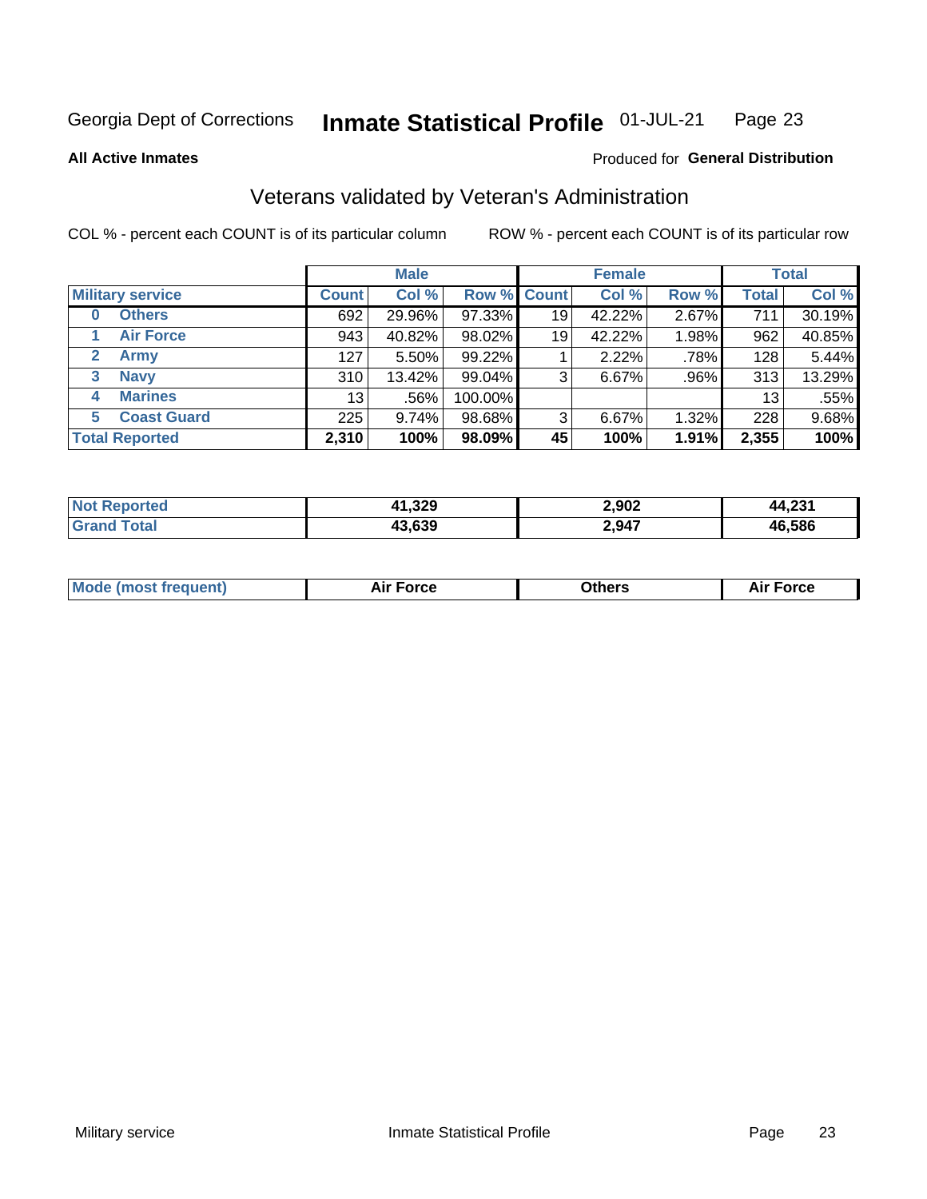Georgia Dept of Corrections **Inmate Statistical Profile** 01-JUL-21

**All Active Inmates**

Produced for **General Distribution**

## Veterans validated by Veteran's Administration

COL % - percent each COUNT is of its particular column ROW % - percent each COUNT is of its particular row

| | Male | | | Female | | | Total | |
|---|---|---|---|---|---|---|---|---|
| **Military service** | **Count** | **Col %** | **Row %** | **Count** | **Col %** | **Row %** | **Total** | **Col %** |
| 0 **Others** | 692 | 29.96% | 97.33% | 19 | 42.22% | 2.67% | 711 | 30.19% |
| 1 **Air Force** | 943 | 40.82% | 98.02% | 19 | 42.22% | 1.98% | 962 | 40.85% |
| 2 **Army** | 127 | 5.50% | 99.22% | 1 | 2.22% | .78% | 128 | 5.44% |
| 3 **Navy** | 310 | 13.42% | 99.04% | 3 | 6.67% | .96% | 313 | 13.29% |
| 4 **Marines** | 13 | .56% | 100.00% | | | | 13 | .55% |
| 5 **Coast Guard** | 225 | 9.74% | 98.68% | 3 | 6.67% | 1.32% | 228 | 9.68% |
| **Total Reported** | **2,310** | **100%** | **98.09%** | **45** | **100%** | **1.91%** | **2,355** | **100%** |

| | Male | Female | Total |
|---|---|---|---|
| **Not Reported** | **41,329** | **2,902** | **44,231** |
| **Grand Total** | **43,639** | **2,947** | **46,586** |

| | Male | Female | Total |
|---|---|---|---|
| **Mode (most frequent)** | **Air Force** | **Others** | **Air Force** |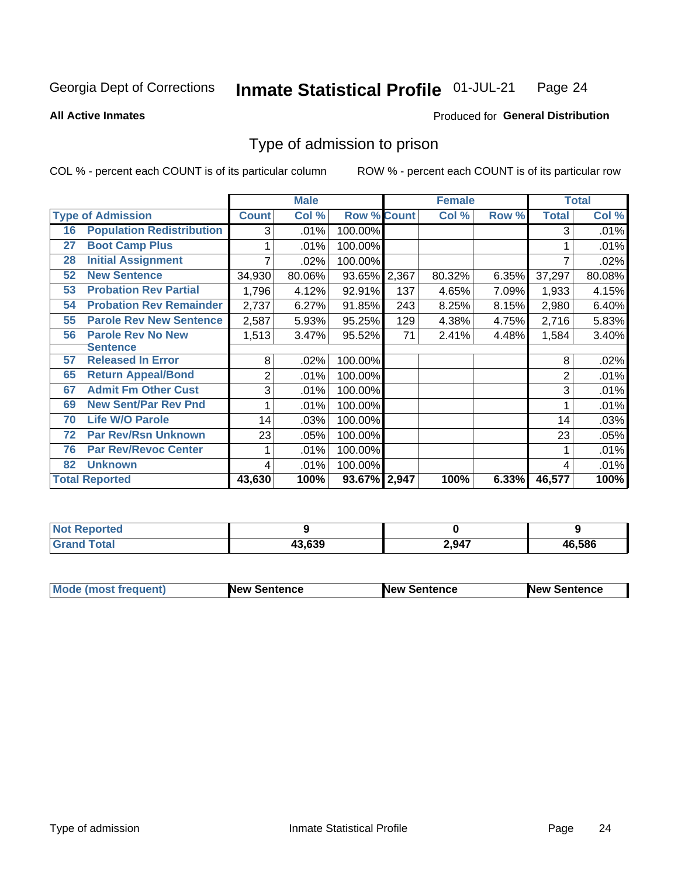Georgia Dept of Corrections **Inmate Statistical Profile** 01-JUL-21

**All Active Inmates**

Produced for **General Distribution**

# Type of admission to prison

COL % - percent each COUNT is of its particular column

ROW % - percent each COUNT is of its particular row

| Type of Admission | | Male | | | Female | | | Total | |
|---|---|---|---|---|---|---|---|---|---|
| | | Count | Col % | Row % | Count | Col % | Row % | Total | Col % |
| 16 | Population Redistribution | 3 | .01% | 100.00% | | | | 3 | .01% |
| 27 | Boot Camp Plus | 1 | .01% | 100.00% | | | | 1 | .01% |
| 28 | Initial Assignment | 7 | .02% | 100.00% | | | | 7 | .02% |
| 52 | New Sentence | 34,930 | 80.06% | 93.65% | 2,367 | 80.32% | 6.35% | 37,297 | 80.08% |
| 53 | Probation Rev Partial | 1,796 | 4.12% | 92.91% | 137 | 4.65% | 7.09% | 1,933 | 4.15% |
| 54 | Probation Rev Remainder | 2,737 | 6.27% | 91.85% | 243 | 8.25% | 8.15% | 2,980 | 6.40% |
| 55 | Parole Rev New Sentence | 2,587 | 5.93% | 95.25% | 129 | 4.38% | 4.75% | 2,716 | 5.83% |
| 56 | Parole Rev No New Sentence | 1,513 | 3.47% | 95.52% | 71 | 2.41% | 4.48% | 1,584 | 3.40% |
| 57 | Released In Error | 8 | .02% | 100.00% | | | | 8 | .02% |
| 65 | Return Appeal/Bond | 2 | .01% | 100.00% | | | | 2 | .01% |
| 67 | Admit Fm Other Cust | 3 | .01% | 100.00% | | | | 3 | .01% |
| 69 | New Sent/Par Rev Pnd | 1 | .01% | 100.00% | | | | 1 | .01% |
| 70 | Life W/O Parole | 14 | .03% | 100.00% | | | | 14 | .03% |
| 72 | Par Rev/Rsn Unknown | 23 | .05% | 100.00% | | | | 23 | .05% |
| 76 | Par Rev/Revoc Center | 1 | .01% | 100.00% | | | | 1 | .01% |
| 82 | Unknown | 4 | .01% | 100.00% | | | | 4 | .01% |
| **Total Reported** | | **43,630** | **100%** | **93.67%** | **2,947** | **100%** | **6.33%** | **46,577** | **100%** |

| | Male | Female | Total |
|---|---|---|---|
| Not Reported | 9 | 0 | 9 |
| Grand Total | 43,639 | 2,947 | 46,586 |

| | Male | Female | Total |
|---|---|---|---|
| Mode (most frequent) | New Sentence | New Sentence | New Sentence |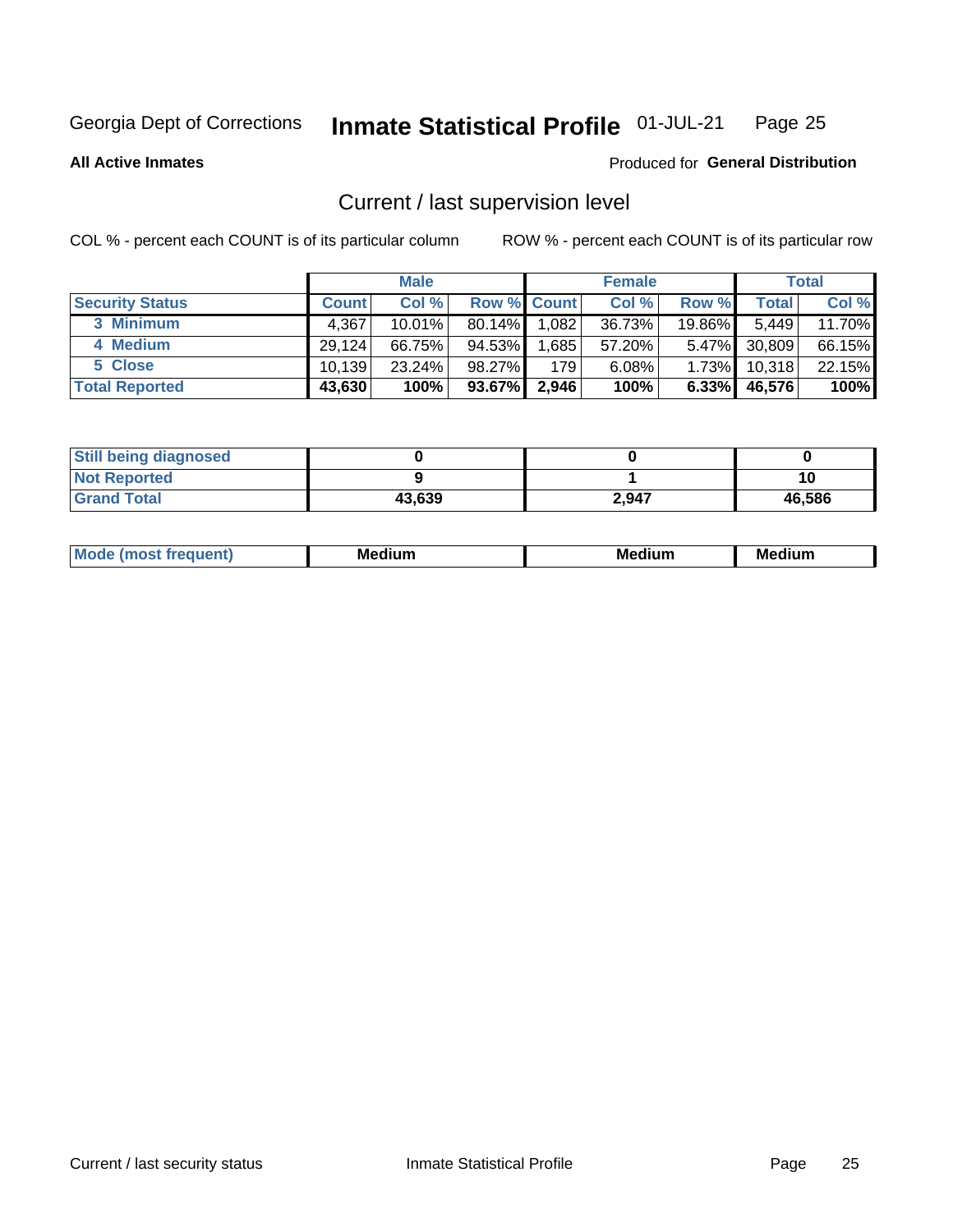Georgia Dept of Corrections **Inmate Statistical Profile** 01-JUL-21 Page 25

**All Active Inmates**

Produced for **General Distribution**

## Current / last supervision level

COL % - percent each COUNT is of its particular column

ROW % - percent each COUNT is of its particular row

| | Male | | | Female | | | Total | |
|---|---|---|---|---|---|---|---|---|
| **Security Status** | **Count** | **Col %** | **Row %** | **Count** | **Col %** | **Row %** | **Total** | **Col %** |
| 3 Minimum | 4,367 | 10.01% | 80.14% | 1,082 | 36.73% | 19.86% | 5,449 | 11.70% |
| 4 Medium | 29,124 | 66.75% | 94.53% | 1,685 | 57.20% | 5.47% | 30,809 | 66.15% |
| 5 Close | 10,139 | 23.24% | 98.27% | 179 | 6.08% | 1.73% | 10,318 | 22.15% |
| **Total Reported** | **43,630** | **100%** | **93.67%** | **2,946** | **100%** | **6.33%** | **46,576** | **100%** |

| | Male | Female | Total |
|---|---|---|---|
| **Still being diagnosed** | **0** | **0** | **0** |
| **Not Reported** | **9** | **1** | **10** |
| **Grand Total** | **43,639** | **2,947** | **46,586** |

| | Male | Female | Total |
|---|---|---|---|
| **Mode (most frequent)** | **Medium** | **Medium** | **Medium** |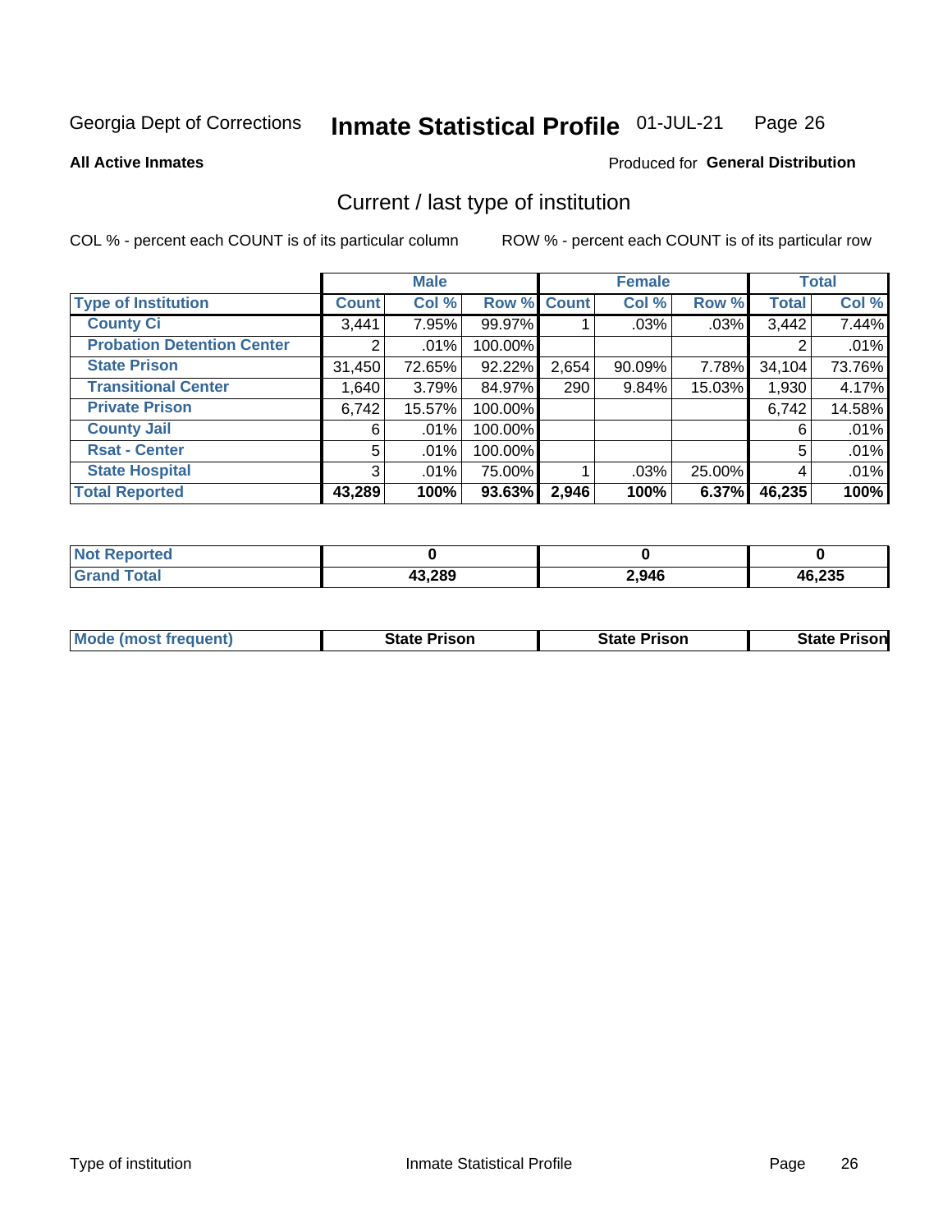Georgia Dept of Corrections **Inmate Statistical Profile** 01-JUL-21

**All Active Inmates**

Produced for **General Distribution**

## Current / last type of institution

COL % - percent each COUNT is of its particular column ROW % - percent each COUNT is of its particular row

| | Male | | | Female | | | Total | |
|---|---|---|---|---|---|---|---|---|
| **Type of Institution** | **Count** | **Col %** | **Row %** | **Count** | **Col %** | **Row %** | **Total** | **Col %** |
| **County Ci** | 3,441 | 7.95% | 99.97% | 1 | .03% | .03% | 3,442 | 7.44% |
| **Probation Detention Center** | 2 | .01% | 100.00% | | | | 2 | .01% |
| **State Prison** | 31,450 | 72.65% | 92.22% | 2,654 | 90.09% | 7.78% | 34,104 | 73.76% |
| **Transitional Center** | 1,640 | 3.79% | 84.97% | 290 | 9.84% | 15.03% | 1,930 | 4.17% |
| **Private Prison** | 6,742 | 15.57% | 100.00% | | | | 6,742 | 14.58% |
| **County Jail** | 6 | .01% | 100.00% | | | | 6 | .01% |
| **Rsat - Center** | 5 | .01% | 100.00% | | | | 5 | .01% |
| **State Hospital** | 3 | .01% | 75.00% | 1 | .03% | 25.00% | 4 | .01% |
| **Total Reported** | **43,289** | **100%** | **93.63%** | **2,946** | **100%** | **6.37%** | **46,235** | **100%** |

| | Male | Female | Total |
|---|---|---|---|
| **Not Reported** | **0** | **0** | **0** |
| **Grand Total** | **43,289** | **2,946** | **46,235** |

| | Male | Female | Total |
|---|---|---|---|
| **Mode (most frequent)** | **State Prison** | **State Prison** | **State Prison** |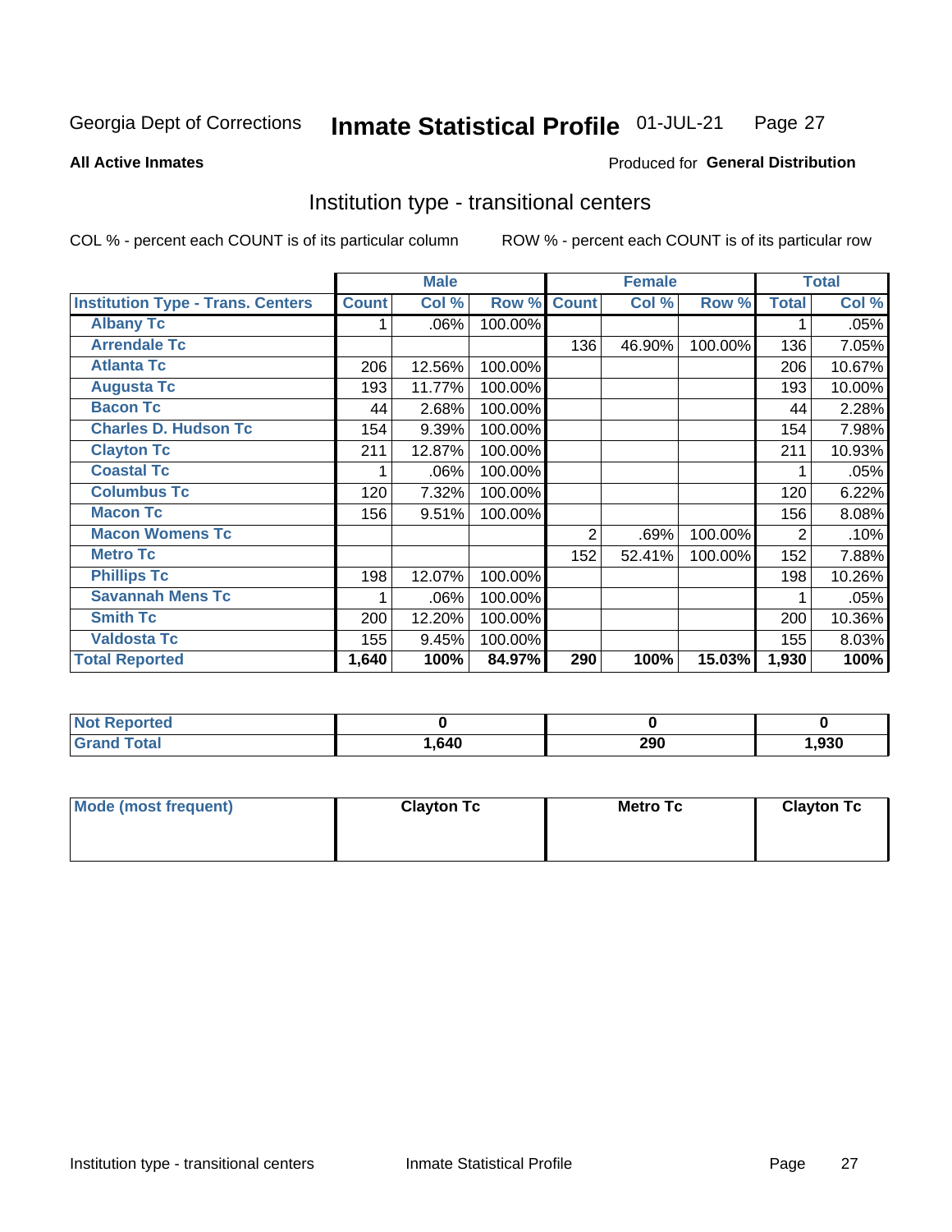Georgia Dept of Corrections **Inmate Statistical Profile** 01-JUL-21

**All Active Inmates**

Produced for **General Distribution**

## Institution type - transitional centers

COL % - percent each COUNT is of its particular column ROW % - percent each COUNT is of its particular row

| Institution Type - Trans. Centers | Male | | | Female | | | Total | |
|---|---|---|---|---|---|---|---|---|
| | Count | Col % | Row % | Count | Col % | Row % | Total | Col % |
| Albany Tc | 1 | .06% | 100.00% | | | | 1 | .05% |
| Arrendale Tc | | | | 136 | 46.90% | 100.00% | 136 | 7.05% |
| Atlanta Tc | 206 | 12.56% | 100.00% | | | | 206 | 10.67% |
| Augusta Tc | 193 | 11.77% | 100.00% | | | | 193 | 10.00% |
| Bacon Tc | 44 | 2.68% | 100.00% | | | | 44 | 2.28% |
| Charles D. Hudson Tc | 154 | 9.39% | 100.00% | | | | 154 | 7.98% |
| Clayton Tc | 211 | 12.87% | 100.00% | | | | 211 | 10.93% |
| Coastal Tc | 1 | .06% | 100.00% | | | | 1 | .05% |
| Columbus Tc | 120 | 7.32% | 100.00% | | | | 120 | 6.22% |
| Macon Tc | 156 | 9.51% | 100.00% | | | | 156 | 8.08% |
| Macon Womens Tc | | | | 2 | .69% | 100.00% | 2 | .10% |
| Metro Tc | | | | 152 | 52.41% | 100.00% | 152 | 7.88% |
| Phillips Tc | 198 | 12.07% | 100.00% | | | | 198 | 10.26% |
| Savannah Mens Tc | 1 | .06% | 100.00% | | | | 1 | .05% |
| Smith Tc | 200 | 12.20% | 100.00% | | | | 200 | 10.36% |
| Valdosta Tc | 155 | 9.45% | 100.00% | | | | 155 | 8.03% |
| **Total Reported** | **1,640** | **100%** | **84.97%** | **290** | **100%** | **15.03%** | **1,930** | **100%** |

| | Male | Female | Total |
|---|---|---|---|
| Not Reported | 0 | 0 | 0 |
| Grand Total | 1,640 | 290 | 1,930 |

| | Male | Female | Total |
|---|---|---|---|
| Mode (most frequent) | Clayton Tc | Metro Tc | Clayton Tc |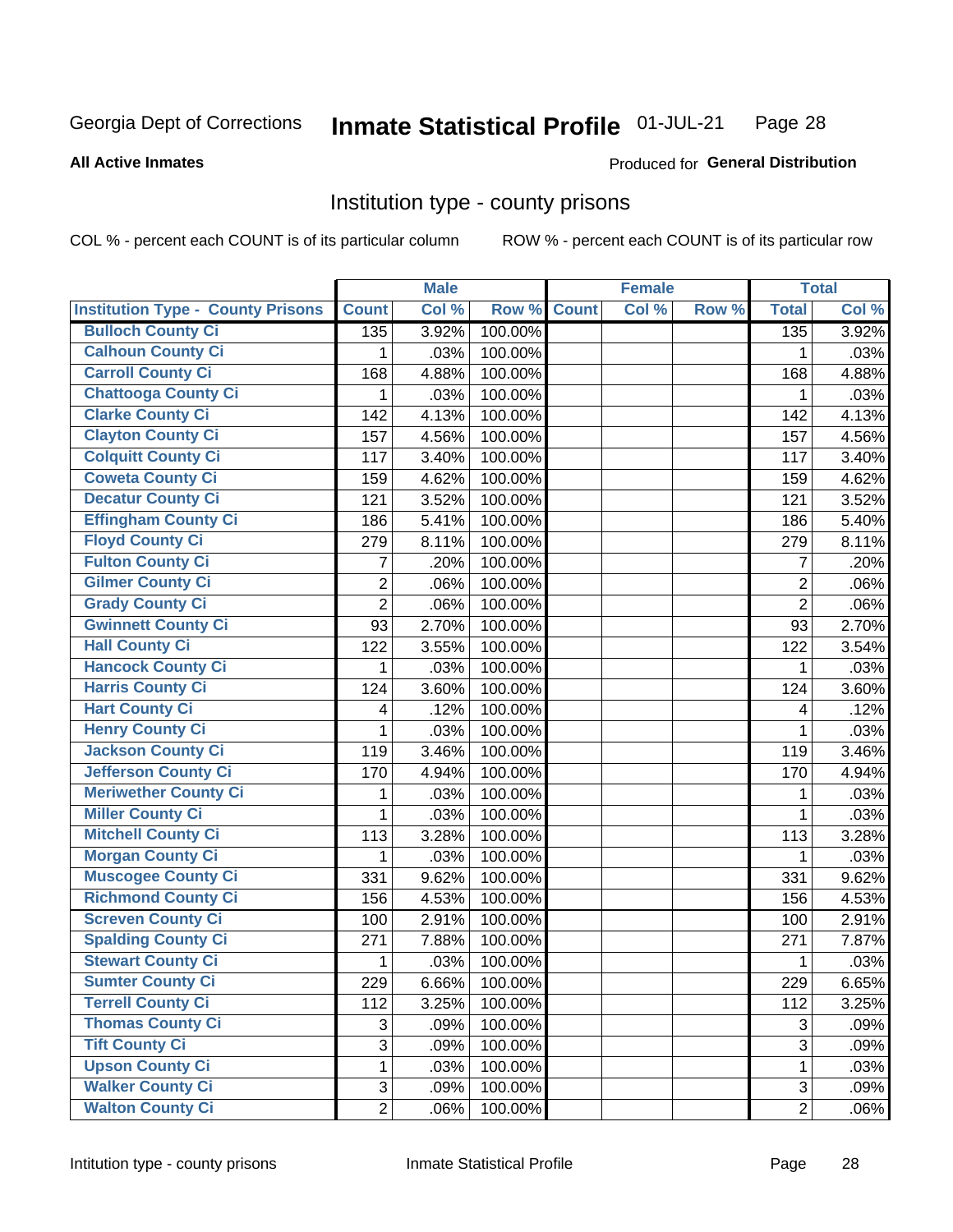Georgia Dept of Corrections **Inmate Statistical Profile** 01-JUL-21

**All Active Inmates**

Produced for **General Distribution**

## Institution type - county prisons

COL % - percent each COUNT is of its particular column

ROW % - percent each COUNT is of its particular row

| | Male | | | Female | | | Total | |
|---|---|---|---|---|---|---|---|---|
| **Institution Type - County Prisons** | **Count** | **Col %** | **Row %** | **Count** | **Col %** | **Row %** | **Total** | **Col %** |
| **Bulloch County Ci** | 135 | 3.92% | 100.00% | | | | 135 | 3.92% |
| **Calhoun County Ci** | 1 | .03% | 100.00% | | | | 1 | .03% |
| **Carroll County Ci** | 168 | 4.88% | 100.00% | | | | 168 | 4.88% |
| **Chattooga County Ci** | 1 | .03% | 100.00% | | | | 1 | .03% |
| **Clarke County Ci** | 142 | 4.13% | 100.00% | | | | 142 | 4.13% |
| **Clayton County Ci** | 157 | 4.56% | 100.00% | | | | 157 | 4.56% |
| **Colquitt County Ci** | 117 | 3.40% | 100.00% | | | | 117 | 3.40% |
| **Coweta County Ci** | 159 | 4.62% | 100.00% | | | | 159 | 4.62% |
| **Decatur County Ci** | 121 | 3.52% | 100.00% | | | | 121 | 3.52% |
| **Effingham County Ci** | 186 | 5.41% | 100.00% | | | | 186 | 5.40% |
| **Floyd County Ci** | 279 | 8.11% | 100.00% | | | | 279 | 8.11% |
| **Fulton County Ci** | 7 | .20% | 100.00% | | | | 7 | .20% |
| **Gilmer County Ci** | 2 | .06% | 100.00% | | | | 2 | .06% |
| **Grady County Ci** | 2 | .06% | 100.00% | | | | 2 | .06% |
| **Gwinnett County Ci** | 93 | 2.70% | 100.00% | | | | 93 | 2.70% |
| **Hall County Ci** | 122 | 3.55% | 100.00% | | | | 122 | 3.54% |
| **Hancock County Ci** | 1 | .03% | 100.00% | | | | 1 | .03% |
| **Harris County Ci** | 124 | 3.60% | 100.00% | | | | 124 | 3.60% |
| **Hart County Ci** | 4 | .12% | 100.00% | | | | 4 | .12% |
| **Henry County Ci** | 1 | .03% | 100.00% | | | | 1 | .03% |
| **Jackson County Ci** | 119 | 3.46% | 100.00% | | | | 119 | 3.46% |
| **Jefferson County Ci** | 170 | 4.94% | 100.00% | | | | 170 | 4.94% |
| **Meriwether County Ci** | 1 | .03% | 100.00% | | | | 1 | .03% |
| **Miller County Ci** | 1 | .03% | 100.00% | | | | 1 | .03% |
| **Mitchell County Ci** | 113 | 3.28% | 100.00% | | | | 113 | 3.28% |
| **Morgan County Ci** | 1 | .03% | 100.00% | | | | 1 | .03% |
| **Muscogee County Ci** | 331 | 9.62% | 100.00% | | | | 331 | 9.62% |
| **Richmond County Ci** | 156 | 4.53% | 100.00% | | | | 156 | 4.53% |
| **Screven County Ci** | 100 | 2.91% | 100.00% | | | | 100 | 2.91% |
| **Spalding County Ci** | 271 | 7.88% | 100.00% | | | | 271 | 7.87% |
| **Stewart County Ci** | 1 | .03% | 100.00% | | | | 1 | .03% |
| **Sumter County Ci** | 229 | 6.66% | 100.00% | | | | 229 | 6.65% |
| **Terrell County Ci** | 112 | 3.25% | 100.00% | | | | 112 | 3.25% |
| **Thomas County Ci** | 3 | .09% | 100.00% | | | | 3 | .09% |
| **Tift County Ci** | 3 | .09% | 100.00% | | | | 3 | .09% |
| **Upson County Ci** | 1 | .03% | 100.00% | | | | 1 | .03% |
| **Walker County Ci** | 3 | .09% | 100.00% | | | | 3 | .09% |
| **Walton County Ci** | 2 | .06% | 100.00% | | | | 2 | .06% |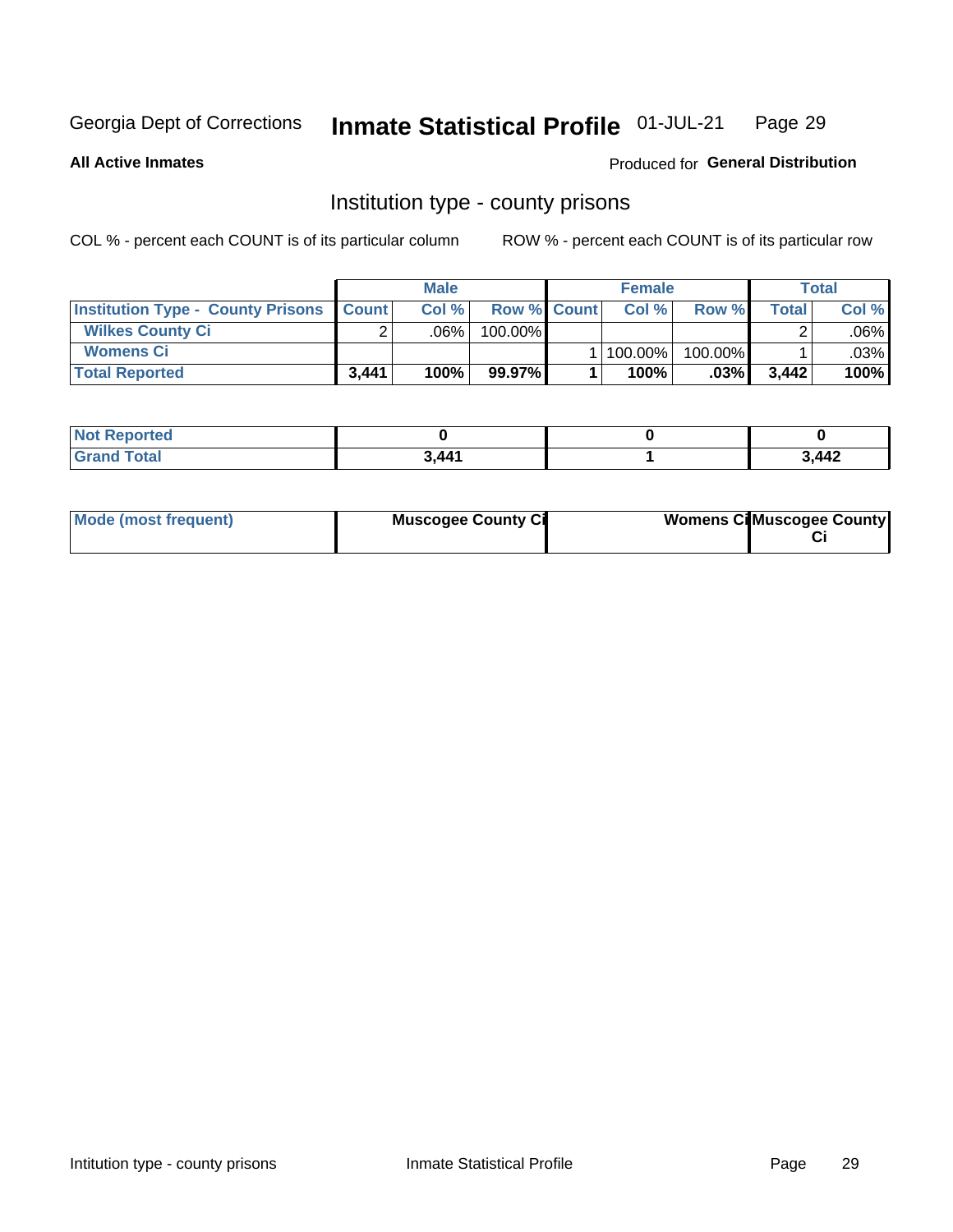Georgia Dept of Corrections **Inmate Statistical Profile** 01-JUL-21

**All Active Inmates**

Produced for **General Distribution**

## Institution type - county prisons

COL % - percent each COUNT is of its particular column

ROW % - percent each COUNT is of its particular row

| | Male | | | Female | | | Total | |
|---|---|---|---|---|---|---|---|---|
| **Institution Type - County Prisons** | **Count** | **Col %** | **Row %** | **Count** | **Col %** | **Row %** | **Total** | **Col %** |
| **Wilkes County Ci** | 2 | .06% | 100.00% | | | | 2 | .06% |
| **Womens Ci** | | | | 1 | 100.00% | 100.00% | 1 | .03% |
| **Total Reported** | **3,441** | **100%** | **99.97%** | **1** | **100%** | **.03%** | **3,442** | **100%** |

| | Male | Female | Total |
|---|---|---|---|
| **Not Reported** | **0** | **0** | **0** |
| **Grand Total** | **3,441** | **1** | **3,442** |

| | Male | Female | Total |
|---|---|---|---|
| **Mode (most frequent)** | **Muscogee County Ci** | **Womens Ci** | **Muscogee County Ci** |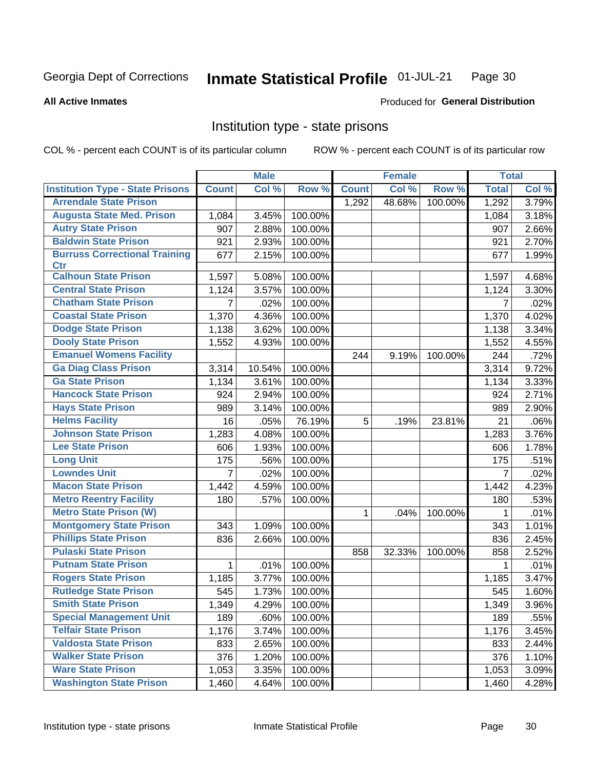Georgia Dept of Corrections **Inmate Statistical Profile** 01-JUL-21

**All Active Inmates**

Produced for **General Distribution**

# Institution type - state prisons

COL % - percent each COUNT is of its particular column ROW % - percent each COUNT is of its particular row

| | Male | | | Female | | | Total | |
|---|---|---|---|---|---|---|---|---|
| **Institution Type - State Prisons** | **Count** | **Col %** | **Row %** | **Count** | **Col %** | **Row %** | **Total** | **Col %** |
| **Arrendale State Prison** | | | | 1,292 | 48.68% | 100.00% | 1,292 | 3.79% |
| **Augusta State Med. Prison** | 1,084 | 3.45% | 100.00% | | | | 1,084 | 3.18% |
| **Autry State Prison** | 907 | 2.88% | 100.00% | | | | 907 | 2.66% |
| **Baldwin State Prison** | 921 | 2.93% | 100.00% | | | | 921 | 2.70% |
| **Burruss Correctional Training Ctr** | 677 | 2.15% | 100.00% | | | | 677 | 1.99% |
| **Calhoun State Prison** | 1,597 | 5.08% | 100.00% | | | | 1,597 | 4.68% |
| **Central State Prison** | 1,124 | 3.57% | 100.00% | | | | 1,124 | 3.30% |
| **Chatham State Prison** | 7 | .02% | 100.00% | | | | 7 | .02% |
| **Coastal State Prison** | 1,370 | 4.36% | 100.00% | | | | 1,370 | 4.02% |
| **Dodge State Prison** | 1,138 | 3.62% | 100.00% | | | | 1,138 | 3.34% |
| **Dooly State Prison** | 1,552 | 4.93% | 100.00% | | | | 1,552 | 4.55% |
| **Emanuel Womens Facility** | | | | 244 | 9.19% | 100.00% | 244 | .72% |
| **Ga Diag Class Prison** | 3,314 | 10.54% | 100.00% | | | | 3,314 | 9.72% |
| **Ga State Prison** | 1,134 | 3.61% | 100.00% | | | | 1,134 | 3.33% |
| **Hancock State Prison** | 924 | 2.94% | 100.00% | | | | 924 | 2.71% |
| **Hays State Prison** | 989 | 3.14% | 100.00% | | | | 989 | 2.90% |
| **Helms Facility** | 16 | .05% | 76.19% | 5 | .19% | 23.81% | 21 | .06% |
| **Johnson State Prison** | 1,283 | 4.08% | 100.00% | | | | 1,283 | 3.76% |
| **Lee State Prison** | 606 | 1.93% | 100.00% | | | | 606 | 1.78% |
| **Long Unit** | 175 | .56% | 100.00% | | | | 175 | .51% |
| **Lowndes Unit** | 7 | .02% | 100.00% | | | | 7 | .02% |
| **Macon State Prison** | 1,442 | 4.59% | 100.00% | | | | 1,442 | 4.23% |
| **Metro Reentry Facility** | 180 | .57% | 100.00% | | | | 180 | .53% |
| **Metro State Prison (W)** | | | | 1 | .04% | 100.00% | 1 | .01% |
| **Montgomery State Prison** | 343 | 1.09% | 100.00% | | | | 343 | 1.01% |
| **Phillips State Prison** | 836 | 2.66% | 100.00% | | | | 836 | 2.45% |
| **Pulaski State Prison** | | | | 858 | 32.33% | 100.00% | 858 | 2.52% |
| **Putnam State Prison** | 1 | .01% | 100.00% | | | | 1 | .01% |
| **Rogers State Prison** | 1,185 | 3.77% | 100.00% | | | | 1,185 | 3.47% |
| **Rutledge State Prison** | 545 | 1.73% | 100.00% | | | | 545 | 1.60% |
| **Smith State Prison** | 1,349 | 4.29% | 100.00% | | | | 1,349 | 3.96% |
| **Special Management Unit** | 189 | .60% | 100.00% | | | | 189 | .55% |
| **Telfair State Prison** | 1,176 | 3.74% | 100.00% | | | | 1,176 | 3.45% |
| **Valdosta State Prison** | 833 | 2.65% | 100.00% | | | | 833 | 2.44% |
| **Walker State Prison** | 376 | 1.20% | 100.00% | | | | 376 | 1.10% |
| **Ware State Prison** | 1,053 | 3.35% | 100.00% | | | | 1,053 | 3.09% |
| **Washington State Prison** | 1,460 | 4.64% | 100.00% | | | | 1,460 | 4.28% |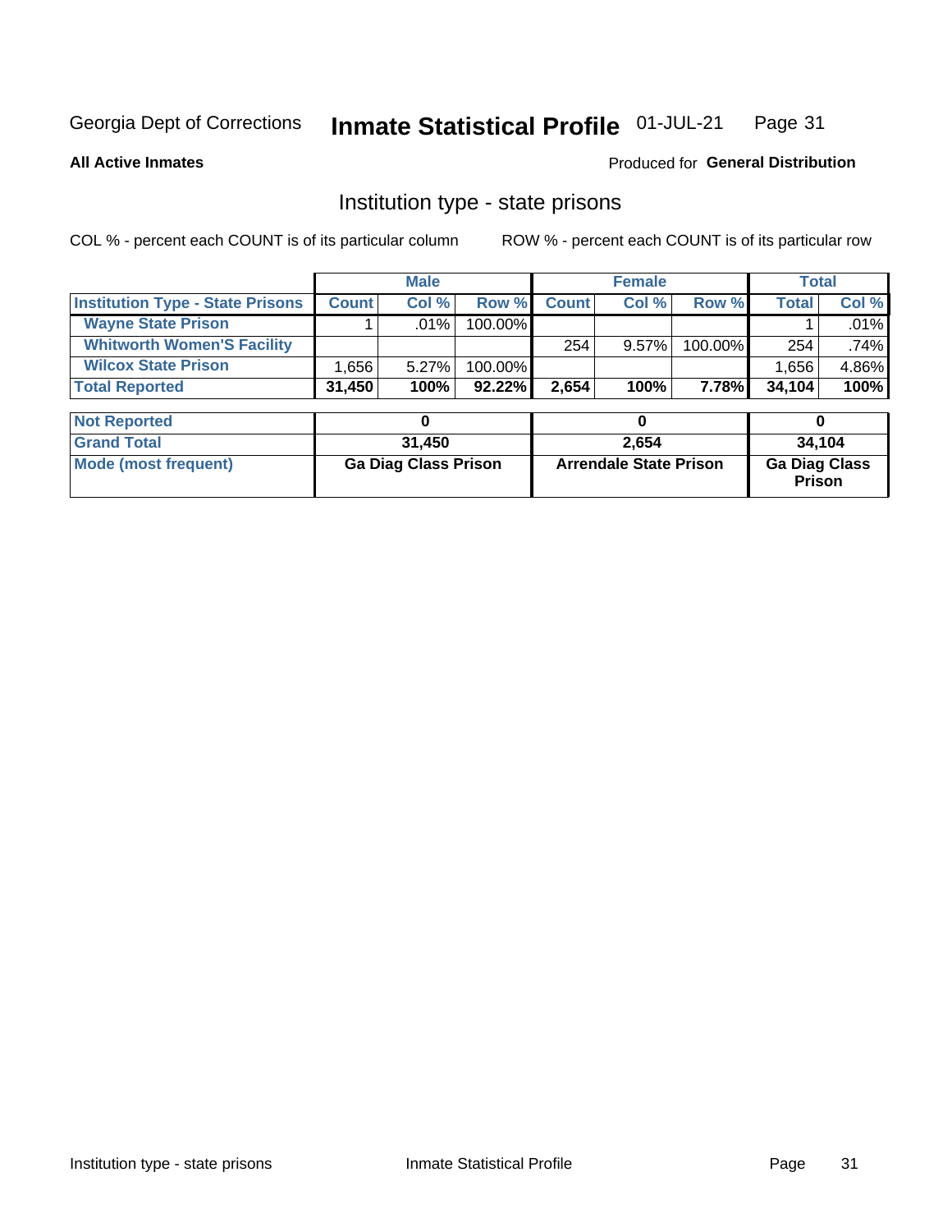Georgia Dept of Corrections **Inmate Statistical Profile** 01-JUL-21

**All Active Inmates**

Produced for **General Distribution**

## Institution type - state prisons

COL % - percent each COUNT is of its particular column     ROW % - percent each COUNT is of its particular row

| | Male | | | Female | | | Total | |
|---|---|---|---|---|---|---|---|---|
| **Institution Type - State Prisons** | **Count** | **Col %** | **Row %** | **Count** | **Col %** | **Row %** | **Total** | **Col %** |
| **Wayne State Prison** | 1 | .01% | 100.00% | | | | 1 | .01% |
| **Whitworth Women'S Facility** | | | | 254 | 9.57% | 100.00% | 254 | .74% |
| **Wilcox State Prison** | 1,656 | 5.27% | 100.00% | | | | 1,656 | 4.86% |
| **Total Reported** | **31,450** | **100%** | **92.22%** | **2,654** | **100%** | **7.78%** | **34,104** | **100%** |

| | Male | Female | Total |
|---|---|---|---|
| **Not Reported** | **0** | **0** | **0** |
| **Grand Total** | **31,450** | **2,654** | **34,104** |
| **Mode (most frequent)** | **Ga Diag Class Prison** | **Arrendale State Prison** | **Ga Diag Class Prison** |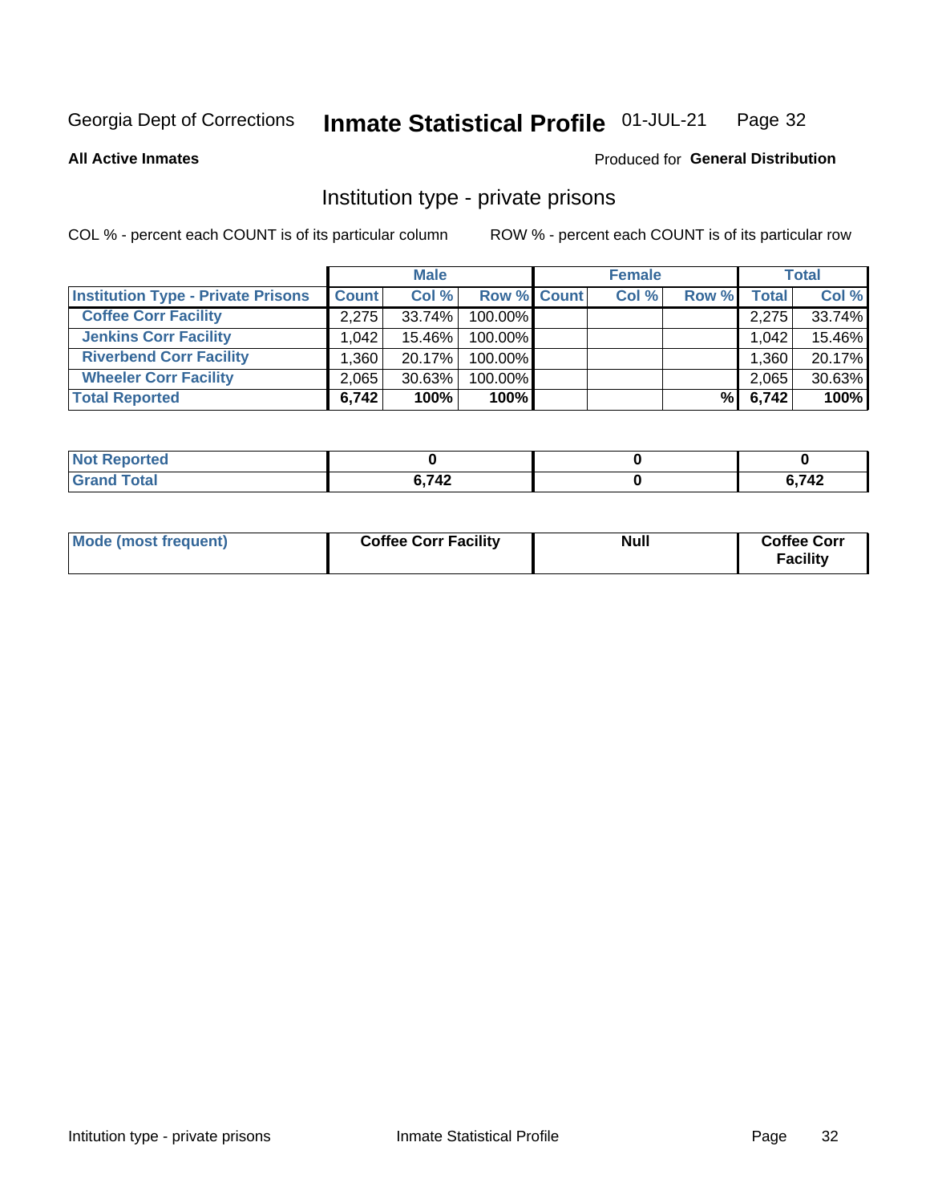Georgia Dept of Corrections **Inmate Statistical Profile** 01-JUL-21

**All Active Inmates** Produced for **General Distribution**

## Institution type - private prisons

COL % - percent each COUNT is of its particular column ROW % - percent each COUNT is of its particular row

| | Male | | | Female | | | Total | |
|---|---|---|---|---|---|---|---|---|
| **Institution Type - Private Prisons** | **Count** | **Col %** | **Row %** | **Count** | **Col %** | **Row %** | **Total** | **Col %** |
| **Coffee Corr Facility** | 2,275 | 33.74% | 100.00% | | | | 2,275 | 33.74% |
| **Jenkins Corr Facility** | 1,042 | 15.46% | 100.00% | | | | 1,042 | 15.46% |
| **Riverbend Corr Facility** | 1,360 | 20.17% | 100.00% | | | | 1,360 | 20.17% |
| **Wheeler Corr Facility** | 2,065 | 30.63% | 100.00% | | | | 2,065 | 30.63% |
| **Total Reported** | **6,742** | **100%** | **100%** | | | **%** | **6,742** | **100%** |

| | Male | Female | Total |
|---|---|---|---|
| **Not Reported** | **0** | **0** | **0** |
| **Grand Total** | **6,742** | **0** | **6,742** |

| | Male | Female | Total |
|---|---|---|---|
| **Mode (most frequent)** | **Coffee Corr Facility** | **Null** | **Coffee Corr Facility** |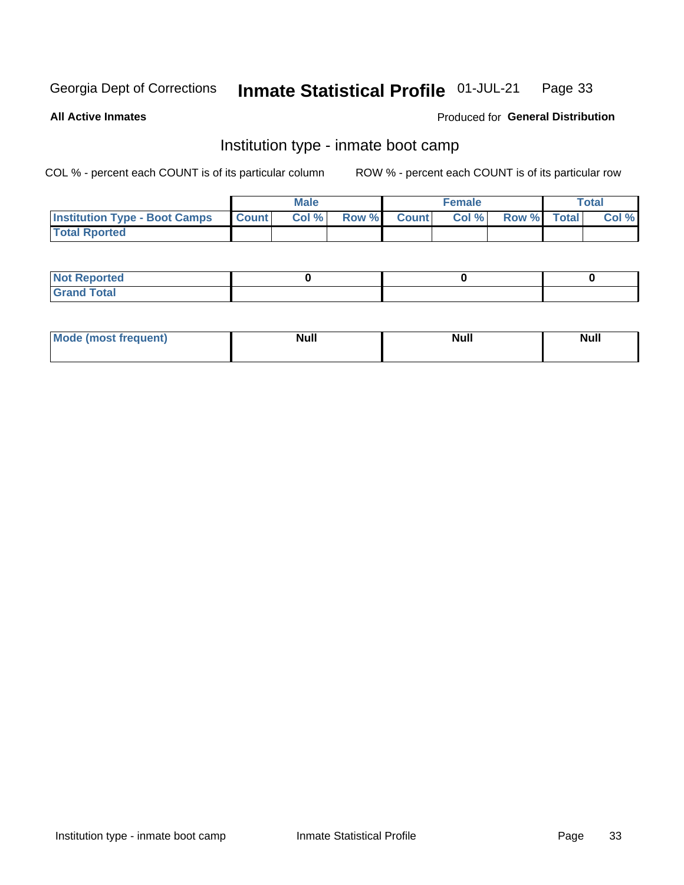Georgia Dept of Corrections **Inmate Statistical Profile** 01-JUL-21

**All Active Inmates**

Produced for **General Distribution**

## Institution type - inmate boot camp

COL % - percent each COUNT is of its particular column

ROW % - percent each COUNT is of its particular row

| | Male | | | Female | | | Total | |
|---|---|---|---|---|---|---|---|---|
| **Institution Type - Boot Camps** | **Count** | **Col %** | **Row %** | **Count** | **Col %** | **Row %** | **Total** | **Col %** |
| **Total Rported** | | | | | | | | |

| | Male | Female | Total |
|---|---|---|---|
| **Not Reported** | **0** | **0** | **0** |
| **Grand Total** | | | |

| | Male | Female | Total |
|---|---|---|---|
| **Mode (most frequent)** | **Null** | **Null** | **Null** |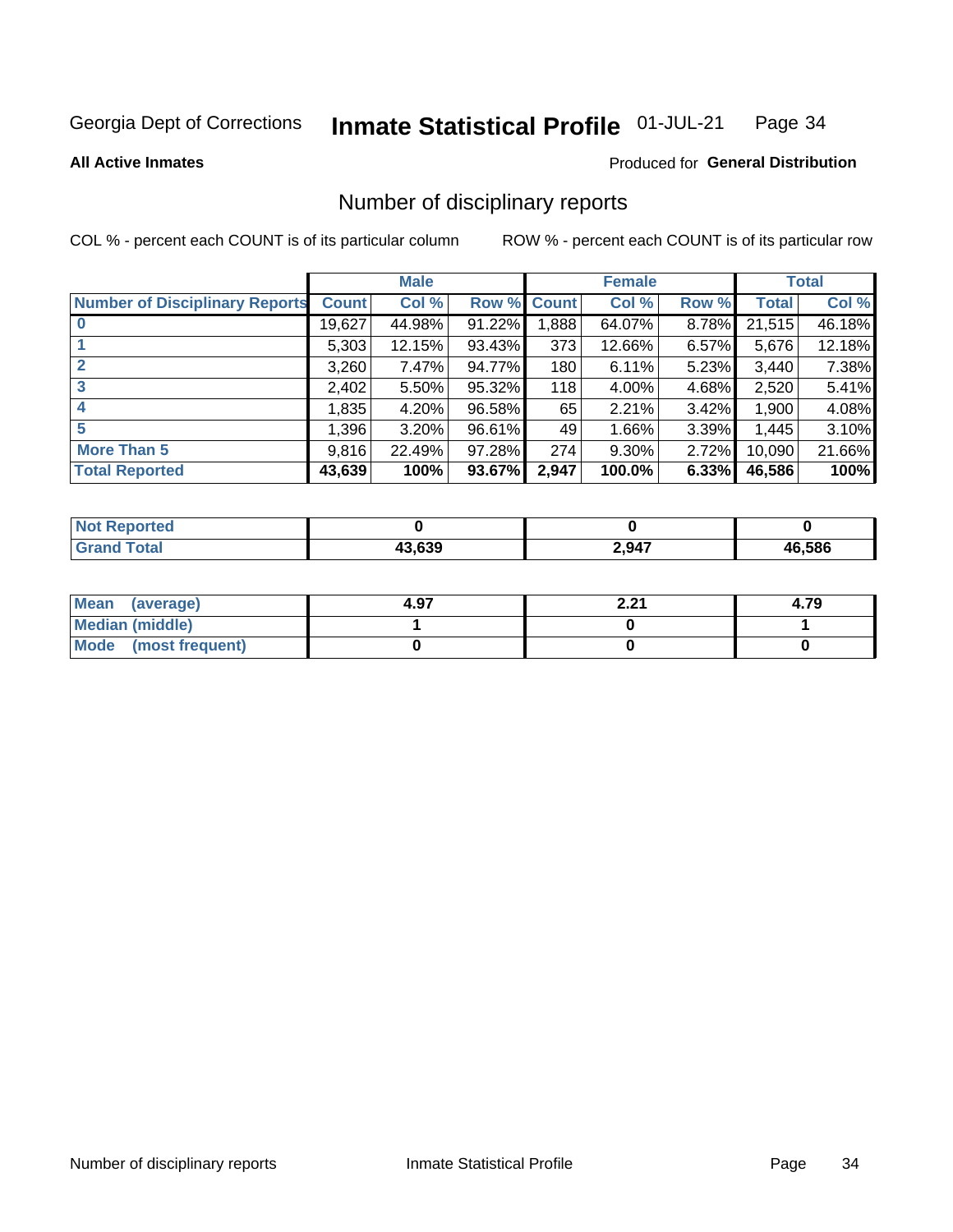Georgia Dept of Corrections **Inmate Statistical Profile** 01-JUL-21

**All Active Inmates**

Produced for **General Distribution**

## Number of disciplinary reports

COL % - percent each COUNT is of its particular column

ROW % - percent each COUNT is of its particular row

| | Male | | | Female | | | Total | |
|---|---|---|---|---|---|---|---|---|
| **Number of Disciplinary Reports** | **Count** | **Col %** | **Row %** | **Count** | **Col %** | **Row %** | **Total** | **Col %** |
| **0** | 19,627 | 44.98% | 91.22% | 1,888 | 64.07% | 8.78% | 21,515 | 46.18% |
| **1** | 5,303 | 12.15% | 93.43% | 373 | 12.66% | 6.57% | 5,676 | 12.18% |
| **2** | 3,260 | 7.47% | 94.77% | 180 | 6.11% | 5.23% | 3,440 | 7.38% |
| **3** | 2,402 | 5.50% | 95.32% | 118 | 4.00% | 4.68% | 2,520 | 5.41% |
| **4** | 1,835 | 4.20% | 96.58% | 65 | 2.21% | 3.42% | 1,900 | 4.08% |
| **5** | 1,396 | 3.20% | 96.61% | 49 | 1.66% | 3.39% | 1,445 | 3.10% |
| **More Than 5** | 9,816 | 22.49% | 97.28% | 274 | 9.30% | 2.72% | 10,090 | 21.66% |
| **Total Reported** | **43,639** | **100%** | **93.67%** | **2,947** | **100.0%** | **6.33%** | **46,586** | **100%** |

| | Male | Female | Total |
|---|---|---|---|
| **Not Reported** | **0** | **0** | **0** |
| **Grand Total** | **43,639** | **2,947** | **46,586** |

| | Male | Female | Total |
|---|---|---|---|
| **Mean (average)** | **4.97** | **2.21** | **4.79** |
| **Median (middle)** | **1** | **0** | **1** |
| **Mode (most frequent)** | **0** | **0** | **0** |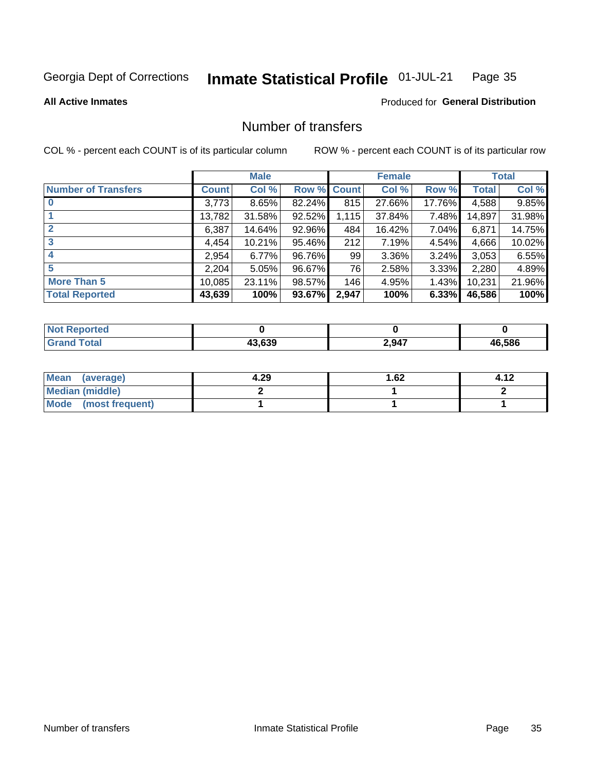Georgia Dept of Corrections **Inmate Statistical Profile** 01-JUL-21

**All Active Inmates**

Produced for **General Distribution**

## Number of transfers

COL % - percent each COUNT is of its particular column

ROW % - percent each COUNT is of its particular row

| | Male | | | Female | | | Total | |
|---|---|---|---|---|---|---|---|---|
| **Number of Transfers** | **Count** | **Col %** | **Row %** | **Count** | **Col %** | **Row %** | **Total** | **Col %** |
| **0** | 3,773 | 8.65% | 82.24% | 815 | 27.66% | 17.76% | 4,588 | 9.85% |
| **1** | 13,782 | 31.58% | 92.52% | 1,115 | 37.84% | 7.48% | 14,897 | 31.98% |
| **2** | 6,387 | 14.64% | 92.96% | 484 | 16.42% | 7.04% | 6,871 | 14.75% |
| **3** | 4,454 | 10.21% | 95.46% | 212 | 7.19% | 4.54% | 4,666 | 10.02% |
| **4** | 2,954 | 6.77% | 96.76% | 99 | 3.36% | 3.24% | 3,053 | 6.55% |
| **5** | 2,204 | 5.05% | 96.67% | 76 | 2.58% | 3.33% | 2,280 | 4.89% |
| **More Than 5** | 10,085 | 23.11% | 98.57% | 146 | 4.95% | 1.43% | 10,231 | 21.96% |
| **Total Reported** | **43,639** | **100%** | **93.67%** | **2,947** | **100%** | **6.33%** | **46,586** | **100%** |

| | Male | Female | Total |
|---|---|---|---|
| **Not Reported** | **0** | **0** | **0** |
| **Grand Total** | **43,639** | **2,947** | **46,586** |

| | Male | Female | Total |
|---|---|---|---|
| **Mean (average)** | **4.29** | **1.62** | **4.12** |
| **Median (middle)** | **2** | **1** | **2** |
| **Mode (most frequent)** | **1** | **1** | **1** |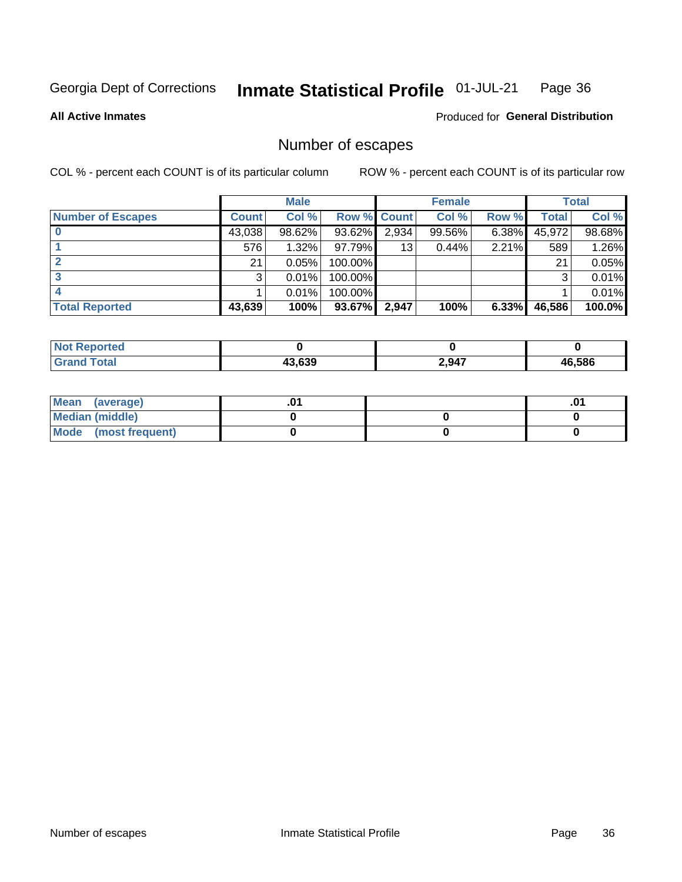Georgia Dept of Corrections **Inmate Statistical Profile** 01-JUL-21

**All Active Inmates**

Produced for **General Distribution**

## Number of escapes

COL % - percent each COUNT is of its particular column ROW % - percent each COUNT is of its particular row

| | Male | | | Female | | | Total | |
|---|---|---|---|---|---|---|---|---|
| **Number of Escapes** | **Count** | **Col %** | **Row %** | **Count** | **Col %** | **Row %** | **Total** | **Col %** |
| **0** | 43,038 | 98.62% | 93.62% | 2,934 | 99.56% | 6.38% | 45,972 | 98.68% |
| **1** | 576 | 1.32% | 97.79% | 13 | 0.44% | 2.21% | 589 | 1.26% |
| **2** | 21 | 0.05% | 100.00% | | | | 21 | 0.05% |
| **3** | 3 | 0.01% | 100.00% | | | | 3 | 0.01% |
| **4** | 1 | 0.01% | 100.00% | | | | 1 | 0.01% |
| **Total Reported** | **43,639** | **100%** | **93.67%** | **2,947** | **100%** | **6.33%** | **46,586** | **100.0%** |

| | Male | Female | Total |
|---|---|---|---|
| **Not Reported** | **0** | **0** | **0** |
| **Grand Total** | **43,639** | **2,947** | **46,586** |

| | Male | Female | Total |
|---|---|---|---|
| **Mean (average)** | **.01** | | **.01** |
| **Median (middle)** | **0** | **0** | **0** |
| **Mode (most frequent)** | **0** | **0** | **0** |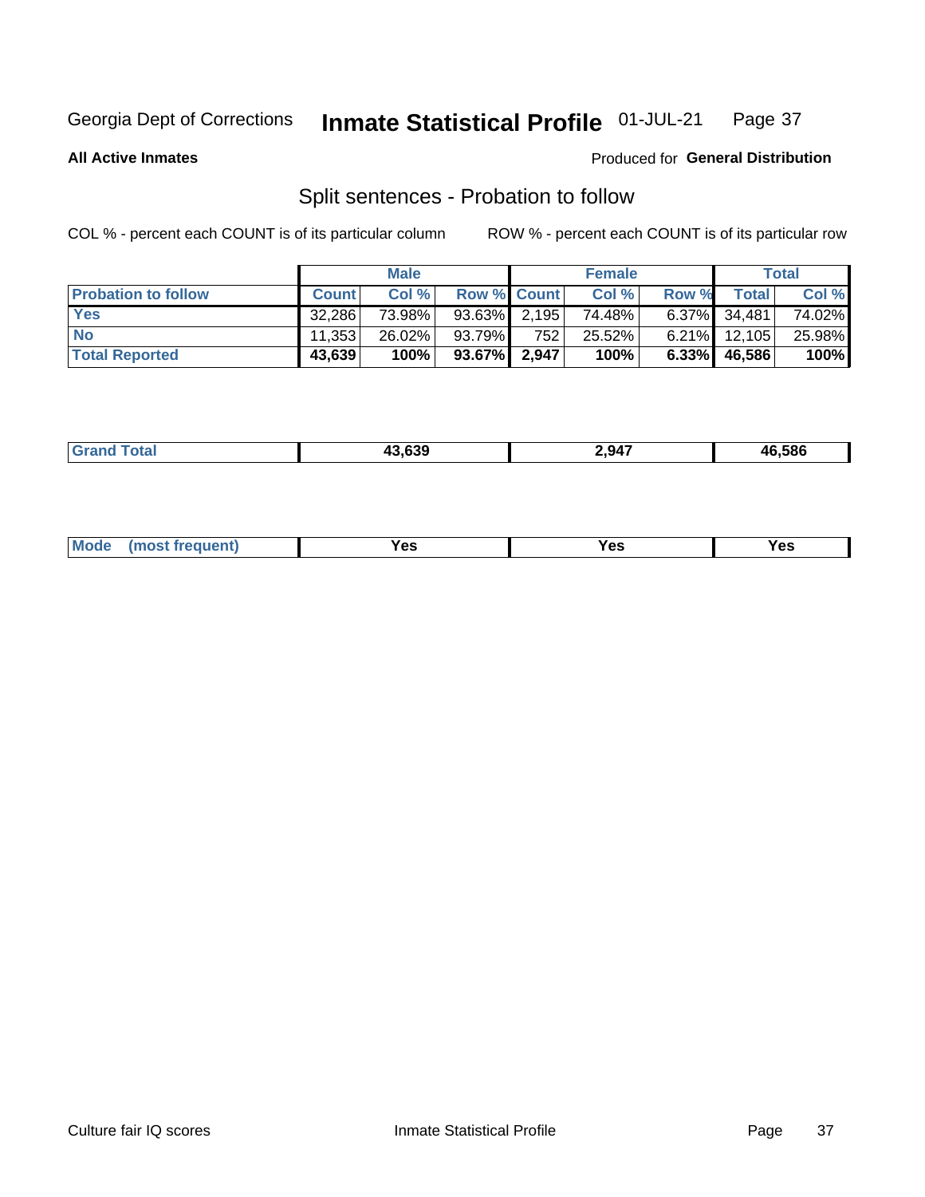Georgia Dept of Corrections **Inmate Statistical Profile** 01-JUL-21

**All Active Inmates**

Produced for **General Distribution**

## Split sentences - Probation to follow

COL % - percent each COUNT is of its particular column

ROW % - percent each COUNT is of its particular row

| | Male | | | Female | | | Total | |
|---|---|---|---|---|---|---|---|---|
| **Probation to follow** | **Count** | **Col %** | **Row %** | **Count** | **Col %** | **Row %** | **Total** | **Col %** |
| **Yes** | 32,286 | 73.98% | 93.63% | 2,195 | 74.48% | 6.37% | 34,481 | 74.02% |
| **No** | 11,353 | 26.02% | 93.79% | 752 | 25.52% | 6.21% | 12,105 | 25.98% |
| **Total Reported** | **43,639** | **100%** | **93.67%** | **2,947** | **100%** | **6.33%** | **46,586** | **100%** |

| **Grand Total** | **43,639** | **2,947** | **46,586** |
|---|---|---|---|

| **Mode (most frequent)** | **Yes** | **Yes** | **Yes** |
|---|---|---|---|

Culture fair IQ scores Inmate Statistical Profile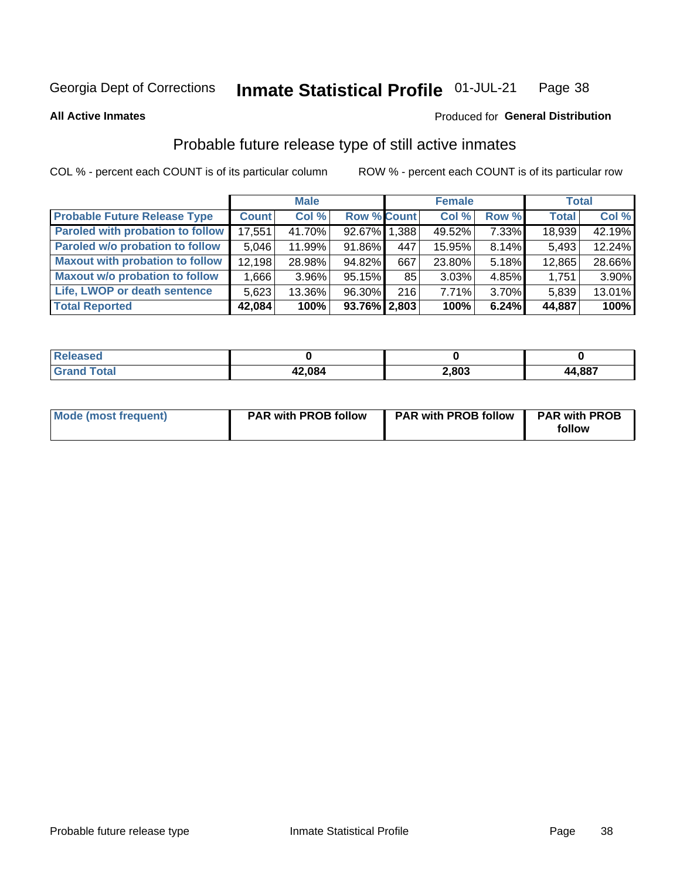Georgia Dept of Corrections **Inmate Statistical Profile** 01-JUL-21

**All Active Inmates** Produced for **General Distribution**

## Probable future release type of still active inmates

COL % - percent each COUNT is of its particular column ROW % - percent each COUNT is of its particular row

| | Male | | | Female | | | Total | |
|---|---|---|---|---|---|---|---|---|
| **Probable Future Release Type** | **Count** | **Col %** | **Row %** | **Count** | **Col %** | **Row %** | **Total** | **Col %** |
| **Paroled with probation to follow** | 17,551 | 41.70% | 92.67% | 1,388 | 49.52% | 7.33% | 18,939 | 42.19% |
| **Paroled w/o probation to follow** | 5,046 | 11.99% | 91.86% | 447 | 15.95% | 8.14% | 5,493 | 12.24% |
| **Maxout with probation to follow** | 12,198 | 28.98% | 94.82% | 667 | 23.80% | 5.18% | 12,865 | 28.66% |
| **Maxout w/o probation to follow** | 1,666 | 3.96% | 95.15% | 85 | 3.03% | 4.85% | 1,751 | 3.90% |
| **Life, LWOP or death sentence** | 5,623 | 13.36% | 96.30% | 216 | 7.71% | 3.70% | 5,839 | 13.01% |
| **Total Reported** | **42,084** | **100%** | **93.76%** | **2,803** | **100%** | **6.24%** | **44,887** | **100%** |

| | Male | Female | Total |
|---|---|---|---|
| **Released** | **0** | **0** | **0** |
| **Grand Total** | **42,084** | **2,803** | **44,887** |

| | Male | Female | Total |
|---|---|---|---|
| **Mode (most frequent)** | **PAR with PROB follow** | **PAR with PROB follow** | **PAR with PROB follow** |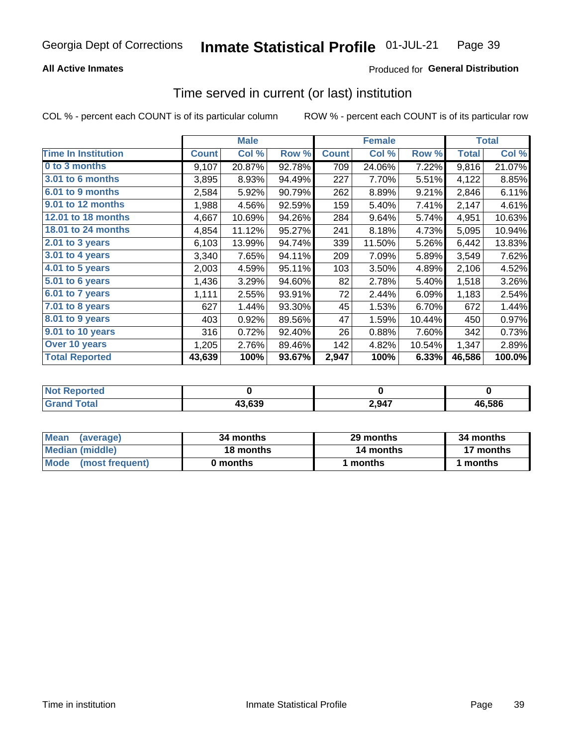Georgia Dept of Corrections **Inmate Statistical Profile** 01-JUL-21

**All Active Inmates**

Produced for **General Distribution**

## Time served in current (or last) institution

COL % - percent each COUNT is of its particular column    ROW % - percent each COUNT is of its particular row

| | Male | | | Female | | | Total | |
|---|---|---|---|---|---|---|---|---|
| **Time In Institution** | **Count** | **Col %** | **Row %** | **Count** | **Col %** | **Row %** | **Total** | **Col %** |
| **0 to 3 months** | 9,107 | 20.87% | 92.78% | 709 | 24.06% | 7.22% | 9,816 | 21.07% |
| **3.01 to 6 months** | 3,895 | 8.93% | 94.49% | 227 | 7.70% | 5.51% | 4,122 | 8.85% |
| **6.01 to 9 months** | 2,584 | 5.92% | 90.79% | 262 | 8.89% | 9.21% | 2,846 | 6.11% |
| **9.01 to 12 months** | 1,988 | 4.56% | 92.59% | 159 | 5.40% | 7.41% | 2,147 | 4.61% |
| **12.01 to 18 months** | 4,667 | 10.69% | 94.26% | 284 | 9.64% | 5.74% | 4,951 | 10.63% |
| **18.01 to 24 months** | 4,854 | 11.12% | 95.27% | 241 | 8.18% | 4.73% | 5,095 | 10.94% |
| **2.01 to 3 years** | 6,103 | 13.99% | 94.74% | 339 | 11.50% | 5.26% | 6,442 | 13.83% |
| **3.01 to 4 years** | 3,340 | 7.65% | 94.11% | 209 | 7.09% | 5.89% | 3,549 | 7.62% |
| **4.01 to 5 years** | 2,003 | 4.59% | 95.11% | 103 | 3.50% | 4.89% | 2,106 | 4.52% |
| **5.01 to 6 years** | 1,436 | 3.29% | 94.60% | 82 | 2.78% | 5.40% | 1,518 | 3.26% |
| **6.01 to 7 years** | 1,111 | 2.55% | 93.91% | 72 | 2.44% | 6.09% | 1,183 | 2.54% |
| **7.01 to 8 years** | 627 | 1.44% | 93.30% | 45 | 1.53% | 6.70% | 672 | 1.44% |
| **8.01 to 9 years** | 403 | 0.92% | 89.56% | 47 | 1.59% | 10.44% | 450 | 0.97% |
| **9.01 to 10 years** | 316 | 0.72% | 92.40% | 26 | 0.88% | 7.60% | 342 | 0.73% |
| **Over 10 years** | 1,205 | 2.76% | 89.46% | 142 | 4.82% | 10.54% | 1,347 | 2.89% |
| **Total Reported** | **43,639** | **100%** | **93.67%** | **2,947** | **100%** | **6.33%** | **46,586** | **100.0%** |

| | Male | Female | Total |
|---|---|---|---|
| **Not Reported** | **0** | **0** | **0** |
| **Grand Total** | **43,639** | **2,947** | **46,586** |

| | Male | Female | Total |
|---|---|---|---|
| **Mean (average)** | **34 months** | **29 months** | **34 months** |
| **Median (middle)** | **18 months** | **14 months** | **17 months** |
| **Mode (most frequent)** | **0 months** | **1 months** | **1 months** |

Time in institution    Inmate Statistical Profile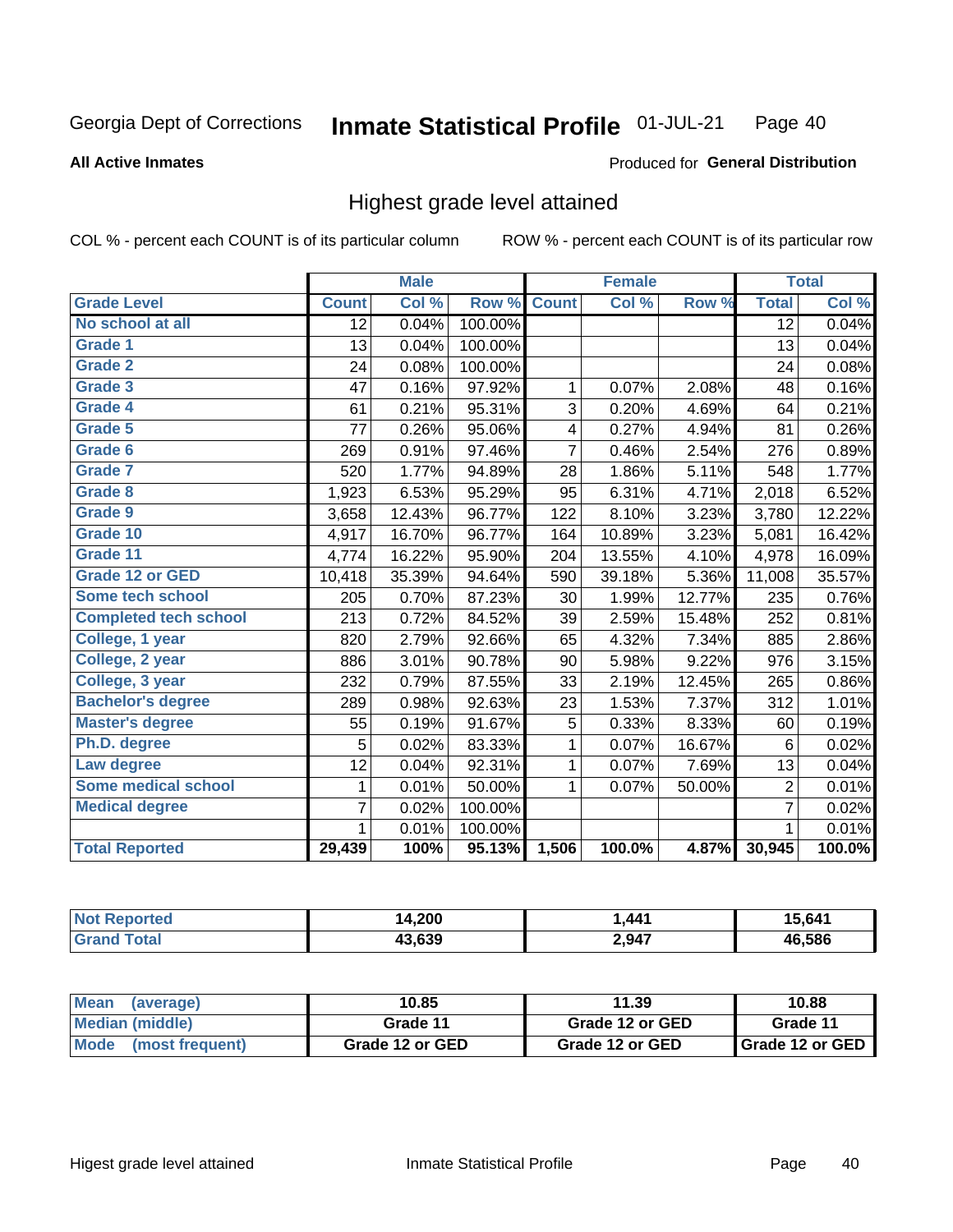Georgia Dept of Corrections **Inmate Statistical Profile** 01-JUL-21

**All Active Inmates**

Produced for **General Distribution**

## Highest grade level attained

COL % - percent each COUNT is of its particular column ROW % - percent each COUNT is of its particular row

| | Male | | | Female | | | Total | |
|---|---|---|---|---|---|---|---|---|
| **Grade Level** | **Count** | **Col %** | **Row %** | **Count** | **Col %** | **Row %** | **Total** | **Col %** |
| **No school at all** | 12 | 0.04% | 100.00% | | | | 12 | 0.04% |
| **Grade 1** | 13 | 0.04% | 100.00% | | | | 13 | 0.04% |
| **Grade 2** | 24 | 0.08% | 100.00% | | | | 24 | 0.08% |
| **Grade 3** | 47 | 0.16% | 97.92% | 1 | 0.07% | 2.08% | 48 | 0.16% |
| **Grade 4** | 61 | 0.21% | 95.31% | 3 | 0.20% | 4.69% | 64 | 0.21% |
| **Grade 5** | 77 | 0.26% | 95.06% | 4 | 0.27% | 4.94% | 81 | 0.26% |
| **Grade 6** | 269 | 0.91% | 97.46% | 7 | 0.46% | 2.54% | 276 | 0.89% |
| **Grade 7** | 520 | 1.77% | 94.89% | 28 | 1.86% | 5.11% | 548 | 1.77% |
| **Grade 8** | 1,923 | 6.53% | 95.29% | 95 | 6.31% | 4.71% | 2,018 | 6.52% |
| **Grade 9** | 3,658 | 12.43% | 96.77% | 122 | 8.10% | 3.23% | 3,780 | 12.22% |
| **Grade 10** | 4,917 | 16.70% | 96.77% | 164 | 10.89% | 3.23% | 5,081 | 16.42% |
| **Grade 11** | 4,774 | 16.22% | 95.90% | 204 | 13.55% | 4.10% | 4,978 | 16.09% |
| **Grade 12 or GED** | 10,418 | 35.39% | 94.64% | 590 | 39.18% | 5.36% | 11,008 | 35.57% |
| **Some tech school** | 205 | 0.70% | 87.23% | 30 | 1.99% | 12.77% | 235 | 0.76% |
| **Completed tech school** | 213 | 0.72% | 84.52% | 39 | 2.59% | 15.48% | 252 | 0.81% |
| **College, 1 year** | 820 | 2.79% | 92.66% | 65 | 4.32% | 7.34% | 885 | 2.86% |
| **College, 2 year** | 886 | 3.01% | 90.78% | 90 | 5.98% | 9.22% | 976 | 3.15% |
| **College, 3 year** | 232 | 0.79% | 87.55% | 33 | 2.19% | 12.45% | 265 | 0.86% |
| **Bachelor's degree** | 289 | 0.98% | 92.63% | 23 | 1.53% | 7.37% | 312 | 1.01% |
| **Master's degree** | 55 | 0.19% | 91.67% | 5 | 0.33% | 8.33% | 60 | 0.19% |
| **Ph.D. degree** | 5 | 0.02% | 83.33% | 1 | 0.07% | 16.67% | 6 | 0.02% |
| **Law degree** | 12 | 0.04% | 92.31% | 1 | 0.07% | 7.69% | 13 | 0.04% |
| **Some medical school** | 1 | 0.01% | 50.00% | 1 | 0.07% | 50.00% | 2 | 0.01% |
| **Medical degree** | 7 | 0.02% | 100.00% | | | | 7 | 0.02% |
| | 1 | 0.01% | 100.00% | | | | 1 | 0.01% |
| **Total Reported** | **29,439** | **100%** | **95.13%** | **1,506** | **100.0%** | **4.87%** | **30,945** | **100.0%** |

| | Male | Female | Total |
|---|---|---|---|
| **Not Reported** | **14,200** | **1,441** | **15,641** |
| **Grand Total** | **43,639** | **2,947** | **46,586** |

| | Male | Female | Total |
|---|---|---|---|
| **Mean (average)** | **10.85** | **11.39** | **10.88** |
| **Median (middle)** | **Grade 11** | **Grade 12 or GED** | **Grade 11** |
| **Mode (most frequent)** | **Grade 12 or GED** | **Grade 12 or GED** | **Grade 12 or GED** |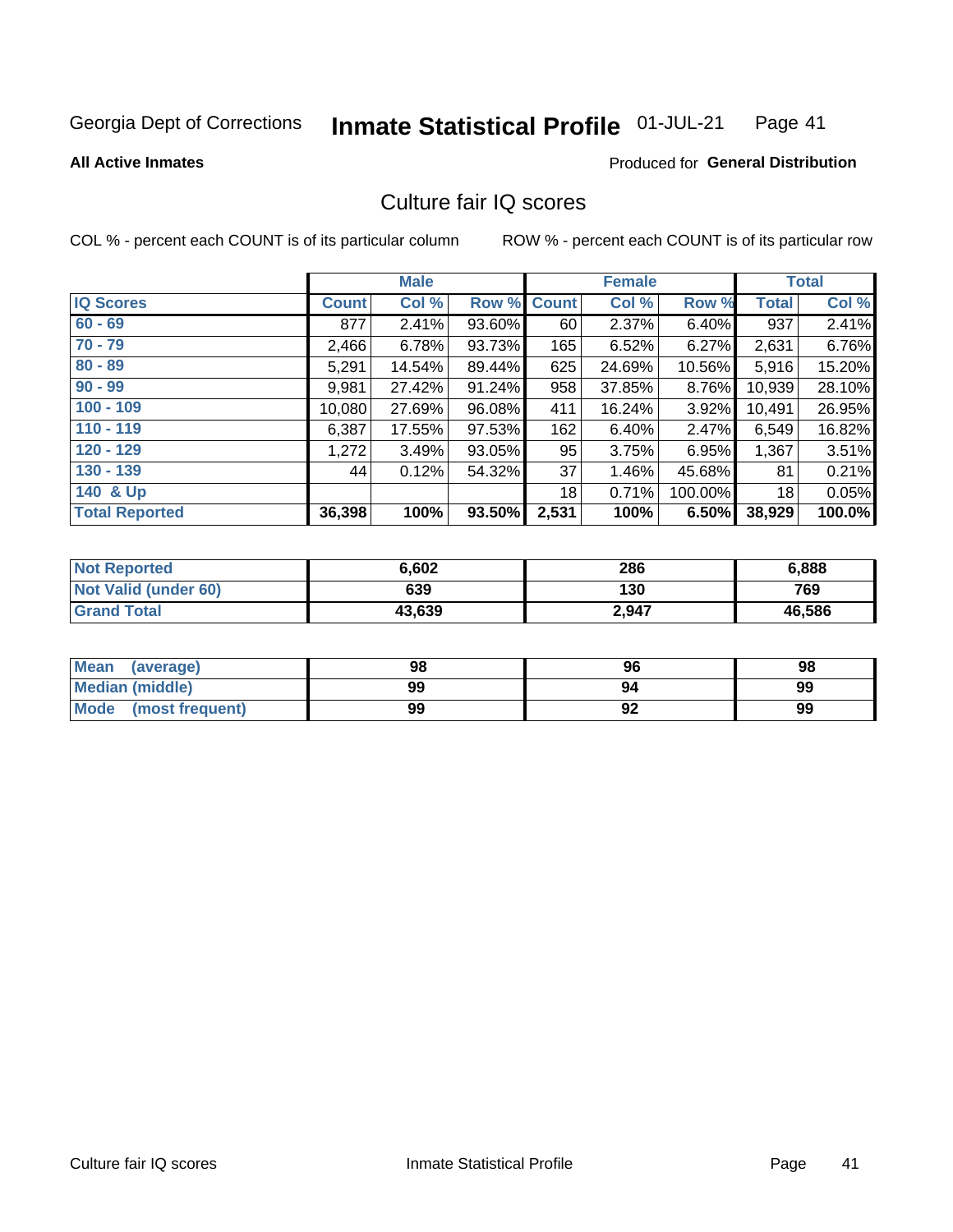Georgia Dept of Corrections **Inmate Statistical Profile** 01-JUL-21

**All Active Inmates**

Produced for **General Distribution**

## Culture fair IQ scores

COL % - percent each COUNT is of its particular column ROW % - percent each COUNT is of its particular row

| | Male | | | Female | | | Total | |
|---|---|---|---|---|---|---|---|---|
| **IQ Scores** | **Count** | **Col %** | **Row %** | **Count** | **Col %** | **Row %** | **Total** | **Col %** |
| 60 - 69 | 877 | 2.41% | 93.60% | 60 | 2.37% | 6.40% | 937 | 2.41% |
| 70 - 79 | 2,466 | 6.78% | 93.73% | 165 | 6.52% | 6.27% | 2,631 | 6.76% |
| 80 - 89 | 5,291 | 14.54% | 89.44% | 625 | 24.69% | 10.56% | 5,916 | 15.20% |
| 90 - 99 | 9,981 | 27.42% | 91.24% | 958 | 37.85% | 8.76% | 10,939 | 28.10% |
| 100 - 109 | 10,080 | 27.69% | 96.08% | 411 | 16.24% | 3.92% | 10,491 | 26.95% |
| 110 - 119 | 6,387 | 17.55% | 97.53% | 162 | 6.40% | 2.47% | 6,549 | 16.82% |
| 120 - 129 | 1,272 | 3.49% | 93.05% | 95 | 3.75% | 6.95% | 1,367 | 3.51% |
| 130 - 139 | 44 | 0.12% | 54.32% | 37 | 1.46% | 45.68% | 81 | 0.21% |
| 140 & Up | | | | 18 | 0.71% | 100.00% | 18 | 0.05% |
| **Total Reported** | **36,398** | **100%** | **93.50%** | **2,531** | **100%** | **6.50%** | **38,929** | **100.0%** |

| | Male | Female | Total |
|---|---|---|---|
| Not Reported | 6,602 | 286 | 6,888 |
| Not Valid (under 60) | 639 | 130 | 769 |
| Grand Total | 43,639 | 2,947 | 46,586 |

| | Male | Female | Total |
|---|---|---|---|
| Mean (average) | 98 | 96 | 98 |
| Median (middle) | 99 | 94 | 99 |
| Mode (most frequent) | 99 | 92 | 99 |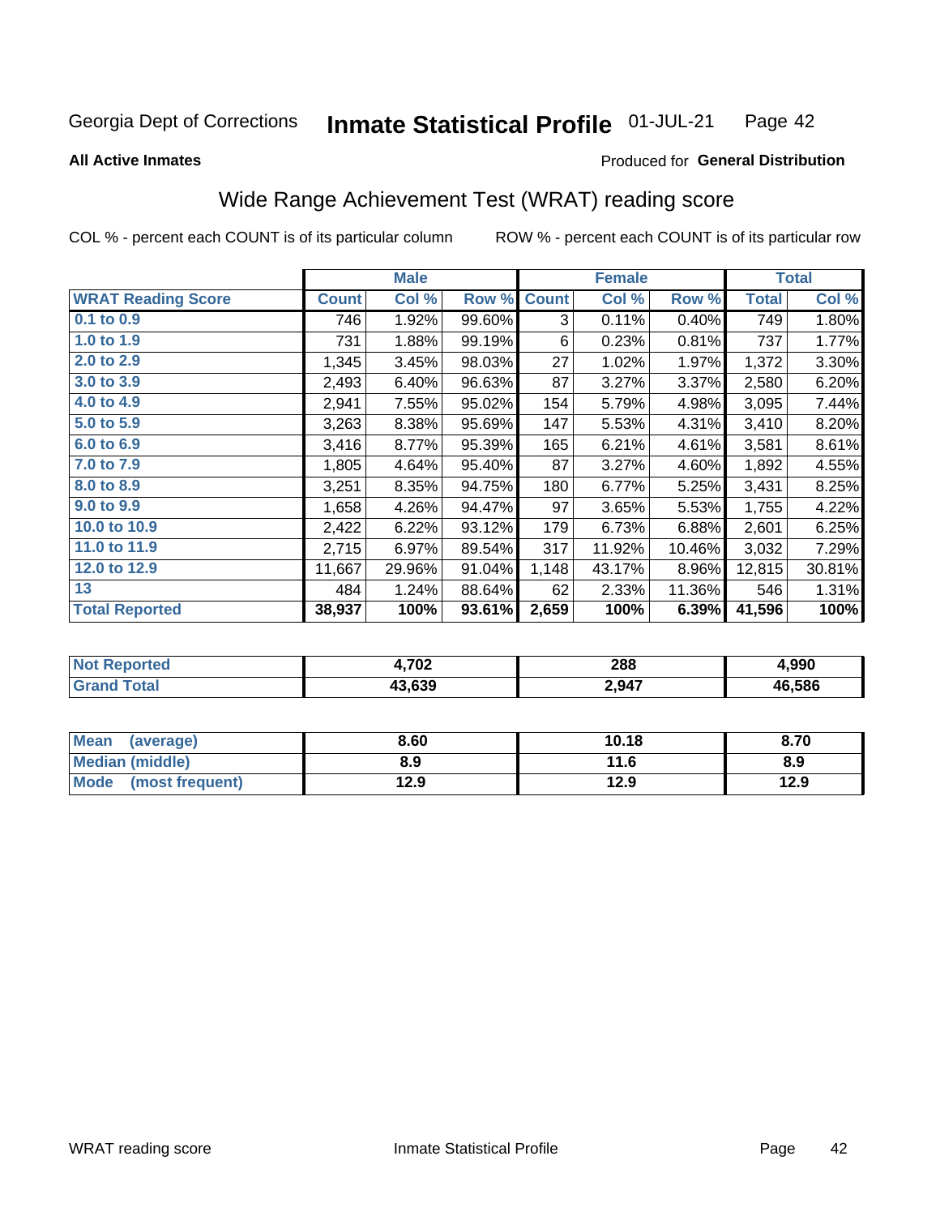Georgia Dept of Corrections **Inmate Statistical Profile** 01-JUL-21

**All Active Inmates**

Produced for **General Distribution**

## Wide Range Achievement Test (WRAT) reading score

COL % - percent each COUNT is of its particular column

ROW % - percent each COUNT is of its particular row

| | Male | | | Female | | | Total | |
|---|---|---|---|---|---|---|---|---|
| **WRAT Reading Score** | **Count** | **Col %** | **Row %** | **Count** | **Col %** | **Row %** | **Total** | **Col %** |
| 0.1 to 0.9 | 746 | 1.92% | 99.60% | 3 | 0.11% | 0.40% | 749 | 1.80% |
| 1.0 to 1.9 | 731 | 1.88% | 99.19% | 6 | 0.23% | 0.81% | 737 | 1.77% |
| 2.0 to 2.9 | 1,345 | 3.45% | 98.03% | 27 | 1.02% | 1.97% | 1,372 | 3.30% |
| 3.0 to 3.9 | 2,493 | 6.40% | 96.63% | 87 | 3.27% | 3.37% | 2,580 | 6.20% |
| 4.0 to 4.9 | 2,941 | 7.55% | 95.02% | 154 | 5.79% | 4.98% | 3,095 | 7.44% |
| 5.0 to 5.9 | 3,263 | 8.38% | 95.69% | 147 | 5.53% | 4.31% | 3,410 | 8.20% |
| 6.0 to 6.9 | 3,416 | 8.77% | 95.39% | 165 | 6.21% | 4.61% | 3,581 | 8.61% |
| 7.0 to 7.9 | 1,805 | 4.64% | 95.40% | 87 | 3.27% | 4.60% | 1,892 | 4.55% |
| 8.0 to 8.9 | 3,251 | 8.35% | 94.75% | 180 | 6.77% | 5.25% | 3,431 | 8.25% |
| 9.0 to 9.9 | 1,658 | 4.26% | 94.47% | 97 | 3.65% | 5.53% | 1,755 | 4.22% |
| 10.0 to 10.9 | 2,422 | 6.22% | 93.12% | 179 | 6.73% | 6.88% | 2,601 | 6.25% |
| 11.0 to 11.9 | 2,715 | 6.97% | 89.54% | 317 | 11.92% | 10.46% | 3,032 | 7.29% |
| 12.0 to 12.9 | 11,667 | 29.96% | 91.04% | 1,148 | 43.17% | 8.96% | 12,815 | 30.81% |
| 13 | 484 | 1.24% | 88.64% | 62 | 2.33% | 11.36% | 546 | 1.31% |
| **Total Reported** | **38,937** | **100%** | **93.61%** | **2,659** | **100%** | **6.39%** | **41,596** | **100%** |

| | Male | Female | Total |
|---|---|---|---|
| Not Reported | 4,702 | 288 | 4,990 |
| Grand Total | 43,639 | 2,947 | 46,586 |

| | Male | Female | Total |
|---|---|---|---|
| Mean (average) | 8.60 | 10.18 | 8.70 |
| Median (middle) | 8.9 | 11.6 | 8.9 |
| Mode (most frequent) | 12.9 | 12.9 | 12.9 |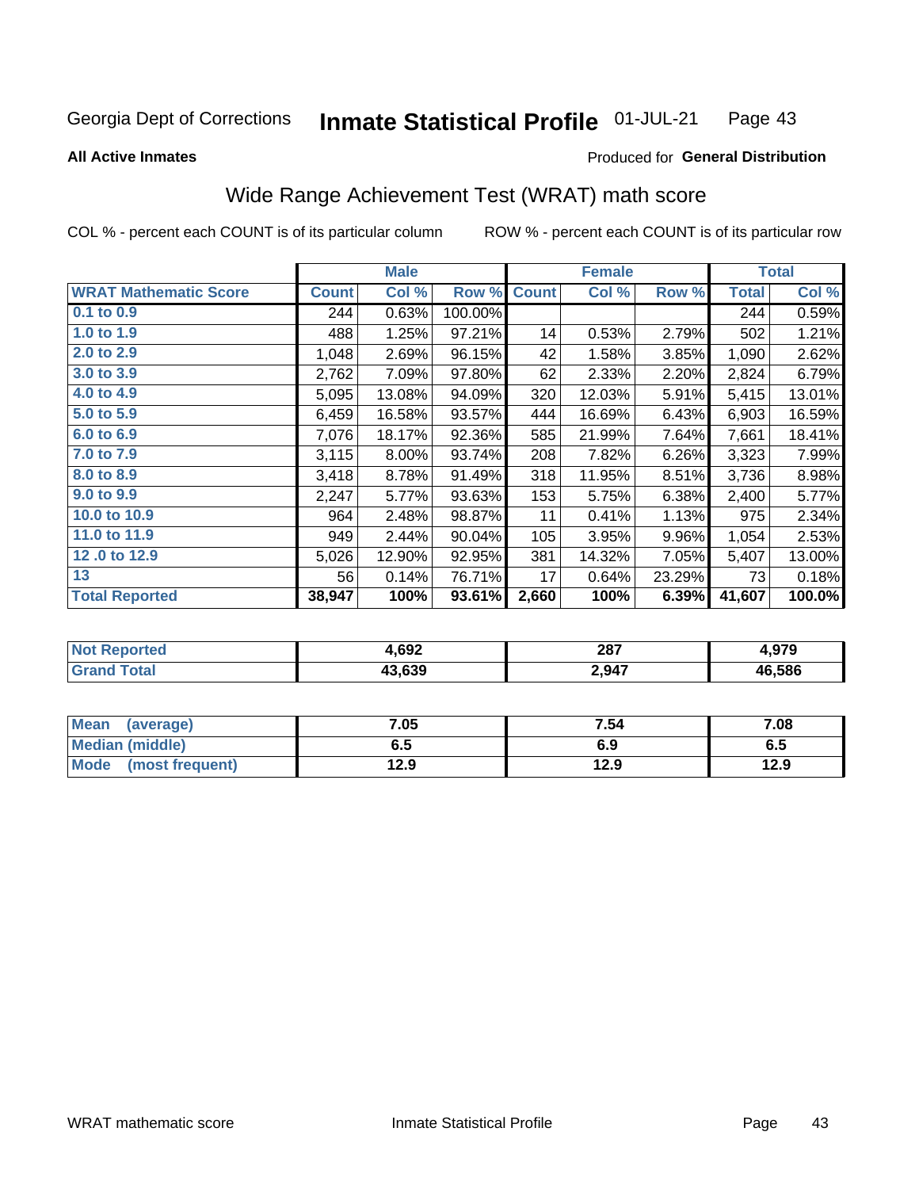Georgia Dept of Corrections **Inmate Statistical Profile** 01-JUL-21

**All Active Inmates**

Produced for **General Distribution**

## Wide Range Achievement Test (WRAT) math score

COL % - percent each COUNT is of its particular column ROW % - percent each COUNT is of its particular row

| | Male | | | Female | | | Total | |
|---|---|---|---|---|---|---|---|---|
| **WRAT Mathematic Score** | **Count** | **Col %** | **Row %** | **Count** | **Col %** | **Row %** | **Total** | **Col %** |
| 0.1 to 0.9 | 244 | 0.63% | 100.00% | | | | 244 | 0.59% |
| 1.0 to 1.9 | 488 | 1.25% | 97.21% | 14 | 0.53% | 2.79% | 502 | 1.21% |
| 2.0 to 2.9 | 1,048 | 2.69% | 96.15% | 42 | 1.58% | 3.85% | 1,090 | 2.62% |
| 3.0 to 3.9 | 2,762 | 7.09% | 97.80% | 62 | 2.33% | 2.20% | 2,824 | 6.79% |
| 4.0 to 4.9 | 5,095 | 13.08% | 94.09% | 320 | 12.03% | 5.91% | 5,415 | 13.01% |
| 5.0 to 5.9 | 6,459 | 16.58% | 93.57% | 444 | 16.69% | 6.43% | 6,903 | 16.59% |
| 6.0 to 6.9 | 7,076 | 18.17% | 92.36% | 585 | 21.99% | 7.64% | 7,661 | 18.41% |
| 7.0 to 7.9 | 3,115 | 8.00% | 93.74% | 208 | 7.82% | 6.26% | 3,323 | 7.99% |
| 8.0 to 8.9 | 3,418 | 8.78% | 91.49% | 318 | 11.95% | 8.51% | 3,736 | 8.98% |
| 9.0 to 9.9 | 2,247 | 5.77% | 93.63% | 153 | 5.75% | 6.38% | 2,400 | 5.77% |
| 10.0 to 10.9 | 964 | 2.48% | 98.87% | 11 | 0.41% | 1.13% | 975 | 2.34% |
| 11.0 to 11.9 | 949 | 2.44% | 90.04% | 105 | 3.95% | 9.96% | 1,054 | 2.53% |
| 12 .0 to 12.9 | 5,026 | 12.90% | 92.95% | 381 | 14.32% | 7.05% | 5,407 | 13.00% |
| 13 | 56 | 0.14% | 76.71% | 17 | 0.64% | 23.29% | 73 | 0.18% |
| **Total Reported** | **38,947** | **100%** | **93.61%** | **2,660** | **100%** | **6.39%** | **41,607** | **100.0%** |

| | Male | Female | Total |
|---|---|---|---|
| Not Reported | 4,692 | 287 | 4,979 |
| Grand Total | 43,639 | 2,947 | 46,586 |

| | Male | Female | Total |
|---|---|---|---|
| Mean (average) | 7.05 | 7.54 | 7.08 |
| Median (middle) | 6.5 | 6.9 | 6.5 |
| Mode (most frequent) | 12.9 | 12.9 | 12.9 |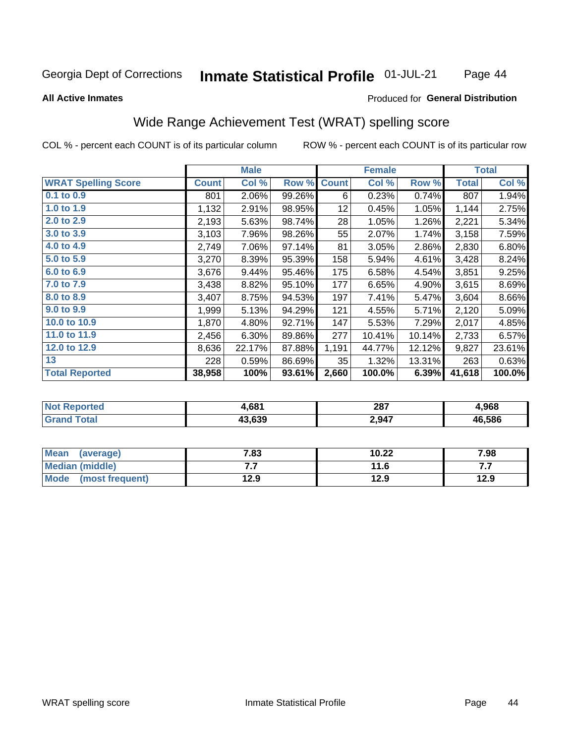Georgia Dept of Corrections **Inmate Statistical Profile** 01-JUL-21

**All Active Inmates**

Produced for **General Distribution**

## Wide Range Achievement Test (WRAT) spelling score

COL % - percent each COUNT is of its particular column ROW % - percent each COUNT is of its particular row

| | Male | | | Female | | | Total | |
|---|---|---|---|---|---|---|---|---|
| **WRAT Spelling Score** | **Count** | **Col %** | **Row %** | **Count** | **Col %** | **Row %** | **Total** | **Col %** |
| **0.1 to 0.9** | 801 | 2.06% | 99.26% | 6 | 0.23% | 0.74% | 807 | 1.94% |
| **1.0 to 1.9** | 1,132 | 2.91% | 98.95% | 12 | 0.45% | 1.05% | 1,144 | 2.75% |
| **2.0 to 2.9** | 2,193 | 5.63% | 98.74% | 28 | 1.05% | 1.26% | 2,221 | 5.34% |
| **3.0 to 3.9** | 3,103 | 7.96% | 98.26% | 55 | 2.07% | 1.74% | 3,158 | 7.59% |
| **4.0 to 4.9** | 2,749 | 7.06% | 97.14% | 81 | 3.05% | 2.86% | 2,830 | 6.80% |
| **5.0 to 5.9** | 3,270 | 8.39% | 95.39% | 158 | 5.94% | 4.61% | 3,428 | 8.24% |
| **6.0 to 6.9** | 3,676 | 9.44% | 95.46% | 175 | 6.58% | 4.54% | 3,851 | 9.25% |
| **7.0 to 7.9** | 3,438 | 8.82% | 95.10% | 177 | 6.65% | 4.90% | 3,615 | 8.69% |
| **8.0 to 8.9** | 3,407 | 8.75% | 94.53% | 197 | 7.41% | 5.47% | 3,604 | 8.66% |
| **9.0 to 9.9** | 1,999 | 5.13% | 94.29% | 121 | 4.55% | 5.71% | 2,120 | 5.09% |
| **10.0 to 10.9** | 1,870 | 4.80% | 92.71% | 147 | 5.53% | 7.29% | 2,017 | 4.85% |
| **11.0 to 11.9** | 2,456 | 6.30% | 89.86% | 277 | 10.41% | 10.14% | 2,733 | 6.57% |
| **12.0 to 12.9** | 8,636 | 22.17% | 87.88% | 1,191 | 44.77% | 12.12% | 9,827 | 23.61% |
| **13** | 228 | 0.59% | 86.69% | 35 | 1.32% | 13.31% | 263 | 0.63% |
| **Total Reported** | **38,958** | **100%** | **93.61%** | **2,660** | **100.0%** | **6.39%** | **41,618** | **100.0%** |

| | Male | Female | Total |
|---|---|---|---|
| **Not Reported** | **4,681** | **287** | **4,968** |
| **Grand Total** | **43,639** | **2,947** | **46,586** |

| | Male | Female | Total |
|---|---|---|---|
| **Mean (average)** | **7.83** | **10.22** | **7.98** |
| **Median (middle)** | **7.7** | **11.6** | **7.7** |
| **Mode (most frequent)** | **12.9** | **12.9** | **12.9** |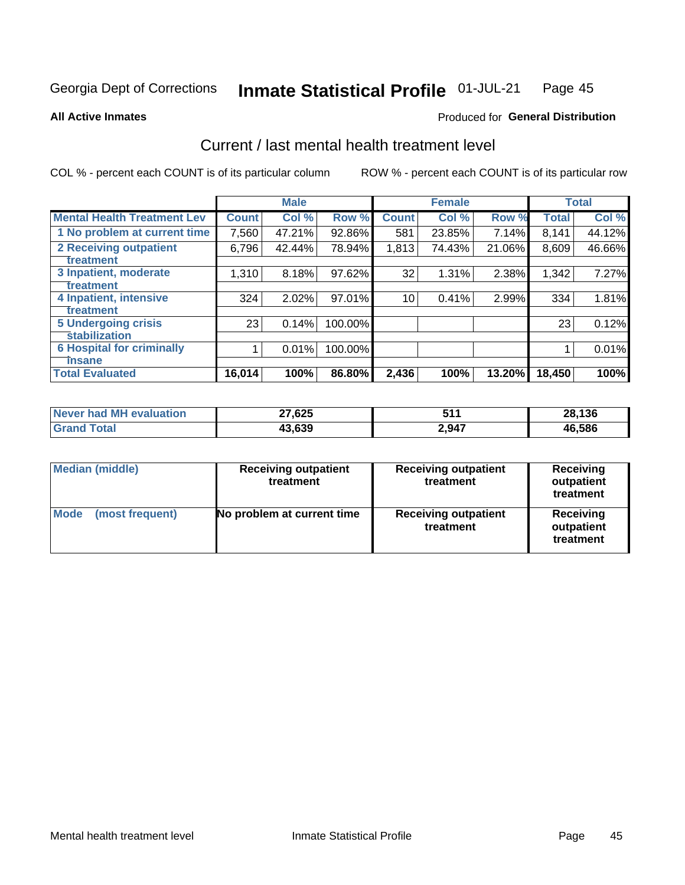Georgia Dept of Corrections **Inmate Statistical Profile** 01-JUL-21

**All Active Inmates**

Produced for **General Distribution**

## Current / last mental health treatment level

COL % - percent each COUNT is of its particular column

ROW % - percent each COUNT is of its particular row

| | Male | | | Female | | | Total | |
|---|---|---|---|---|---|---|---|---|
| **Mental Health Treatment Lev** | **Count** | **Col %** | **Row %** | **Count** | **Col %** | **Row %** | **Total** | **Col %** |
| 1 No problem at current time | 7,560 | 47.21% | 92.86% | 581 | 23.85% | 7.14% | 8,141 | 44.12% |
| 2 Receiving outpatient treatment | 6,796 | 42.44% | 78.94% | 1,813 | 74.43% | 21.06% | 8,609 | 46.66% |
| 3 Inpatient, moderate treatment | 1,310 | 8.18% | 97.62% | 32 | 1.31% | 2.38% | 1,342 | 7.27% |
| 4 Inpatient, intensive treatment | 324 | 2.02% | 97.01% | 10 | 0.41% | 2.99% | 334 | 1.81% |
| 5 Undergoing crisis stabilization | 23 | 0.14% | 100.00% | | | | 23 | 0.12% |
| 6 Hospital for criminally insane | 1 | 0.01% | 100.00% | | | | 1 | 0.01% |
| **Total Evaluated** | **16,014** | **100%** | **86.80%** | **2,436** | **100%** | **13.20%** | **18,450** | **100%** |

| | Male | Female | Total |
|---|---|---|---|
| **Never had MH evaluation** | **27,625** | **511** | **28,136** |
| **Grand Total** | **43,639** | **2,947** | **46,586** |

| | Male | Female | Total |
|---|---|---|---|
| **Median (middle)** | **Receiving outpatient treatment** | **Receiving outpatient treatment** | **Receiving outpatient treatment** |
| **Mode (most frequent)** | **No problem at current time** | **Receiving outpatient treatment** | **Receiving outpatient treatment** |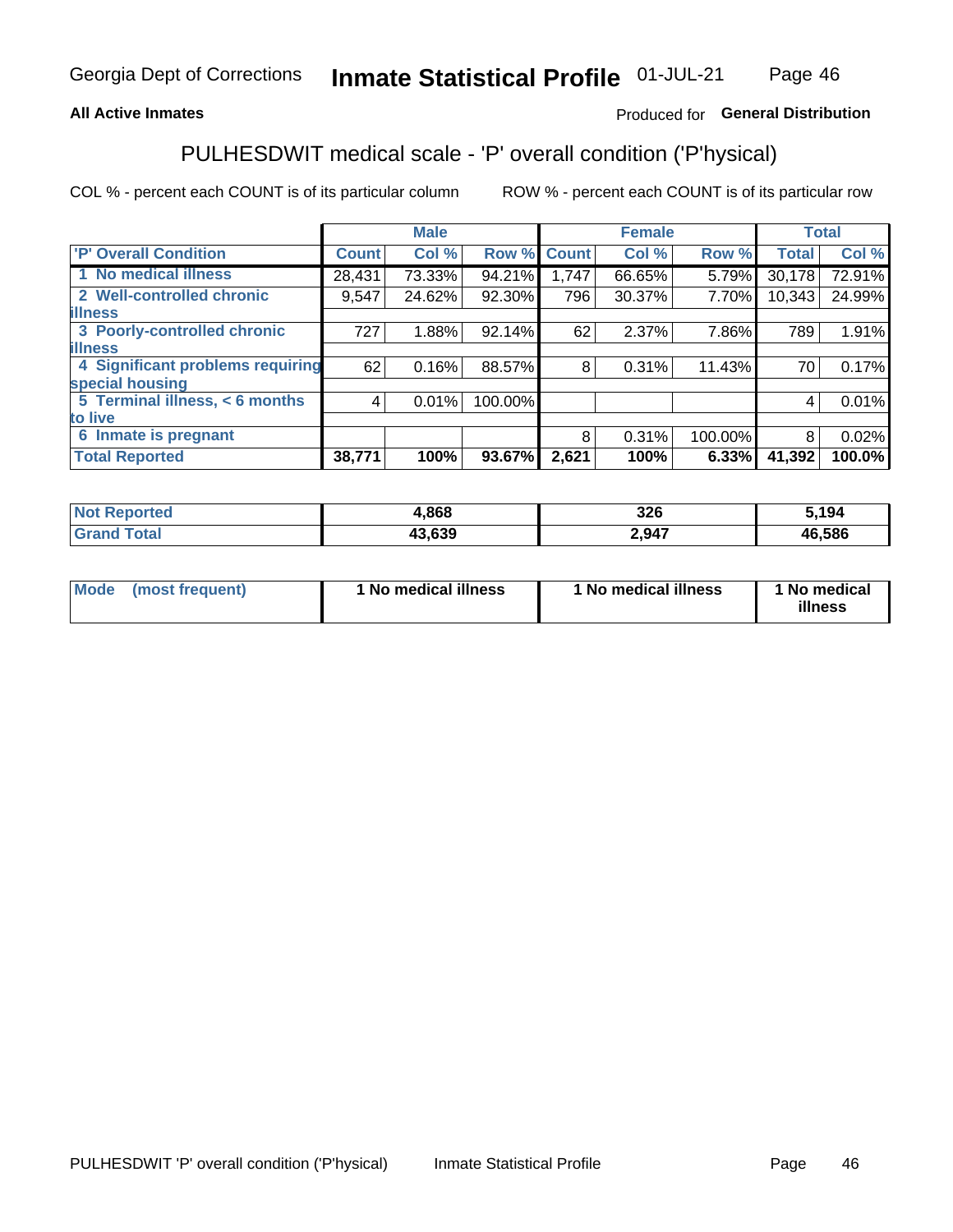Georgia Dept of Corrections **Inmate Statistical Profile** 01-JUL-21

**All Active Inmates**

Produced for **General Distribution**

## PULHESDWIT medical scale - 'P' overall condition ('P'hysical)

COL % - percent each COUNT is of its particular column

ROW % - percent each COUNT is of its particular row

| | Male | | | Female | | | Total | |
|---|---|---|---|---|---|---|---|---|
| 'P' Overall Condition | Count | Col % | Row % | Count | Col % | Row % | Total | Col % |
| 1 No medical illness | 28,431 | 73.33% | 94.21% | 1,747 | 66.65% | 5.79% | 30,178 | 72.91% |
| 2 Well-controlled chronic illness | 9,547 | 24.62% | 92.30% | 796 | 30.37% | 7.70% | 10,343 | 24.99% |
| 3 Poorly-controlled chronic illness | 727 | 1.88% | 92.14% | 62 | 2.37% | 7.86% | 789 | 1.91% |
| 4 Significant problems requiring special housing | 62 | 0.16% | 88.57% | 8 | 0.31% | 11.43% | 70 | 0.17% |
| 5 Terminal illness, < 6 months to live | 4 | 0.01% | 100.00% | | | | 4 | 0.01% |
| 6 Inmate is pregnant | | | | 8 | 0.31% | 100.00% | 8 | 0.02% |
| **Total Reported** | **38,771** | **100%** | **93.67%** | **2,621** | **100%** | **6.33%** | **41,392** | **100.0%** |

| | Male | Female | Total |
|---|---|---|---|
| Not Reported | 4,868 | 326 | 5,194 |
| Grand Total | 43,639 | 2,947 | 46,586 |

| | Male | Female | Total |
|---|---|---|---|
| Mode (most frequent) | 1 No medical illness | 1 No medical illness | 1 No medical illness |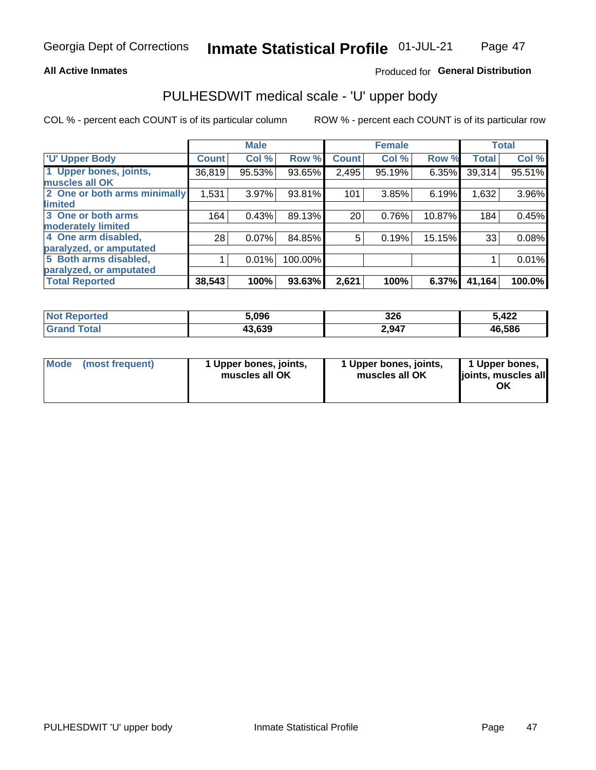Georgia Dept of Corrections **Inmate Statistical Profile** 01-JUL-21

**All Active Inmates**

Produced for **General Distribution**

## PULHESDWIT medical scale - 'U' upper body

COL % - percent each COUNT is of its particular column

ROW % - percent each COUNT is of its particular row

| | Male | | | Female | | | Total | |
|---|---|---|---|---|---|---|---|---|
| 'U' Upper Body | Count | Col % | Row % | Count | Col % | Row % | Total | Col % |
| 1 Upper bones, joints, muscles all OK | 36,819 | 95.53% | 93.65% | 2,495 | 95.19% | 6.35% | 39,314 | 95.51% |
| 2 One or both arms minimally limited | 1,531 | 3.97% | 93.81% | 101 | 3.85% | 6.19% | 1,632 | 3.96% |
| 3 One or both arms moderately limited | 164 | 0.43% | 89.13% | 20 | 0.76% | 10.87% | 184 | 0.45% |
| 4 One arm disabled, paralyzed, or amputated | 28 | 0.07% | 84.85% | 5 | 0.19% | 15.15% | 33 | 0.08% |
| 5 Both arms disabled, paralyzed, or amputated | 1 | 0.01% | 100.00% | | | | 1 | 0.01% |
| **Total Reported** | **38,543** | **100%** | **93.63%** | **2,621** | **100%** | **6.37%** | **41,164** | **100.0%** |

| | Male | Female | Total |
|---|---|---|---|
| Not Reported | 5,096 | 326 | 5,422 |
| Grand Total | 43,639 | 2,947 | 46,586 |

| | Male | Female | Total |
|---|---|---|---|
| Mode (most frequent) | 1 Upper bones, joints, muscles all OK | 1 Upper bones, joints, muscles all OK | 1 Upper bones, joints, muscles all OK |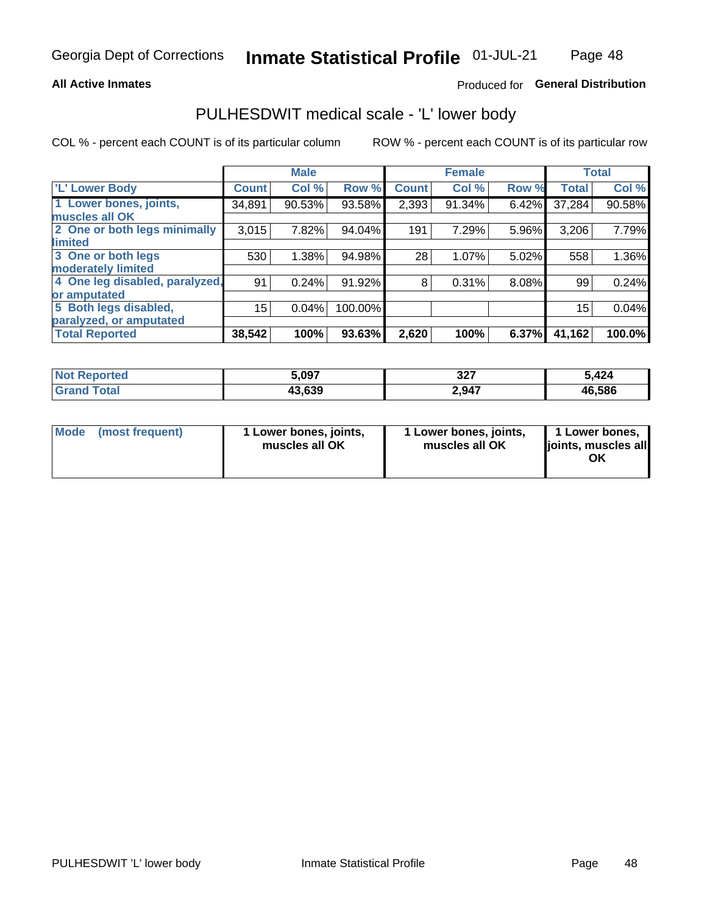Georgia Dept of Corrections **Inmate Statistical Profile** 01-JUL-21

**All Active Inmates**

Produced for **General Distribution**

# PULHESDWIT medical scale - 'L' lower body

COL % - percent each COUNT is of its particular column ROW % - percent each COUNT is of its particular row

| | Male | | | Female | | | Total | |
|---|---|---|---|---|---|---|---|---|
| 'L' Lower Body | Count | Col % | Row % | Count | Col % | Row % | Total | Col % |
| 1 Lower bones, joints, muscles all OK | 34,891 | 90.53% | 93.58% | 2,393 | 91.34% | 6.42% | 37,284 | 90.58% |
| 2 One or both legs minimally limited | 3,015 | 7.82% | 94.04% | 191 | 7.29% | 5.96% | 3,206 | 7.79% |
| 3 One or both legs moderately limited | 530 | 1.38% | 94.98% | 28 | 1.07% | 5.02% | 558 | 1.36% |
| 4 One leg disabled, paralyzed, or amputated | 91 | 0.24% | 91.92% | 8 | 0.31% | 8.08% | 99 | 0.24% |
| 5 Both legs disabled, paralyzed, or amputated | 15 | 0.04% | 100.00% | | | | 15 | 0.04% |
| **Total Reported** | **38,542** | **100%** | **93.63%** | **2,620** | **100%** | **6.37%** | **41,162** | **100.0%** |

| | Male | Female | Total |
|---|---|---|---|
| **Not Reported** | **5,097** | **327** | **5,424** |
| **Grand Total** | **43,639** | **2,947** | **46,586** |

| | Male | Female | Total |
|---|---|---|---|
| **Mode (most frequent)** | **1 Lower bones, joints, muscles all OK** | **1 Lower bones, joints, muscles all OK** | **1 Lower bones, joints, muscles all OK** |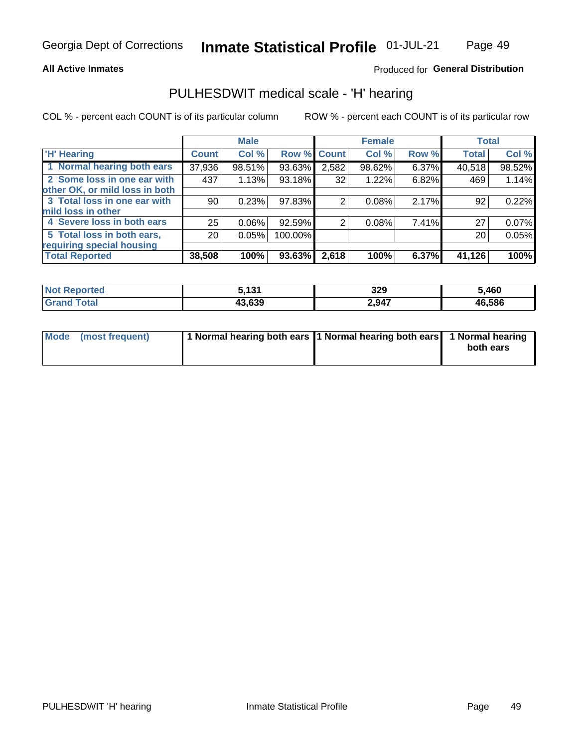Georgia Dept of Corrections **Inmate Statistical Profile** 01-JUL-21

**All Active Inmates**

Produced for **General Distribution**

## PULHESDWIT medical scale - 'H' hearing

COL % - percent each COUNT is of its particular column ROW % - percent each COUNT is of its particular row

| | Male | | | Female | | | Total | |
|---|---|---|---|---|---|---|---|---|
| 'H' Hearing | Count | Col % | Row % | Count | Col % | Row % | Total | Col % |
| 1 Normal hearing both ears | 37,936 | 98.51% | 93.63% | 2,582 | 98.62% | 6.37% | 40,518 | 98.52% |
| 2 Some loss in one ear with other OK, or mild loss in both | 437 | 1.13% | 93.18% | 32 | 1.22% | 6.82% | 469 | 1.14% |
| 3 Total loss in one ear with mild loss in other | 90 | 0.23% | 97.83% | 2 | 0.08% | 2.17% | 92 | 0.22% |
| 4 Severe loss in both ears | 25 | 0.06% | 92.59% | 2 | 0.08% | 7.41% | 27 | 0.07% |
| 5 Total loss in both ears, requiring special housing | 20 | 0.05% | 100.00% | | | | 20 | 0.05% |
| **Total Reported** | **38,508** | **100%** | **93.63%** | **2,618** | **100%** | **6.37%** | **41,126** | **100%** |

| | Male | Female | Total |
|---|---|---|---|
| Not Reported | 5,131 | 329 | 5,460 |
| Grand Total | 43,639 | 2,947 | 46,586 |

| | Male | Female | Total |
|---|---|---|---|
| Mode (most frequent) | 1 Normal hearing both ears | 1 Normal hearing both ears | 1 Normal hearing both ears |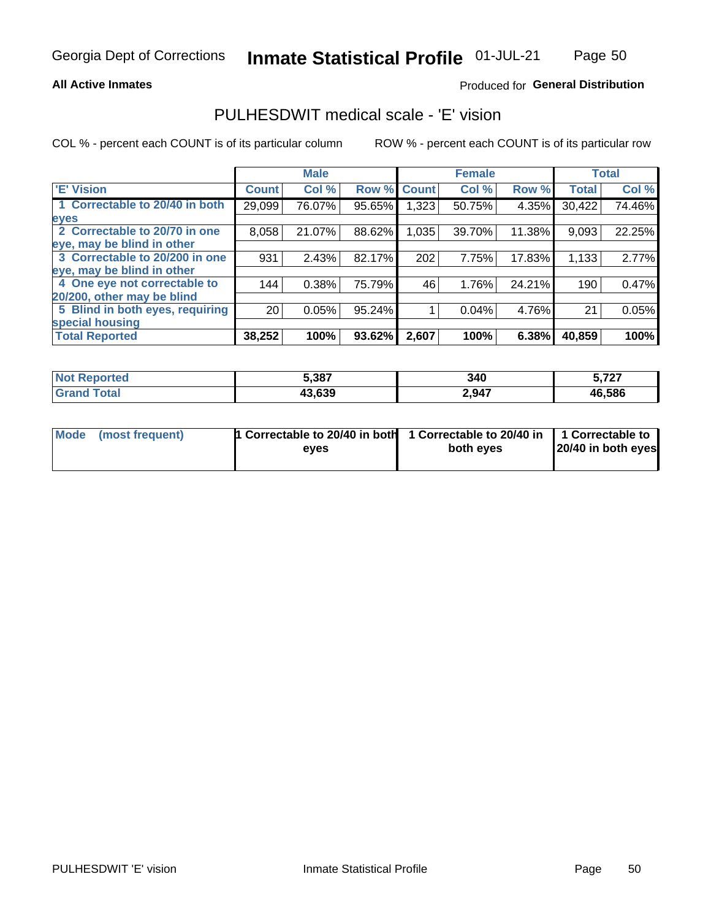Georgia Dept of Corrections **Inmate Statistical Profile** 01-JUL-21

**All Active Inmates**

Produced for **General Distribution**

## PULHESDWIT medical scale - 'E' vision

COL % - percent each COUNT is of its particular column

ROW % - percent each COUNT is of its particular row

| | Male | | | Female | | | Total | |
|---|---|---|---|---|---|---|---|---|
| 'E' Vision | Count | Col % | Row % | Count | Col % | Row % | Total | Col % |
| 1 Correctable to 20/40 in both eyes | 29,099 | 76.07% | 95.65% | 1,323 | 50.75% | 4.35% | 30,422 | 74.46% |
| 2 Correctable to 20/70 in one eye, may be blind in other | 8,058 | 21.07% | 88.62% | 1,035 | 39.70% | 11.38% | 9,093 | 22.25% |
| 3 Correctable to 20/200 in one eye, may be blind in other | 931 | 2.43% | 82.17% | 202 | 7.75% | 17.83% | 1,133 | 2.77% |
| 4 One eye not correctable to 20/200, other may be blind | 144 | 0.38% | 75.79% | 46 | 1.76% | 24.21% | 190 | 0.47% |
| 5 Blind in both eyes, requiring special housing | 20 | 0.05% | 95.24% | 1 | 0.04% | 4.76% | 21 | 0.05% |
| **Total Reported** | **38,252** | **100%** | **93.62%** | **2,607** | **100%** | **6.38%** | **40,859** | **100%** |

| | Male | Female | Total |
|---|---|---|---|
| Not Reported | 5,387 | 340 | 5,727 |
| Grand Total | 43,639 | 2,947 | 46,586 |

| | Male | Female | Total |
|---|---|---|---|
| Mode (most frequent) | 1 Correctable to 20/40 in both eyes | 1 Correctable to 20/40 in both eyes | 1 Correctable to 20/40 in both eyes |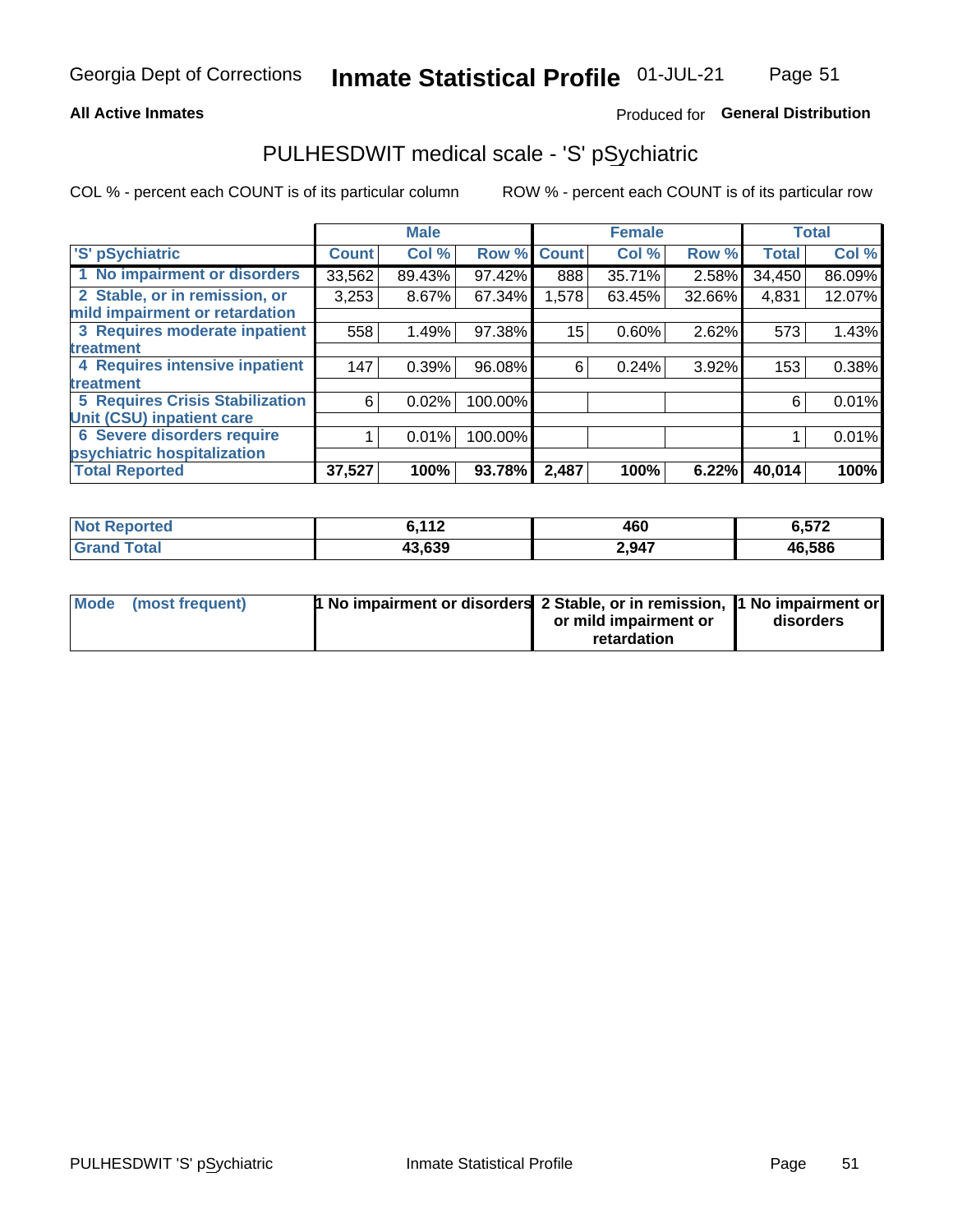Georgia Dept of Corrections **Inmate Statistical Profile** 01-JUL-21

**All Active Inmates**

Produced for **General Distribution**

# PULHESDWIT medical scale - 'S' pSychiatric

COL % - percent each COUNT is of its particular column

ROW % - percent each COUNT is of its particular row

| 'S' pSychiatric | Male | | | Female | | | Total | |
|---|---|---|---|---|---|---|---|---|
| | Count | Col % | Row % | Count | Col % | Row % | Total | Col % |
| 1 No impairment or disorders | 33,562 | 89.43% | 97.42% | 888 | 35.71% | 2.58% | 34,450 | 86.09% |
| 2 Stable, or in remission, or mild impairment or retardation | 3,253 | 8.67% | 67.34% | 1,578 | 63.45% | 32.66% | 4,831 | 12.07% |
| 3 Requires moderate inpatient treatment | 558 | 1.49% | 97.38% | 15 | 0.60% | 2.62% | 573 | 1.43% |
| 4 Requires intensive inpatient treatment | 147 | 0.39% | 96.08% | 6 | 0.24% | 3.92% | 153 | 0.38% |
| 5 Requires Crisis Stabilization Unit (CSU) inpatient care | 6 | 0.02% | 100.00% | | | | 6 | 0.01% |
| 6 Severe disorders require psychiatric hospitalization | 1 | 0.01% | 100.00% | | | | 1 | 0.01% |
| **Total Reported** | **37,527** | **100%** | **93.78%** | **2,487** | **100%** | **6.22%** | **40,014** | **100%** |

| | Male | Female | Total |
|---|---|---|---|
| **Not Reported** | **6,112** | **460** | **6,572** |
| **Grand Total** | **43,639** | **2,947** | **46,586** |

| Mode (most frequent) | Male | Female | Total |
|---|---|---|---|
| | **1 No impairment or disorders** | **2 Stable, or in remission, or mild impairment or retardation** | **1 No impairment or disorders** |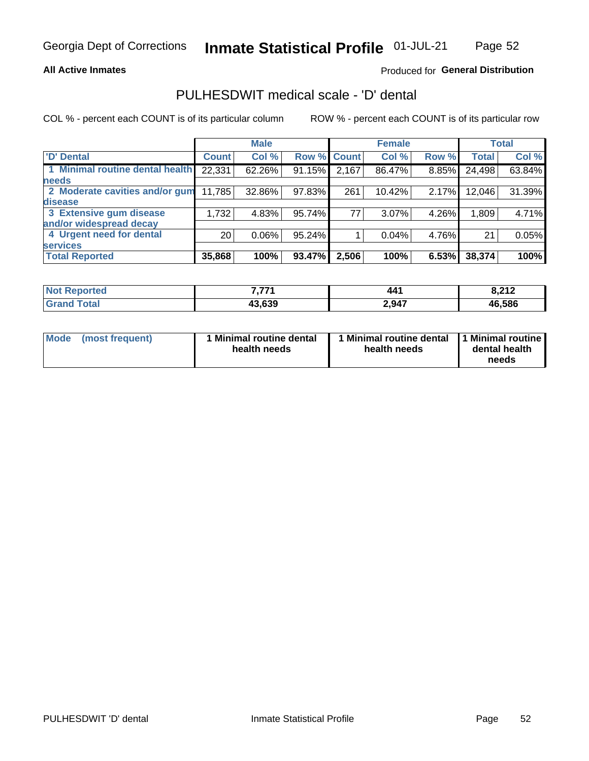Georgia Dept of Corrections **Inmate Statistical Profile** 01-JUL-21

**All Active Inmates**

Produced for **General Distribution**

## PULHESDWIT medical scale - 'D' dental

COL % - percent each COUNT is of its particular column

ROW % - percent each COUNT is of its particular row

| | Male | | | Female | | | Total | |
|---|---|---|---|---|---|---|---|---|
| 'D' Dental | Count | Col % | Row % | Count | Col % | Row % | Total | Col % |
| 1 Minimal routine dental health needs | 22,331 | 62.26% | 91.15% | 2,167 | 86.47% | 8.85% | 24,498 | 63.84% |
| 2 Moderate cavities and/or gum disease | 11,785 | 32.86% | 97.83% | 261 | 10.42% | 2.17% | 12,046 | 31.39% |
| 3 Extensive gum disease and/or widespread decay | 1,732 | 4.83% | 95.74% | 77 | 3.07% | 4.26% | 1,809 | 4.71% |
| 4 Urgent need for dental services | 20 | 0.06% | 95.24% | 1 | 0.04% | 4.76% | 21 | 0.05% |
| **Total Reported** | **35,868** | **100%** | **93.47%** | **2,506** | **100%** | **6.53%** | **38,374** | **100%** |

| | Male | Female | Total |
|---|---|---|---|
| Not Reported | 7,771 | 441 | 8,212 |
| Grand Total | 43,639 | 2,947 | 46,586 |

| | Male | Female | Total |
|---|---|---|---|
| Mode (most frequent) | 1 Minimal routine dental health needs | 1 Minimal routine dental health needs | 1 Minimal routine dental health needs |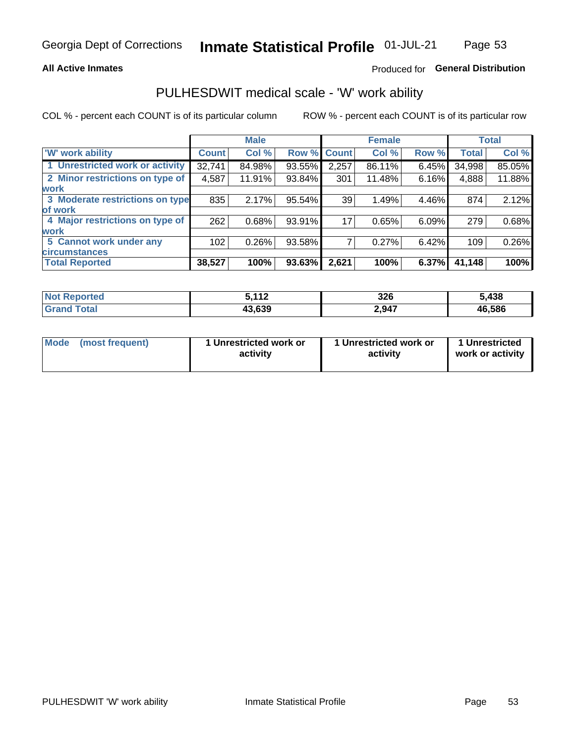Georgia Dept of Corrections **Inmate Statistical Profile** 01-JUL-21

**All Active Inmates**

Produced for **General Distribution**

## PULHESDWIT medical scale - 'W' work ability

COL % - percent each COUNT is of its particular column ROW % - percent each COUNT is of its particular row

| | Male | | | Female | | | Total | |
|---|---|---|---|---|---|---|---|---|
| 'W' work ability | Count | Col % | Row % | Count | Col % | Row % | Total | Col % |
| 1 Unrestricted work or activity | 32,741 | 84.98% | 93.55% | 2,257 | 86.11% | 6.45% | 34,998 | 85.05% |
| 2 Minor restrictions on type of work | 4,587 | 11.91% | 93.84% | 301 | 11.48% | 6.16% | 4,888 | 11.88% |
| 3 Moderate restrictions on type of work | 835 | 2.17% | 95.54% | 39 | 1.49% | 4.46% | 874 | 2.12% |
| 4 Major restrictions on type of work | 262 | 0.68% | 93.91% | 17 | 0.65% | 6.09% | 279 | 0.68% |
| 5 Cannot work under any circumstances | 102 | 0.26% | 93.58% | 7 | 0.27% | 6.42% | 109 | 0.26% |
| **Total Reported** | **38,527** | **100%** | **93.63%** | **2,621** | **100%** | **6.37%** | **41,148** | **100%** |

| | Male | Female | Total |
|---|---|---|---|
| Not Reported | 5,112 | 326 | 5,438 |
| Grand Total | 43,639 | 2,947 | 46,586 |

| | Male | Female | Total |
|---|---|---|---|
| Mode (most frequent) | 1 Unrestricted work or activity | 1 Unrestricted work or activity | 1 Unrestricted work or activity |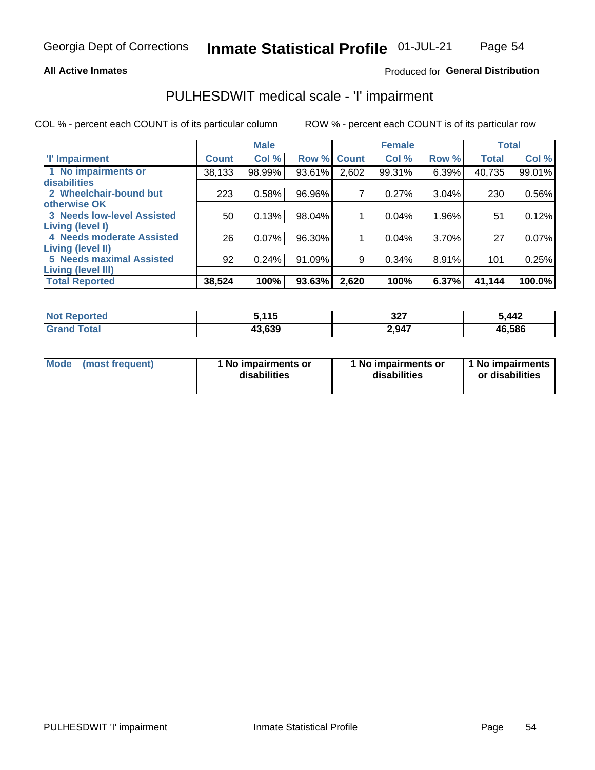Georgia Dept of Corrections **Inmate Statistical Profile** 01-JUL-21

**All Active Inmates**

Produced for **General Distribution**

## PULHESDWIT medical scale - 'I' impairment

COL % - percent each COUNT is of its particular column ROW % - percent each COUNT is of its particular row

| | Male | | | Female | | | Total | |
|---|---|---|---|---|---|---|---|---|
| 'I' Impairment | Count | Col % | Row % | Count | Col % | Row % | Total | Col % |
| 1 No impairments or disabilities | 38,133 | 98.99% | 93.61% | 2,602 | 99.31% | 6.39% | 40,735 | 99.01% |
| 2 Wheelchair-bound but otherwise OK | 223 | 0.58% | 96.96% | 7 | 0.27% | 3.04% | 230 | 0.56% |
| 3 Needs low-level Assisted Living (level I) | 50 | 0.13% | 98.04% | 1 | 0.04% | 1.96% | 51 | 0.12% |
| 4 Needs moderate Assisted Living (level II) | 26 | 0.07% | 96.30% | 1 | 0.04% | 3.70% | 27 | 0.07% |
| 5 Needs maximal Assisted Living (level III) | 92 | 0.24% | 91.09% | 9 | 0.34% | 8.91% | 101 | 0.25% |
| **Total Reported** | **38,524** | **100%** | **93.63%** | **2,620** | **100%** | **6.37%** | **41,144** | **100.0%** |

| | Male | Female | Total |
|---|---|---|---|
| **Not Reported** | **5,115** | **327** | **5,442** |
| **Grand Total** | **43,639** | **2,947** | **46,586** |

| | Male | Female | Total |
|---|---|---|---|
| **Mode (most frequent)** | **1 No impairments or disabilities** | **1 No impairments or disabilities** | **1 No impairments or disabilities** |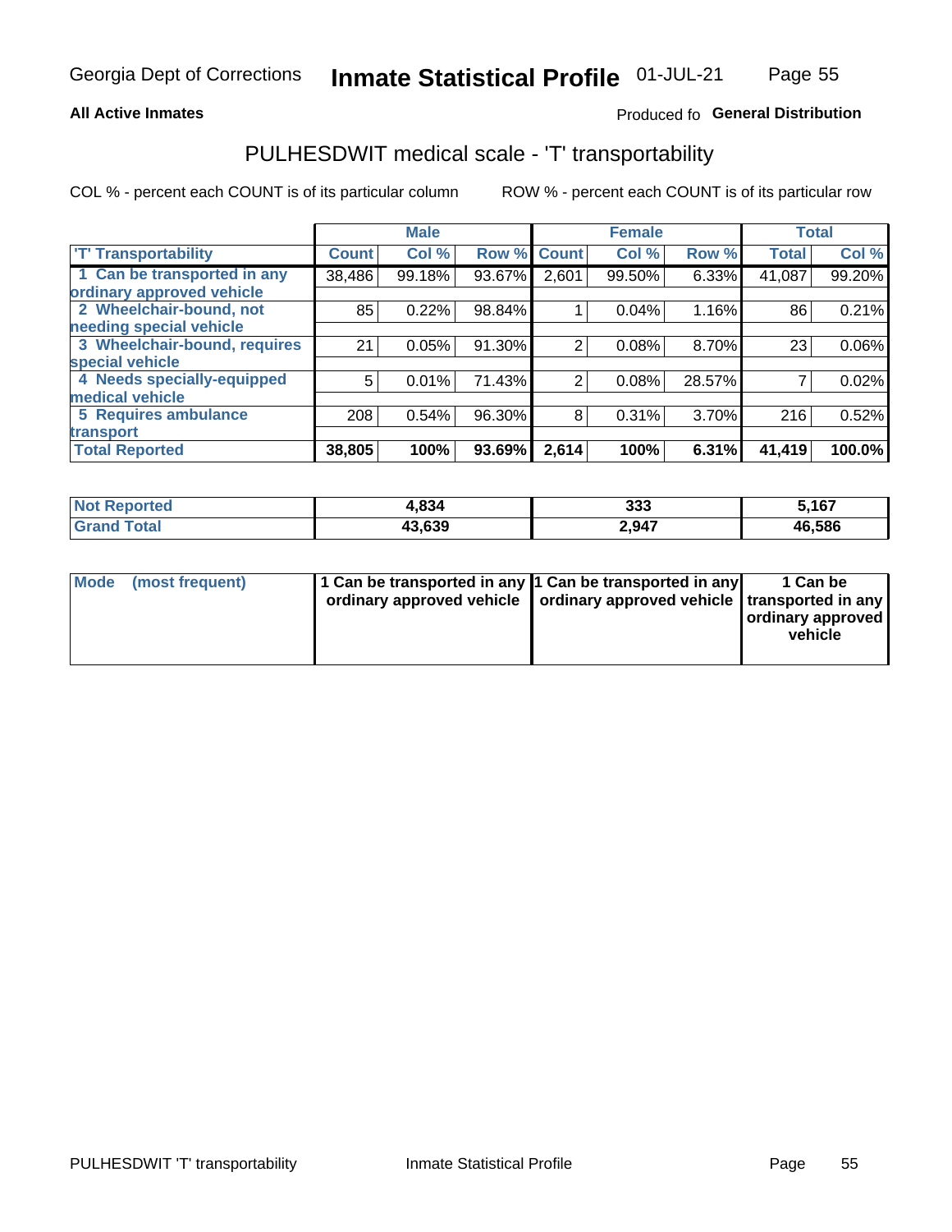Georgia Dept of Corrections **Inmate Statistical Profile** 01-JUL-21

**All Active Inmates**

Produced fo **General Distribution**

## PULHESDWIT medical scale - 'T' transportability

COL % - percent each COUNT is of its particular column

ROW % - percent each COUNT is of its particular row

| | Male | | | Female | | | Total | |
|---|---|---|---|---|---|---|---|---|
| 'T' Transportability | Count | Col % | Row % | Count | Col % | Row % | Total | Col % |
| 1 Can be transported in any ordinary approved vehicle | 38,486 | 99.18% | 93.67% | 2,601 | 99.50% | 6.33% | 41,087 | 99.20% |
| 2 Wheelchair-bound, not needing special vehicle | 85 | 0.22% | 98.84% | 1 | 0.04% | 1.16% | 86 | 0.21% |
| 3 Wheelchair-bound, requires special vehicle | 21 | 0.05% | 91.30% | 2 | 0.08% | 8.70% | 23 | 0.06% |
| 4 Needs specially-equipped medical vehicle | 5 | 0.01% | 71.43% | 2 | 0.08% | 28.57% | 7 | 0.02% |
| 5 Requires ambulance transport | 208 | 0.54% | 96.30% | 8 | 0.31% | 3.70% | 216 | 0.52% |
| **Total Reported** | **38,805** | **100%** | **93.69%** | **2,614** | **100%** | **6.31%** | **41,419** | **100.0%** |

| | Male | Female | Total |
|---|---|---|---|
| **Not Reported** | **4,834** | **333** | **5,167** |
| **Grand Total** | **43,639** | **2,947** | **46,586** |

| | Male | Female | Total |
|---|---|---|---|
| **Mode (most frequent)** | **1 Can be transported in any ordinary approved vehicle** | **1 Can be transported in any ordinary approved vehicle** | **1 Can be transported in any ordinary approved vehicle** |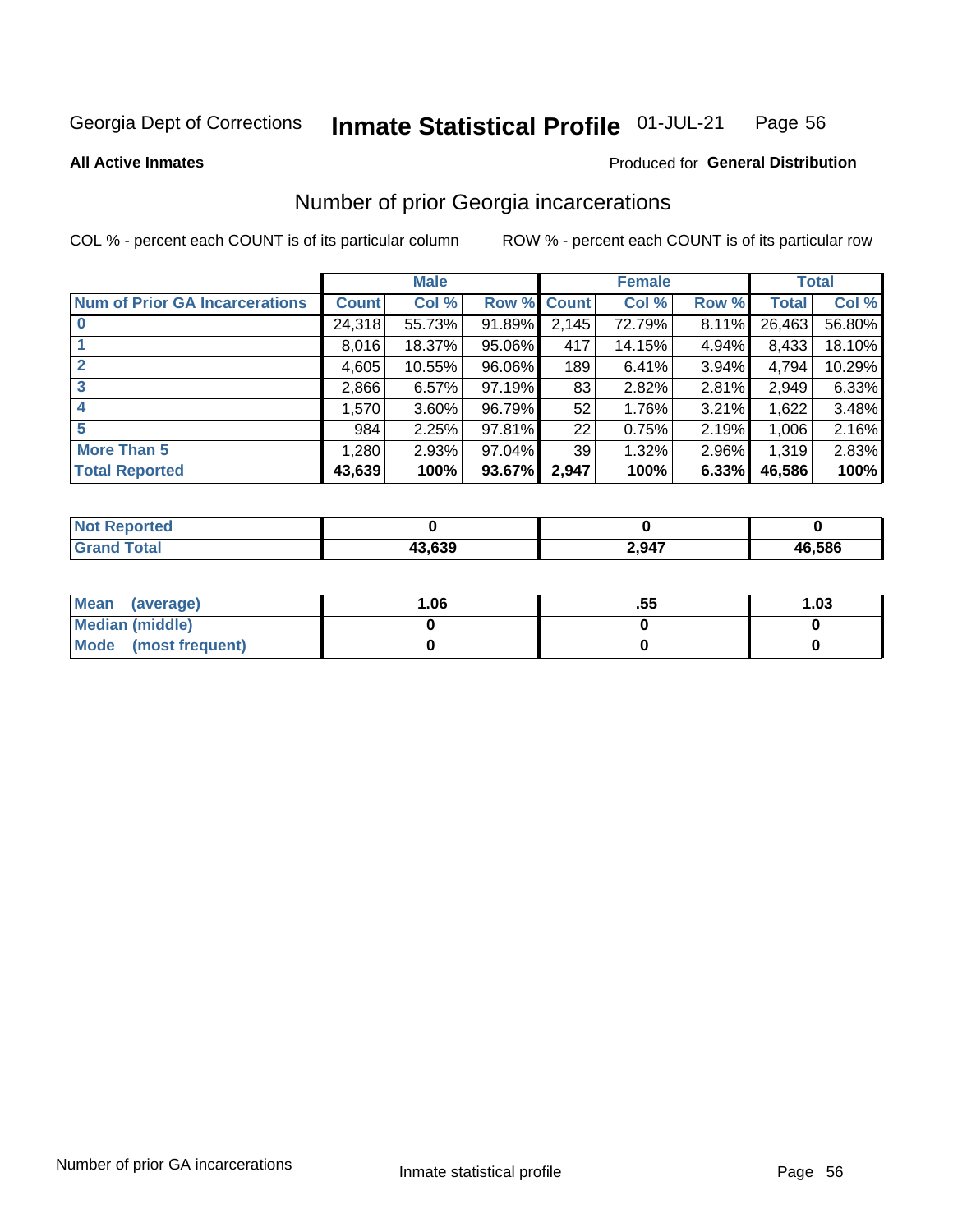Georgia Dept of Corrections **Inmate Statistical Profile** 01-JUL-21

**All Active Inmates** Produced for **General Distribution**

# Number of prior Georgia incarcerations

COL % - percent each COUNT is of its particular column ROW % - percent each COUNT is of its particular row

| | Male | | | Female | | | Total | |
|---|---|---|---|---|---|---|---|---|
| **Num of Prior GA Incarcerations** | **Count** | **Col %** | **Row %** | **Count** | **Col %** | **Row %** | **Total** | **Col %** |
| **0** | 24,318 | 55.73% | 91.89% | 2,145 | 72.79% | 8.11% | 26,463 | 56.80% |
| **1** | 8,016 | 18.37% | 95.06% | 417 | 14.15% | 4.94% | 8,433 | 18.10% |
| **2** | 4,605 | 10.55% | 96.06% | 189 | 6.41% | 3.94% | 4,794 | 10.29% |
| **3** | 2,866 | 6.57% | 97.19% | 83 | 2.82% | 2.81% | 2,949 | 6.33% |
| **4** | 1,570 | 3.60% | 96.79% | 52 | 1.76% | 3.21% | 1,622 | 3.48% |
| **5** | 984 | 2.25% | 97.81% | 22 | 0.75% | 2.19% | 1,006 | 2.16% |
| **More Than 5** | 1,280 | 2.93% | 97.04% | 39 | 1.32% | 2.96% | 1,319 | 2.83% |
| **Total Reported** | **43,639** | **100%** | **93.67%** | **2,947** | **100%** | **6.33%** | **46,586** | **100%** |

| | Male | Female | Total |
|---|---|---|---|
| **Not Reported** | **0** | **0** | **0** |
| **Grand Total** | **43,639** | **2,947** | **46,586** |

| | Male | Female | Total |
|---|---|---|---|
| **Mean (average)** | **1.06** | **.55** | **1.03** |
| **Median (middle)** | **0** | **0** | **0** |
| **Mode (most frequent)** | **0** | **0** | **0** |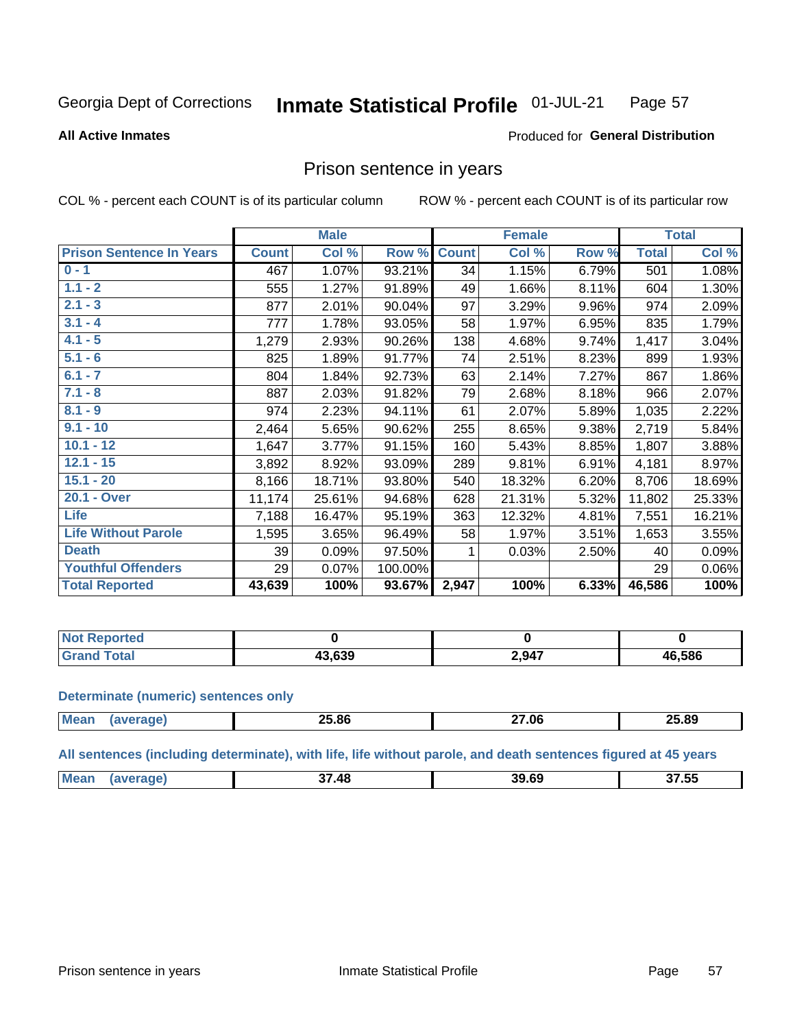Georgia Dept of Corrections **Inmate Statistical Profile** 01-JUL-21

**All Active Inmates**

Produced for **General Distribution**

## Prison sentence in years

COL % - percent each COUNT is of its particular column

ROW % - percent each COUNT is of its particular row

| | Male | | | Female | | | Total | |
|---|---|---|---|---|---|---|---|---|
| **Prison Sentence In Years** | **Count** | **Col %** | **Row %** | **Count** | **Col %** | **Row %** | **Total** | **Col %** |
| 0 - 1 | 467 | 1.07% | 93.21% | 34 | 1.15% | 6.79% | 501 | 1.08% |
| 1.1 - 2 | 555 | 1.27% | 91.89% | 49 | 1.66% | 8.11% | 604 | 1.30% |
| 2.1 - 3 | 877 | 2.01% | 90.04% | 97 | 3.29% | 9.96% | 974 | 2.09% |
| 3.1 - 4 | 777 | 1.78% | 93.05% | 58 | 1.97% | 6.95% | 835 | 1.79% |
| 4.1 - 5 | 1,279 | 2.93% | 90.26% | 138 | 4.68% | 9.74% | 1,417 | 3.04% |
| 5.1 - 6 | 825 | 1.89% | 91.77% | 74 | 2.51% | 8.23% | 899 | 1.93% |
| 6.1 - 7 | 804 | 1.84% | 92.73% | 63 | 2.14% | 7.27% | 867 | 1.86% |
| 7.1 - 8 | 887 | 2.03% | 91.82% | 79 | 2.68% | 8.18% | 966 | 2.07% |
| 8.1 - 9 | 974 | 2.23% | 94.11% | 61 | 2.07% | 5.89% | 1,035 | 2.22% |
| 9.1 - 10 | 2,464 | 5.65% | 90.62% | 255 | 8.65% | 9.38% | 2,719 | 5.84% |
| 10.1 - 12 | 1,647 | 3.77% | 91.15% | 160 | 5.43% | 8.85% | 1,807 | 3.88% |
| 12.1 - 15 | 3,892 | 8.92% | 93.09% | 289 | 9.81% | 6.91% | 4,181 | 8.97% |
| 15.1 - 20 | 8,166 | 18.71% | 93.80% | 540 | 18.32% | 6.20% | 8,706 | 18.69% |
| 20.1 - Over | 11,174 | 25.61% | 94.68% | 628 | 21.31% | 5.32% | 11,802 | 25.33% |
| Life | 7,188 | 16.47% | 95.19% | 363 | 12.32% | 4.81% | 7,551 | 16.21% |
| Life Without Parole | 1,595 | 3.65% | 96.49% | 58 | 1.97% | 3.51% | 1,653 | 3.55% |
| Death | 39 | 0.09% | 97.50% | 1 | 0.03% | 2.50% | 40 | 0.09% |
| Youthful Offenders | 29 | 0.07% | 100.00% | | | | 29 | 0.06% |
| **Total Reported** | **43,639** | **100%** | **93.67%** | **2,947** | **100%** | **6.33%** | **46,586** | **100%** |

| | Male | Female | Total |
|---|---|---|---|
| Not Reported | 0 | 0 | 0 |
| Grand Total | 43,639 | 2,947 | 46,586 |

### Determinate (numeric) sentences only

| | Male | Female | Total |
|---|---|---|---|
| Mean (average) | 25.86 | 27.06 | 25.89 |

### All sentences (including determinate), with life, life without parole, and death sentences figured at 45 years

| | Male | Female | Total |
|---|---|---|---|
| Mean (average) | 37.48 | 39.69 | 37.55 |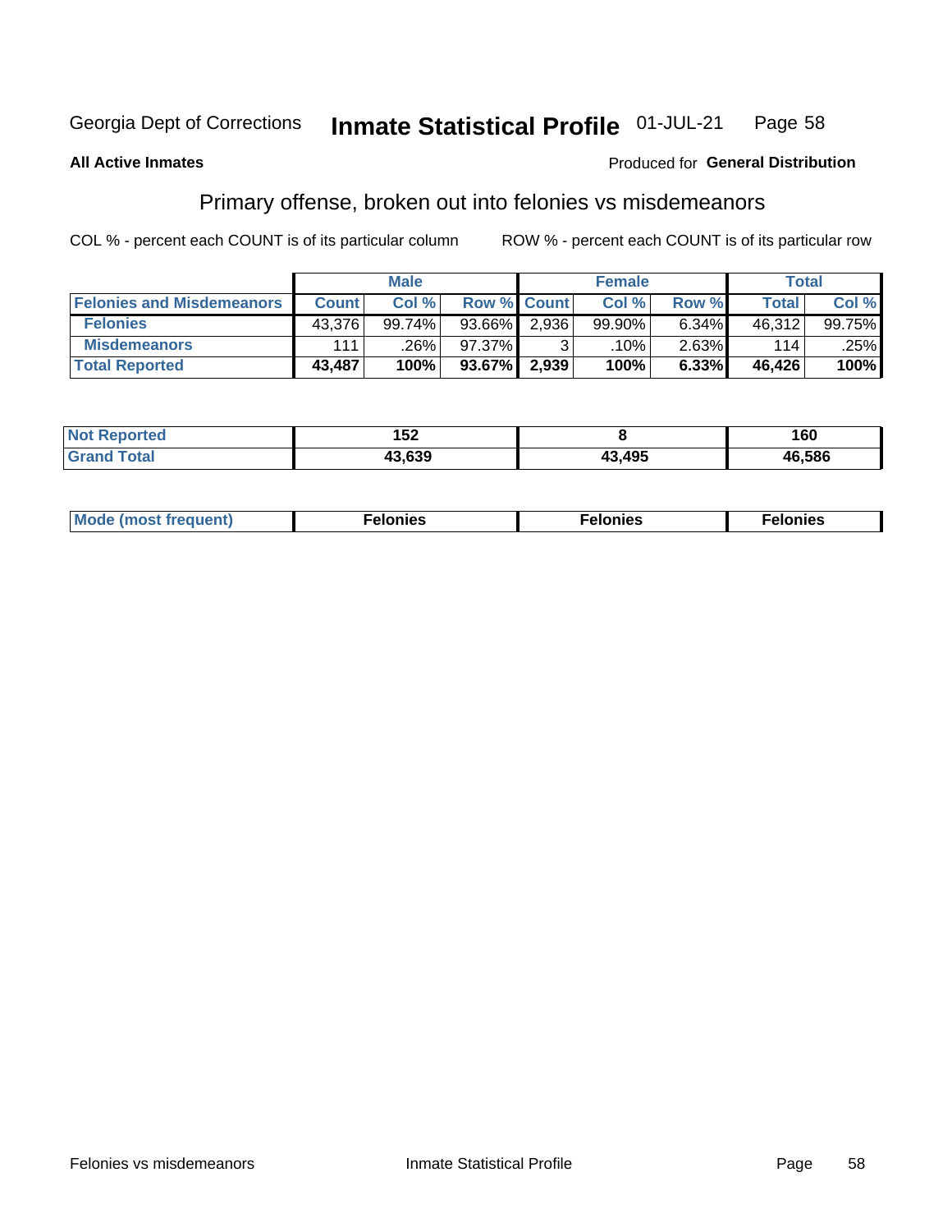Georgia Dept of Corrections **Inmate Statistical Profile** 01-JUL-21

**All Active Inmates**

Produced for **General Distribution**

## Primary offense, broken out into felonies vs misdemeanors

COL % - percent each COUNT is of its particular column    ROW % - percent each COUNT is of its particular row

| | Male | | | Female | | | Total | |
|---|---|---|---|---|---|---|---|---|
| **Felonies and Misdemeanors** | **Count** | **Col %** | **Row %** | **Count** | **Col %** | **Row %** | **Total** | **Col %** |
| **Felonies** | 43,376 | 99.74% | 93.66% | 2,936 | 99.90% | 6.34% | 46,312 | 99.75% |
| **Misdemeanors** | 111 | .26% | 97.37% | 3 | .10% | 2.63% | 114 | .25% |
| **Total Reported** | **43,487** | **100%** | **93.67%** | **2,939** | **100%** | **6.33%** | **46,426** | **100%** |

| | Male | Female | Total |
|---|---|---|---|
| **Not Reported** | **152** | **8** | **160** |
| **Grand Total** | **43,639** | **43,495** | **46,586** |

| | Male | Female | Total |
|---|---|---|---|
| **Mode (most frequent)** | **Felonies** | **Felonies** | **Felonies** |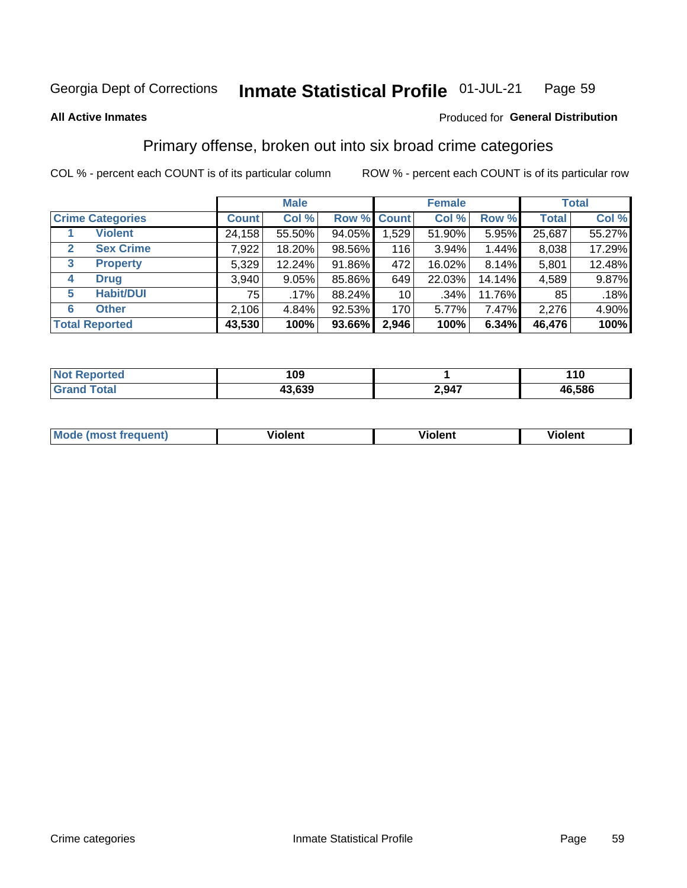Georgia Dept of Corrections **Inmate Statistical Profile** 01-JUL-21 Page 59

**All Active Inmates**

Produced for **General Distribution**

## Primary offense, broken out into six broad crime categories

COL % - percent each COUNT is of its particular column

ROW % - percent each COUNT is of its particular row

| Crime Categories | | Male | | | Female | | | Total | |
|---|---|---|---|---|---|---|---|---|---|
| | | Count | Col % | Row % | Count | Col % | Row % | Total | Col % |
| 1 | Violent | 24,158 | 55.50% | 94.05% | 1,529 | 51.90% | 5.95% | 25,687 | 55.27% |
| 2 | Sex Crime | 7,922 | 18.20% | 98.56% | 116 | 3.94% | 1.44% | 8,038 | 17.29% |
| 3 | Property | 5,329 | 12.24% | 91.86% | 472 | 16.02% | 8.14% | 5,801 | 12.48% |
| 4 | Drug | 3,940 | 9.05% | 85.86% | 649 | 22.03% | 14.14% | 4,589 | 9.87% |
| 5 | Habit/DUI | 75 | .17% | 88.24% | 10 | .34% | 11.76% | 85 | .18% |
| 6 | Other | 2,106 | 4.84% | 92.53% | 170 | 5.77% | 7.47% | 2,276 | 4.90% |
| **Total Reported** | | **43,530** | **100%** | **93.66%** | **2,946** | **100%** | **6.34%** | **46,476** | **100%** |

| | Male | Female | Total |
|---|---|---|---|
| Not Reported | 109 | 1 | 110 |
| Grand Total | 43,639 | 2,947 | 46,586 |

| | Male | Female | Total |
|---|---|---|---|
| Mode (most frequent) | Violent | Violent | Violent |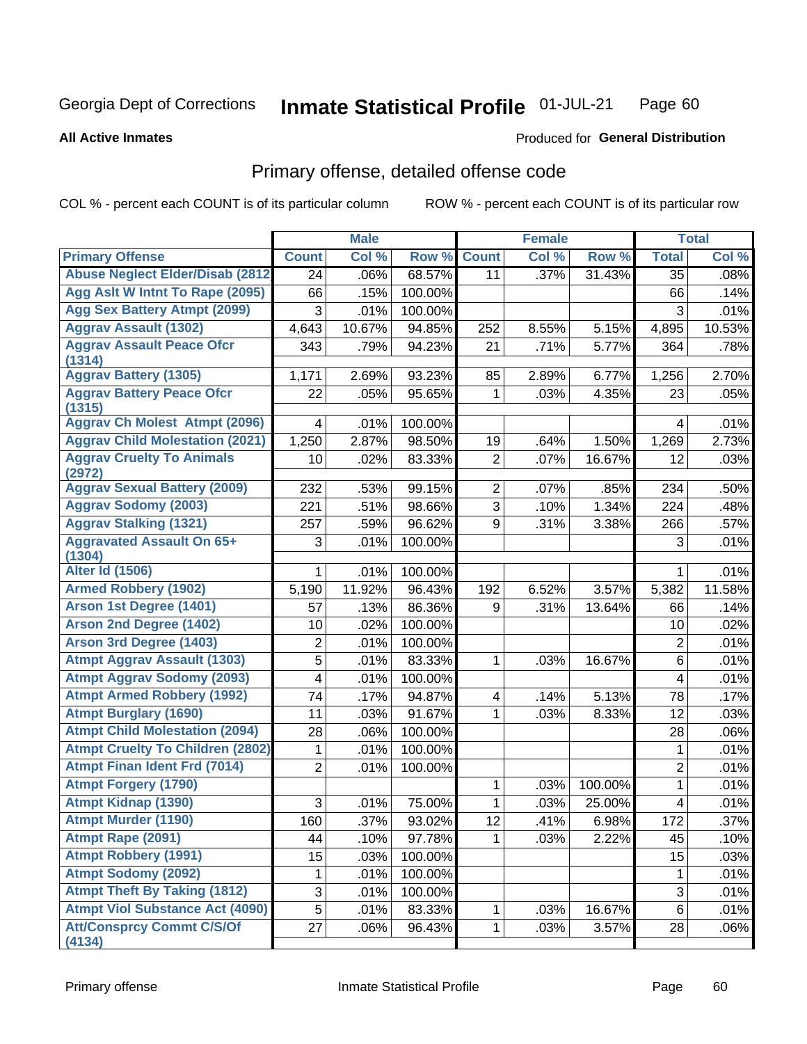Georgia Dept of Corrections **Inmate Statistical Profile** 01-JUL-21

**All Active Inmates** Produced for **General Distribution**

## Primary offense, detailed offense code

COL % - percent each COUNT is of its particular column ROW % - percent each COUNT is of its particular row

| | Male | | | Female | | | Total | |
|---|---|---|---|---|---|---|---|---|
| **Primary Offense** | **Count** | **Col %** | **Row %** | **Count** | **Col %** | **Row %** | **Total** | **Col %** |
| Abuse Neglect Elder/Disab (2812 | 24 | .06% | 68.57% | 11 | .37% | 31.43% | 35 | .08% |
| Agg Aslt W Intnt To Rape (2095) | 66 | .15% | 100.00% | | | | 66 | .14% |
| Agg Sex Battery Atmpt (2099) | 3 | .01% | 100.00% | | | | 3 | .01% |
| Aggrav Assault (1302) | 4,643 | 10.67% | 94.85% | 252 | 8.55% | 5.15% | 4,895 | 10.53% |
| Aggrav Assault Peace Ofcr (1314) | 343 | .79% | 94.23% | 21 | .71% | 5.77% | 364 | .78% |
| Aggrav Battery (1305) | 1,171 | 2.69% | 93.23% | 85 | 2.89% | 6.77% | 1,256 | 2.70% |
| Aggrav Battery Peace Ofcr (1315) | 22 | .05% | 95.65% | 1 | .03% | 4.35% | 23 | .05% |
| Aggrav Ch Molest Atmpt (2096) | 4 | .01% | 100.00% | | | | 4 | .01% |
| Aggrav Child Molestation (2021) | 1,250 | 2.87% | 98.50% | 19 | .64% | 1.50% | 1,269 | 2.73% |
| Aggrav Cruelty To Animals (2972) | 10 | .02% | 83.33% | 2 | .07% | 16.67% | 12 | .03% |
| Aggrav Sexual Battery (2009) | 232 | .53% | 99.15% | 2 | .07% | .85% | 234 | .50% |
| Aggrav Sodomy (2003) | 221 | .51% | 98.66% | 3 | .10% | 1.34% | 224 | .48% |
| Aggrav Stalking (1321) | 257 | .59% | 96.62% | 9 | .31% | 3.38% | 266 | .57% |
| Aggravated Assault On 65+ (1304) | 3 | .01% | 100.00% | | | | 3 | .01% |
| Alter Id (1506) | 1 | .01% | 100.00% | | | | 1 | .01% |
| Armed Robbery (1902) | 5,190 | 11.92% | 96.43% | 192 | 6.52% | 3.57% | 5,382 | 11.58% |
| Arson 1st Degree (1401) | 57 | .13% | 86.36% | 9 | .31% | 13.64% | 66 | .14% |
| Arson 2nd Degree (1402) | 10 | .02% | 100.00% | | | | 10 | .02% |
| Arson 3rd Degree (1403) | 2 | .01% | 100.00% | | | | 2 | .01% |
| Atmpt Aggrav Assault (1303) | 5 | .01% | 83.33% | 1 | .03% | 16.67% | 6 | .01% |
| Atmpt Aggrav Sodomy (2093) | 4 | .01% | 100.00% | | | | 4 | .01% |
| Atmpt Armed Robbery (1992) | 74 | .17% | 94.87% | 4 | .14% | 5.13% | 78 | .17% |
| Atmpt Burglary (1690) | 11 | .03% | 91.67% | 1 | .03% | 8.33% | 12 | .03% |
| Atmpt Child Molestation (2094) | 28 | .06% | 100.00% | | | | 28 | .06% |
| Atmpt Cruelty To Children (2802) | 1 | .01% | 100.00% | | | | 1 | .01% |
| Atmpt Finan Ident Frd (7014) | 2 | .01% | 100.00% | | | | 2 | .01% |
| Atmpt Forgery (1790) | | | | 1 | .03% | 100.00% | 1 | .01% |
| Atmpt Kidnap (1390) | 3 | .01% | 75.00% | 1 | .03% | 25.00% | 4 | .01% |
| Atmpt Murder (1190) | 160 | .37% | 93.02% | 12 | .41% | 6.98% | 172 | .37% |
| Atmpt Rape (2091) | 44 | .10% | 97.78% | 1 | .03% | 2.22% | 45 | .10% |
| Atmpt Robbery (1991) | 15 | .03% | 100.00% | | | | 15 | .03% |
| Atmpt Sodomy (2092) | 1 | .01% | 100.00% | | | | 1 | .01% |
| Atmpt Theft By Taking (1812) | 3 | .01% | 100.00% | | | | 3 | .01% |
| Atmpt Viol Substance Act (4090) | 5 | .01% | 83.33% | 1 | .03% | 16.67% | 6 | .01% |
| Att/Consprcy Commt C/S/Of (4134) | 27 | .06% | 96.43% | 1 | .03% | 3.57% | 28 | .06% |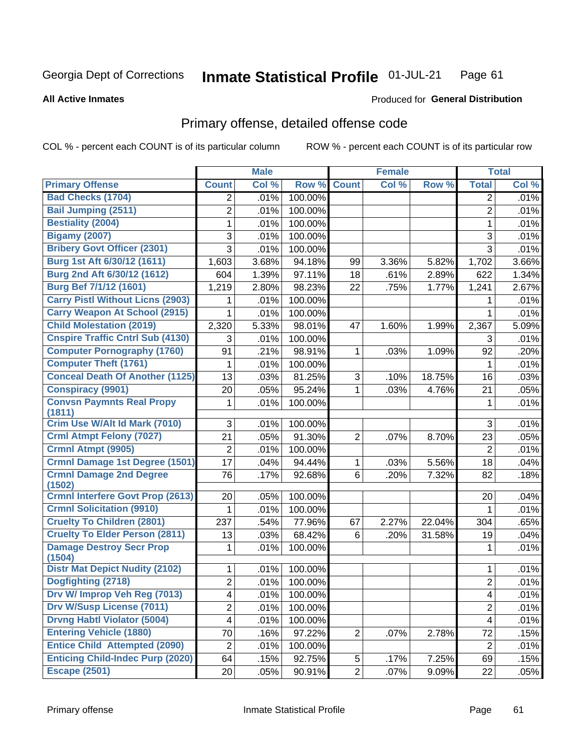Georgia Dept of Corrections **Inmate Statistical Profile** 01-JUL-21

**All Active Inmates**

Produced for **General Distribution**

## Primary offense, detailed offense code

COL % - percent each COUNT is of its particular column ROW % - percent each COUNT is of its particular row

| | Male | | | Female | | | Total | |
|---|---|---|---|---|---|---|---|---|
| **Primary Offense** | **Count** | **Col %** | **Row %** | **Count** | **Col %** | **Row %** | **Total** | **Col %** |
| Bad Checks (1704) | 2 | .01% | 100.00% | | | | 2 | .01% |
| Bail Jumping (2511) | 2 | .01% | 100.00% | | | | 2 | .01% |
| Bestiality (2004) | 1 | .01% | 100.00% | | | | 1 | .01% |
| Bigamy (2007) | 3 | .01% | 100.00% | | | | 3 | .01% |
| Bribery Govt Officer (2301) | 3 | .01% | 100.00% | | | | 3 | .01% |
| Burg 1st Aft 6/30/12 (1611) | 1,603 | 3.68% | 94.18% | 99 | 3.36% | 5.82% | 1,702 | 3.66% |
| Burg 2nd Aft 6/30/12 (1612) | 604 | 1.39% | 97.11% | 18 | .61% | 2.89% | 622 | 1.34% |
| Burg Bef 7/1/12 (1601) | 1,219 | 2.80% | 98.23% | 22 | .75% | 1.77% | 1,241 | 2.67% |
| Carry Pistl Without Licns (2903) | 1 | .01% | 100.00% | | | | 1 | .01% |
| Carry Weapon At School (2915) | 1 | .01% | 100.00% | | | | 1 | .01% |
| Child Molestation (2019) | 2,320 | 5.33% | 98.01% | 47 | 1.60% | 1.99% | 2,367 | 5.09% |
| Cnspire Traffic Cntrl Sub (4130) | 3 | .01% | 100.00% | | | | 3 | .01% |
| Computer Pornography (1760) | 91 | .21% | 98.91% | 1 | .03% | 1.09% | 92 | .20% |
| Computer Theft (1761) | 1 | .01% | 100.00% | | | | 1 | .01% |
| Conceal Death Of Another (1125) | 13 | .03% | 81.25% | 3 | .10% | 18.75% | 16 | .03% |
| Conspiracy (9901) | 20 | .05% | 95.24% | 1 | .03% | 4.76% | 21 | .05% |
| Convsn Paymnts Real Propy (1811) | 1 | .01% | 100.00% | | | | 1 | .01% |
| Crim Use W/Alt Id Mark (7010) | 3 | .01% | 100.00% | | | | 3 | .01% |
| Crml Atmpt Felony (7027) | 21 | .05% | 91.30% | 2 | .07% | 8.70% | 23 | .05% |
| Crmnl Atmpt (9905) | 2 | .01% | 100.00% | | | | 2 | .01% |
| Crmnl Damage 1st Degree (1501) | 17 | .04% | 94.44% | 1 | .03% | 5.56% | 18 | .04% |
| Crmnl Damage 2nd Degree (1502) | 76 | .17% | 92.68% | 6 | .20% | 7.32% | 82 | .18% |
| Crmnl Interfere Govt Prop (2613) | 20 | .05% | 100.00% | | | | 20 | .04% |
| Crmnl Solicitation (9910) | 1 | .01% | 100.00% | | | | 1 | .01% |
| Cruelty To Children (2801) | 237 | .54% | 77.96% | 67 | 2.27% | 22.04% | 304 | .65% |
| Cruelty To Elder Person (2811) | 13 | .03% | 68.42% | 6 | .20% | 31.58% | 19 | .04% |
| Damage Destroy Secr Prop (1504) | 1 | .01% | 100.00% | | | | 1 | .01% |
| Distr Mat Depict Nudity (2102) | 1 | .01% | 100.00% | | | | 1 | .01% |
| Dogfighting (2718) | 2 | .01% | 100.00% | | | | 2 | .01% |
| Drv W/ Improp Veh Reg (7013) | 4 | .01% | 100.00% | | | | 4 | .01% |
| Drv W/Susp License (7011) | 2 | .01% | 100.00% | | | | 2 | .01% |
| Drvng Habtl Violator (5004) | 4 | .01% | 100.00% | | | | 4 | .01% |
| Entering Vehicle (1880) | 70 | .16% | 97.22% | 2 | .07% | 2.78% | 72 | .15% |
| Entice Child Attempted (2090) | 2 | .01% | 100.00% | | | | 2 | .01% |
| Enticing Child-Indec Purp (2020) | 64 | .15% | 92.75% | 5 | .17% | 7.25% | 69 | .15% |
| Escape (2501) | 20 | .05% | 90.91% | 2 | .07% | 9.09% | 22 | .05% |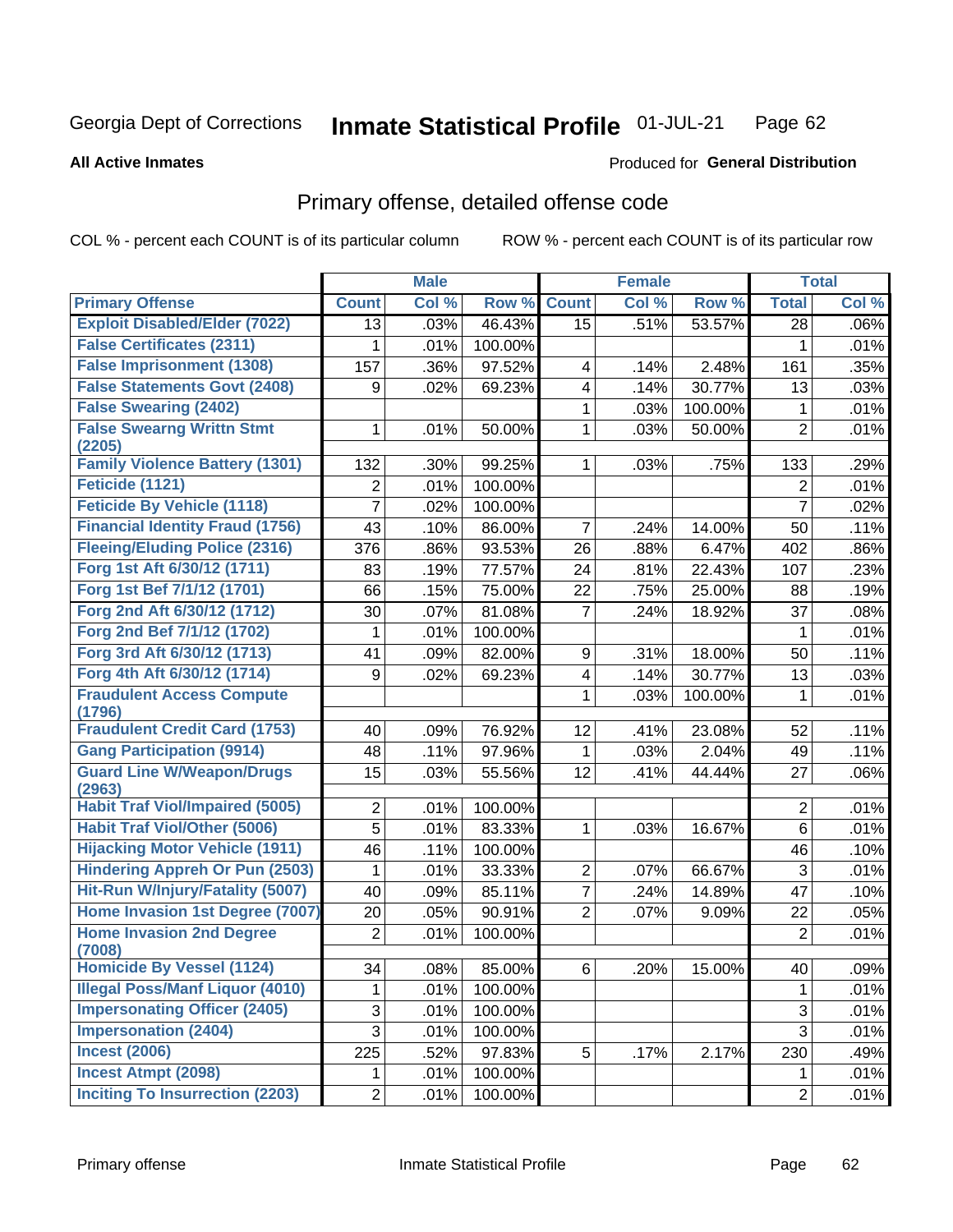Georgia Dept of Corrections **Inmate Statistical Profile** 01-JUL-21

**All Active Inmates**

Produced for **General Distribution**

## Primary offense, detailed offense code

COL % - percent each COUNT is of its particular column ROW % - percent each COUNT is of its particular row

| | Male | | | Female | | | Total | |
|---|---|---|---|---|---|---|---|---|
| **Primary Offense** | **Count** | **Col %** | **Row %** | **Count** | **Col %** | **Row %** | **Total** | **Col %** |
| Exploit Disabled/Elder (7022) | 13 | .03% | 46.43% | 15 | .51% | 53.57% | 28 | .06% |
| False Certificates (2311) | 1 | .01% | 100.00% | | | | 1 | .01% |
| False Imprisonment (1308) | 157 | .36% | 97.52% | 4 | .14% | 2.48% | 161 | .35% |
| False Statements Govt (2408) | 9 | .02% | 69.23% | 4 | .14% | 30.77% | 13 | .03% |
| False Swearing (2402) | | | | 1 | .03% | 100.00% | 1 | .01% |
| False Swearng Writtn Stmt (2205) | 1 | .01% | 50.00% | 1 | .03% | 50.00% | 2 | .01% |
| Family Violence Battery (1301) | 132 | .30% | 99.25% | 1 | .03% | .75% | 133 | .29% |
| Feticide (1121) | 2 | .01% | 100.00% | | | | 2 | .01% |
| Feticide By Vehicle (1118) | 7 | .02% | 100.00% | | | | 7 | .02% |
| Financial Identity Fraud (1756) | 43 | .10% | 86.00% | 7 | .24% | 14.00% | 50 | .11% |
| Fleeing/Eluding Police (2316) | 376 | .86% | 93.53% | 26 | .88% | 6.47% | 402 | .86% |
| Forg 1st Aft 6/30/12 (1711) | 83 | .19% | 77.57% | 24 | .81% | 22.43% | 107 | .23% |
| Forg 1st Bef 7/1/12 (1701) | 66 | .15% | 75.00% | 22 | .75% | 25.00% | 88 | .19% |
| Forg 2nd Aft 6/30/12 (1712) | 30 | .07% | 81.08% | 7 | .24% | 18.92% | 37 | .08% |
| Forg 2nd Bef 7/1/12 (1702) | 1 | .01% | 100.00% | | | | 1 | .01% |
| Forg 3rd Aft 6/30/12 (1713) | 41 | .09% | 82.00% | 9 | .31% | 18.00% | 50 | .11% |
| Forg 4th Aft 6/30/12 (1714) | 9 | .02% | 69.23% | 4 | .14% | 30.77% | 13 | .03% |
| Fraudulent Access Compute (1796) | | | | 1 | .03% | 100.00% | 1 | .01% |
| Fraudulent Credit Card (1753) | 40 | .09% | 76.92% | 12 | .41% | 23.08% | 52 | .11% |
| Gang Participation (9914) | 48 | .11% | 97.96% | 1 | .03% | 2.04% | 49 | .11% |
| Guard Line W/Weapon/Drugs (2963) | 15 | .03% | 55.56% | 12 | .41% | 44.44% | 27 | .06% |
| Habit Traf Viol/Impaired (5005) | 2 | .01% | 100.00% | | | | 2 | .01% |
| Habit Traf Viol/Other (5006) | 5 | .01% | 83.33% | 1 | .03% | 16.67% | 6 | .01% |
| Hijacking Motor Vehicle (1911) | 46 | .11% | 100.00% | | | | 46 | .10% |
| Hindering Appreh Or Pun (2503) | 1 | .01% | 33.33% | 2 | .07% | 66.67% | 3 | .01% |
| Hit-Run W/Injury/Fatality (5007) | 40 | .09% | 85.11% | 7 | .24% | 14.89% | 47 | .10% |
| Home Invasion 1st Degree (7007) | 20 | .05% | 90.91% | 2 | .07% | 9.09% | 22 | .05% |
| Home Invasion 2nd Degree (7008) | 2 | .01% | 100.00% | | | | 2 | .01% |
| Homicide By Vessel (1124) | 34 | .08% | 85.00% | 6 | .20% | 15.00% | 40 | .09% |
| Illegal Poss/Manf Liquor (4010) | 1 | .01% | 100.00% | | | | 1 | .01% |
| Impersonating Officer (2405) | 3 | .01% | 100.00% | | | | 3 | .01% |
| Impersonation (2404) | 3 | .01% | 100.00% | | | | 3 | .01% |
| Incest (2006) | 225 | .52% | 97.83% | 5 | .17% | 2.17% | 230 | .49% |
| Incest Atmpt (2098) | 1 | .01% | 100.00% | | | | 1 | .01% |
| Inciting To Insurrection (2203) | 2 | .01% | 100.00% | | | | 2 | .01% |

Primary offense Inmate Statistical Profile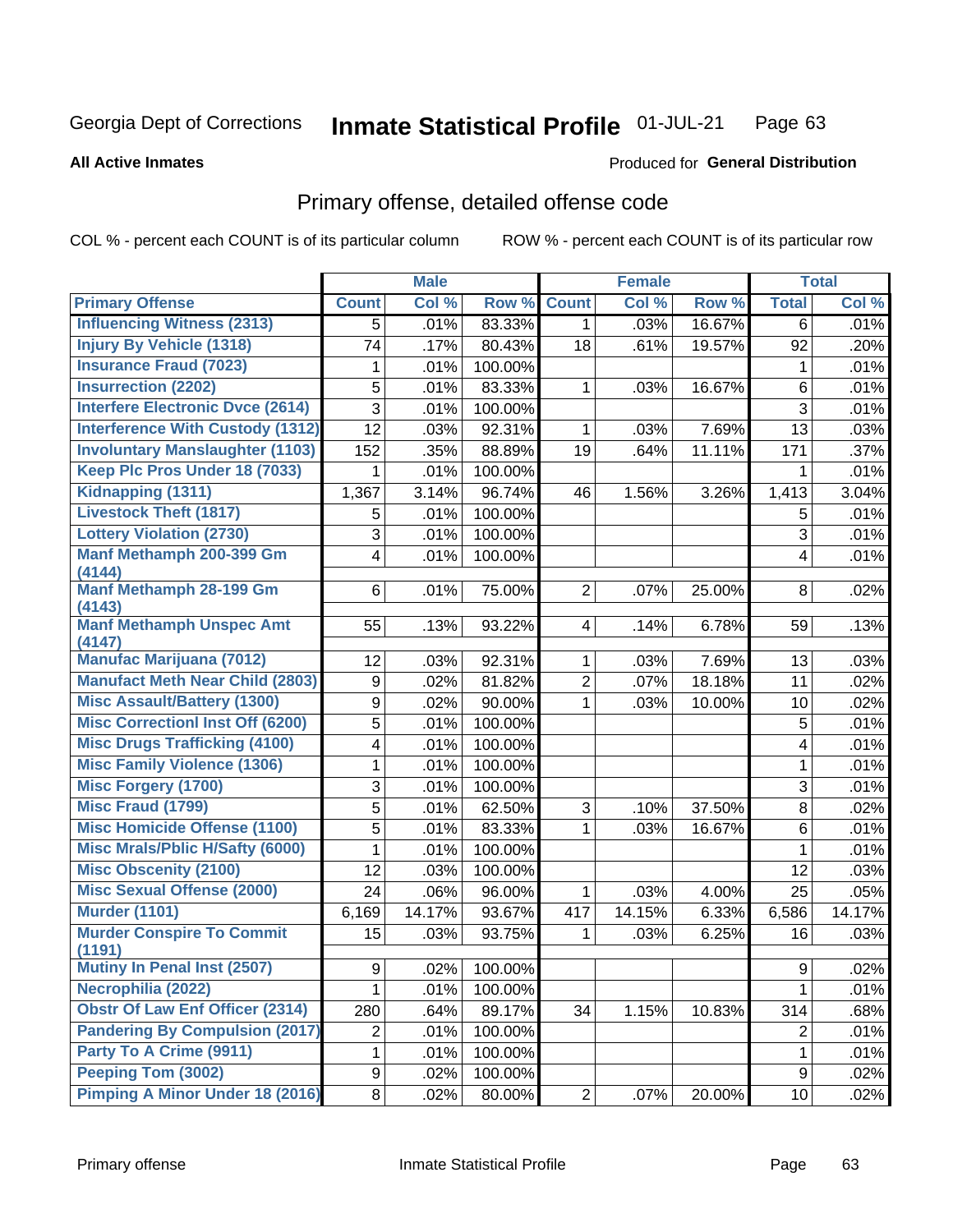Georgia Dept of Corrections **Inmate Statistical Profile** 01-JUL-21

**All Active Inmates**

Produced for **General Distribution**

## Primary offense, detailed offense code

COL % - percent each COUNT is of its particular column ROW % - percent each COUNT is of its particular row

| | Male | | | Female | | | Total | |
|---|---|---|---|---|---|---|---|---|
| **Primary Offense** | **Count** | **Col %** | **Row %** | **Count** | **Col %** | **Row %** | **Total** | **Col %** |
| Influencing Witness (2313) | 5 | .01% | 83.33% | 1 | .03% | 16.67% | 6 | .01% |
| Injury By Vehicle (1318) | 74 | .17% | 80.43% | 18 | .61% | 19.57% | 92 | .20% |
| Insurance Fraud (7023) | 1 | .01% | 100.00% | | | | 1 | .01% |
| Insurrection (2202) | 5 | .01% | 83.33% | 1 | .03% | 16.67% | 6 | .01% |
| Interfere Electronic Dvce (2614) | 3 | .01% | 100.00% | | | | 3 | .01% |
| Interference With Custody (1312) | 12 | .03% | 92.31% | 1 | .03% | 7.69% | 13 | .03% |
| Involuntary Manslaughter (1103) | 152 | .35% | 88.89% | 19 | .64% | 11.11% | 171 | .37% |
| Keep Plc Pros Under 18 (7033) | 1 | .01% | 100.00% | | | | 1 | .01% |
| Kidnapping (1311) | 1,367 | 3.14% | 96.74% | 46 | 1.56% | 3.26% | 1,413 | 3.04% |
| Livestock Theft (1817) | 5 | .01% | 100.00% | | | | 5 | .01% |
| Lottery Violation (2730) | 3 | .01% | 100.00% | | | | 3 | .01% |
| Manf Methamph 200-399 Gm (4144) | 4 | .01% | 100.00% | | | | 4 | .01% |
| Manf Methamph 28-199 Gm (4143) | 6 | .01% | 75.00% | 2 | .07% | 25.00% | 8 | .02% |
| Manf Methamph Unspec Amt (4147) | 55 | .13% | 93.22% | 4 | .14% | 6.78% | 59 | .13% |
| Manufac Marijuana (7012) | 12 | .03% | 92.31% | 1 | .03% | 7.69% | 13 | .03% |
| Manufact Meth Near Child (2803) | 9 | .02% | 81.82% | 2 | .07% | 18.18% | 11 | .02% |
| Misc Assault/Battery (1300) | 9 | .02% | 90.00% | 1 | .03% | 10.00% | 10 | .02% |
| Misc Correctionl Inst Off (6200) | 5 | .01% | 100.00% | | | | 5 | .01% |
| Misc Drugs Trafficking (4100) | 4 | .01% | 100.00% | | | | 4 | .01% |
| Misc Family Violence (1306) | 1 | .01% | 100.00% | | | | 1 | .01% |
| Misc Forgery (1700) | 3 | .01% | 100.00% | | | | 3 | .01% |
| Misc Fraud (1799) | 5 | .01% | 62.50% | 3 | .10% | 37.50% | 8 | .02% |
| Misc Homicide Offense (1100) | 5 | .01% | 83.33% | 1 | .03% | 16.67% | 6 | .01% |
| Misc Mrals/Pblic H/Safty (6000) | 1 | .01% | 100.00% | | | | 1 | .01% |
| Misc Obscenity (2100) | 12 | .03% | 100.00% | | | | 12 | .03% |
| Misc Sexual Offense (2000) | 24 | .06% | 96.00% | 1 | .03% | 4.00% | 25 | .05% |
| Murder (1101) | 6,169 | 14.17% | 93.67% | 417 | 14.15% | 6.33% | 6,586 | 14.17% |
| Murder Conspire To Commit (1191) | 15 | .03% | 93.75% | 1 | .03% | 6.25% | 16 | .03% |
| Mutiny In Penal Inst (2507) | 9 | .02% | 100.00% | | | | 9 | .02% |
| Necrophilia (2022) | 1 | .01% | 100.00% | | | | 1 | .01% |
| Obstr Of Law Enf Officer (2314) | 280 | .64% | 89.17% | 34 | 1.15% | 10.83% | 314 | .68% |
| Pandering By Compulsion (2017) | 2 | .01% | 100.00% | | | | 2 | .01% |
| Party To A Crime (9911) | 1 | .01% | 100.00% | | | | 1 | .01% |
| Peeping Tom (3002) | 9 | .02% | 100.00% | | | | 9 | .02% |
| Pimping A Minor Under 18 (2016) | 8 | .02% | 80.00% | 2 | .07% | 20.00% | 10 | .02% |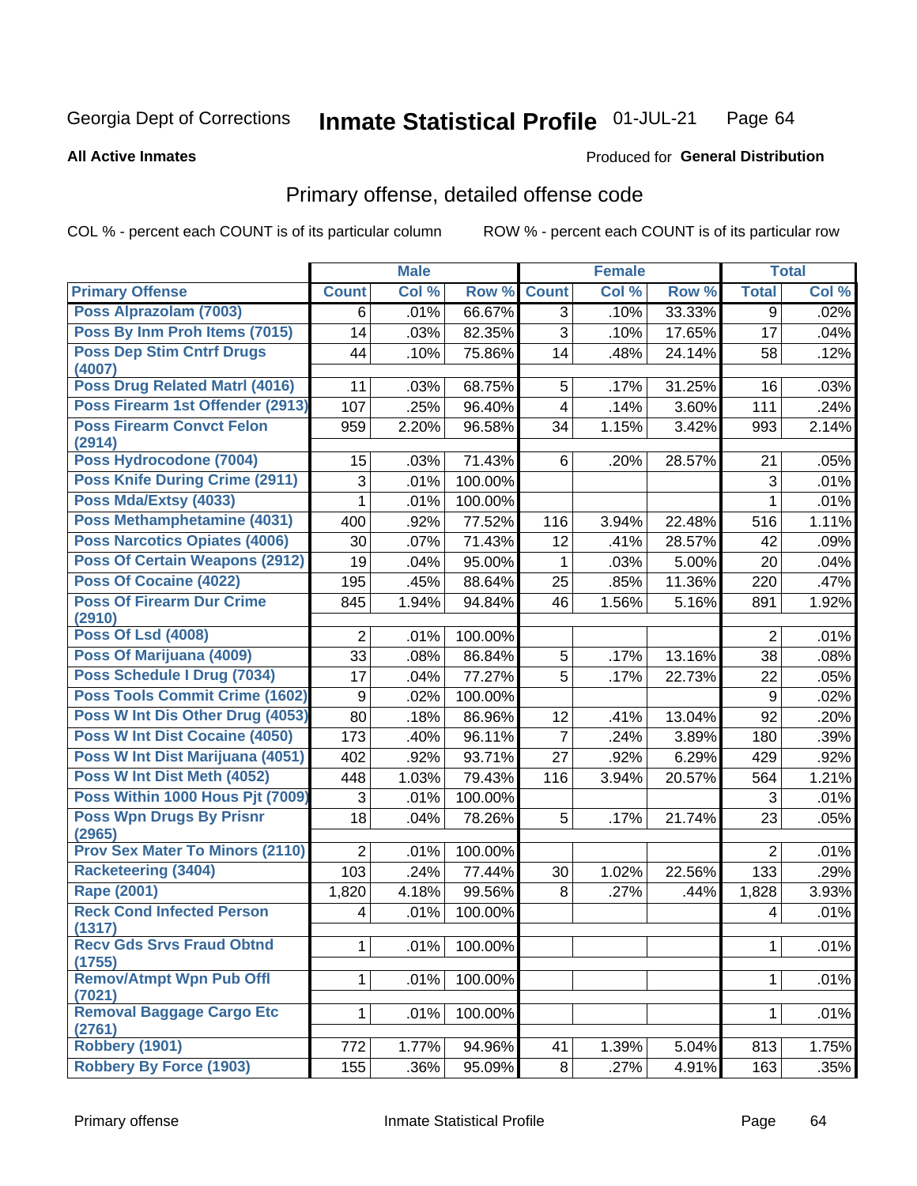Georgia Dept of Corrections **Inmate Statistical Profile** 01-JUL-21

**All Active Inmates**

Produced for **General Distribution**

## Primary offense, detailed offense code

COL % - percent each COUNT is of its particular column

ROW % - percent each COUNT is of its particular row

| | Male | | | Female | | | Total | |
|---|---|---|---|---|---|---|---|---|
| **Primary Offense** | **Count** | **Col %** | **Row %** | **Count** | **Col %** | **Row %** | **Total** | **Col %** |
| Poss Alprazolam (7003) | 6 | .01% | 66.67% | 3 | .10% | 33.33% | 9 | .02% |
| Poss By Inm Proh Items (7015) | 14 | .03% | 82.35% | 3 | .10% | 17.65% | 17 | .04% |
| Poss Dep Stim Cntrf Drugs (4007) | 44 | .10% | 75.86% | 14 | .48% | 24.14% | 58 | .12% |
| Poss Drug Related Matrl (4016) | 11 | .03% | 68.75% | 5 | .17% | 31.25% | 16 | .03% |
| Poss Firearm 1st Offender (2913) | 107 | .25% | 96.40% | 4 | .14% | 3.60% | 111 | .24% |
| Poss Firearm Convct Felon (2914) | 959 | 2.20% | 96.58% | 34 | 1.15% | 3.42% | 993 | 2.14% |
| Poss Hydrocodone (7004) | 15 | .03% | 71.43% | 6 | .20% | 28.57% | 21 | .05% |
| Poss Knife During Crime (2911) | 3 | .01% | 100.00% | | | | 3 | .01% |
| Poss Mda/Extsy (4033) | 1 | .01% | 100.00% | | | | 1 | .01% |
| Poss Methamphetamine (4031) | 400 | .92% | 77.52% | 116 | 3.94% | 22.48% | 516 | 1.11% |
| Poss Narcotics Opiates (4006) | 30 | .07% | 71.43% | 12 | .41% | 28.57% | 42 | .09% |
| Poss Of Certain Weapons (2912) | 19 | .04% | 95.00% | 1 | .03% | 5.00% | 20 | .04% |
| Poss Of Cocaine (4022) | 195 | .45% | 88.64% | 25 | .85% | 11.36% | 220 | .47% |
| Poss Of Firearm Dur Crime (2910) | 845 | 1.94% | 94.84% | 46 | 1.56% | 5.16% | 891 | 1.92% |
| Poss Of Lsd (4008) | 2 | .01% | 100.00% | | | | 2 | .01% |
| Poss Of Marijuana (4009) | 33 | .08% | 86.84% | 5 | .17% | 13.16% | 38 | .08% |
| Poss Schedule I Drug (7034) | 17 | .04% | 77.27% | 5 | .17% | 22.73% | 22 | .05% |
| Poss Tools Commit Crime (1602) | 9 | .02% | 100.00% | | | | 9 | .02% |
| Poss W Int Dis Other Drug (4053) | 80 | .18% | 86.96% | 12 | .41% | 13.04% | 92 | .20% |
| Poss W Int Dist Cocaine (4050) | 173 | .40% | 96.11% | 7 | .24% | 3.89% | 180 | .39% |
| Poss W Int Dist Marijuana (4051) | 402 | .92% | 93.71% | 27 | .92% | 6.29% | 429 | .92% |
| Poss W Int Dist Meth (4052) | 448 | 1.03% | 79.43% | 116 | 3.94% | 20.57% | 564 | 1.21% |
| Poss Within 1000 Hous Pjt (7009) | 3 | .01% | 100.00% | | | | 3 | .01% |
| Poss Wpn Drugs By Prisnr (2965) | 18 | .04% | 78.26% | 5 | .17% | 21.74% | 23 | .05% |
| Prov Sex Mater To Minors (2110) | 2 | .01% | 100.00% | | | | 2 | .01% |
| Racketeering (3404) | 103 | .24% | 77.44% | 30 | 1.02% | 22.56% | 133 | .29% |
| Rape (2001) | 1,820 | 4.18% | 99.56% | 8 | .27% | .44% | 1,828 | 3.93% |
| Reck Cond Infected Person (1317) | 4 | .01% | 100.00% | | | | 4 | .01% |
| Recv Gds Srvs Fraud Obtnd (1755) | 1 | .01% | 100.00% | | | | 1 | .01% |
| Remov/Atmpt Wpn Pub Offl (7021) | 1 | .01% | 100.00% | | | | 1 | .01% |
| Removal Baggage Cargo Etc (2761) | 1 | .01% | 100.00% | | | | 1 | .01% |
| Robbery (1901) | 772 | 1.77% | 94.96% | 41 | 1.39% | 5.04% | 813 | 1.75% |
| Robbery By Force (1903) | 155 | .36% | 95.09% | 8 | .27% | 4.91% | 163 | .35% |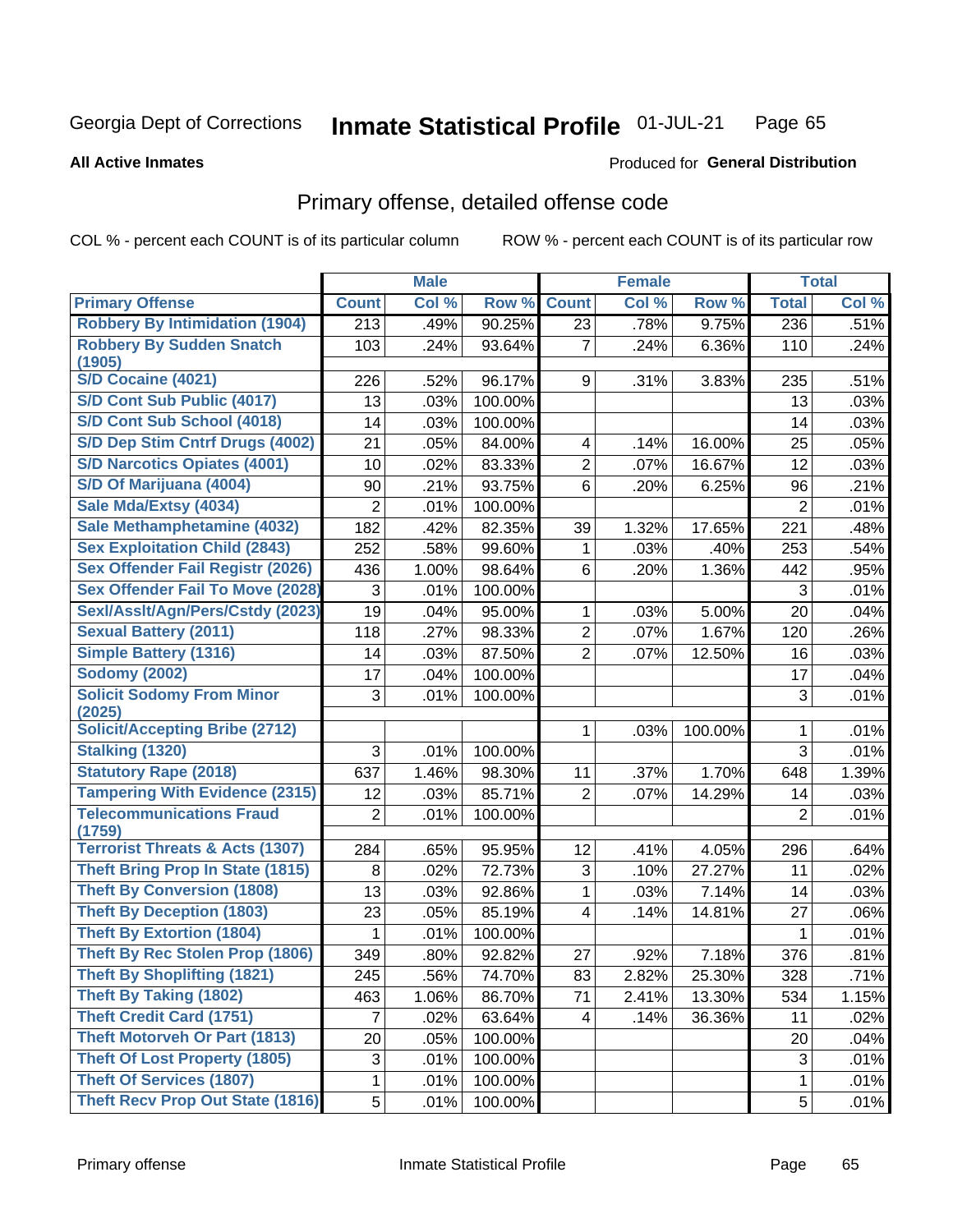Georgia Dept of Corrections **Inmate Statistical Profile** 01-JUL-21

**All Active Inmates**

Produced for **General Distribution**

## Primary offense, detailed offense code

COL % - percent each COUNT is of its particular column

ROW % - percent each COUNT is of its particular row

| | Male | | | Female | | | Total | |
|---|---|---|---|---|---|---|---|---|
| **Primary Offense** | **Count** | **Col %** | **Row %** | **Count** | **Col %** | **Row %** | **Total** | **Col %** |
| Robbery By Intimidation (1904) | 213 | .49% | 90.25% | 23 | .78% | 9.75% | 236 | .51% |
| Robbery By Sudden Snatch (1905) | 103 | .24% | 93.64% | 7 | .24% | 6.36% | 110 | .24% |
| S/D Cocaine (4021) | 226 | .52% | 96.17% | 9 | .31% | 3.83% | 235 | .51% |
| S/D Cont Sub Public (4017) | 13 | .03% | 100.00% | | | | 13 | .03% |
| S/D Cont Sub School (4018) | 14 | .03% | 100.00% | | | | 14 | .03% |
| S/D Dep Stim Cntrf Drugs (4002) | 21 | .05% | 84.00% | 4 | .14% | 16.00% | 25 | .05% |
| S/D Narcotics Opiates (4001) | 10 | .02% | 83.33% | 2 | .07% | 16.67% | 12 | .03% |
| S/D Of Marijuana (4004) | 90 | .21% | 93.75% | 6 | .20% | 6.25% | 96 | .21% |
| Sale Mda/Extsy (4034) | 2 | .01% | 100.00% | | | | 2 | .01% |
| Sale Methamphetamine (4032) | 182 | .42% | 82.35% | 39 | 1.32% | 17.65% | 221 | .48% |
| Sex Exploitation Child (2843) | 252 | .58% | 99.60% | 1 | .03% | .40% | 253 | .54% |
| Sex Offender Fail Registr (2026) | 436 | 1.00% | 98.64% | 6 | .20% | 1.36% | 442 | .95% |
| Sex Offender Fail To Move (2028) | 3 | .01% | 100.00% | | | | 3 | .01% |
| Sexl/Asslt/Agn/Pers/Cstdy (2023) | 19 | .04% | 95.00% | 1 | .03% | 5.00% | 20 | .04% |
| Sexual Battery (2011) | 118 | .27% | 98.33% | 2 | .07% | 1.67% | 120 | .26% |
| Simple Battery (1316) | 14 | .03% | 87.50% | 2 | .07% | 12.50% | 16 | .03% |
| Sodomy (2002) | 17 | .04% | 100.00% | | | | 17 | .04% |
| Solicit Sodomy From Minor (2025) | 3 | .01% | 100.00% | | | | 3 | .01% |
| Solicit/Accepting Bribe (2712) | | | | 1 | .03% | 100.00% | 1 | .01% |
| Stalking (1320) | 3 | .01% | 100.00% | | | | 3 | .01% |
| Statutory Rape (2018) | 637 | 1.46% | 98.30% | 11 | .37% | 1.70% | 648 | 1.39% |
| Tampering With Evidence (2315) | 12 | .03% | 85.71% | 2 | .07% | 14.29% | 14 | .03% |
| Telecommunications Fraud (1759) | 2 | .01% | 100.00% | | | | 2 | .01% |
| Terrorist Threats & Acts (1307) | 284 | .65% | 95.95% | 12 | .41% | 4.05% | 296 | .64% |
| Theft Bring Prop In State (1815) | 8 | .02% | 72.73% | 3 | .10% | 27.27% | 11 | .02% |
| Theft By Conversion (1808) | 13 | .03% | 92.86% | 1 | .03% | 7.14% | 14 | .03% |
| Theft By Deception (1803) | 23 | .05% | 85.19% | 4 | .14% | 14.81% | 27 | .06% |
| Theft By Extortion (1804) | 1 | .01% | 100.00% | | | | 1 | .01% |
| Theft By Rec Stolen Prop (1806) | 349 | .80% | 92.82% | 27 | .92% | 7.18% | 376 | .81% |
| Theft By Shoplifting (1821) | 245 | .56% | 74.70% | 83 | 2.82% | 25.30% | 328 | .71% |
| Theft By Taking (1802) | 463 | 1.06% | 86.70% | 71 | 2.41% | 13.30% | 534 | 1.15% |
| Theft Credit Card (1751) | 7 | .02% | 63.64% | 4 | .14% | 36.36% | 11 | .02% |
| Theft Motorveh Or Part (1813) | 20 | .05% | 100.00% | | | | 20 | .04% |
| Theft Of Lost Property (1805) | 3 | .01% | 100.00% | | | | 3 | .01% |
| Theft Of Services (1807) | 1 | .01% | 100.00% | | | | 1 | .01% |
| Theft Recv Prop Out State (1816) | 5 | .01% | 100.00% | | | | 5 | .01% |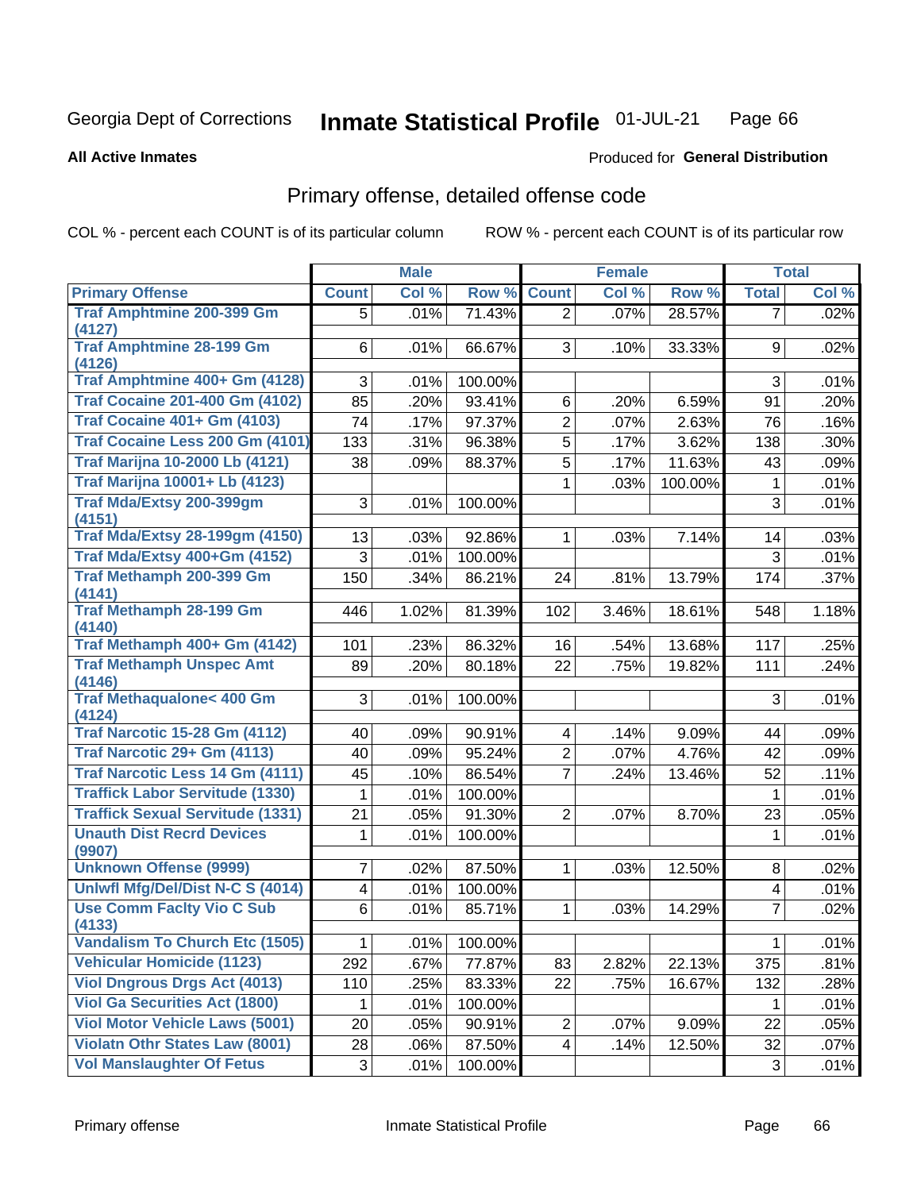Georgia Dept of Corrections **Inmate Statistical Profile** 01-JUL-21

**All Active Inmates**

Produced for **General Distribution**

## Primary offense, detailed offense code

COL % - percent each COUNT is of its particular column

ROW % - percent each COUNT is of its particular row

| | Male | | | Female | | | Total | |
|---|---|---|---|---|---|---|---|---|
| Primary Offense | Count | Col % | Row % | Count | Col % | Row % | Total | Col % |
| Traf Amphtmine 200-399 Gm (4127) | 5 | .01% | 71.43% | 2 | .07% | 28.57% | 7 | .02% |
| Traf Amphtmine 28-199 Gm (4126) | 6 | .01% | 66.67% | 3 | .10% | 33.33% | 9 | .02% |
| Traf Amphtmine 400+ Gm (4128) | 3 | .01% | 100.00% | | | | 3 | .01% |
| Traf Cocaine 201-400 Gm (4102) | 85 | .20% | 93.41% | 6 | .20% | 6.59% | 91 | .20% |
| Traf Cocaine 401+ Gm (4103) | 74 | .17% | 97.37% | 2 | .07% | 2.63% | 76 | .16% |
| Traf Cocaine Less 200 Gm (4101) | 133 | .31% | 96.38% | 5 | .17% | 3.62% | 138 | .30% |
| Traf Marijna 10-2000 Lb (4121) | 38 | .09% | 88.37% | 5 | .17% | 11.63% | 43 | .09% |
| Traf Marijna 10001+ Lb (4123) | | | | 1 | .03% | 100.00% | 1 | .01% |
| Traf Mda/Extsy 200-399gm (4151) | 3 | .01% | 100.00% | | | | 3 | .01% |
| Traf Mda/Extsy 28-199gm (4150) | 13 | .03% | 92.86% | 1 | .03% | 7.14% | 14 | .03% |
| Traf Mda/Extsy 400+Gm (4152) | 3 | .01% | 100.00% | | | | 3 | .01% |
| Traf Methamph 200-399 Gm (4141) | 150 | .34% | 86.21% | 24 | .81% | 13.79% | 174 | .37% |
| Traf Methamph 28-199 Gm (4140) | 446 | 1.02% | 81.39% | 102 | 3.46% | 18.61% | 548 | 1.18% |
| Traf Methamph 400+ Gm (4142) | 101 | .23% | 86.32% | 16 | .54% | 13.68% | 117 | .25% |
| Traf Methamph Unspec Amt (4146) | 89 | .20% | 80.18% | 22 | .75% | 19.82% | 111 | .24% |
| Traf Methaqualone< 400 Gm (4124) | 3 | .01% | 100.00% | | | | 3 | .01% |
| Traf Narcotic 15-28 Gm (4112) | 40 | .09% | 90.91% | 4 | .14% | 9.09% | 44 | .09% |
| Traf Narcotic 29+ Gm (4113) | 40 | .09% | 95.24% | 2 | .07% | 4.76% | 42 | .09% |
| Traf Narcotic Less 14 Gm (4111) | 45 | .10% | 86.54% | 7 | .24% | 13.46% | 52 | .11% |
| Traffick Labor Servitude (1330) | 1 | .01% | 100.00% | | | | 1 | .01% |
| Traffick Sexual Servitude (1331) | 21 | .05% | 91.30% | 2 | .07% | 8.70% | 23 | .05% |
| Unauth Dist Recrd Devices (9907) | 1 | .01% | 100.00% | | | | 1 | .01% |
| Unknown Offense (9999) | 7 | .02% | 87.50% | 1 | .03% | 12.50% | 8 | .02% |
| Unlwfl Mfg/Del/Dist N-C S (4014) | 4 | .01% | 100.00% | | | | 4 | .01% |
| Use Comm Faclty Vio C Sub (4133) | 6 | .01% | 85.71% | 1 | .03% | 14.29% | 7 | .02% |
| Vandalism To Church Etc (1505) | 1 | .01% | 100.00% | | | | 1 | .01% |
| Vehicular Homicide (1123) | 292 | .67% | 77.87% | 83 | 2.82% | 22.13% | 375 | .81% |
| Viol Dngrous Drgs Act (4013) | 110 | .25% | 83.33% | 22 | .75% | 16.67% | 132 | .28% |
| Viol Ga Securities Act (1800) | 1 | .01% | 100.00% | | | | 1 | .01% |
| Viol Motor Vehicle Laws (5001) | 20 | .05% | 90.91% | 2 | .07% | 9.09% | 22 | .05% |
| Violatn Othr States Law (8001) | 28 | .06% | 87.50% | 4 | .14% | 12.50% | 32 | .07% |
| Vol Manslaughter Of Fetus | 3 | .01% | 100.00% | | | | 3 | .01% |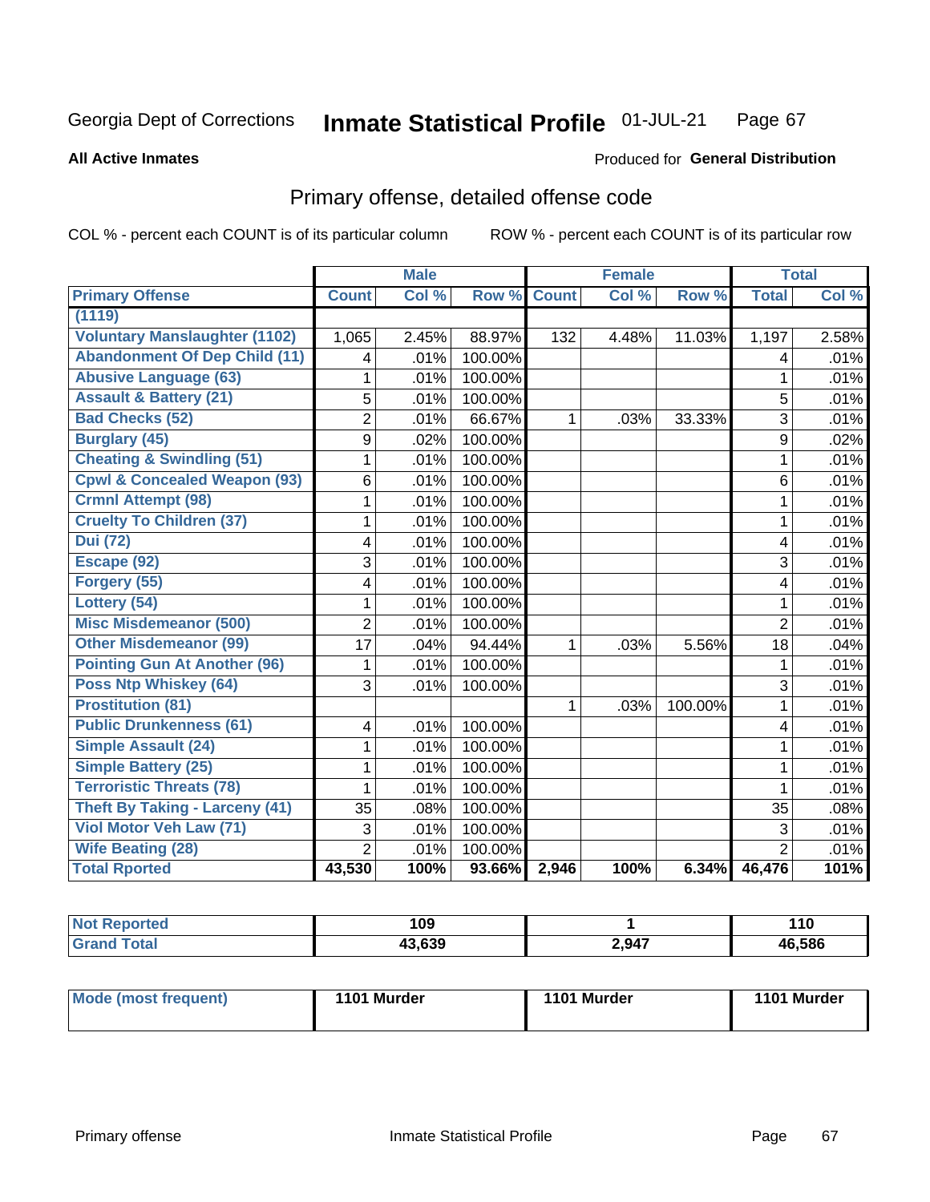Georgia Dept of Corrections **Inmate Statistical Profile** 01-JUL-21

**All Active Inmates**

Produced for **General Distribution**

## Primary offense, detailed offense code

COL % - percent each COUNT is of its particular column

ROW % - percent each COUNT is of its particular row

| | Male | | | Female | | | Total | |
|---|---|---|---|---|---|---|---|---|
| **Primary Offense** | **Count** | **Col %** | **Row %** | **Count** | **Col %** | **Row %** | **Total** | **Col %** |
| **(1119)** | | | | | | | | |
| **Voluntary Manslaughter (1102)** | 1,065 | 2.45% | 88.97% | 132 | 4.48% | 11.03% | 1,197 | 2.58% |
| **Abandonment Of Dep Child (11)** | 4 | .01% | 100.00% | | | | 4 | .01% |
| **Abusive Language (63)** | 1 | .01% | 100.00% | | | | 1 | .01% |
| **Assault & Battery (21)** | 5 | .01% | 100.00% | | | | 5 | .01% |
| **Bad Checks (52)** | 2 | .01% | 66.67% | 1 | .03% | 33.33% | 3 | .01% |
| **Burglary (45)** | 9 | .02% | 100.00% | | | | 9 | .02% |
| **Cheating & Swindling (51)** | 1 | .01% | 100.00% | | | | 1 | .01% |
| **Cpwl & Concealed Weapon (93)** | 6 | .01% | 100.00% | | | | 6 | .01% |
| **Crmnl Attempt (98)** | 1 | .01% | 100.00% | | | | 1 | .01% |
| **Cruelty To Children (37)** | 1 | .01% | 100.00% | | | | 1 | .01% |
| **Dui (72)** | 4 | .01% | 100.00% | | | | 4 | .01% |
| **Escape (92)** | 3 | .01% | 100.00% | | | | 3 | .01% |
| **Forgery (55)** | 4 | .01% | 100.00% | | | | 4 | .01% |
| **Lottery (54)** | 1 | .01% | 100.00% | | | | 1 | .01% |
| **Misc Misdemeanor (500)** | 2 | .01% | 100.00% | | | | 2 | .01% |
| **Other Misdemeanor (99)** | 17 | .04% | 94.44% | 1 | .03% | 5.56% | 18 | .04% |
| **Pointing Gun At Another (96)** | 1 | .01% | 100.00% | | | | 1 | .01% |
| **Poss Ntp Whiskey (64)** | 3 | .01% | 100.00% | | | | 3 | .01% |
| **Prostitution (81)** | | | | 1 | .03% | 100.00% | 1 | .01% |
| **Public Drunkenness (61)** | 4 | .01% | 100.00% | | | | 4 | .01% |
| **Simple Assault (24)** | 1 | .01% | 100.00% | | | | 1 | .01% |
| **Simple Battery (25)** | 1 | .01% | 100.00% | | | | 1 | .01% |
| **Terroristic Threats (78)** | 1 | .01% | 100.00% | | | | 1 | .01% |
| **Theft By Taking - Larceny (41)** | 35 | .08% | 100.00% | | | | 35 | .08% |
| **Viol Motor Veh Law (71)** | 3 | .01% | 100.00% | | | | 3 | .01% |
| **Wife Beating (28)** | 2 | .01% | 100.00% | | | | 2 | .01% |
| **Total Rported** | **43,530** | **100%** | **93.66%** | **2,946** | **100%** | **6.34%** | **46,476** | **101%** |

| | Male | Female | Total |
|---|---|---|---|
| **Not Reported** | **109** | **1** | **110** |
| **Grand Total** | **43,639** | **2,947** | **46,586** |

| | Male | Female | Total |
|---|---|---|---|
| **Mode (most frequent)** | **1101 Murder** | **1101 Murder** | **1101 Murder** |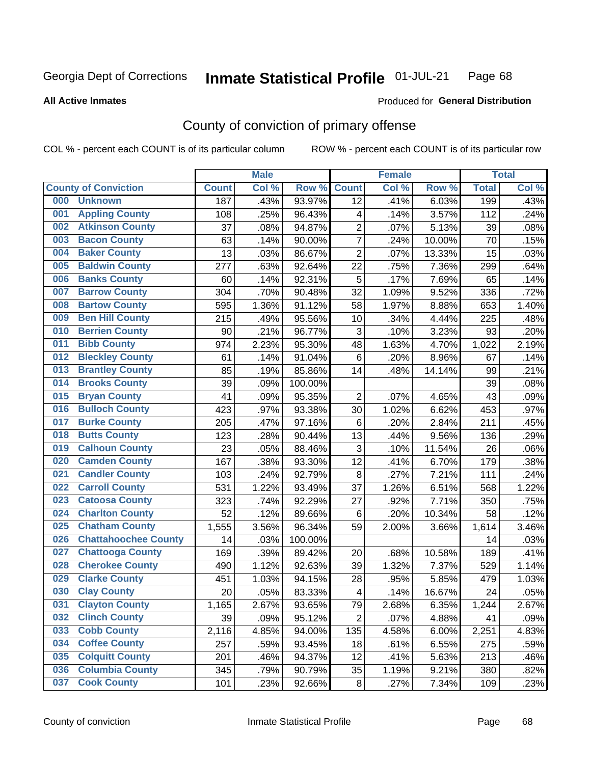Georgia Dept of Corrections

# Inmate Statistical Profile 01-JUL-21

**All Active Inmates**

Produced for **General Distribution**

## County of conviction of primary offense

COL % - percent each COUNT is of its particular column

ROW % - percent each COUNT is of its particular row

| County of Conviction | Male | | | Female | | | Total | |
|---|---|---|---|---|---|---|---|---|
| | Count | Col % | Row % | Count | Col % | Row % | Total | Col % |
| 000 Unknown | 187 | .43% | 93.97% | 12 | .41% | 6.03% | 199 | .43% |
| 001 Appling County | 108 | .25% | 96.43% | 4 | .14% | 3.57% | 112 | .24% |
| 002 Atkinson County | 37 | .08% | 94.87% | 2 | .07% | 5.13% | 39 | .08% |
| 003 Bacon County | 63 | .14% | 90.00% | 7 | .24% | 10.00% | 70 | .15% |
| 004 Baker County | 13 | .03% | 86.67% | 2 | .07% | 13.33% | 15 | .03% |
| 005 Baldwin County | 277 | .63% | 92.64% | 22 | .75% | 7.36% | 299 | .64% |
| 006 Banks County | 60 | .14% | 92.31% | 5 | .17% | 7.69% | 65 | .14% |
| 007 Barrow County | 304 | .70% | 90.48% | 32 | 1.09% | 9.52% | 336 | .72% |
| 008 Bartow County | 595 | 1.36% | 91.12% | 58 | 1.97% | 8.88% | 653 | 1.40% |
| 009 Ben Hill County | 215 | .49% | 95.56% | 10 | .34% | 4.44% | 225 | .48% |
| 010 Berrien County | 90 | .21% | 96.77% | 3 | .10% | 3.23% | 93 | .20% |
| 011 Bibb County | 974 | 2.23% | 95.30% | 48 | 1.63% | 4.70% | 1,022 | 2.19% |
| 012 Bleckley County | 61 | .14% | 91.04% | 6 | .20% | 8.96% | 67 | .14% |
| 013 Brantley County | 85 | .19% | 85.86% | 14 | .48% | 14.14% | 99 | .21% |
| 014 Brooks County | 39 | .09% | 100.00% | | | | 39 | .08% |
| 015 Bryan County | 41 | .09% | 95.35% | 2 | .07% | 4.65% | 43 | .09% |
| 016 Bulloch County | 423 | .97% | 93.38% | 30 | 1.02% | 6.62% | 453 | .97% |
| 017 Burke County | 205 | .47% | 97.16% | 6 | .20% | 2.84% | 211 | .45% |
| 018 Butts County | 123 | .28% | 90.44% | 13 | .44% | 9.56% | 136 | .29% |
| 019 Calhoun County | 23 | .05% | 88.46% | 3 | .10% | 11.54% | 26 | .06% |
| 020 Camden County | 167 | .38% | 93.30% | 12 | .41% | 6.70% | 179 | .38% |
| 021 Candler County | 103 | .24% | 92.79% | 8 | .27% | 7.21% | 111 | .24% |
| 022 Carroll County | 531 | 1.22% | 93.49% | 37 | 1.26% | 6.51% | 568 | 1.22% |
| 023 Catoosa County | 323 | .74% | 92.29% | 27 | .92% | 7.71% | 350 | .75% |
| 024 Charlton County | 52 | .12% | 89.66% | 6 | .20% | 10.34% | 58 | .12% |
| 025 Chatham County | 1,555 | 3.56% | 96.34% | 59 | 2.00% | 3.66% | 1,614 | 3.46% |
| 026 Chattahoochee County | 14 | .03% | 100.00% | | | | 14 | .03% |
| 027 Chattooga County | 169 | .39% | 89.42% | 20 | .68% | 10.58% | 189 | .41% |
| 028 Cherokee County | 490 | 1.12% | 92.63% | 39 | 1.32% | 7.37% | 529 | 1.14% |
| 029 Clarke County | 451 | 1.03% | 94.15% | 28 | .95% | 5.85% | 479 | 1.03% |
| 030 Clay County | 20 | .05% | 83.33% | 4 | .14% | 16.67% | 24 | .05% |
| 031 Clayton County | 1,165 | 2.67% | 93.65% | 79 | 2.68% | 6.35% | 1,244 | 2.67% |
| 032 Clinch County | 39 | .09% | 95.12% | 2 | .07% | 4.88% | 41 | .09% |
| 033 Cobb County | 2,116 | 4.85% | 94.00% | 135 | 4.58% | 6.00% | 2,251 | 4.83% |
| 034 Coffee County | 257 | .59% | 93.45% | 18 | .61% | 6.55% | 275 | .59% |
| 035 Colquitt County | 201 | .46% | 94.37% | 12 | .41% | 5.63% | 213 | .46% |
| 036 Columbia County | 345 | .79% | 90.79% | 35 | 1.19% | 9.21% | 380 | .82% |
| 037 Cook County | 101 | .23% | 92.66% | 8 | .27% | 7.34% | 109 | .23% |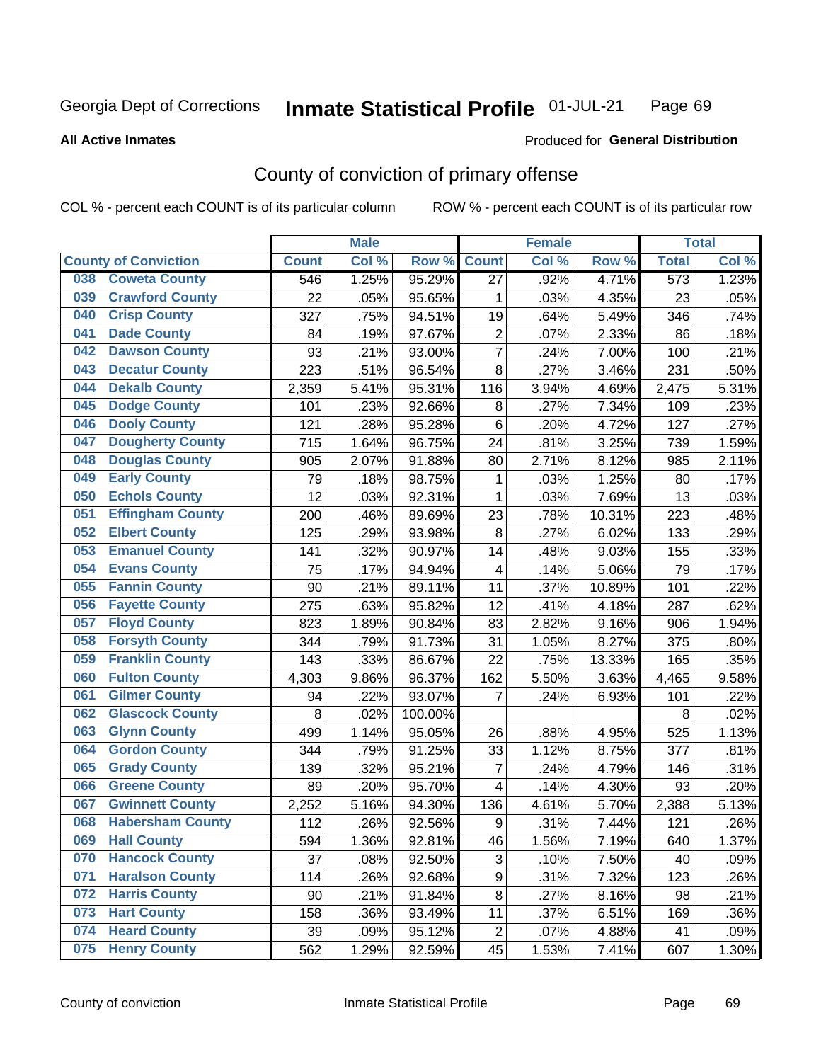Georgia Dept of Corrections **Inmate Statistical Profile** 01-JUL-21

**All Active Inmates** Produced for **General Distribution**

## County of conviction of primary offense

COL % - percent each COUNT is of its particular column ROW % - percent each COUNT is of its particular row

| County of Conviction | Male | | | Female | | | Total | |
|---|---|---|---|---|---|---|---|---|
| | Count | Col % | Row % | Count | Col % | Row % | Total | Col % |
| 038 Coweta County | 546 | 1.25% | 95.29% | 27 | .92% | 4.71% | 573 | 1.23% |
| 039 Crawford County | 22 | .05% | 95.65% | 1 | .03% | 4.35% | 23 | .05% |
| 040 Crisp County | 327 | .75% | 94.51% | 19 | .64% | 5.49% | 346 | .74% |
| 041 Dade County | 84 | .19% | 97.67% | 2 | .07% | 2.33% | 86 | .18% |
| 042 Dawson County | 93 | .21% | 93.00% | 7 | .24% | 7.00% | 100 | .21% |
| 043 Decatur County | 223 | .51% | 96.54% | 8 | .27% | 3.46% | 231 | .50% |
| 044 Dekalb County | 2,359 | 5.41% | 95.31% | 116 | 3.94% | 4.69% | 2,475 | 5.31% |
| 045 Dodge County | 101 | .23% | 92.66% | 8 | .27% | 7.34% | 109 | .23% |
| 046 Dooly County | 121 | .28% | 95.28% | 6 | .20% | 4.72% | 127 | .27% |
| 047 Dougherty County | 715 | 1.64% | 96.75% | 24 | .81% | 3.25% | 739 | 1.59% |
| 048 Douglas County | 905 | 2.07% | 91.88% | 80 | 2.71% | 8.12% | 985 | 2.11% |
| 049 Early County | 79 | .18% | 98.75% | 1 | .03% | 1.25% | 80 | .17% |
| 050 Echols County | 12 | .03% | 92.31% | 1 | .03% | 7.69% | 13 | .03% |
| 051 Effingham County | 200 | .46% | 89.69% | 23 | .78% | 10.31% | 223 | .48% |
| 052 Elbert County | 125 | .29% | 93.98% | 8 | .27% | 6.02% | 133 | .29% |
| 053 Emanuel County | 141 | .32% | 90.97% | 14 | .48% | 9.03% | 155 | .33% |
| 054 Evans County | 75 | .17% | 94.94% | 4 | .14% | 5.06% | 79 | .17% |
| 055 Fannin County | 90 | .21% | 89.11% | 11 | .37% | 10.89% | 101 | .22% |
| 056 Fayette County | 275 | .63% | 95.82% | 12 | .41% | 4.18% | 287 | .62% |
| 057 Floyd County | 823 | 1.89% | 90.84% | 83 | 2.82% | 9.16% | 906 | 1.94% |
| 058 Forsyth County | 344 | .79% | 91.73% | 31 | 1.05% | 8.27% | 375 | .80% |
| 059 Franklin County | 143 | .33% | 86.67% | 22 | .75% | 13.33% | 165 | .35% |
| 060 Fulton County | 4,303 | 9.86% | 96.37% | 162 | 5.50% | 3.63% | 4,465 | 9.58% |
| 061 Gilmer County | 94 | .22% | 93.07% | 7 | .24% | 6.93% | 101 | .22% |
| 062 Glascock County | 8 | .02% | 100.00% | | | | 8 | .02% |
| 063 Glynn County | 499 | 1.14% | 95.05% | 26 | .88% | 4.95% | 525 | 1.13% |
| 064 Gordon County | 344 | .79% | 91.25% | 33 | 1.12% | 8.75% | 377 | .81% |
| 065 Grady County | 139 | .32% | 95.21% | 7 | .24% | 4.79% | 146 | .31% |
| 066 Greene County | 89 | .20% | 95.70% | 4 | .14% | 4.30% | 93 | .20% |
| 067 Gwinnett County | 2,252 | 5.16% | 94.30% | 136 | 4.61% | 5.70% | 2,388 | 5.13% |
| 068 Habersham County | 112 | .26% | 92.56% | 9 | .31% | 7.44% | 121 | .26% |
| 069 Hall County | 594 | 1.36% | 92.81% | 46 | 1.56% | 7.19% | 640 | 1.37% |
| 070 Hancock County | 37 | .08% | 92.50% | 3 | .10% | 7.50% | 40 | .09% |
| 071 Haralson County | 114 | .26% | 92.68% | 9 | .31% | 7.32% | 123 | .26% |
| 072 Harris County | 90 | .21% | 91.84% | 8 | .27% | 8.16% | 98 | .21% |
| 073 Hart County | 158 | .36% | 93.49% | 11 | .37% | 6.51% | 169 | .36% |
| 074 Heard County | 39 | .09% | 95.12% | 2 | .07% | 4.88% | 41 | .09% |
| 075 Henry County | 562 | 1.29% | 92.59% | 45 | 1.53% | 7.41% | 607 | 1.30% |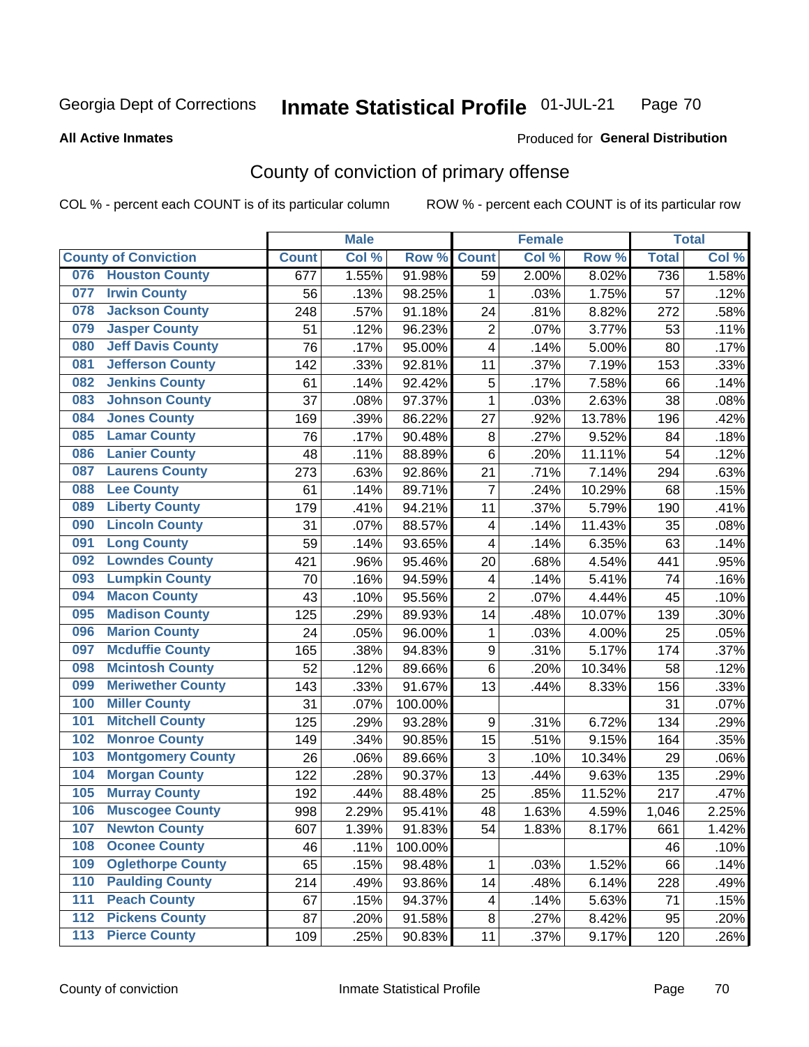Georgia Dept of Corrections **Inmate Statistical Profile** 01-JUL-21

**All Active Inmates**

Produced for **General Distribution**

# County of conviction of primary offense

COL % - percent each COUNT is of its particular column ROW % - percent each COUNT is of its particular row

| County of Conviction | Male | | | Female | | | Total | |
|---|---|---|---|---|---|---|---|---|
| | Count | Col % | Row % | Count | Col % | Row % | Total | Col % |
| 076 Houston County | 677 | 1.55% | 91.98% | 59 | 2.00% | 8.02% | 736 | 1.58% |
| 077 Irwin County | 56 | .13% | 98.25% | 1 | .03% | 1.75% | 57 | .12% |
| 078 Jackson County | 248 | .57% | 91.18% | 24 | .81% | 8.82% | 272 | .58% |
| 079 Jasper County | 51 | .12% | 96.23% | 2 | .07% | 3.77% | 53 | .11% |
| 080 Jeff Davis County | 76 | .17% | 95.00% | 4 | .14% | 5.00% | 80 | .17% |
| 081 Jefferson County | 142 | .33% | 92.81% | 11 | .37% | 7.19% | 153 | .33% |
| 082 Jenkins County | 61 | .14% | 92.42% | 5 | .17% | 7.58% | 66 | .14% |
| 083 Johnson County | 37 | .08% | 97.37% | 1 | .03% | 2.63% | 38 | .08% |
| 084 Jones County | 169 | .39% | 86.22% | 27 | .92% | 13.78% | 196 | .42% |
| 085 Lamar County | 76 | .17% | 90.48% | 8 | .27% | 9.52% | 84 | .18% |
| 086 Lanier County | 48 | .11% | 88.89% | 6 | .20% | 11.11% | 54 | .12% |
| 087 Laurens County | 273 | .63% | 92.86% | 21 | .71% | 7.14% | 294 | .63% |
| 088 Lee County | 61 | .14% | 89.71% | 7 | .24% | 10.29% | 68 | .15% |
| 089 Liberty County | 179 | .41% | 94.21% | 11 | .37% | 5.79% | 190 | .41% |
| 090 Lincoln County | 31 | .07% | 88.57% | 4 | .14% | 11.43% | 35 | .08% |
| 091 Long County | 59 | .14% | 93.65% | 4 | .14% | 6.35% | 63 | .14% |
| 092 Lowndes County | 421 | .96% | 95.46% | 20 | .68% | 4.54% | 441 | .95% |
| 093 Lumpkin County | 70 | .16% | 94.59% | 4 | .14% | 5.41% | 74 | .16% |
| 094 Macon County | 43 | .10% | 95.56% | 2 | .07% | 4.44% | 45 | .10% |
| 095 Madison County | 125 | .29% | 89.93% | 14 | .48% | 10.07% | 139 | .30% |
| 096 Marion County | 24 | .05% | 96.00% | 1 | .03% | 4.00% | 25 | .05% |
| 097 Mcduffie County | 165 | .38% | 94.83% | 9 | .31% | 5.17% | 174 | .37% |
| 098 Mcintosh County | 52 | .12% | 89.66% | 6 | .20% | 10.34% | 58 | .12% |
| 099 Meriwether County | 143 | .33% | 91.67% | 13 | .44% | 8.33% | 156 | .33% |
| 100 Miller County | 31 | .07% | 100.00% | | | | 31 | .07% |
| 101 Mitchell County | 125 | .29% | 93.28% | 9 | .31% | 6.72% | 134 | .29% |
| 102 Monroe County | 149 | .34% | 90.85% | 15 | .51% | 9.15% | 164 | .35% |
| 103 Montgomery County | 26 | .06% | 89.66% | 3 | .10% | 10.34% | 29 | .06% |
| 104 Morgan County | 122 | .28% | 90.37% | 13 | .44% | 9.63% | 135 | .29% |
| 105 Murray County | 192 | .44% | 88.48% | 25 | .85% | 11.52% | 217 | .47% |
| 106 Muscogee County | 998 | 2.29% | 95.41% | 48 | 1.63% | 4.59% | 1,046 | 2.25% |
| 107 Newton County | 607 | 1.39% | 91.83% | 54 | 1.83% | 8.17% | 661 | 1.42% |
| 108 Oconee County | 46 | .11% | 100.00% | | | | 46 | .10% |
| 109 Oglethorpe County | 65 | .15% | 98.48% | 1 | .03% | 1.52% | 66 | .14% |
| 110 Paulding County | 214 | .49% | 93.86% | 14 | .48% | 6.14% | 228 | .49% |
| 111 Peach County | 67 | .15% | 94.37% | 4 | .14% | 5.63% | 71 | .15% |
| 112 Pickens County | 87 | .20% | 91.58% | 8 | .27% | 8.42% | 95 | .20% |
| 113 Pierce County | 109 | .25% | 90.83% | 11 | .37% | 9.17% | 120 | .26% |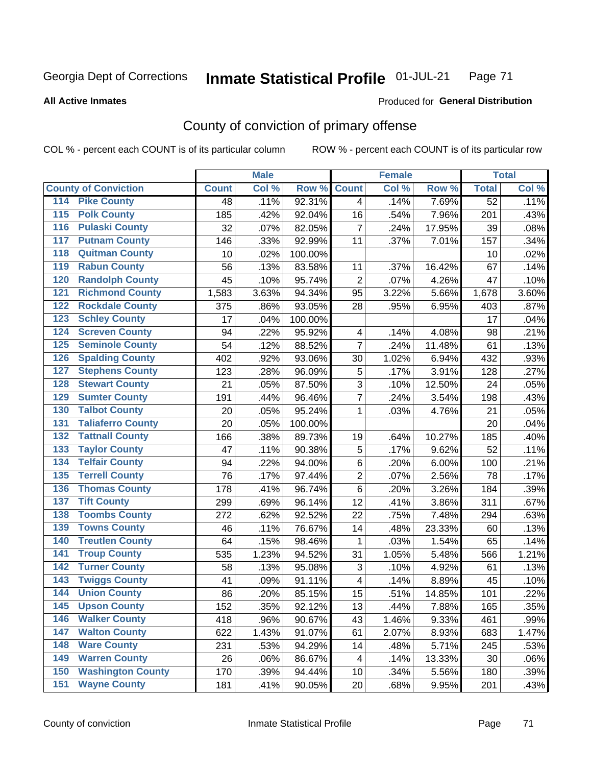Georgia Dept of Corrections **Inmate Statistical Profile** 01-JUL-21

**All Active Inmates**

Produced for **General Distribution**

## County of conviction of primary offense

COL % - percent each COUNT is of its particular column

ROW % - percent each COUNT is of its particular row

| County of Conviction | | Male | | | Female | | | Total | |
|---|---|---|---|---|---|---|---|---|---|
| | | Count | Col % | Row % | Count | Col % | Row % | Total | Col % |
| 114 | Pike County | 48 | .11% | 92.31% | 4 | .14% | 7.69% | 52 | .11% |
| 115 | Polk County | 185 | .42% | 92.04% | 16 | .54% | 7.96% | 201 | .43% |
| 116 | Pulaski County | 32 | .07% | 82.05% | 7 | .24% | 17.95% | 39 | .08% |
| 117 | Putnam County | 146 | .33% | 92.99% | 11 | .37% | 7.01% | 157 | .34% |
| 118 | Quitman County | 10 | .02% | 100.00% | | | | 10 | .02% |
| 119 | Rabun County | 56 | .13% | 83.58% | 11 | .37% | 16.42% | 67 | .14% |
| 120 | Randolph County | 45 | .10% | 95.74% | 2 | .07% | 4.26% | 47 | .10% |
| 121 | Richmond County | 1,583 | 3.63% | 94.34% | 95 | 3.22% | 5.66% | 1,678 | 3.60% |
| 122 | Rockdale County | 375 | .86% | 93.05% | 28 | .95% | 6.95% | 403 | .87% |
| 123 | Schley County | 17 | .04% | 100.00% | | | | 17 | .04% |
| 124 | Screven County | 94 | .22% | 95.92% | 4 | .14% | 4.08% | 98 | .21% |
| 125 | Seminole County | 54 | .12% | 88.52% | 7 | .24% | 11.48% | 61 | .13% |
| 126 | Spalding County | 402 | .92% | 93.06% | 30 | 1.02% | 6.94% | 432 | .93% |
| 127 | Stephens County | 123 | .28% | 96.09% | 5 | .17% | 3.91% | 128 | .27% |
| 128 | Stewart County | 21 | .05% | 87.50% | 3 | .10% | 12.50% | 24 | .05% |
| 129 | Sumter County | 191 | .44% | 96.46% | 7 | .24% | 3.54% | 198 | .43% |
| 130 | Talbot County | 20 | .05% | 95.24% | 1 | .03% | 4.76% | 21 | .05% |
| 131 | Taliaferro County | 20 | .05% | 100.00% | | | | 20 | .04% |
| 132 | Tattnall County | 166 | .38% | 89.73% | 19 | .64% | 10.27% | 185 | .40% |
| 133 | Taylor County | 47 | .11% | 90.38% | 5 | .17% | 9.62% | 52 | .11% |
| 134 | Telfair County | 94 | .22% | 94.00% | 6 | .20% | 6.00% | 100 | .21% |
| 135 | Terrell County | 76 | .17% | 97.44% | 2 | .07% | 2.56% | 78 | .17% |
| 136 | Thomas County | 178 | .41% | 96.74% | 6 | .20% | 3.26% | 184 | .39% |
| 137 | Tift County | 299 | .69% | 96.14% | 12 | .41% | 3.86% | 311 | .67% |
| 138 | Toombs County | 272 | .62% | 92.52% | 22 | .75% | 7.48% | 294 | .63% |
| 139 | Towns County | 46 | .11% | 76.67% | 14 | .48% | 23.33% | 60 | .13% |
| 140 | Treutlen County | 64 | .15% | 98.46% | 1 | .03% | 1.54% | 65 | .14% |
| 141 | Troup County | 535 | 1.23% | 94.52% | 31 | 1.05% | 5.48% | 566 | 1.21% |
| 142 | Turner County | 58 | .13% | 95.08% | 3 | .10% | 4.92% | 61 | .13% |
| 143 | Twiggs County | 41 | .09% | 91.11% | 4 | .14% | 8.89% | 45 | .10% |
| 144 | Union County | 86 | .20% | 85.15% | 15 | .51% | 14.85% | 101 | .22% |
| 145 | Upson County | 152 | .35% | 92.12% | 13 | .44% | 7.88% | 165 | .35% |
| 146 | Walker County | 418 | .96% | 90.67% | 43 | 1.46% | 9.33% | 461 | .99% |
| 147 | Walton County | 622 | 1.43% | 91.07% | 61 | 2.07% | 8.93% | 683 | 1.47% |
| 148 | Ware County | 231 | .53% | 94.29% | 14 | .48% | 5.71% | 245 | .53% |
| 149 | Warren County | 26 | .06% | 86.67% | 4 | .14% | 13.33% | 30 | .06% |
| 150 | Washington County | 170 | .39% | 94.44% | 10 | .34% | 5.56% | 180 | .39% |
| 151 | Wayne County | 181 | .41% | 90.05% | 20 | .68% | 9.95% | 201 | .43% |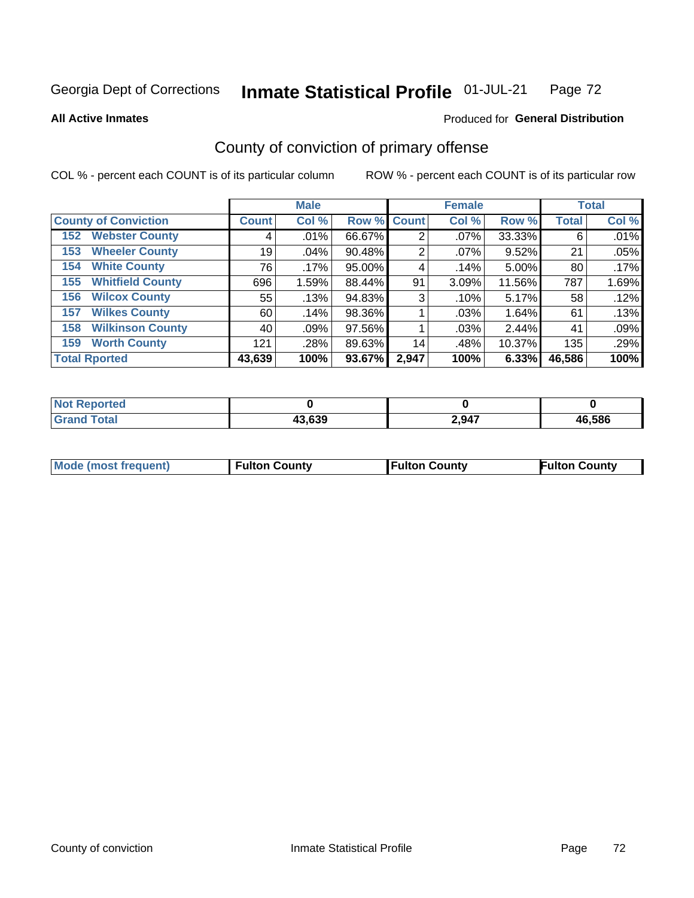Georgia Dept of Corrections **Inmate Statistical Profile** 01-JUL-21

**All Active Inmates** Produced for **General Distribution**

## County of conviction of primary offense

COL % - percent each COUNT is of its particular column ROW % - percent each COUNT is of its particular row

| | Male | | | Female | | | Total | |
|---|---|---|---|---|---|---|---|---|
| County of Conviction | Count | Col % | Row % | Count | Col % | Row % | Total | Col % |
| 152 Webster County | 4 | .01% | 66.67% | 2 | .07% | 33.33% | 6 | .01% |
| 153 Wheeler County | 19 | .04% | 90.48% | 2 | .07% | 9.52% | 21 | .05% |
| 154 White County | 76 | .17% | 95.00% | 4 | .14% | 5.00% | 80 | .17% |
| 155 Whitfield County | 696 | 1.59% | 88.44% | 91 | 3.09% | 11.56% | 787 | 1.69% |
| 156 Wilcox County | 55 | .13% | 94.83% | 3 | .10% | 5.17% | 58 | .12% |
| 157 Wilkes County | 60 | .14% | 98.36% | 1 | .03% | 1.64% | 61 | .13% |
| 158 Wilkinson County | 40 | .09% | 97.56% | 1 | .03% | 2.44% | 41 | .09% |
| 159 Worth County | 121 | .28% | 89.63% | 14 | .48% | 10.37% | 135 | .29% |
| **Total Rported** | **43,639** | **100%** | **93.67%** | **2,947** | **100%** | **6.33%** | **46,586** | **100%** |

| | Male | Female | Total |
|---|---|---|---|
| Not Reported | 0 | 0 | 0 |
| Grand Total | 43,639 | 2,947 | 46,586 |

| | Male | Female | Total |
|---|---|---|---|
| Mode (most frequent) | Fulton County | Fulton County | Fulton County |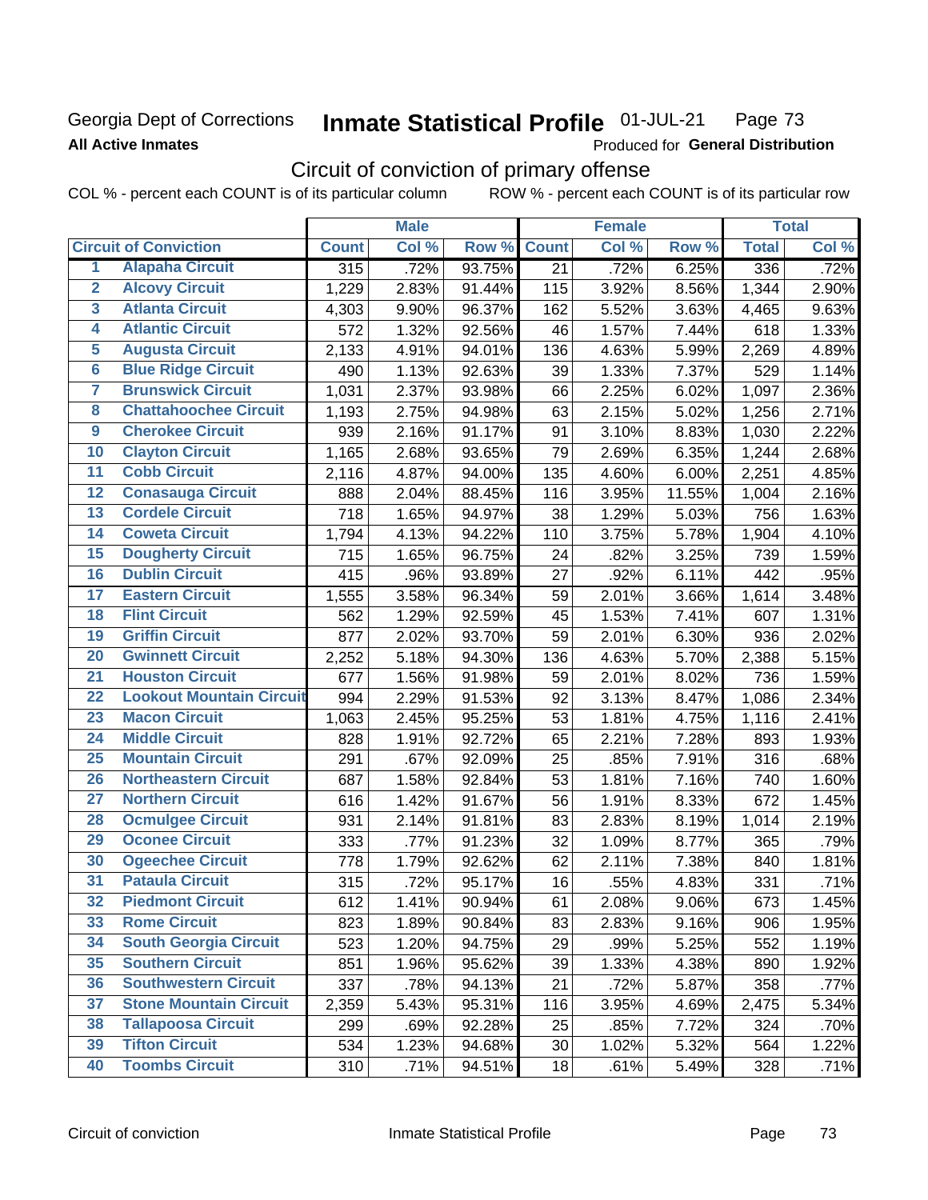Georgia Dept of Corrections **Inmate Statistical Profile** 01-JUL-21

**All Active Inmates** Produced for **General Distribution**

## Circuit of conviction of primary offense

COL % - percent each COUNT is of its particular column ROW % - percent each COUNT is of its particular row

| | | Male | | | Female | | | Total | |
|---|---|---|---|---|---|---|---|---|---|
| | **Circuit of Conviction** | **Count** | **Col %** | **Row %** | **Count** | **Col %** | **Row %** | **Total** | **Col %** |
| 1 | Alapaha Circuit | 315 | .72% | 93.75% | 21 | .72% | 6.25% | 336 | .72% |
| 2 | Alcovy Circuit | 1,229 | 2.83% | 91.44% | 115 | 3.92% | 8.56% | 1,344 | 2.90% |
| 3 | Atlanta Circuit | 4,303 | 9.90% | 96.37% | 162 | 5.52% | 3.63% | 4,465 | 9.63% |
| 4 | Atlantic Circuit | 572 | 1.32% | 92.56% | 46 | 1.57% | 7.44% | 618 | 1.33% |
| 5 | Augusta Circuit | 2,133 | 4.91% | 94.01% | 136 | 4.63% | 5.99% | 2,269 | 4.89% |
| 6 | Blue Ridge Circuit | 490 | 1.13% | 92.63% | 39 | 1.33% | 7.37% | 529 | 1.14% |
| 7 | Brunswick Circuit | 1,031 | 2.37% | 93.98% | 66 | 2.25% | 6.02% | 1,097 | 2.36% |
| 8 | Chattahoochee Circuit | 1,193 | 2.75% | 94.98% | 63 | 2.15% | 5.02% | 1,256 | 2.71% |
| 9 | Cherokee Circuit | 939 | 2.16% | 91.17% | 91 | 3.10% | 8.83% | 1,030 | 2.22% |
| 10 | Clayton Circuit | 1,165 | 2.68% | 93.65% | 79 | 2.69% | 6.35% | 1,244 | 2.68% |
| 11 | Cobb Circuit | 2,116 | 4.87% | 94.00% | 135 | 4.60% | 6.00% | 2,251 | 4.85% |
| 12 | Conasauga Circuit | 888 | 2.04% | 88.45% | 116 | 3.95% | 11.55% | 1,004 | 2.16% |
| 13 | Cordele Circuit | 718 | 1.65% | 94.97% | 38 | 1.29% | 5.03% | 756 | 1.63% |
| 14 | Coweta Circuit | 1,794 | 4.13% | 94.22% | 110 | 3.75% | 5.78% | 1,904 | 4.10% |
| 15 | Dougherty Circuit | 715 | 1.65% | 96.75% | 24 | .82% | 3.25% | 739 | 1.59% |
| 16 | Dublin Circuit | 415 | .96% | 93.89% | 27 | .92% | 6.11% | 442 | .95% |
| 17 | Eastern Circuit | 1,555 | 3.58% | 96.34% | 59 | 2.01% | 3.66% | 1,614 | 3.48% |
| 18 | Flint Circuit | 562 | 1.29% | 92.59% | 45 | 1.53% | 7.41% | 607 | 1.31% |
| 19 | Griffin Circuit | 877 | 2.02% | 93.70% | 59 | 2.01% | 6.30% | 936 | 2.02% |
| 20 | Gwinnett Circuit | 2,252 | 5.18% | 94.30% | 136 | 4.63% | 5.70% | 2,388 | 5.15% |
| 21 | Houston Circuit | 677 | 1.56% | 91.98% | 59 | 2.01% | 8.02% | 736 | 1.59% |
| 22 | Lookout Mountain Circuit | 994 | 2.29% | 91.53% | 92 | 3.13% | 8.47% | 1,086 | 2.34% |
| 23 | Macon Circuit | 1,063 | 2.45% | 95.25% | 53 | 1.81% | 4.75% | 1,116 | 2.41% |
| 24 | Middle Circuit | 828 | 1.91% | 92.72% | 65 | 2.21% | 7.28% | 893 | 1.93% |
| 25 | Mountain Circuit | 291 | .67% | 92.09% | 25 | .85% | 7.91% | 316 | .68% |
| 26 | Northeastern Circuit | 687 | 1.58% | 92.84% | 53 | 1.81% | 7.16% | 740 | 1.60% |
| 27 | Northern Circuit | 616 | 1.42% | 91.67% | 56 | 1.91% | 8.33% | 672 | 1.45% |
| 28 | Ocmulgee Circuit | 931 | 2.14% | 91.81% | 83 | 2.83% | 8.19% | 1,014 | 2.19% |
| 29 | Oconee Circuit | 333 | .77% | 91.23% | 32 | 1.09% | 8.77% | 365 | .79% |
| 30 | Ogeechee Circuit | 778 | 1.79% | 92.62% | 62 | 2.11% | 7.38% | 840 | 1.81% |
| 31 | Pataula Circuit | 315 | .72% | 95.17% | 16 | .55% | 4.83% | 331 | .71% |
| 32 | Piedmont Circuit | 612 | 1.41% | 90.94% | 61 | 2.08% | 9.06% | 673 | 1.45% |
| 33 | Rome Circuit | 823 | 1.89% | 90.84% | 83 | 2.83% | 9.16% | 906 | 1.95% |
| 34 | South Georgia Circuit | 523 | 1.20% | 94.75% | 29 | .99% | 5.25% | 552 | 1.19% |
| 35 | Southern Circuit | 851 | 1.96% | 95.62% | 39 | 1.33% | 4.38% | 890 | 1.92% |
| 36 | Southwestern Circuit | 337 | .78% | 94.13% | 21 | .72% | 5.87% | 358 | .77% |
| 37 | Stone Mountain Circuit | 2,359 | 5.43% | 95.31% | 116 | 3.95% | 4.69% | 2,475 | 5.34% |
| 38 | Tallapoosa Circuit | 299 | .69% | 92.28% | 25 | .85% | 7.72% | 324 | .70% |
| 39 | Tifton Circuit | 534 | 1.23% | 94.68% | 30 | 1.02% | 5.32% | 564 | 1.22% |
| 40 | Toombs Circuit | 310 | .71% | 94.51% | 18 | .61% | 5.49% | 328 | .71% |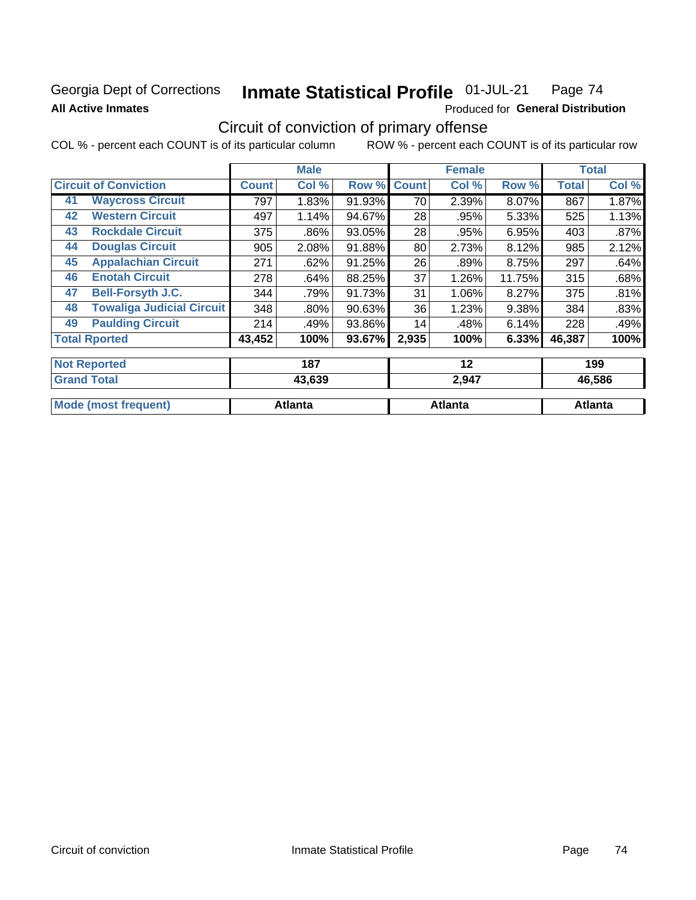Georgia Dept of Corrections **Inmate Statistical Profile** 01-JUL-21 Page 74

**All Active Inmates** Produced for **General Distribution**

## Circuit of conviction of primary offense

COL % - percent each COUNT is of its particular column ROW % - percent each COUNT is of its particular row

| | | Male | | | Female | | | Total | |
|---|---|---|---|---|---|---|---|---|---|
| **Circuit of Conviction** | | **Count** | **Col %** | **Row %** | **Count** | **Col %** | **Row %** | **Total** | **Col %** |
| 41 | **Waycross Circuit** | 797 | 1.83% | 91.93% | 70 | 2.39% | 8.07% | 867 | 1.87% |
| 42 | **Western Circuit** | 497 | 1.14% | 94.67% | 28 | .95% | 5.33% | 525 | 1.13% |
| 43 | **Rockdale Circuit** | 375 | .86% | 93.05% | 28 | .95% | 6.95% | 403 | .87% |
| 44 | **Douglas Circuit** | 905 | 2.08% | 91.88% | 80 | 2.73% | 8.12% | 985 | 2.12% |
| 45 | **Appalachian Circuit** | 271 | .62% | 91.25% | 26 | .89% | 8.75% | 297 | .64% |
| 46 | **Enotah Circuit** | 278 | .64% | 88.25% | 37 | 1.26% | 11.75% | 315 | .68% |
| 47 | **Bell-Forsyth J.C.** | 344 | .79% | 91.73% | 31 | 1.06% | 8.27% | 375 | .81% |
| 48 | **Towaliga Judicial Circuit** | 348 | .80% | 90.63% | 36 | 1.23% | 9.38% | 384 | .83% |
| 49 | **Paulding Circuit** | 214 | .49% | 93.86% | 14 | .48% | 6.14% | 228 | .49% |
| **Total Rported** | | **43,452** | **100%** | **93.67%** | **2,935** | **100%** | **6.33%** | **46,387** | **100%** |

| | Male | Female | Total |
|---|---|---|---|
| **Not Reported** | **187** | **12** | **199** |
| **Grand Total** | **43,639** | **2,947** | **46,586** |

| | Male | Female | Total |
|---|---|---|---|
| **Mode (most frequent)** | **Atlanta** | **Atlanta** | **Atlanta** |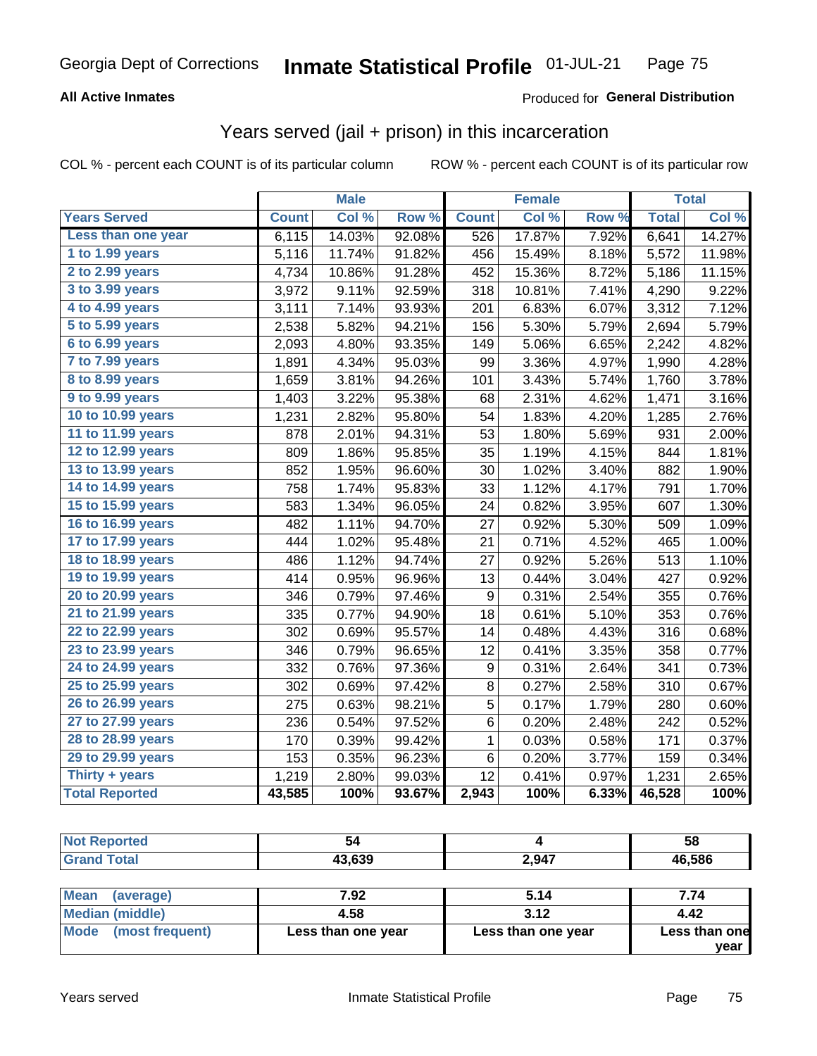Georgia Dept of Corrections **Inmate Statistical Profile** 01-JUL-21

**All Active Inmates**

Produced for **General Distribution**

## Years served (jail + prison) in this incarceration

COL % - percent each COUNT is of its particular column ROW % - percent each COUNT is of its particular row

| | Male | | | Female | | | Total | |
|---|---|---|---|---|---|---|---|---|
| **Years Served** | **Count** | **Col %** | **Row %** | **Count** | **Col %** | **Row %** | **Total** | **Col %** |
| Less than one year | 6,115 | 14.03% | 92.08% | 526 | 17.87% | 7.92% | 6,641 | 14.27% |
| 1 to 1.99 years | 5,116 | 11.74% | 91.82% | 456 | 15.49% | 8.18% | 5,572 | 11.98% |
| 2 to 2.99 years | 4,734 | 10.86% | 91.28% | 452 | 15.36% | 8.72% | 5,186 | 11.15% |
| 3 to 3.99 years | 3,972 | 9.11% | 92.59% | 318 | 10.81% | 7.41% | 4,290 | 9.22% |
| 4 to 4.99 years | 3,111 | 7.14% | 93.93% | 201 | 6.83% | 6.07% | 3,312 | 7.12% |
| 5 to 5.99 years | 2,538 | 5.82% | 94.21% | 156 | 5.30% | 5.79% | 2,694 | 5.79% |
| 6 to 6.99 years | 2,093 | 4.80% | 93.35% | 149 | 5.06% | 6.65% | 2,242 | 4.82% |
| 7 to 7.99 years | 1,891 | 4.34% | 95.03% | 99 | 3.36% | 4.97% | 1,990 | 4.28% |
| 8 to 8.99 years | 1,659 | 3.81% | 94.26% | 101 | 3.43% | 5.74% | 1,760 | 3.78% |
| 9 to 9.99 years | 1,403 | 3.22% | 95.38% | 68 | 2.31% | 4.62% | 1,471 | 3.16% |
| 10 to 10.99 years | 1,231 | 2.82% | 95.80% | 54 | 1.83% | 4.20% | 1,285 | 2.76% |
| 11 to 11.99 years | 878 | 2.01% | 94.31% | 53 | 1.80% | 5.69% | 931 | 2.00% |
| 12 to 12.99 years | 809 | 1.86% | 95.85% | 35 | 1.19% | 4.15% | 844 | 1.81% |
| 13 to 13.99 years | 852 | 1.95% | 96.60% | 30 | 1.02% | 3.40% | 882 | 1.90% |
| 14 to 14.99 years | 758 | 1.74% | 95.83% | 33 | 1.12% | 4.17% | 791 | 1.70% |
| 15 to 15.99 years | 583 | 1.34% | 96.05% | 24 | 0.82% | 3.95% | 607 | 1.30% |
| 16 to 16.99 years | 482 | 1.11% | 94.70% | 27 | 0.92% | 5.30% | 509 | 1.09% |
| 17 to 17.99 years | 444 | 1.02% | 95.48% | 21 | 0.71% | 4.52% | 465 | 1.00% |
| 18 to 18.99 years | 486 | 1.12% | 94.74% | 27 | 0.92% | 5.26% | 513 | 1.10% |
| 19 to 19.99 years | 414 | 0.95% | 96.96% | 13 | 0.44% | 3.04% | 427 | 0.92% |
| 20 to 20.99 years | 346 | 0.79% | 97.46% | 9 | 0.31% | 2.54% | 355 | 0.76% |
| 21 to 21.99 years | 335 | 0.77% | 94.90% | 18 | 0.61% | 5.10% | 353 | 0.76% |
| 22 to 22.99 years | 302 | 0.69% | 95.57% | 14 | 0.48% | 4.43% | 316 | 0.68% |
| 23 to 23.99 years | 346 | 0.79% | 96.65% | 12 | 0.41% | 3.35% | 358 | 0.77% |
| 24 to 24.99 years | 332 | 0.76% | 97.36% | 9 | 0.31% | 2.64% | 341 | 0.73% |
| 25 to 25.99 years | 302 | 0.69% | 97.42% | 8 | 0.27% | 2.58% | 310 | 0.67% |
| 26 to 26.99 years | 275 | 0.63% | 98.21% | 5 | 0.17% | 1.79% | 280 | 0.60% |
| 27 to 27.99 years | 236 | 0.54% | 97.52% | 6 | 0.20% | 2.48% | 242 | 0.52% |
| 28 to 28.99 years | 170 | 0.39% | 99.42% | 1 | 0.03% | 0.58% | 171 | 0.37% |
| 29 to 29.99 years | 153 | 0.35% | 96.23% | 6 | 0.20% | 3.77% | 159 | 0.34% |
| Thirty + years | 1,219 | 2.80% | 99.03% | 12 | 0.41% | 0.97% | 1,231 | 2.65% |
| **Total Reported** | **43,585** | **100%** | **93.67%** | **2,943** | **100%** | **6.33%** | **46,528** | **100%** |

| | Male | Female | Total |
|---|---|---|---|
| Not Reported | 54 | 4 | 58 |
| Grand Total | 43,639 | 2,947 | 46,586 |

| | Male | Female | Total |
|---|---|---|---|
| Mean (average) | 7.92 | 5.14 | 7.74 |
| Median (middle) | 4.58 | 3.12 | 4.42 |
| Mode (most frequent) | Less than one year | Less than one year | Less than one year |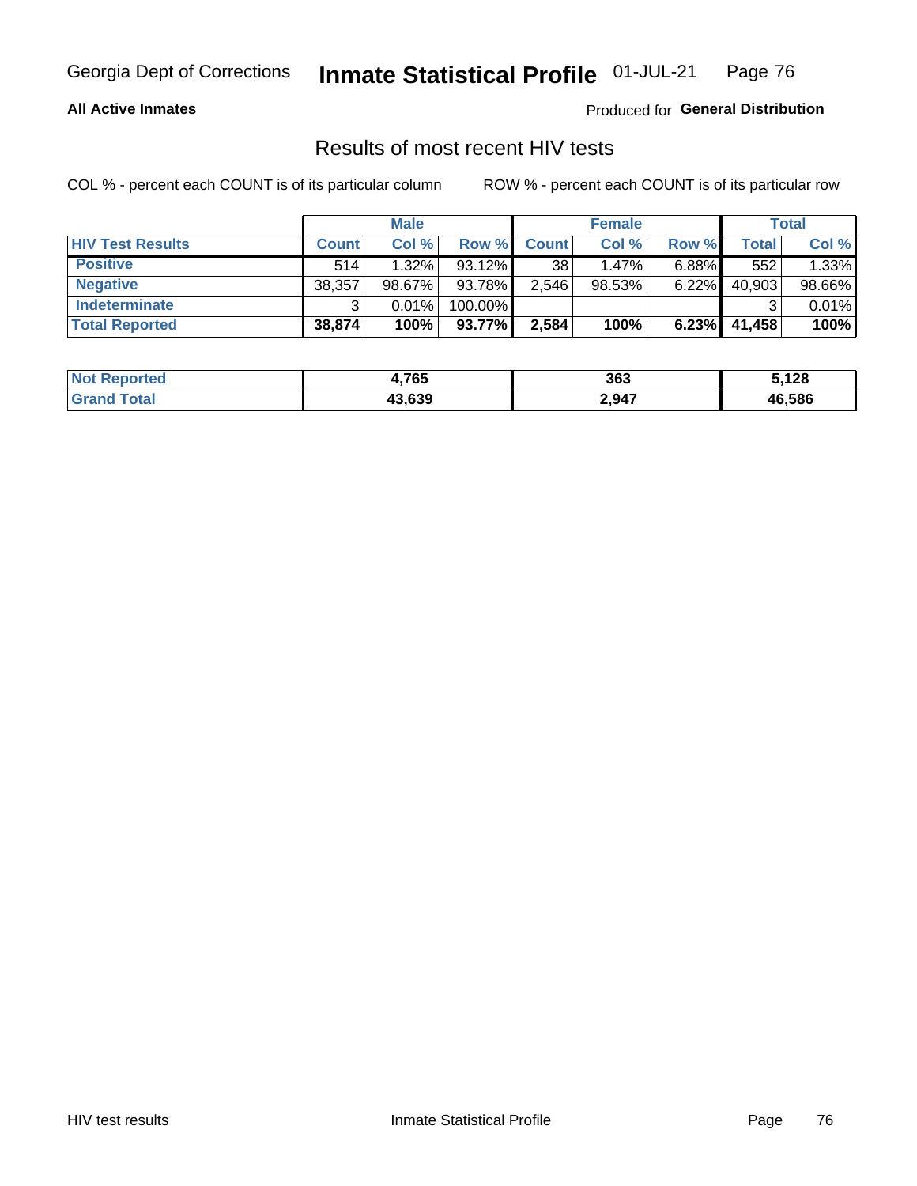Georgia Dept of Corrections **Inmate Statistical Profile** 01-JUL-21

**All Active Inmates**

Produced for **General Distribution**

## Results of most recent HIV tests

COL % - percent each COUNT is of its particular column ROW % - percent each COUNT is of its particular row

| | Male | | | Female | | | Total | |
|---|---|---|---|---|---|---|---|---|
| **HIV Test Results** | **Count** | **Col %** | **Row %** | **Count** | **Col %** | **Row %** | **Total** | **Col %** |
| **Positive** | 514 | 1.32% | 93.12% | 38 | 1.47% | 6.88% | 552 | 1.33% |
| **Negative** | 38,357 | 98.67% | 93.78% | 2,546 | 98.53% | 6.22% | 40,903 | 98.66% |
| **Indeterminate** | 3 | 0.01% | 100.00% | | | | 3 | 0.01% |
| **Total Reported** | **38,874** | **100%** | **93.77%** | **2,584** | **100%** | **6.23%** | **41,458** | **100%** |

| | Male | Female | Total |
|---|---|---|---|
| **Not Reported** | **4,765** | **363** | **5,128** |
| **Grand Total** | **43,639** | **2,947** | **46,586** |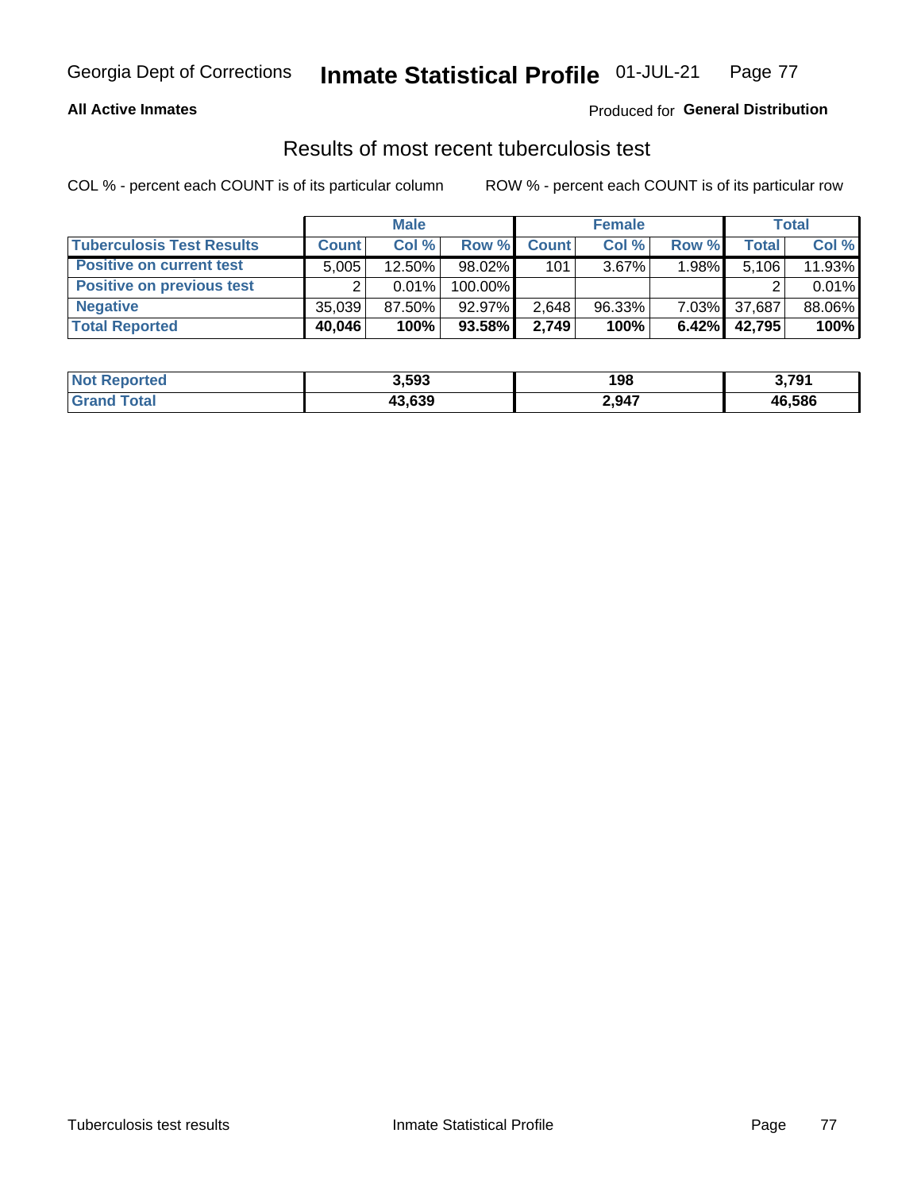## All Active Inmates

Produced for **General Distribution**

# Results of most recent tuberculosis test

COL % - percent each COUNT is of its particular column

ROW % - percent each COUNT is of its particular row

| | Male | | | Female | | | Total | |
|---|---|---|---|---|---|---|---|---|
| **Tuberculosis Test Results** | **Count** | **Col %** | **Row %** | **Count** | **Col %** | **Row %** | **Total** | **Col %** |
| **Positive on current test** | 5,005 | 12.50% | 98.02% | 101 | 3.67% | 1.98% | 5,106 | 11.93% |
| **Positive on previous test** | 2 | 0.01% | 100.00% | | | | 2 | 0.01% |
| **Negative** | 35,039 | 87.50% | 92.97% | 2,648 | 96.33% | 7.03% | 37,687 | 88.06% |
| **Total Reported** | **40,046** | **100%** | **93.58%** | **2,749** | **100%** | **6.42%** | **42,795** | **100%** |

| | Male | Female | Total |
|---|---|---|---|
| **Not Reported** | **3,593** | **198** | **3,791** |
| **Grand Total** | **43,639** | **2,947** | **46,586** |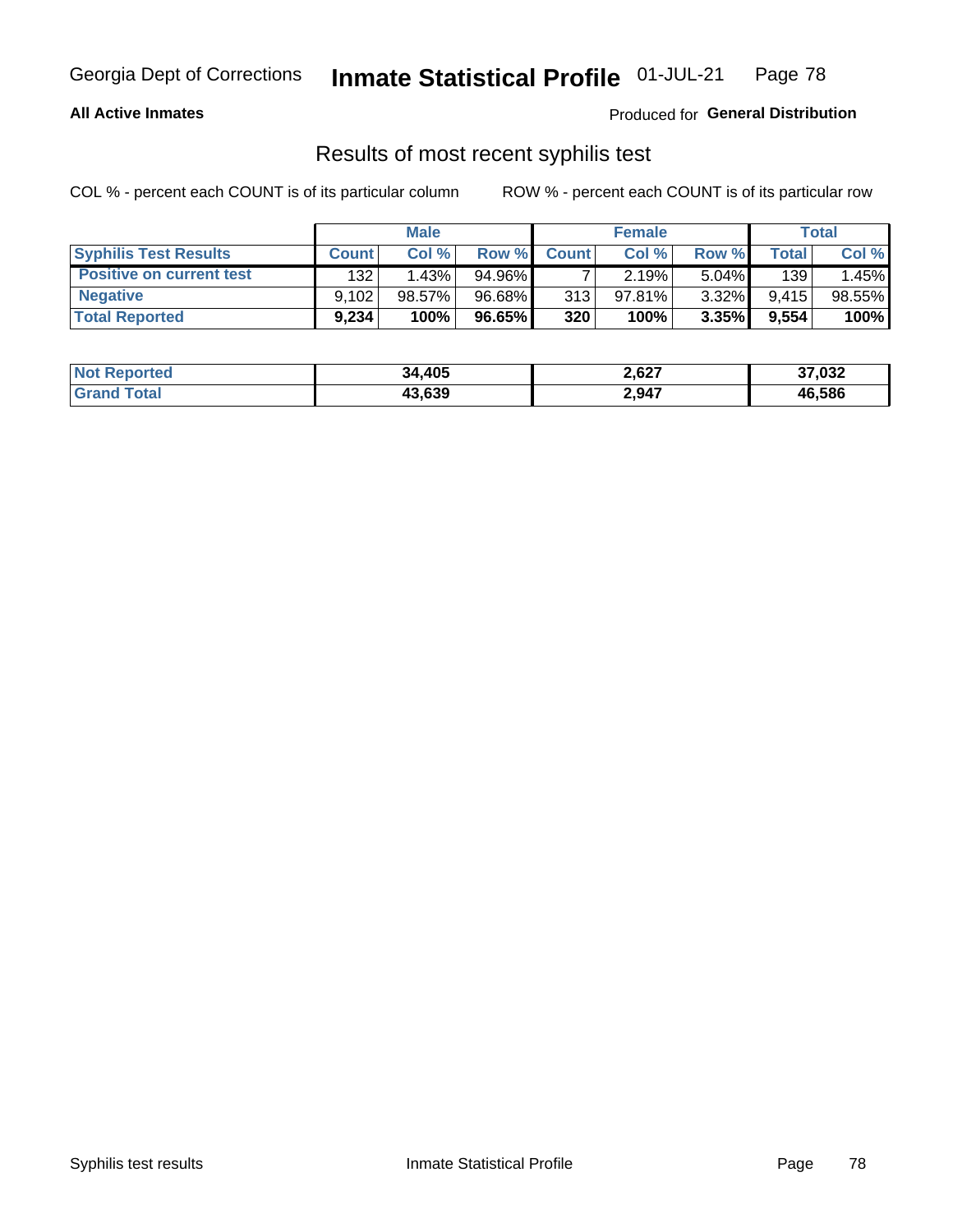Georgia Dept of Corrections **Inmate Statistical Profile** 01-JUL-21

**All Active Inmates** Produced for **General Distribution**

## Results of most recent syphilis test

COL % - percent each COUNT is of its particular column    ROW % - percent each COUNT is of its particular row

| | Male | | | Female | | | Total | |
|---|---|---|---|---|---|---|---|---|
| **Syphilis Test Results** | **Count** | **Col %** | **Row %** | **Count** | **Col %** | **Row %** | **Total** | **Col %** |
| **Positive on current test** | 132 | 1.43% | 94.96% | 7 | 2.19% | 5.04% | 139 | 1.45% |
| **Negative** | 9,102 | 98.57% | 96.68% | 313 | 97.81% | 3.32% | 9,415 | 98.55% |
| **Total Reported** | **9,234** | **100%** | **96.65%** | **320** | **100%** | **3.35%** | **9,554** | **100%** |

| | Male | Female | Total |
|---|---|---|---|
| **Not Reported** | **34,405** | **2,627** | **37,032** |
| **Grand Total** | **43,639** | **2,947** | **46,586** |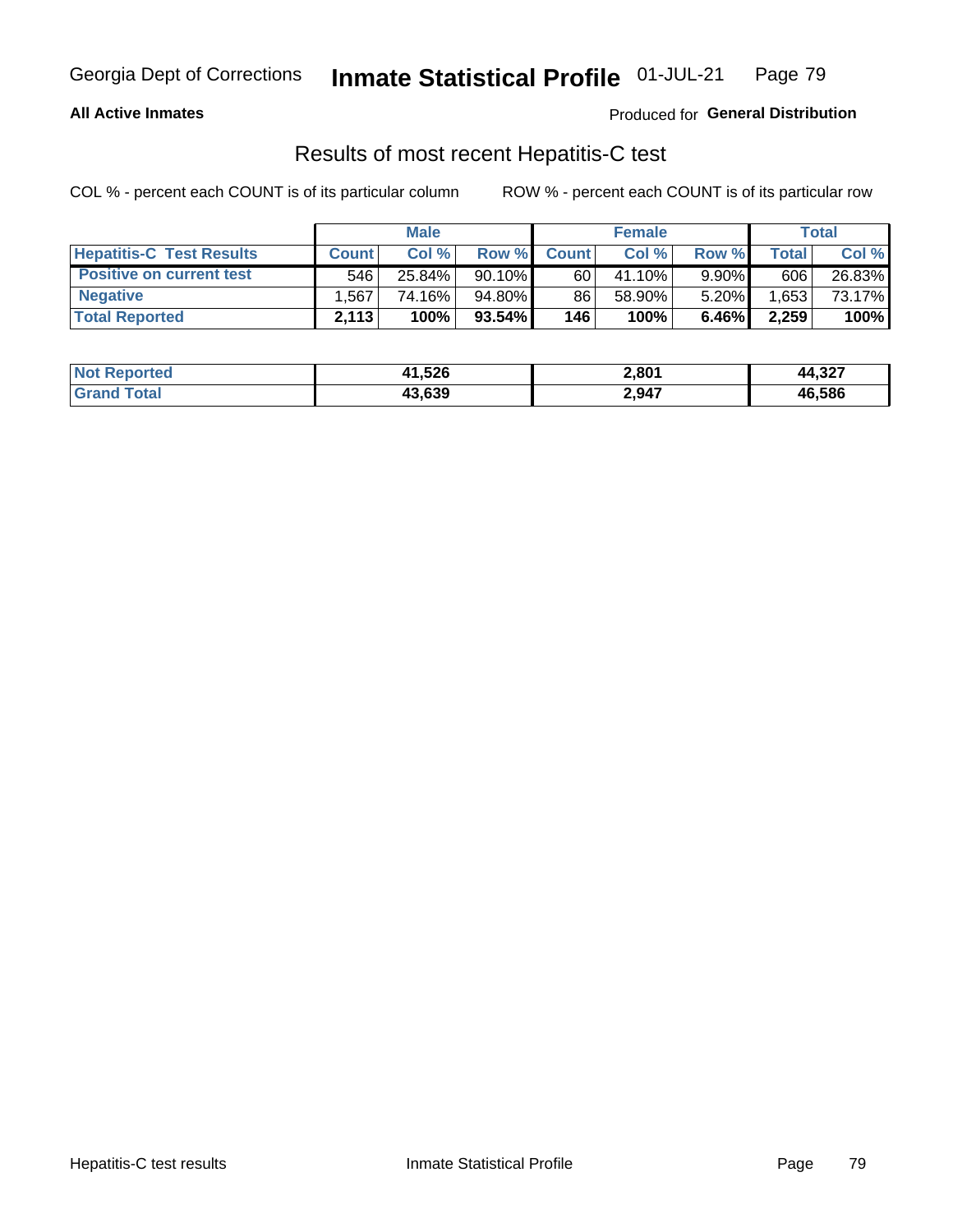**All Active Inmates**

Produced for **General Distribution**

## Results of most recent Hepatitis-C test

COL % - percent each COUNT is of its particular column ROW % - percent each COUNT is of its particular row

| | Male | | | Female | | | Total | |
|---|---|---|---|---|---|---|---|---|
| **Hepatitis-C Test Results** | **Count** | **Col %** | **Row %** | **Count** | **Col %** | **Row %** | **Total** | **Col %** |
| **Positive on current test** | 546 | 25.84% | 90.10% | 60 | 41.10% | 9.90% | 606 | 26.83% |
| **Negative** | 1,567 | 74.16% | 94.80% | 86 | 58.90% | 5.20% | 1,653 | 73.17% |
| **Total Reported** | **2,113** | **100%** | **93.54%** | **146** | **100%** | **6.46%** | **2,259** | **100%** |

| | Male | Female | Total |
|---|---|---|---|
| **Not Reported** | **41,526** | **2,801** | **44,327** |
| **Grand Total** | **43,639** | **2,947** | **46,586** |